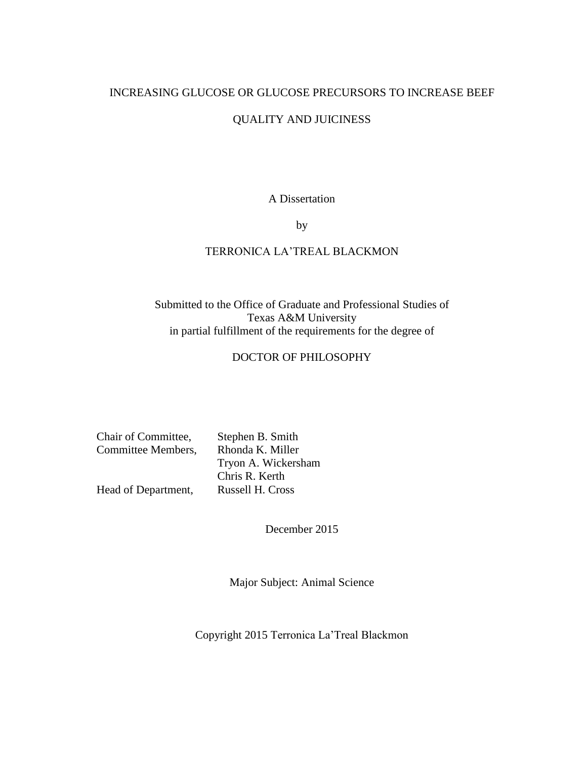# INCREASING GLUCOSE OR GLUCOSE PRECURSORS TO INCREASE BEEF QUALITY AND JUICINESS

A Dissertation

by

TERRONICA LA'TREAL BLACKMON

Submitted to the Office of Graduate and Professional Studies of
Texas A&M University
in partial fulfillment of the requirements for the degree of

DOCTOR OF PHILOSOPHY

| | |
|---|---|
| Chair of Committee, | Stephen B. Smith |
| Committee Members, | Rhonda K. Miller |
| | Tryon A. Wickersham |
| | Chris R. Kerth |
| Head of Department, | Russell H. Cross |

December 2015

Major Subject: Animal Science

Copyright 2015 Terronica La'Treal Blackmon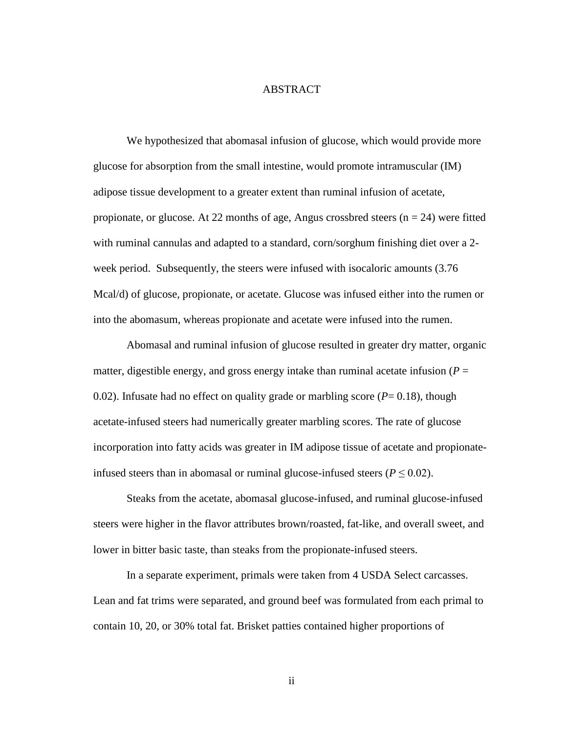# ABSTRACT

We hypothesized that abomasal infusion of glucose, which would provide more glucose for absorption from the small intestine, would promote intramuscular (IM) adipose tissue development to a greater extent than ruminal infusion of acetate, propionate, or glucose. At 22 months of age, Angus crossbred steers ($n = 24$) were fitted with ruminal cannulas and adapted to a standard, corn/sorghum finishing diet over a 2-week period. Subsequently, the steers were infused with isocaloric amounts (3.76 Mcal/d) of glucose, propionate, or acetate. Glucose was infused either into the rumen or into the abomasum, whereas propionate and acetate were infused into the rumen.

Abomasal and ruminal infusion of glucose resulted in greater dry matter, organic matter, digestible energy, and gross energy intake than ruminal acetate infusion ($P = 0.02$). Infusate had no effect on quality grade or marbling score ($P = 0.18$), though acetate-infused steers had numerically greater marbling scores. The rate of glucose incorporation into fatty acids was greater in IM adipose tissue of acetate and propionate-infused steers than in abomasal or ruminal glucose-infused steers ($P \leq 0.02$).

Steaks from the acetate, abomasal glucose-infused, and ruminal glucose-infused steers were higher in the flavor attributes brown/roasted, fat-like, and overall sweet, and lower in bitter basic taste, than steaks from the propionate-infused steers.

In a separate experiment, primals were taken from 4 USDA Select carcasses. Lean and fat trims were separated, and ground beef was formulated from each primal to contain 10, 20, or 30% total fat. Brisket patties contained higher proportions of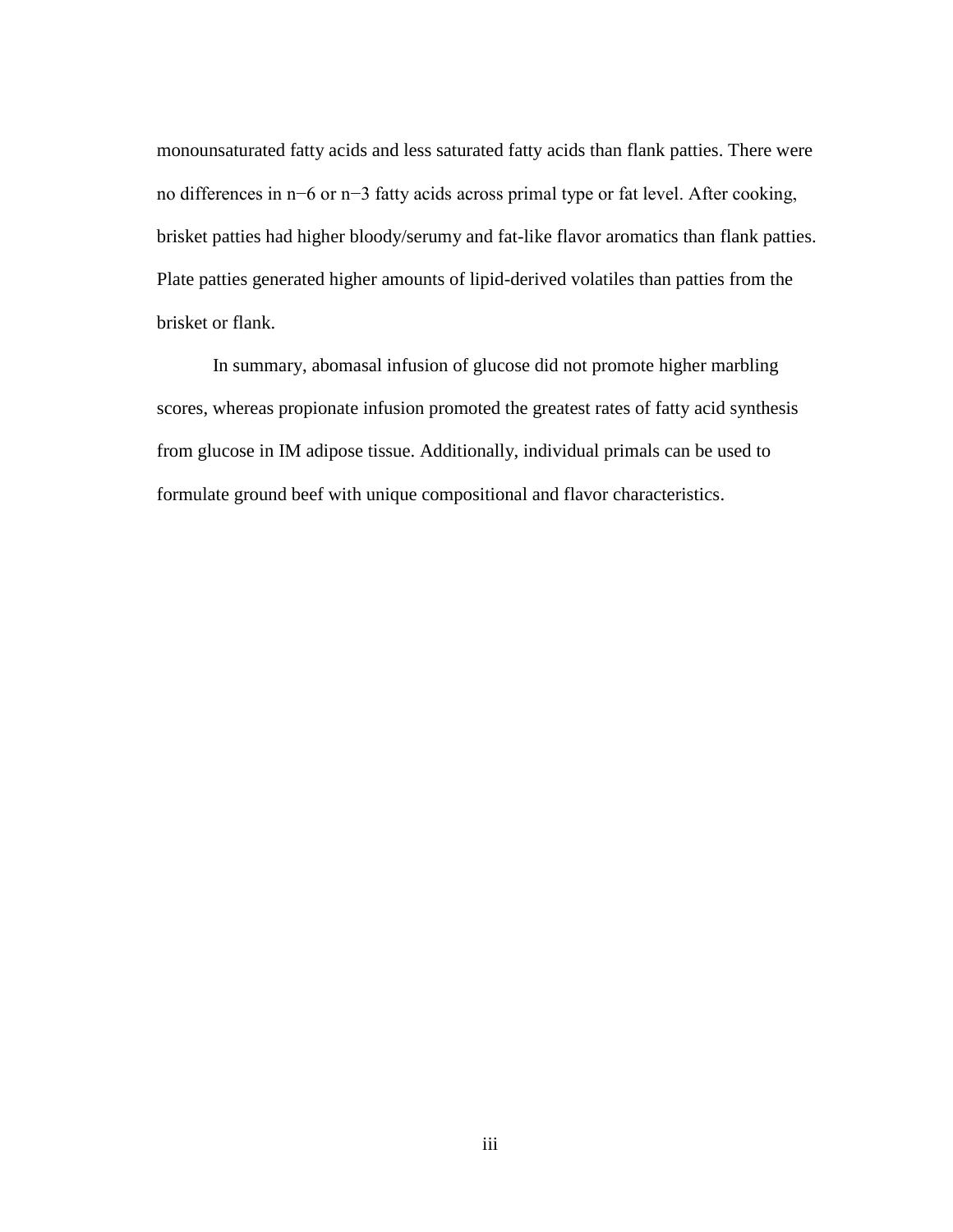monounsaturated fatty acids and less saturated fatty acids than flank patties. There were no differences in n−6 or n−3 fatty acids across primal type or fat level. After cooking, brisket patties had higher bloody/serumy and fat-like flavor aromatics than flank patties. Plate patties generated higher amounts of lipid-derived volatiles than patties from the brisket or flank.

In summary, abomasal infusion of glucose did not promote higher marbling scores, whereas propionate infusion promoted the greatest rates of fatty acid synthesis from glucose in IM adipose tissue. Additionally, individual primals can be used to formulate ground beef with unique compositional and flavor characteristics.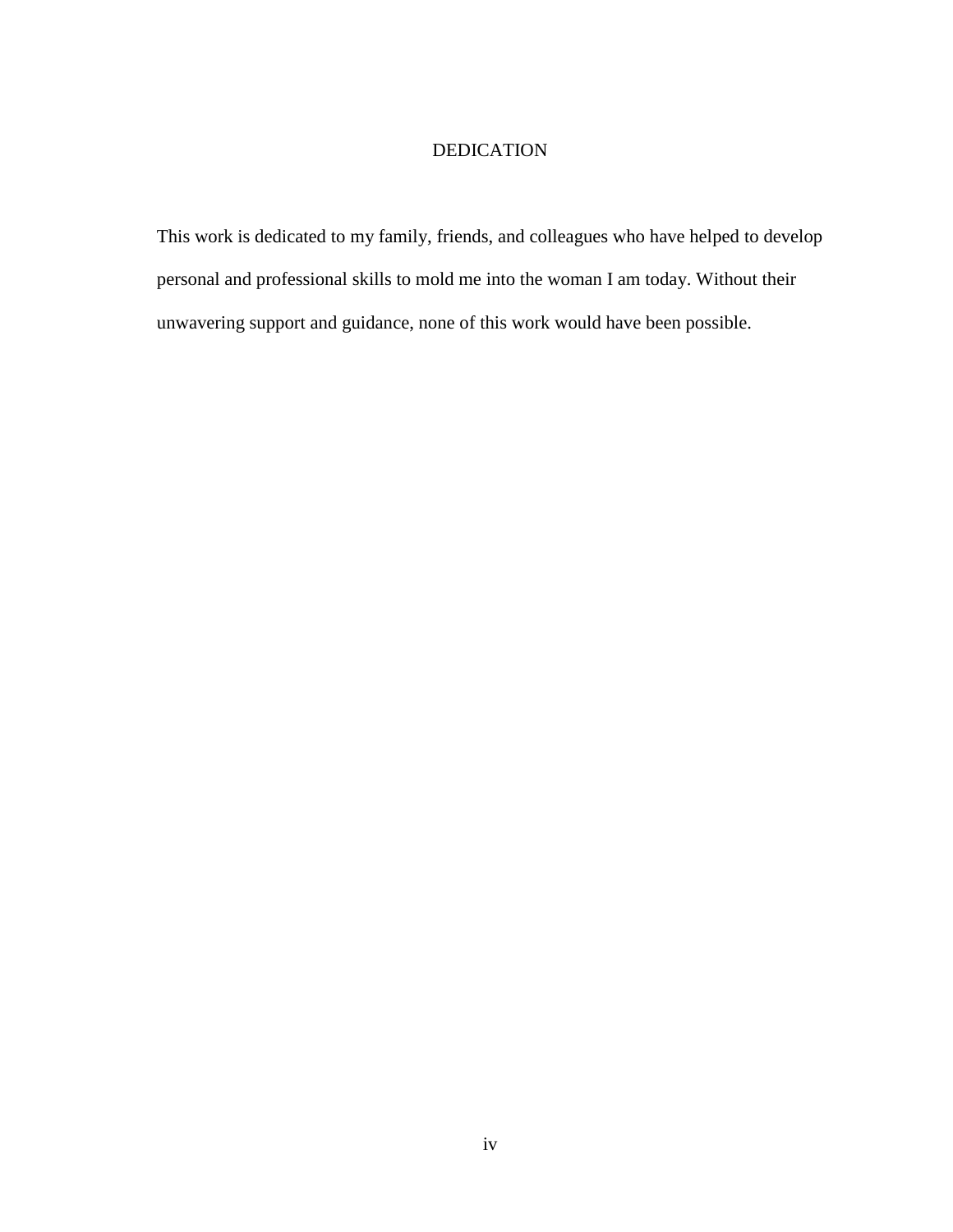# DEDICATION

This work is dedicated to my family, friends, and colleagues who have helped to develop personal and professional skills to mold me into the woman I am today. Without their unwavering support and guidance, none of this work would have been possible.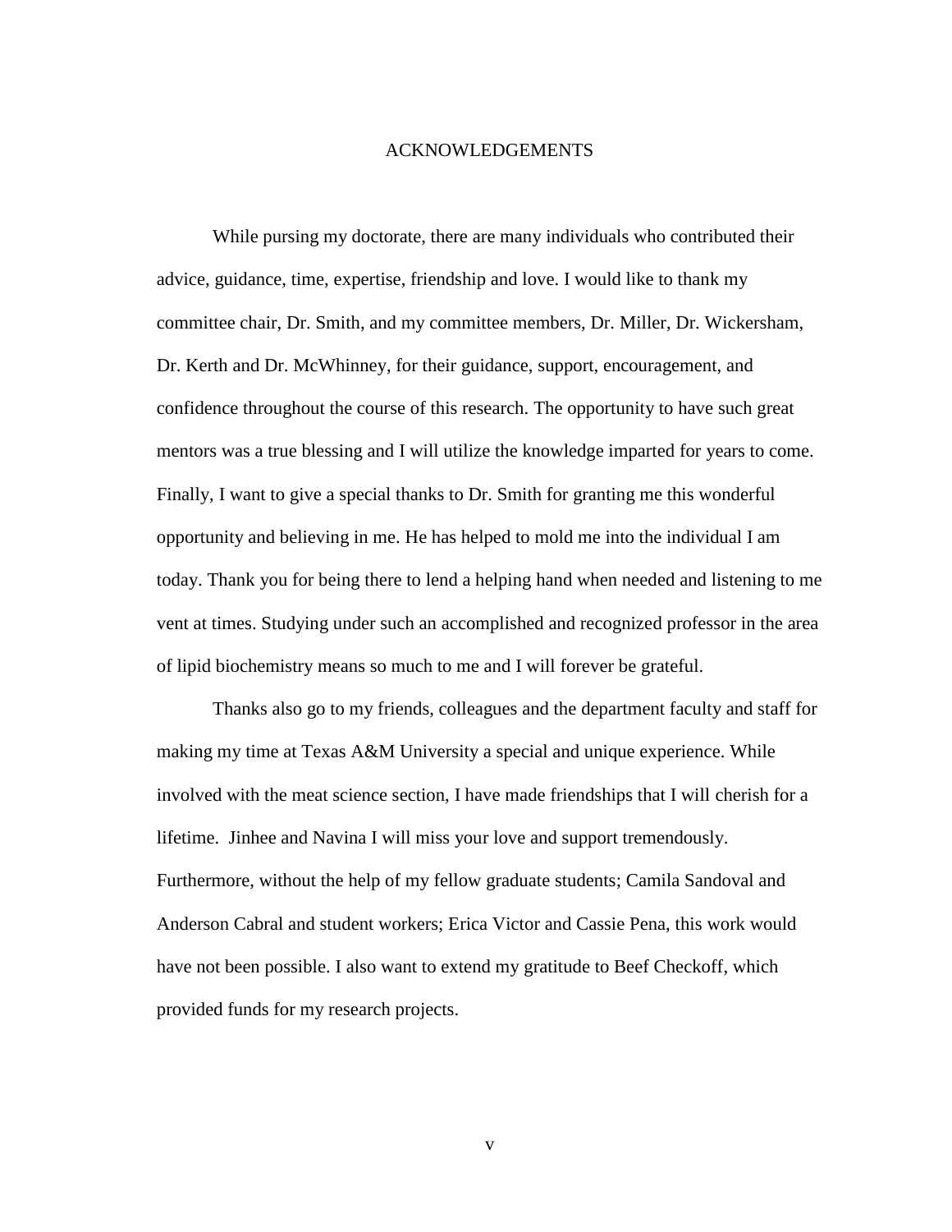# ACKNOWLEDGEMENTS

While pursing my doctorate, there are many individuals who contributed their advice, guidance, time, expertise, friendship and love. I would like to thank my committee chair, Dr. Smith, and my committee members, Dr. Miller, Dr. Wickersham, Dr. Kerth and Dr. McWhinney, for their guidance, support, encouragement, and confidence throughout the course of this research. The opportunity to have such great mentors was a true blessing and I will utilize the knowledge imparted for years to come. Finally, I want to give a special thanks to Dr. Smith for granting me this wonderful opportunity and believing in me. He has helped to mold me into the individual I am today. Thank you for being there to lend a helping hand when needed and listening to me vent at times. Studying under such an accomplished and recognized professor in the area of lipid biochemistry means so much to me and I will forever be grateful.

Thanks also go to my friends, colleagues and the department faculty and staff for making my time at Texas A&M University a special and unique experience. While involved with the meat science section, I have made friendships that I will cherish for a lifetime. Jinhee and Navina I will miss your love and support tremendously. Furthermore, without the help of my fellow graduate students; Camila Sandoval and Anderson Cabral and student workers; Erica Victor and Cassie Pena, this work would have not been possible. I also want to extend my gratitude to Beef Checkoff, which provided funds for my research projects.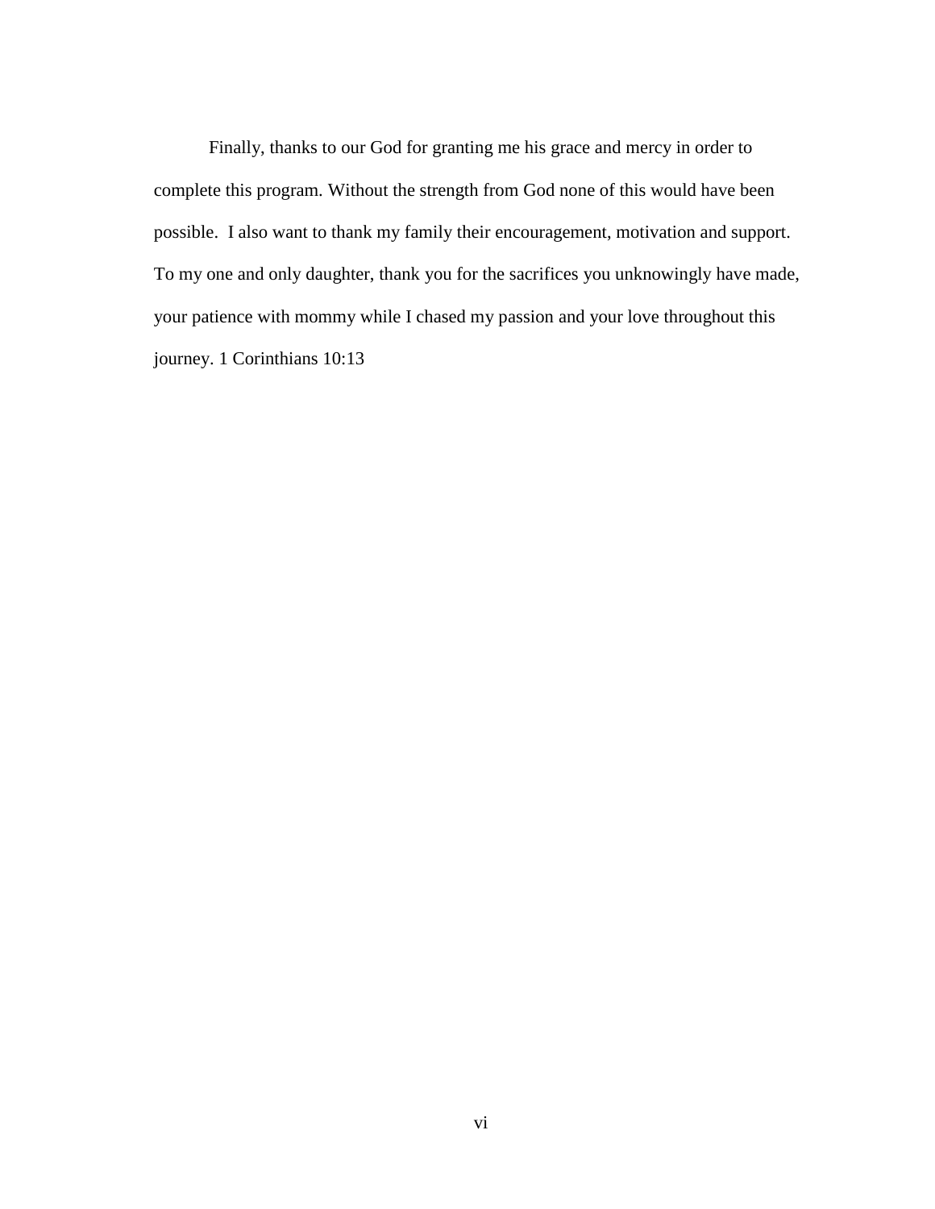Finally, thanks to our God for granting me his grace and mercy in order to complete this program. Without the strength from God none of this would have been possible.  I also want to thank my family their encouragement, motivation and support. To my one and only daughter, thank you for the sacrifices you unknowingly have made, your patience with mommy while I chased my passion and your love throughout this journey. 1 Corinthians 10:13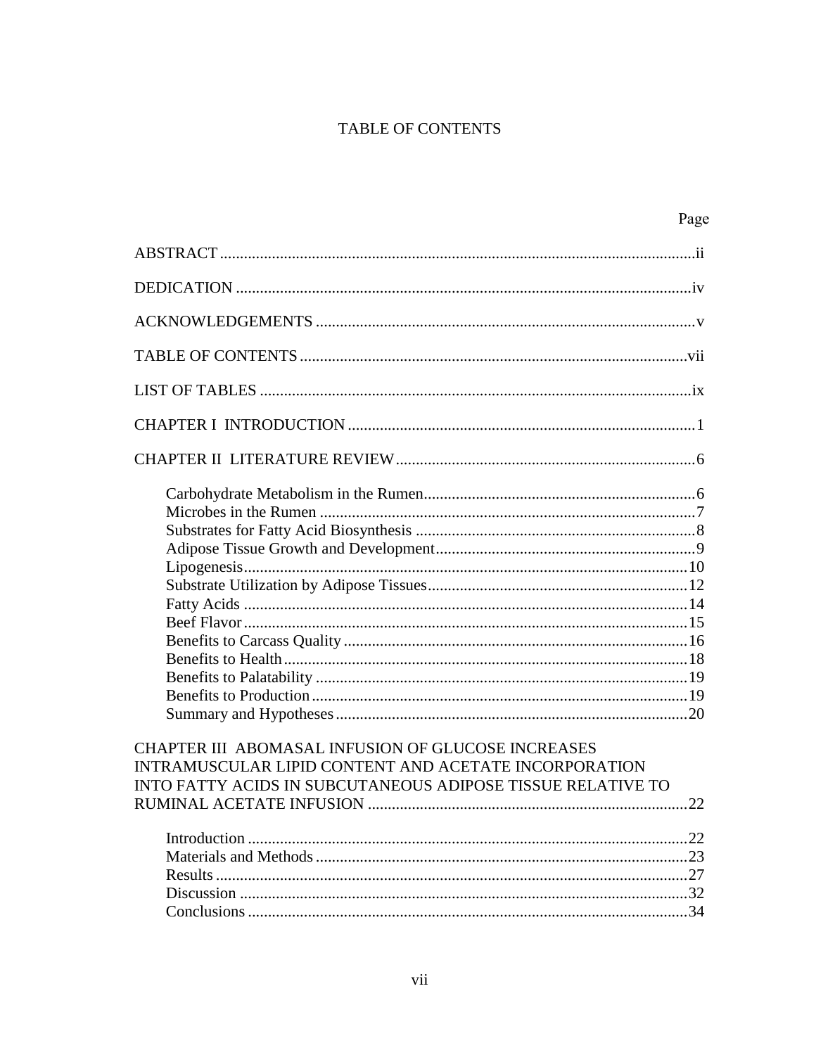# TABLE OF CONTENTS

| | Page |
|---|---|
| ABSTRACT | ii |
| DEDICATION | iv |
| ACKNOWLEDGEMENTS | v |
| TABLE OF CONTENTS | vii |
| LIST OF TABLES | ix |
| CHAPTER I INTRODUCTION | 1 |
| CHAPTER II LITERATURE REVIEW | 6 |
| Carbohydrate Metabolism in the Rumen | 6 |
| Microbes in the Rumen | 7 |
| Substrates for Fatty Acid Biosynthesis | 8 |
| Adipose Tissue Growth and Development | 9 |
| Lipogenesis | 10 |
| Substrate Utilization by Adipose Tissues | 12 |
| Fatty Acids | 14 |
| Beef Flavor | 15 |
| Benefits to Carcass Quality | 16 |
| Benefits to Health | 18 |
| Benefits to Palatability | 19 |
| Benefits to Production | 19 |
| Summary and Hypotheses | 20 |
| CHAPTER III ABOMASAL INFUSION OF GLUCOSE INCREASES INTRAMUSCULAR LIPID CONTENT AND ACETATE INCORPORATION INTO FATTY ACIDS IN SUBCUTANEOUS ADIPOSE TISSUE RELATIVE TO RUMINAL ACETATE INFUSION | 22 |
| Introduction | 22 |
| Materials and Methods | 23 |
| Results | 27 |
| Discussion | 32 |
| Conclusions | 34 |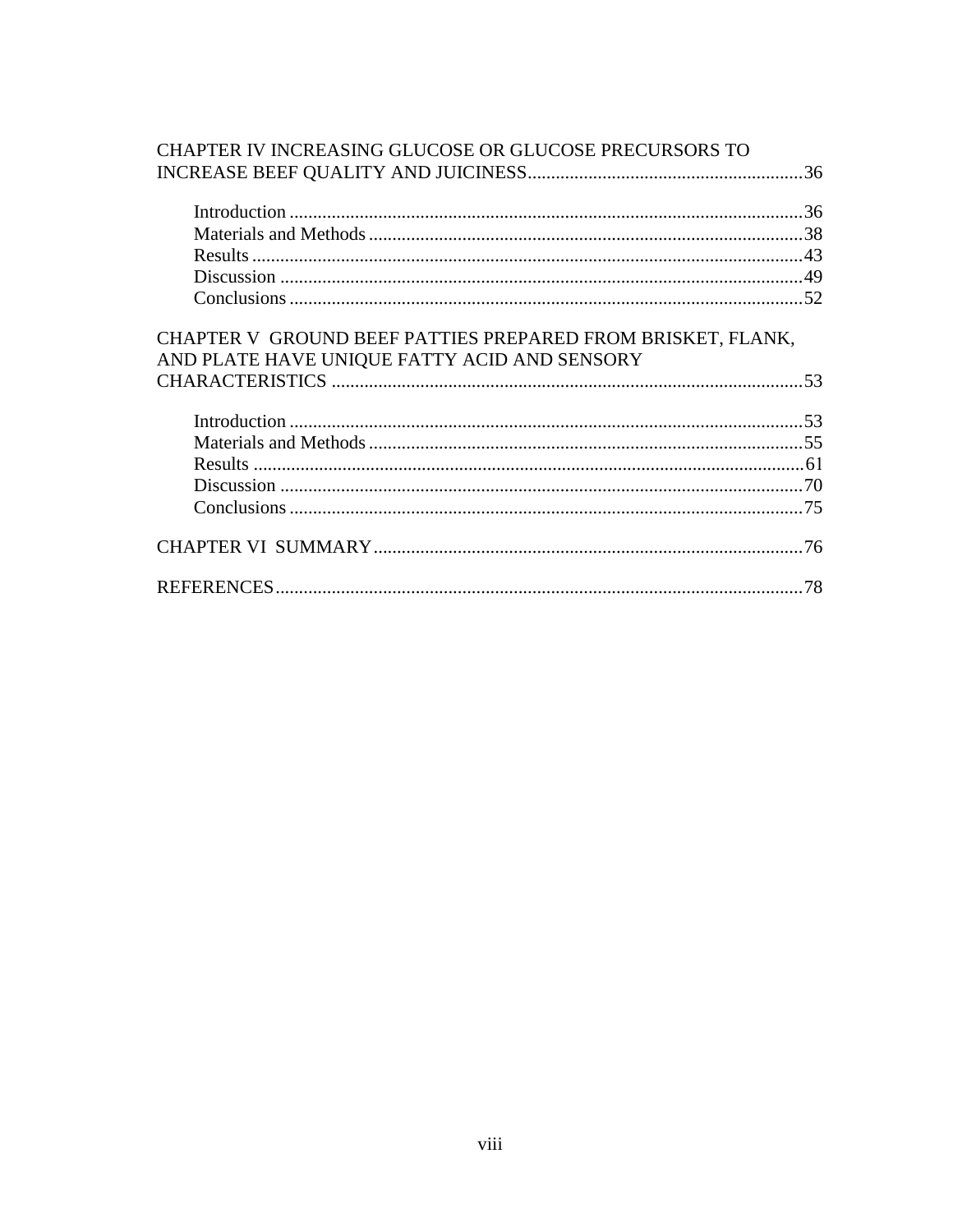CHAPTER IV INCREASING GLUCOSE OR GLUCOSE PRECURSORS TO INCREASE BEEF QUALITY AND JUICINESS..........36

- Introduction..........36
- Materials and Methods..........38
- Results..........43
- Discussion..........49
- Conclusions..........52

CHAPTER V GROUND BEEF PATTIES PREPARED FROM BRISKET, FLANK, AND PLATE HAVE UNIQUE FATTY ACID AND SENSORY CHARACTERISTICS..........53

- Introduction..........53
- Materials and Methods..........55
- Results..........61
- Discussion..........70
- Conclusions..........75

CHAPTER VI SUMMARY..........76

REFERENCES..........78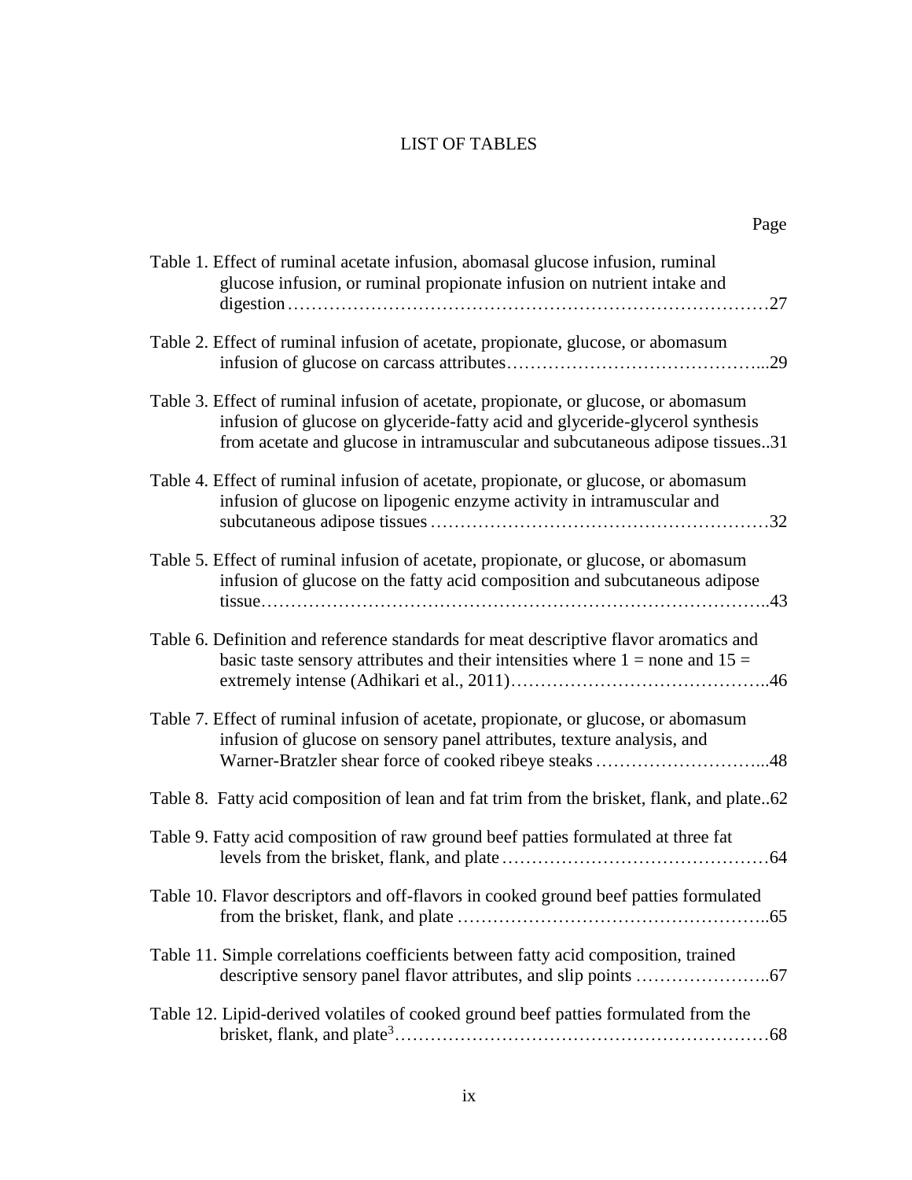# LIST OF TABLES

| | Page |
|---|---|
| Table 1. Effect of ruminal acetate infusion, abomasal glucose infusion, ruminal glucose infusion, or ruminal propionate infusion on nutrient intake and digestion | 27 |
| Table 2. Effect of ruminal infusion of acetate, propionate, glucose, or abomasum infusion of glucose on carcass attributes | 29 |
| Table 3. Effect of ruminal infusion of acetate, propionate, or glucose, or abomasum infusion of glucose on glyceride-fatty acid and glyceride-glycerol synthesis from acetate and glucose in intramuscular and subcutaneous adipose tissues | 31 |
| Table 4. Effect of ruminal infusion of acetate, propionate, or glucose, or abomasum infusion of glucose on lipogenic enzyme activity in intramuscular and subcutaneous adipose tissues | 32 |
| Table 5. Effect of ruminal infusion of acetate, propionate, or glucose, or abomasum infusion of glucose on the fatty acid composition and subcutaneous adipose tissue | 43 |
| Table 6. Definition and reference standards for meat descriptive flavor aromatics and basic taste sensory attributes and their intensities where 1 = none and 15 = extremely intense (Adhikari et al., 2011) | 46 |
| Table 7. Effect of ruminal infusion of acetate, propionate, or glucose, or abomasum infusion of glucose on sensory panel attributes, texture analysis, and Warner-Bratzler shear force of cooked ribeye steaks | 48 |
| Table 8. Fatty acid composition of lean and fat trim from the brisket, flank, and plate | 62 |
| Table 9. Fatty acid composition of raw ground beef patties formulated at three fat levels from the brisket, flank, and plate | 64 |
| Table 10. Flavor descriptors and off-flavors in cooked ground beef patties formulated from the brisket, flank, and plate | 65 |
| Table 11. Simple correlations coefficients between fatty acid composition, trained descriptive sensory panel flavor attributes, and slip points | 67 |
| Table 12. Lipid-derived volatiles of cooked ground beef patties formulated from the brisket, flank, and plate[3] | 68 |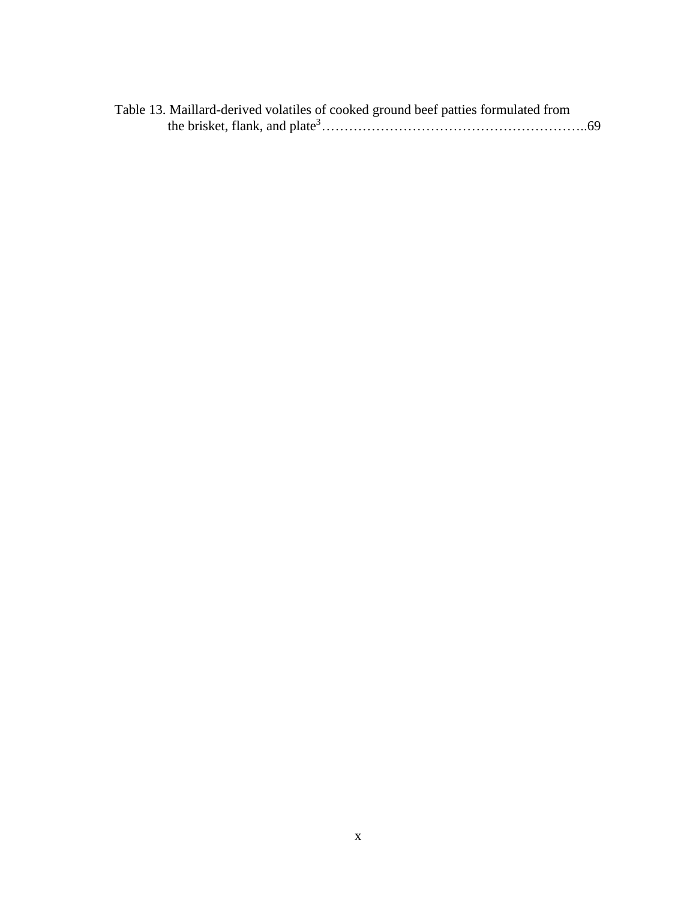Table 13. Maillard-derived volatiles of cooked ground beef patties formulated from the brisket, flank, and plate[3]…………………………………………………..69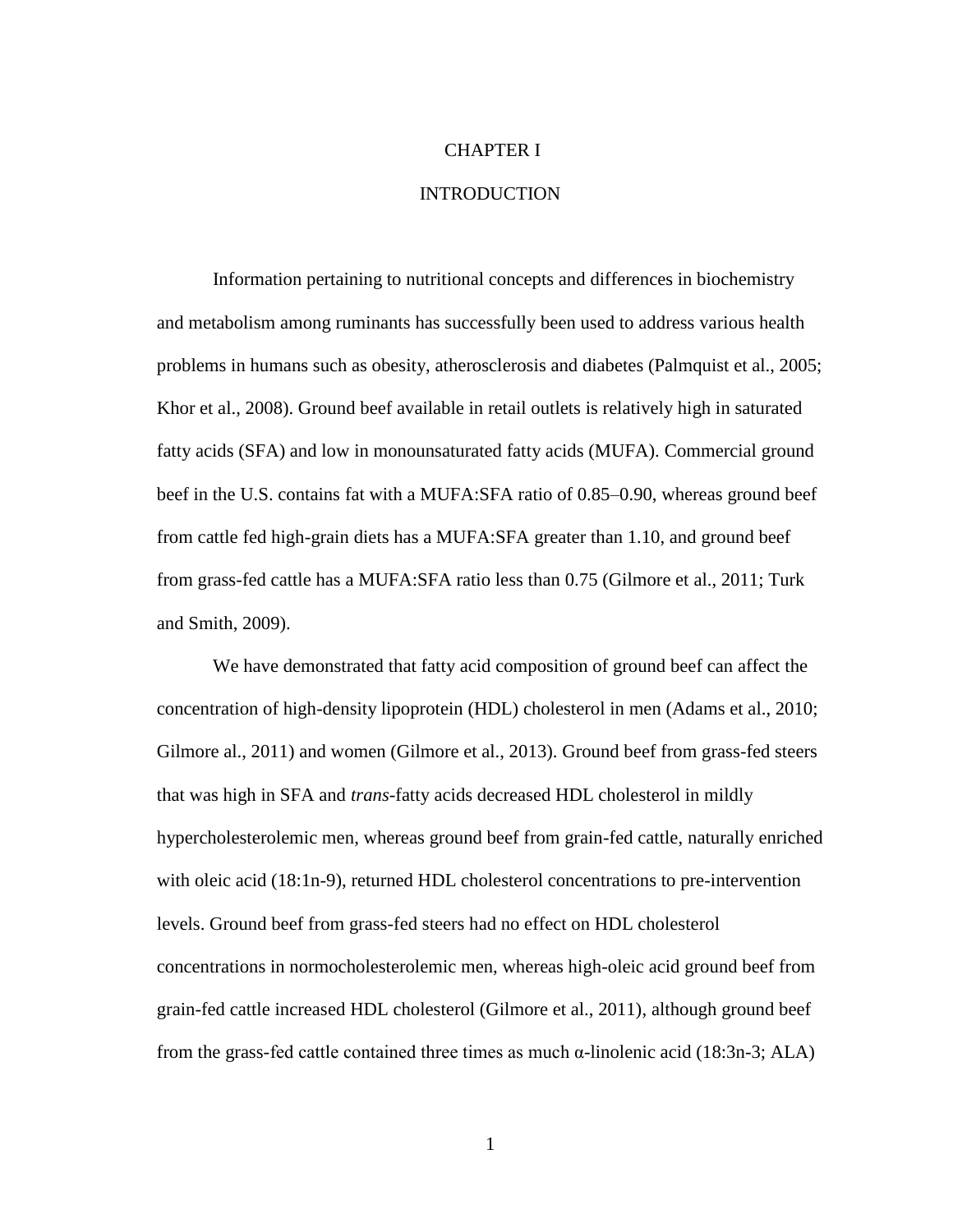# CHAPTER I

# INTRODUCTION

Information pertaining to nutritional concepts and differences in biochemistry and metabolism among ruminants has successfully been used to address various health problems in humans such as obesity, atherosclerosis and diabetes (Palmquist et al., 2005; Khor et al., 2008). Ground beef available in retail outlets is relatively high in saturated fatty acids (SFA) and low in monounsaturated fatty acids (MUFA). Commercial ground beef in the U.S. contains fat with a MUFA:SFA ratio of 0.85–0.90, whereas ground beef from cattle fed high-grain diets has a MUFA:SFA greater than 1.10, and ground beef from grass-fed cattle has a MUFA:SFA ratio less than 0.75 (Gilmore et al., 2011; Turk and Smith, 2009).

We have demonstrated that fatty acid composition of ground beef can affect the concentration of high-density lipoprotein (HDL) cholesterol in men (Adams et al., 2010; Gilmore al., 2011) and women (Gilmore et al., 2013). Ground beef from grass-fed steers that was high in SFA and *trans*-fatty acids decreased HDL cholesterol in mildly hypercholesterolemic men, whereas ground beef from grain-fed cattle, naturally enriched with oleic acid (18:1n-9), returned HDL cholesterol concentrations to pre-intervention levels. Ground beef from grass-fed steers had no effect on HDL cholesterol concentrations in normocholesterolemic men, whereas high-oleic acid ground beef from grain-fed cattle increased HDL cholesterol (Gilmore et al., 2011), although ground beef from the grass-fed cattle contained three times as much α-linolenic acid (18:3n-3; ALA)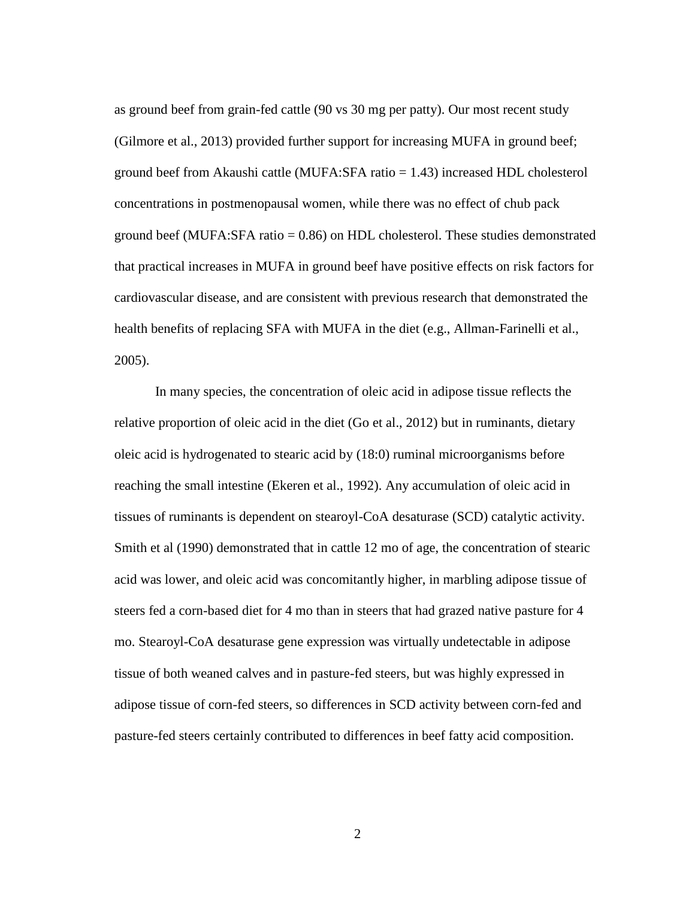as ground beef from grain-fed cattle (90 vs 30 mg per patty). Our most recent study (Gilmore et al., 2013) provided further support for increasing MUFA in ground beef; ground beef from Akaushi cattle (MUFA:SFA ratio = 1.43) increased HDL cholesterol concentrations in postmenopausal women, while there was no effect of chub pack ground beef (MUFA:SFA ratio = 0.86) on HDL cholesterol. These studies demonstrated that practical increases in MUFA in ground beef have positive effects on risk factors for cardiovascular disease, and are consistent with previous research that demonstrated the health benefits of replacing SFA with MUFA in the diet (e.g., Allman-Farinelli et al., 2005).

In many species, the concentration of oleic acid in adipose tissue reflects the relative proportion of oleic acid in the diet (Go et al., 2012) but in ruminants, dietary oleic acid is hydrogenated to stearic acid by (18:0) ruminal microorganisms before reaching the small intestine (Ekeren et al., 1992). Any accumulation of oleic acid in tissues of ruminants is dependent on stearoyl-CoA desaturase (SCD) catalytic activity. Smith et al (1990) demonstrated that in cattle 12 mo of age, the concentration of stearic acid was lower, and oleic acid was concomitantly higher, in marbling adipose tissue of steers fed a corn-based diet for 4 mo than in steers that had grazed native pasture for 4 mo. Stearoyl-CoA desaturase gene expression was virtually undetectable in adipose tissue of both weaned calves and in pasture-fed steers, but was highly expressed in adipose tissue of corn-fed steers, so differences in SCD activity between corn-fed and pasture-fed steers certainly contributed to differences in beef fatty acid composition.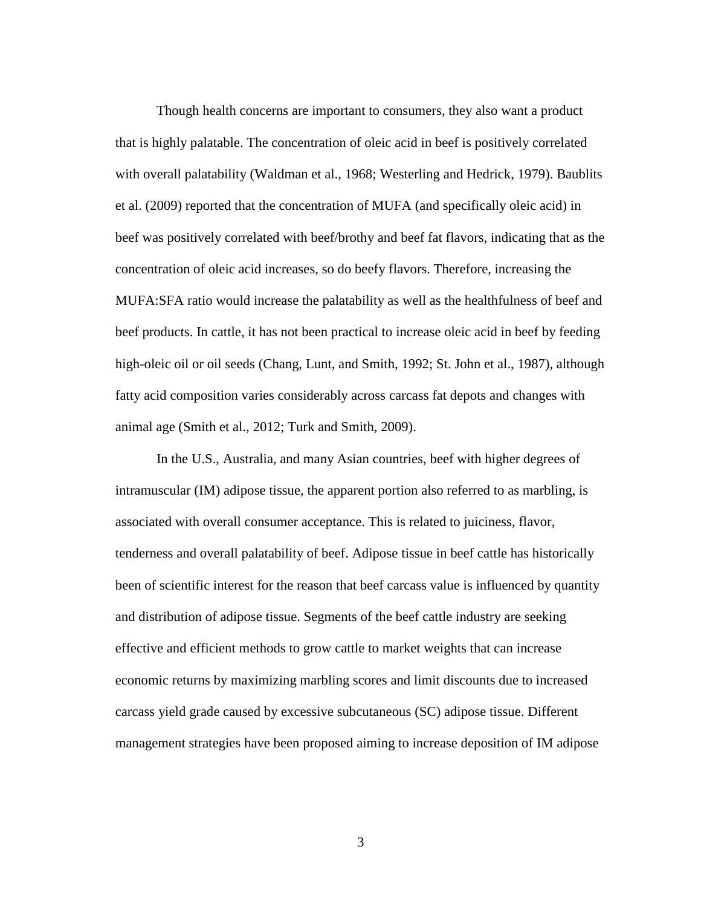Though health concerns are important to consumers, they also want a product that is highly palatable. The concentration of oleic acid in beef is positively correlated with overall palatability (Waldman et al., 1968; Westerling and Hedrick, 1979). Baublits et al. (2009) reported that the concentration of MUFA (and specifically oleic acid) in beef was positively correlated with beef/brothy and beef fat flavors, indicating that as the concentration of oleic acid increases, so do beefy flavors. Therefore, increasing the MUFA:SFA ratio would increase the palatability as well as the healthfulness of beef and beef products. In cattle, it has not been practical to increase oleic acid in beef by feeding high-oleic oil or oil seeds (Chang, Lunt, and Smith, 1992; St. John et al., 1987), although fatty acid composition varies considerably across carcass fat depots and changes with animal age (Smith et al., 2012; Turk and Smith, 2009).

In the U.S., Australia, and many Asian countries, beef with higher degrees of intramuscular (IM) adipose tissue, the apparent portion also referred to as marbling, is associated with overall consumer acceptance. This is related to juiciness, flavor, tenderness and overall palatability of beef. Adipose tissue in beef cattle has historically been of scientific interest for the reason that beef carcass value is influenced by quantity and distribution of adipose tissue. Segments of the beef cattle industry are seeking effective and efficient methods to grow cattle to market weights that can increase economic returns by maximizing marbling scores and limit discounts due to increased carcass yield grade caused by excessive subcutaneous (SC) adipose tissue. Different management strategies have been proposed aiming to increase deposition of IM adipose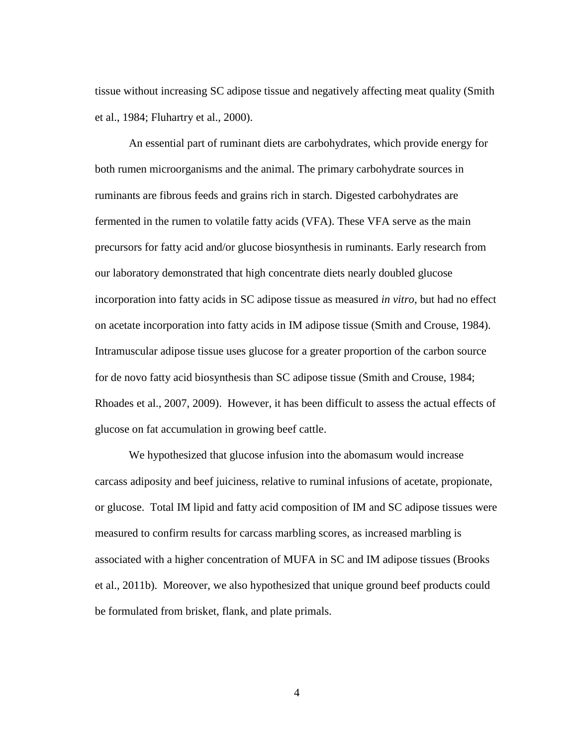tissue without increasing SC adipose tissue and negatively affecting meat quality (Smith et al., 1984; Fluhartry et al., 2000).

An essential part of ruminant diets are carbohydrates, which provide energy for both rumen microorganisms and the animal. The primary carbohydrate sources in ruminants are fibrous feeds and grains rich in starch. Digested carbohydrates are fermented in the rumen to volatile fatty acids (VFA). These VFA serve as the main precursors for fatty acid and/or glucose biosynthesis in ruminants. Early research from our laboratory demonstrated that high concentrate diets nearly doubled glucose incorporation into fatty acids in SC adipose tissue as measured *in vitro*, but had no effect on acetate incorporation into fatty acids in IM adipose tissue (Smith and Crouse, 1984). Intramuscular adipose tissue uses glucose for a greater proportion of the carbon source for de novo fatty acid biosynthesis than SC adipose tissue (Smith and Crouse, 1984; Rhoades et al., 2007, 2009). However, it has been difficult to assess the actual effects of glucose on fat accumulation in growing beef cattle.

We hypothesized that glucose infusion into the abomasum would increase carcass adiposity and beef juiciness, relative to ruminal infusions of acetate, propionate, or glucose. Total IM lipid and fatty acid composition of IM and SC adipose tissues were measured to confirm results for carcass marbling scores, as increased marbling is associated with a higher concentration of MUFA in SC and IM adipose tissues (Brooks et al., 2011b). Moreover, we also hypothesized that unique ground beef products could be formulated from brisket, flank, and plate primals.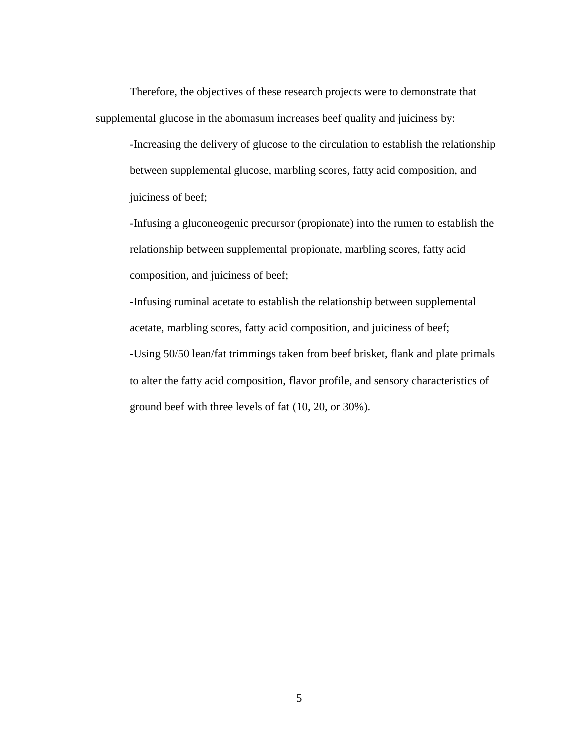Therefore, the objectives of these research projects were to demonstrate that supplemental glucose in the abomasum increases beef quality and juiciness by:

-Increasing the delivery of glucose to the circulation to establish the relationship between supplemental glucose, marbling scores, fatty acid composition, and juiciness of beef;

-Infusing a gluconeogenic precursor (propionate) into the rumen to establish the relationship between supplemental propionate, marbling scores, fatty acid composition, and juiciness of beef;

-Infusing ruminal acetate to establish the relationship between supplemental acetate, marbling scores, fatty acid composition, and juiciness of beef;

-Using 50/50 lean/fat trimmings taken from beef brisket, flank and plate primals to alter the fatty acid composition, flavor profile, and sensory characteristics of ground beef with three levels of fat (10, 20, or 30%).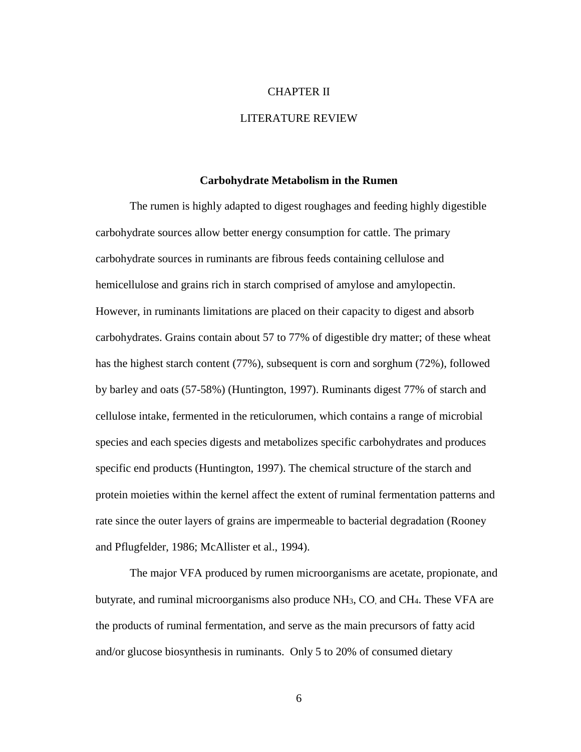# CHAPTER II

# LITERATURE REVIEW

### Carbohydrate Metabolism in the Rumen

The rumen is highly adapted to digest roughages and feeding highly digestible carbohydrate sources allow better energy consumption for cattle. The primary carbohydrate sources in ruminants are fibrous feeds containing cellulose and hemicellulose and grains rich in starch comprised of amylose and amylopectin. However, in ruminants limitations are placed on their capacity to digest and absorb carbohydrates. Grains contain about 57 to 77% of digestible dry matter; of these wheat has the highest starch content (77%), subsequent is corn and sorghum (72%), followed by barley and oats (57-58%) (Huntington, 1997). Ruminants digest 77% of starch and cellulose intake, fermented in the reticulorumen, which contains a range of microbial species and each species digests and metabolizes specific carbohydrates and produces specific end products (Huntington, 1997). The chemical structure of the starch and protein moieties within the kernel affect the extent of ruminal fermentation patterns and rate since the outer layers of grains are impermeable to bacterial degradation (Rooney and Pflugfelder, 1986; McAllister et al., 1994).

The major VFA produced by rumen microorganisms are acetate, propionate, and butyrate, and ruminal microorganisms also produce $NH_3$, CO, and $CH_4$. These VFA are the products of ruminal fermentation, and serve as the main precursors of fatty acid and/or glucose biosynthesis in ruminants. Only 5 to 20% of consumed dietary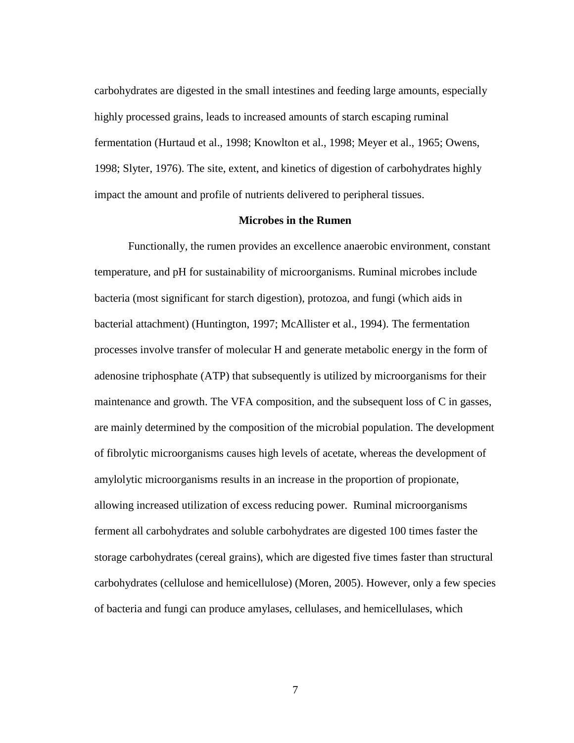carbohydrates are digested in the small intestines and feeding large amounts, especially highly processed grains, leads to increased amounts of starch escaping ruminal fermentation (Hurtaud et al., 1998; Knowlton et al., 1998; Meyer et al., 1965; Owens, 1998; Slyter, 1976). The site, extent, and kinetics of digestion of carbohydrates highly impact the amount and profile of nutrients delivered to peripheral tissues.

## Microbes in the Rumen

Functionally, the rumen provides an excellence anaerobic environment, constant temperature, and pH for sustainability of microorganisms. Ruminal microbes include bacteria (most significant for starch digestion), protozoa, and fungi (which aids in bacterial attachment) (Huntington, 1997; McAllister et al., 1994). The fermentation processes involve transfer of molecular H and generate metabolic energy in the form of adenosine triphosphate (ATP) that subsequently is utilized by microorganisms for their maintenance and growth. The VFA composition, and the subsequent loss of C in gasses, are mainly determined by the composition of the microbial population. The development of fibrolytic microorganisms causes high levels of acetate, whereas the development of amylolytic microorganisms results in an increase in the proportion of propionate, allowing increased utilization of excess reducing power. Ruminal microorganisms ferment all carbohydrates and soluble carbohydrates are digested 100 times faster the storage carbohydrates (cereal grains), which are digested five times faster than structural carbohydrates (cellulose and hemicellulose) (Moren, 2005). However, only a few species of bacteria and fungi can produce amylases, cellulases, and hemicellulases, which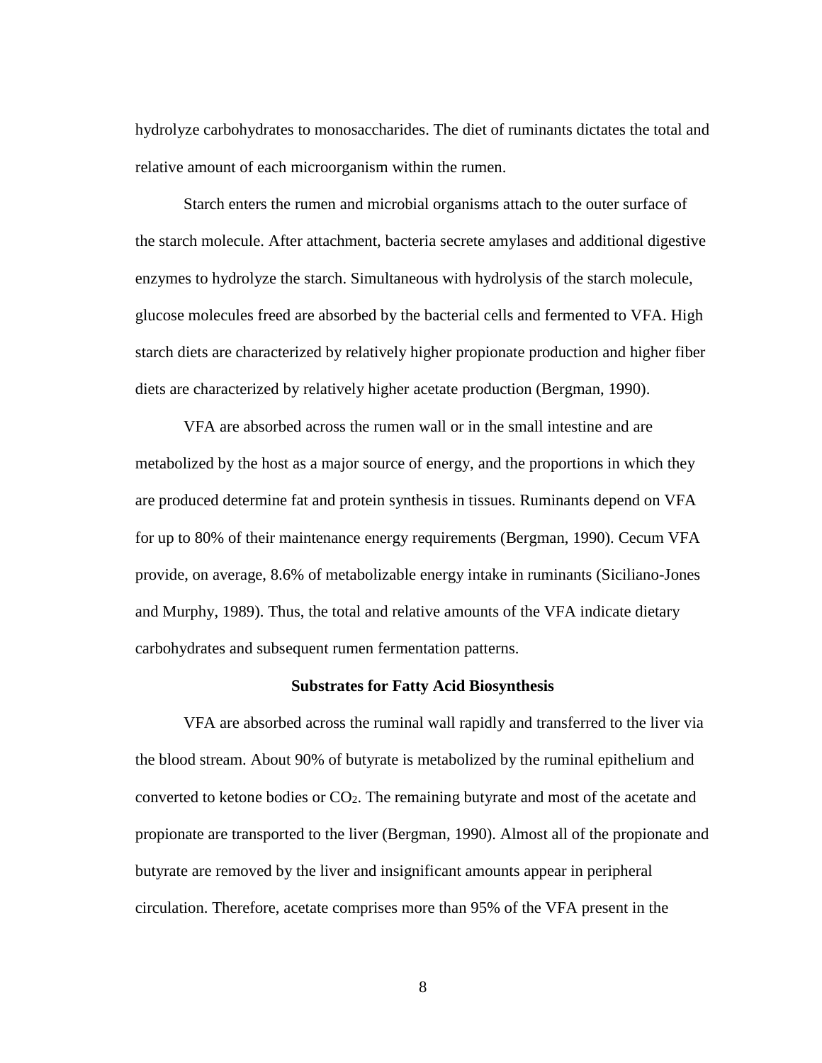hydrolyze carbohydrates to monosaccharides. The diet of ruminants dictates the total and relative amount of each microorganism within the rumen.

Starch enters the rumen and microbial organisms attach to the outer surface of the starch molecule. After attachment, bacteria secrete amylases and additional digestive enzymes to hydrolyze the starch. Simultaneous with hydrolysis of the starch molecule, glucose molecules freed are absorbed by the bacterial cells and fermented to VFA. High starch diets are characterized by relatively higher propionate production and higher fiber diets are characterized by relatively higher acetate production (Bergman, 1990).

VFA are absorbed across the rumen wall or in the small intestine and are metabolized by the host as a major source of energy, and the proportions in which they are produced determine fat and protein synthesis in tissues. Ruminants depend on VFA for up to 80% of their maintenance energy requirements (Bergman, 1990). Cecum VFA provide, on average, 8.6% of metabolizable energy intake in ruminants (Siciliano-Jones and Murphy, 1989). Thus, the total and relative amounts of the VFA indicate dietary carbohydrates and subsequent rumen fermentation patterns.

**Substrates for Fatty Acid Biosynthesis**

VFA are absorbed across the ruminal wall rapidly and transferred to the liver via the blood stream. About 90% of butyrate is metabolized by the ruminal epithelium and converted to ketone bodies or $CO_2$. The remaining butyrate and most of the acetate and propionate are transported to the liver (Bergman, 1990). Almost all of the propionate and butyrate are removed by the liver and insignificant amounts appear in peripheral circulation. Therefore, acetate comprises more than 95% of the VFA present in the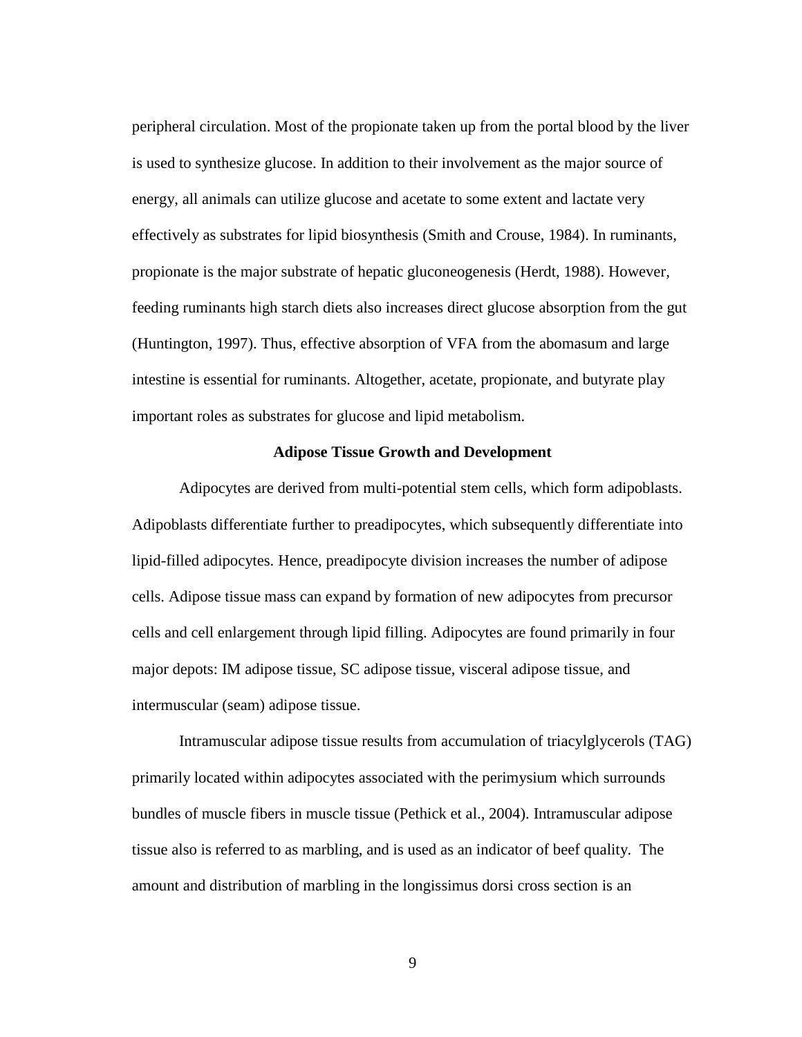peripheral circulation. Most of the propionate taken up from the portal blood by the liver is used to synthesize glucose. In addition to their involvement as the major source of energy, all animals can utilize glucose and acetate to some extent and lactate very effectively as substrates for lipid biosynthesis (Smith and Crouse, 1984). In ruminants, propionate is the major substrate of hepatic gluconeogenesis (Herdt, 1988). However, feeding ruminants high starch diets also increases direct glucose absorption from the gut (Huntington, 1997). Thus, effective absorption of VFA from the abomasum and large intestine is essential for ruminants. Altogether, acetate, propionate, and butyrate play important roles as substrates for glucose and lipid metabolism.

## Adipose Tissue Growth and Development

Adipocytes are derived from multi-potential stem cells, which form adipoblasts. Adipoblasts differentiate further to preadipocytes, which subsequently differentiate into lipid-filled adipocytes. Hence, preadipocyte division increases the number of adipose cells. Adipose tissue mass can expand by formation of new adipocytes from precursor cells and cell enlargement through lipid filling. Adipocytes are found primarily in four major depots: IM adipose tissue, SC adipose tissue, visceral adipose tissue, and intermuscular (seam) adipose tissue.

Intramuscular adipose tissue results from accumulation of triacylglycerols (TAG) primarily located within adipocytes associated with the perimysium which surrounds bundles of muscle fibers in muscle tissue (Pethick et al., 2004). Intramuscular adipose tissue also is referred to as marbling, and is used as an indicator of beef quality. The amount and distribution of marbling in the longissimus dorsi cross section is an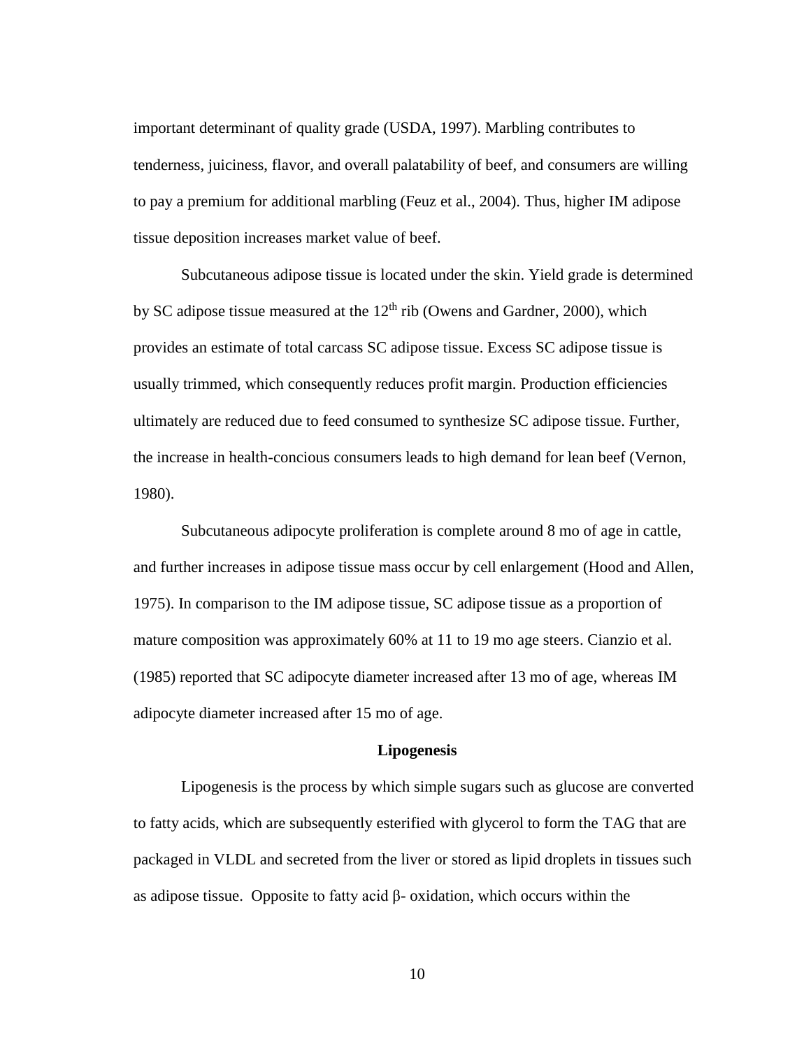important determinant of quality grade (USDA, 1997). Marbling contributes to tenderness, juiciness, flavor, and overall palatability of beef, and consumers are willing to pay a premium for additional marbling (Feuz et al., 2004). Thus, higher IM adipose tissue deposition increases market value of beef.

Subcutaneous adipose tissue is located under the skin. Yield grade is determined by SC adipose tissue measured at the 12$^{th}$ rib (Owens and Gardner, 2000), which provides an estimate of total carcass SC adipose tissue. Excess SC adipose tissue is usually trimmed, which consequently reduces profit margin. Production efficiencies ultimately are reduced due to feed consumed to synthesize SC adipose tissue. Further, the increase in health-concious consumers leads to high demand for lean beef (Vernon, 1980).

Subcutaneous adipocyte proliferation is complete around 8 mo of age in cattle, and further increases in adipose tissue mass occur by cell enlargement (Hood and Allen, 1975). In comparison to the IM adipose tissue, SC adipose tissue as a proportion of mature composition was approximately 60% at 11 to 19 mo age steers. Cianzio et al. (1985) reported that SC adipocyte diameter increased after 13 mo of age, whereas IM adipocyte diameter increased after 15 mo of age.

### Lipogenesis

Lipogenesis is the process by which simple sugars such as glucose are converted to fatty acids, which are subsequently esterified with glycerol to form the TAG that are packaged in VLDL and secreted from the liver or stored as lipid droplets in tissues such as adipose tissue. Opposite to fatty acid β- oxidation, which occurs within the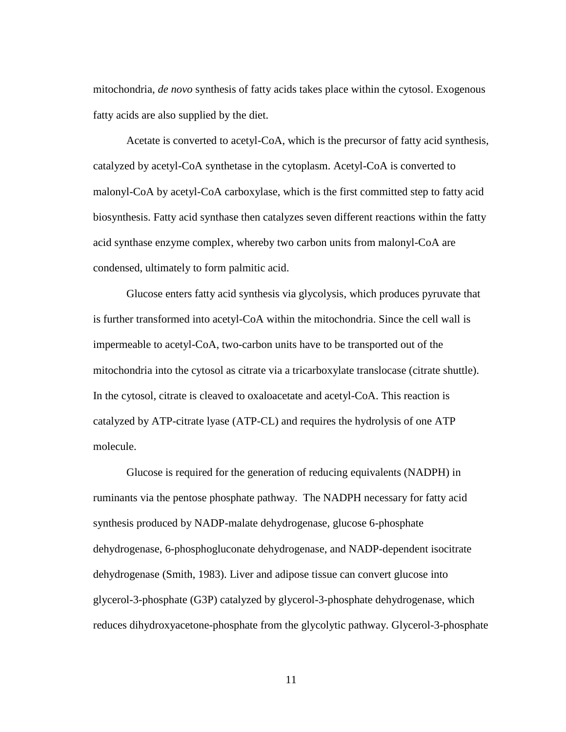mitochondria, *de novo* synthesis of fatty acids takes place within the cytosol. Exogenous fatty acids are also supplied by the diet.

Acetate is converted to acetyl-CoA, which is the precursor of fatty acid synthesis, catalyzed by acetyl-CoA synthetase in the cytoplasm. Acetyl-CoA is converted to malonyl-CoA by acetyl-CoA carboxylase, which is the first committed step to fatty acid biosynthesis. Fatty acid synthase then catalyzes seven different reactions within the fatty acid synthase enzyme complex, whereby two carbon units from malonyl-CoA are condensed, ultimately to form palmitic acid.

Glucose enters fatty acid synthesis via glycolysis, which produces pyruvate that is further transformed into acetyl-CoA within the mitochondria. Since the cell wall is impermeable to acetyl-CoA, two-carbon units have to be transported out of the mitochondria into the cytosol as citrate via a tricarboxylate translocase (citrate shuttle). In the cytosol, citrate is cleaved to oxaloacetate and acetyl-CoA. This reaction is catalyzed by ATP-citrate lyase (ATP-CL) and requires the hydrolysis of one ATP molecule.

Glucose is required for the generation of reducing equivalents (NADPH) in ruminants via the pentose phosphate pathway. The NADPH necessary for fatty acid synthesis produced by NADP-malate dehydrogenase, glucose 6-phosphate dehydrogenase, 6-phosphogluconate dehydrogenase, and NADP-dependent isocitrate dehydrogenase (Smith, 1983). Liver and adipose tissue can convert glucose into glycerol-3-phosphate (G3P) catalyzed by glycerol-3-phosphate dehydrogenase, which reduces dihydroxyacetone-phosphate from the glycolytic pathway. Glycerol-3-phosphate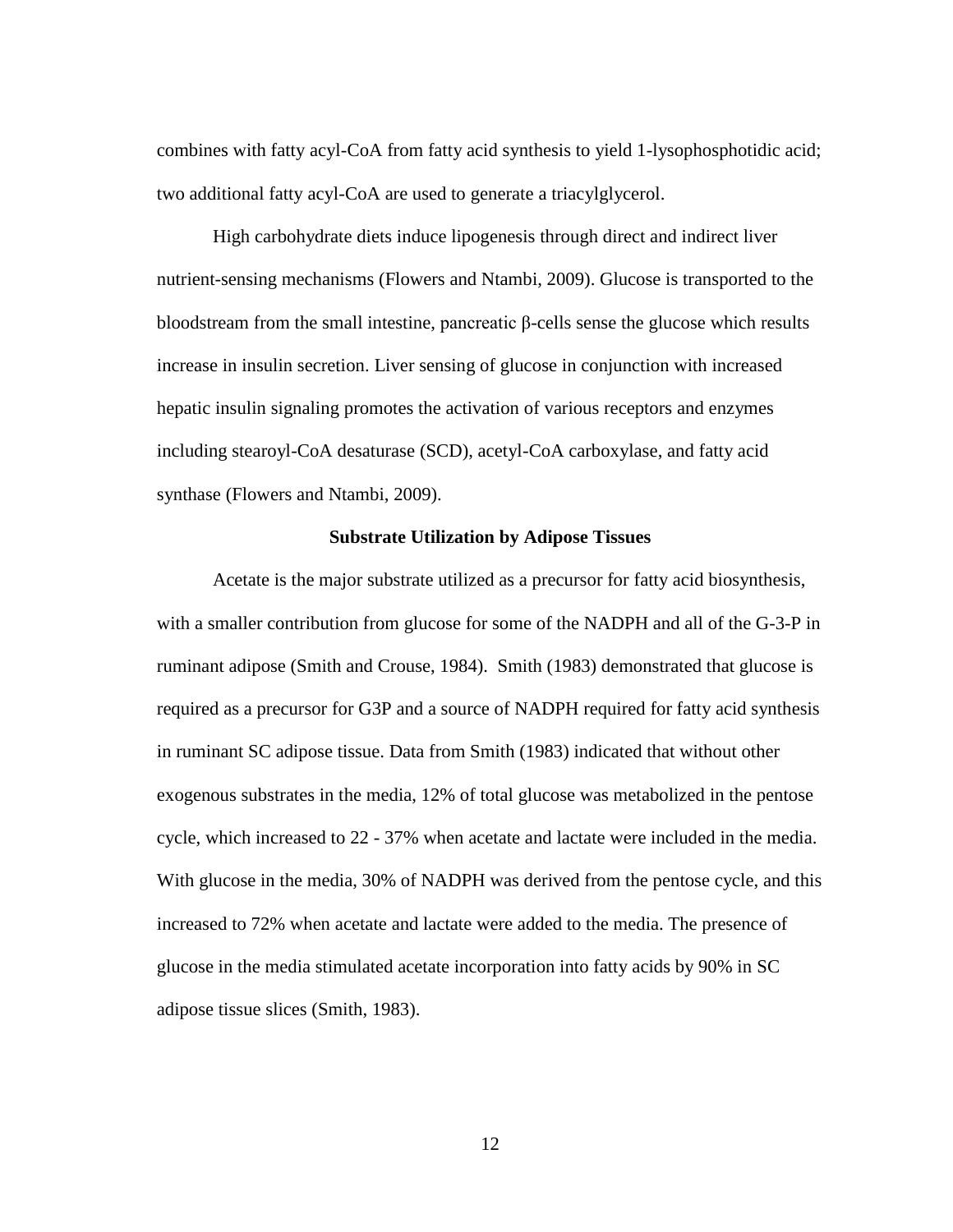combines with fatty acyl-CoA from fatty acid synthesis to yield 1-lysophosphotidic acid; two additional fatty acyl-CoA are used to generate a triacylglycerol.

High carbohydrate diets induce lipogenesis through direct and indirect liver nutrient-sensing mechanisms (Flowers and Ntambi, 2009). Glucose is transported to the bloodstream from the small intestine, pancreatic β-cells sense the glucose which results increase in insulin secretion. Liver sensing of glucose in conjunction with increased hepatic insulin signaling promotes the activation of various receptors and enzymes including stearoyl-CoA desaturase (SCD), acetyl-CoA carboxylase, and fatty acid synthase (Flowers and Ntambi, 2009).

### Substrate Utilization by Adipose Tissues

Acetate is the major substrate utilized as a precursor for fatty acid biosynthesis, with a smaller contribution from glucose for some of the NADPH and all of the G-3-P in ruminant adipose (Smith and Crouse, 1984). Smith (1983) demonstrated that glucose is required as a precursor for G3P and a source of NADPH required for fatty acid synthesis in ruminant SC adipose tissue. Data from Smith (1983) indicated that without other exogenous substrates in the media, 12% of total glucose was metabolized in the pentose cycle, which increased to 22 - 37% when acetate and lactate were included in the media. With glucose in the media, 30% of NADPH was derived from the pentose cycle, and this increased to 72% when acetate and lactate were added to the media. The presence of glucose in the media stimulated acetate incorporation into fatty acids by 90% in SC adipose tissue slices (Smith, 1983).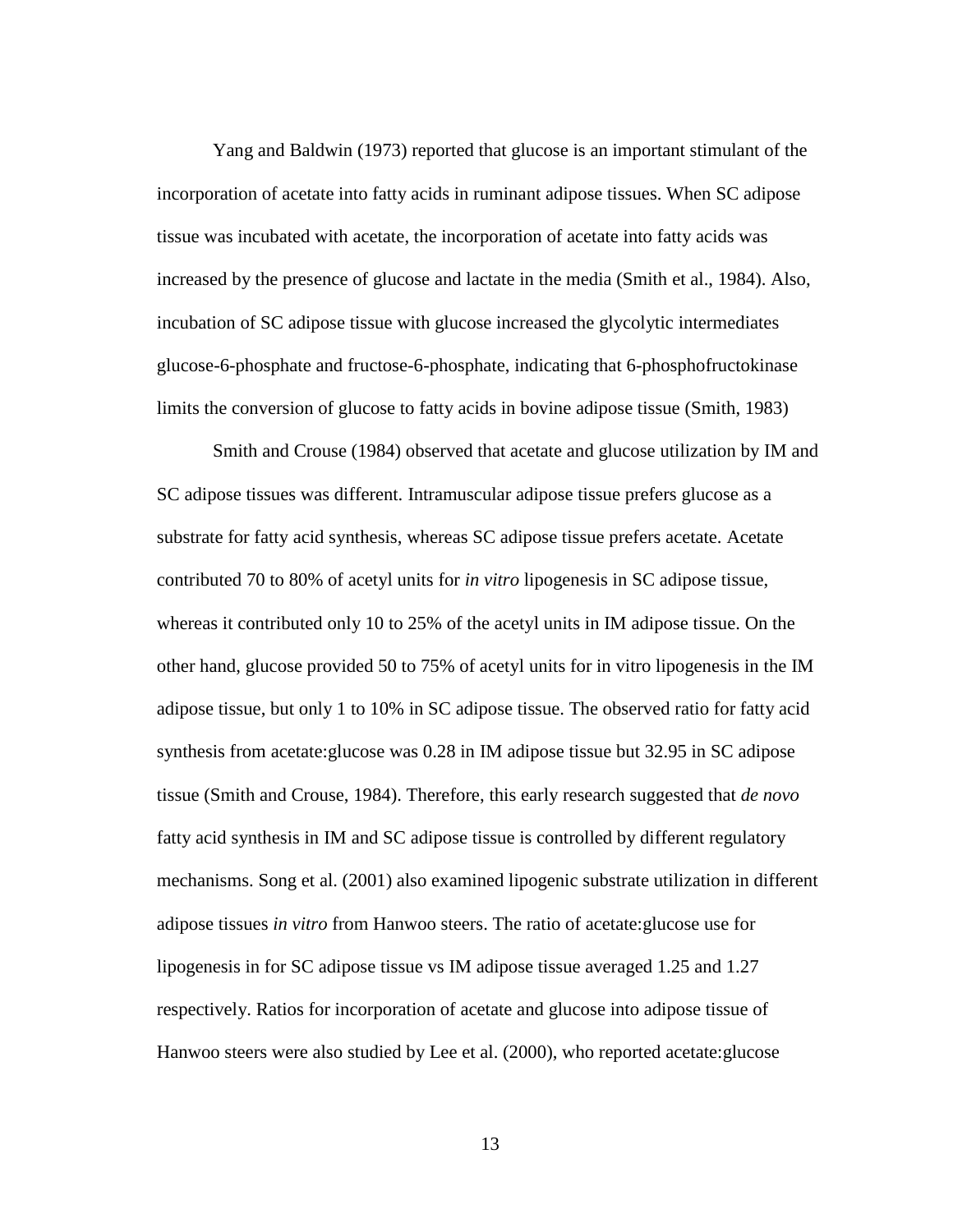Yang and Baldwin (1973) reported that glucose is an important stimulant of the incorporation of acetate into fatty acids in ruminant adipose tissues. When SC adipose tissue was incubated with acetate, the incorporation of acetate into fatty acids was increased by the presence of glucose and lactate in the media (Smith et al., 1984). Also, incubation of SC adipose tissue with glucose increased the glycolytic intermediates glucose-6-phosphate and fructose-6-phosphate, indicating that 6-phosphofructokinase limits the conversion of glucose to fatty acids in bovine adipose tissue (Smith, 1983)

Smith and Crouse (1984) observed that acetate and glucose utilization by IM and SC adipose tissues was different. Intramuscular adipose tissue prefers glucose as a substrate for fatty acid synthesis, whereas SC adipose tissue prefers acetate. Acetate contributed 70 to 80% of acetyl units for *in vitro* lipogenesis in SC adipose tissue, whereas it contributed only 10 to 25% of the acetyl units in IM adipose tissue. On the other hand, glucose provided 50 to 75% of acetyl units for in vitro lipogenesis in the IM adipose tissue, but only 1 to 10% in SC adipose tissue. The observed ratio for fatty acid synthesis from acetate:glucose was 0.28 in IM adipose tissue but 32.95 in SC adipose tissue (Smith and Crouse, 1984). Therefore, this early research suggested that *de novo* fatty acid synthesis in IM and SC adipose tissue is controlled by different regulatory mechanisms. Song et al. (2001) also examined lipogenic substrate utilization in different adipose tissues *in vitro* from Hanwoo steers. The ratio of acetate:glucose use for lipogenesis in for SC adipose tissue vs IM adipose tissue averaged 1.25 and 1.27 respectively. Ratios for incorporation of acetate and glucose into adipose tissue of Hanwoo steers were also studied by Lee et al. (2000), who reported acetate:glucose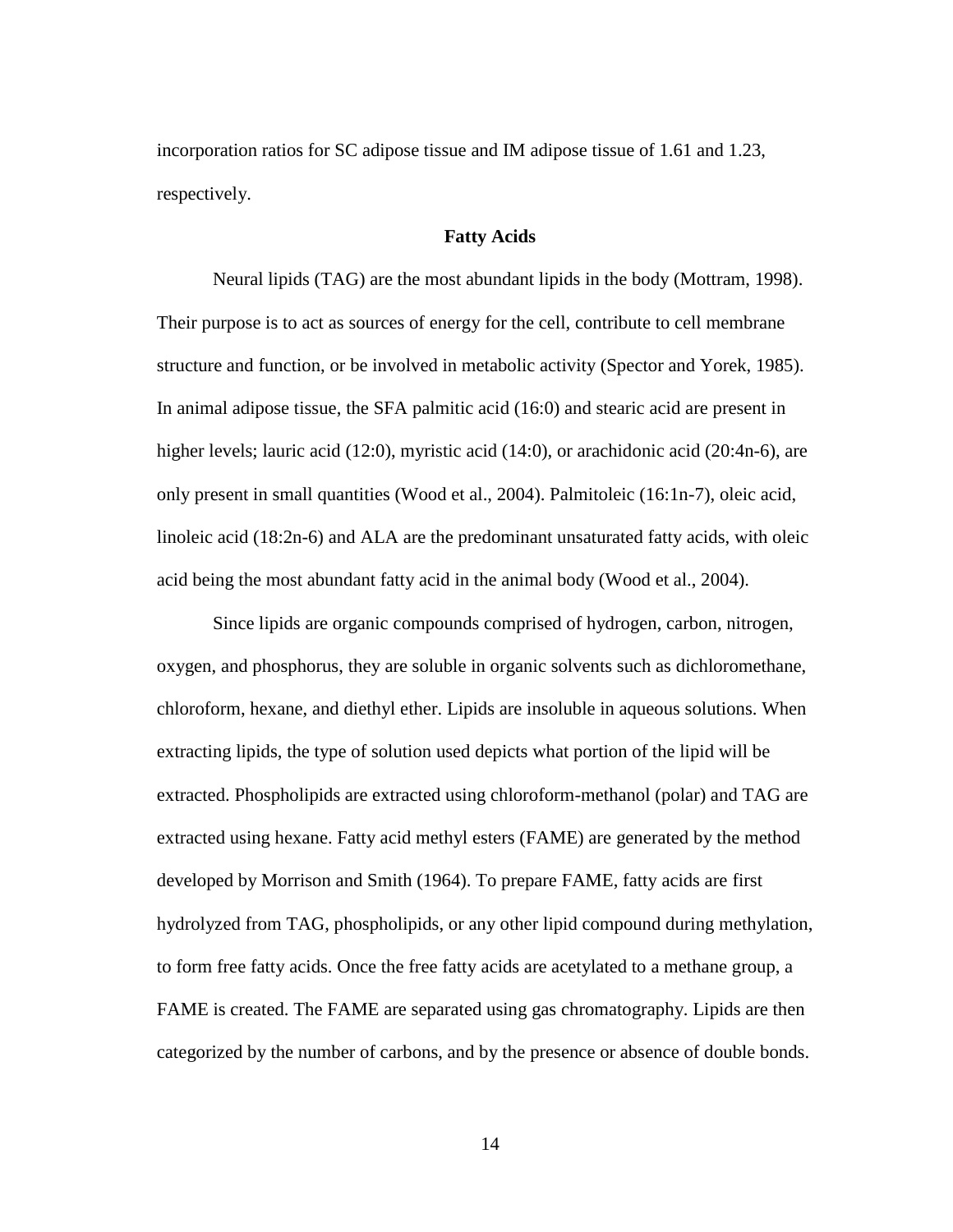incorporation ratios for SC adipose tissue and IM adipose tissue of 1.61 and 1.23, respectively.

## Fatty Acids

Neural lipids (TAG) are the most abundant lipids in the body (Mottram, 1998). Their purpose is to act as sources of energy for the cell, contribute to cell membrane structure and function, or be involved in metabolic activity (Spector and Yorek, 1985). In animal adipose tissue, the SFA palmitic acid (16:0) and stearic acid are present in higher levels; lauric acid (12:0), myristic acid (14:0), or arachidonic acid (20:4n-6), are only present in small quantities (Wood et al., 2004). Palmitoleic (16:1n-7), oleic acid, linoleic acid (18:2n-6) and ALA are the predominant unsaturated fatty acids, with oleic acid being the most abundant fatty acid in the animal body (Wood et al., 2004).

Since lipids are organic compounds comprised of hydrogen, carbon, nitrogen, oxygen, and phosphorus, they are soluble in organic solvents such as dichloromethane, chloroform, hexane, and diethyl ether. Lipids are insoluble in aqueous solutions. When extracting lipids, the type of solution used depicts what portion of the lipid will be extracted. Phospholipids are extracted using chloroform-methanol (polar) and TAG are extracted using hexane. Fatty acid methyl esters (FAME) are generated by the method developed by Morrison and Smith (1964). To prepare FAME, fatty acids are first hydrolyzed from TAG, phospholipids, or any other lipid compound during methylation, to form free fatty acids. Once the free fatty acids are acetylated to a methane group, a FAME is created. The FAME are separated using gas chromatography. Lipids are then categorized by the number of carbons, and by the presence or absence of double bonds.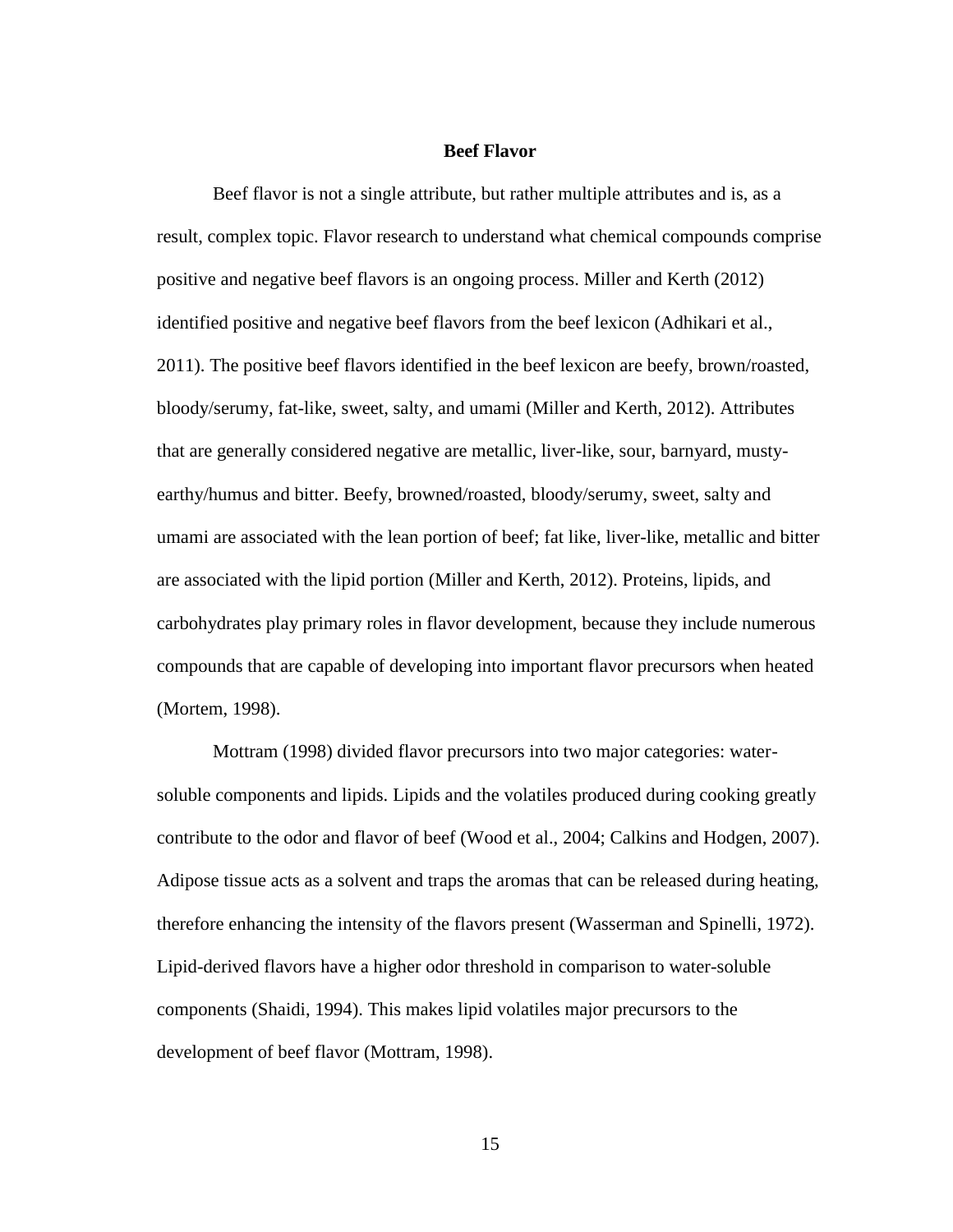## Beef Flavor

Beef flavor is not a single attribute, but rather multiple attributes and is, as a result, complex topic. Flavor research to understand what chemical compounds comprise positive and negative beef flavors is an ongoing process. Miller and Kerth (2012) identified positive and negative beef flavors from the beef lexicon (Adhikari et al., 2011). The positive beef flavors identified in the beef lexicon are beefy, brown/roasted, bloody/serumy, fat-like, sweet, salty, and umami (Miller and Kerth, 2012). Attributes that are generally considered negative are metallic, liver-like, sour, barnyard, musty-earthy/humus and bitter. Beefy, browned/roasted, bloody/serumy, sweet, salty and umami are associated with the lean portion of beef; fat like, liver-like, metallic and bitter are associated with the lipid portion (Miller and Kerth, 2012). Proteins, lipids, and carbohydrates play primary roles in flavor development, because they include numerous compounds that are capable of developing into important flavor precursors when heated (Mortem, 1998).

Mottram (1998) divided flavor precursors into two major categories: water-soluble components and lipids. Lipids and the volatiles produced during cooking greatly contribute to the odor and flavor of beef (Wood et al., 2004; Calkins and Hodgen, 2007). Adipose tissue acts as a solvent and traps the aromas that can be released during heating, therefore enhancing the intensity of the flavors present (Wasserman and Spinelli, 1972). Lipid-derived flavors have a higher odor threshold in comparison to water-soluble components (Shaidi, 1994). This makes lipid volatiles major precursors to the development of beef flavor (Mottram, 1998).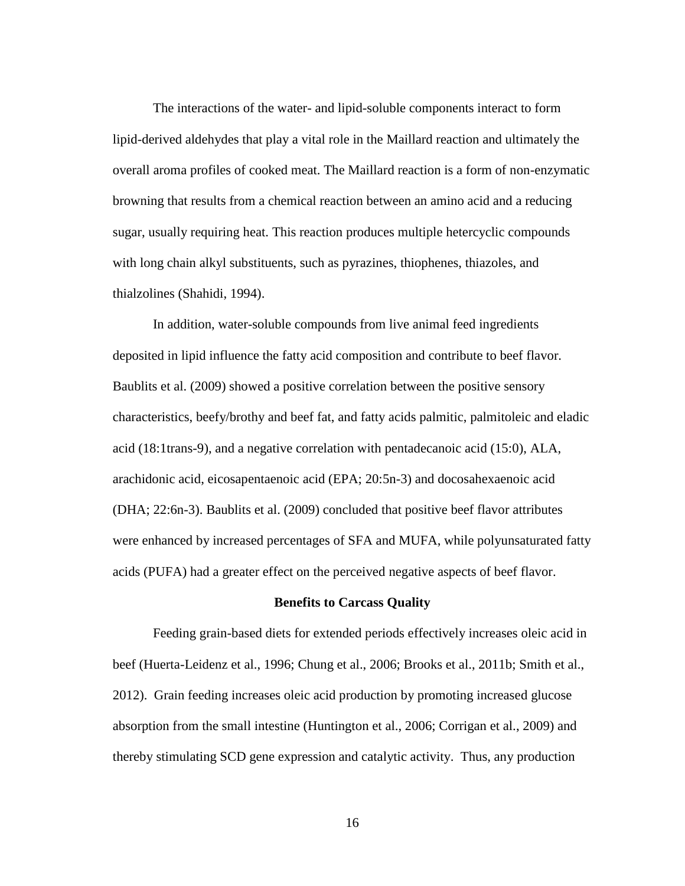The interactions of the water- and lipid-soluble components interact to form lipid-derived aldehydes that play a vital role in the Maillard reaction and ultimately the overall aroma profiles of cooked meat. The Maillard reaction is a form of non-enzymatic browning that results from a chemical reaction between an amino acid and a reducing sugar, usually requiring heat. This reaction produces multiple hetercyclic compounds with long chain alkyl substituents, such as pyrazines, thiophenes, thiazoles, and thialzolines (Shahidi, 1994).

In addition, water-soluble compounds from live animal feed ingredients deposited in lipid influence the fatty acid composition and contribute to beef flavor. Baublits et al. (2009) showed a positive correlation between the positive sensory characteristics, beefy/brothy and beef fat, and fatty acids palmitic, palmitoleic and eladic acid (18:1trans-9), and a negative correlation with pentadecanoic acid (15:0), ALA, arachidonic acid, eicosapentaenoic acid (EPA; 20:5n-3) and docosahexaenoic acid (DHA; 22:6n-3). Baublits et al. (2009) concluded that positive beef flavor attributes were enhanced by increased percentages of SFA and MUFA, while polyunsaturated fatty acids (PUFA) had a greater effect on the perceived negative aspects of beef flavor.

**Benefits to Carcass Quality**

Feeding grain-based diets for extended periods effectively increases oleic acid in beef (Huerta-Leidenz et al., 1996; Chung et al., 2006; Brooks et al., 2011b; Smith et al., 2012). Grain feeding increases oleic acid production by promoting increased glucose absorption from the small intestine (Huntington et al., 2006; Corrigan et al., 2009) and thereby stimulating SCD gene expression and catalytic activity. Thus, any production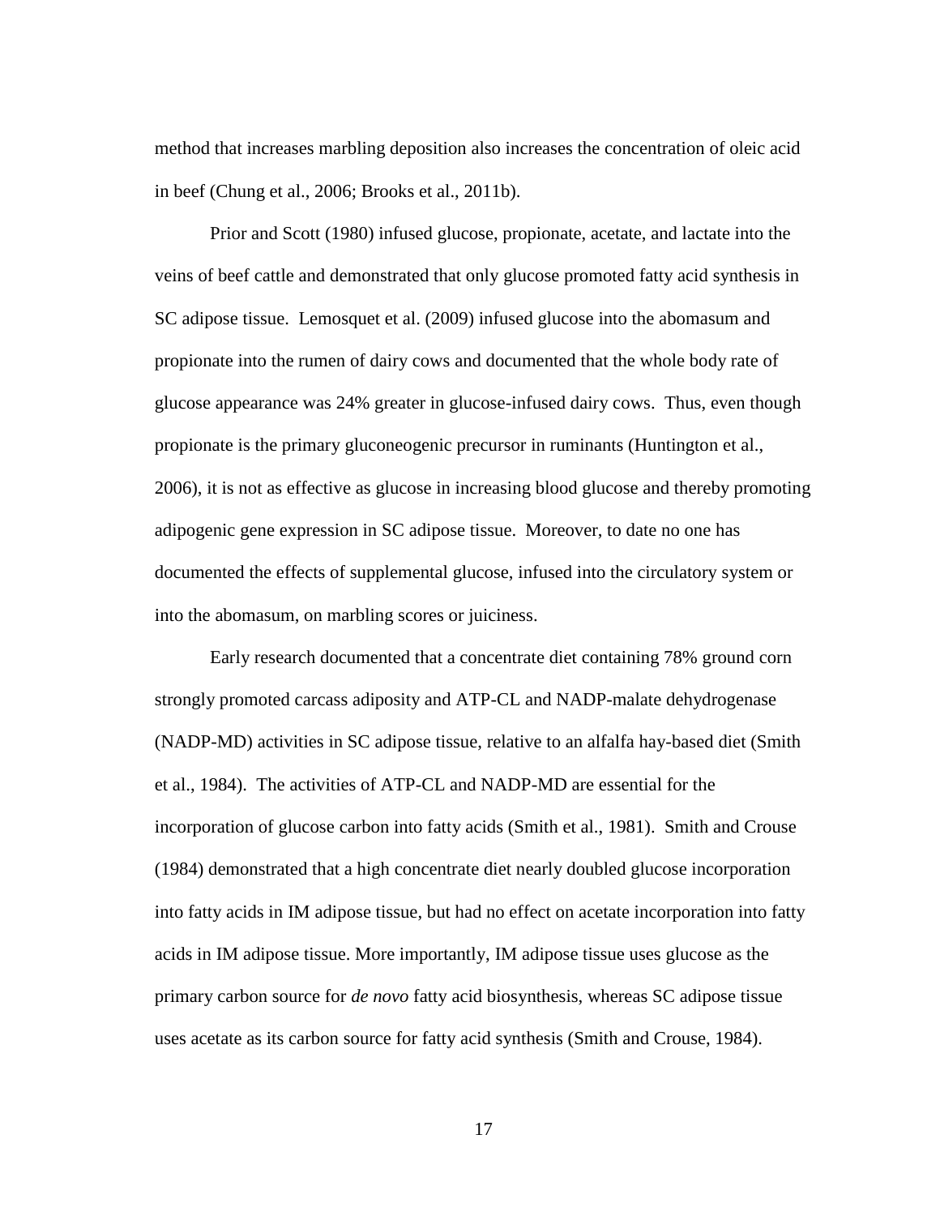method that increases marbling deposition also increases the concentration of oleic acid in beef (Chung et al., 2006; Brooks et al., 2011b).

Prior and Scott (1980) infused glucose, propionate, acetate, and lactate into the veins of beef cattle and demonstrated that only glucose promoted fatty acid synthesis in SC adipose tissue. Lemosquet et al. (2009) infused glucose into the abomasum and propionate into the rumen of dairy cows and documented that the whole body rate of glucose appearance was 24% greater in glucose-infused dairy cows. Thus, even though propionate is the primary gluconeogenic precursor in ruminants (Huntington et al., 2006), it is not as effective as glucose in increasing blood glucose and thereby promoting adipogenic gene expression in SC adipose tissue. Moreover, to date no one has documented the effects of supplemental glucose, infused into the circulatory system or into the abomasum, on marbling scores or juiciness.

Early research documented that a concentrate diet containing 78% ground corn strongly promoted carcass adiposity and ATP-CL and NADP-malate dehydrogenase (NADP-MD) activities in SC adipose tissue, relative to an alfalfa hay-based diet (Smith et al., 1984). The activities of ATP-CL and NADP-MD are essential for the incorporation of glucose carbon into fatty acids (Smith et al., 1981). Smith and Crouse (1984) demonstrated that a high concentrate diet nearly doubled glucose incorporation into fatty acids in IM adipose tissue, but had no effect on acetate incorporation into fatty acids in IM adipose tissue. More importantly, IM adipose tissue uses glucose as the primary carbon source for *de novo* fatty acid biosynthesis, whereas SC adipose tissue uses acetate as its carbon source for fatty acid synthesis (Smith and Crouse, 1984).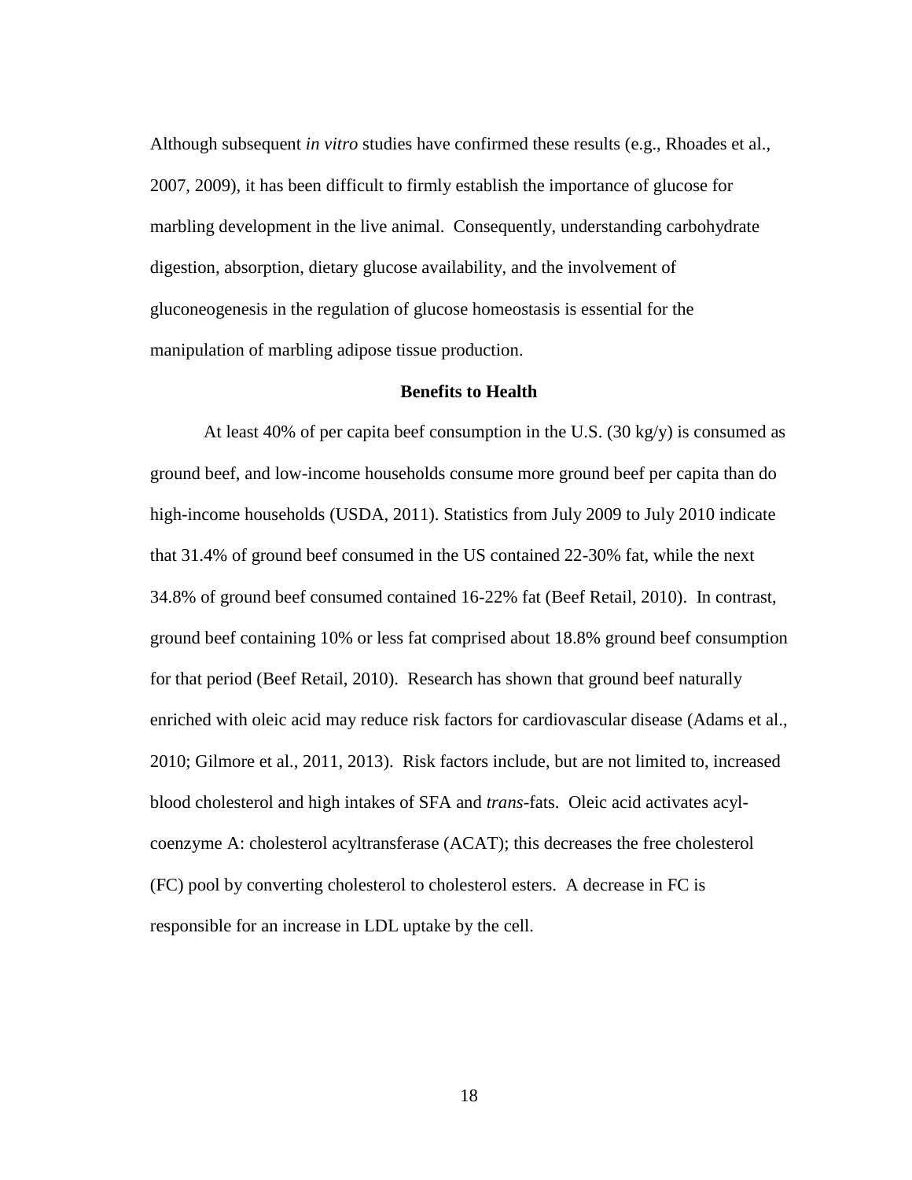Although subsequent *in vitro* studies have confirmed these results (e.g., Rhoades et al., 2007, 2009), it has been difficult to firmly establish the importance of glucose for marbling development in the live animal. Consequently, understanding carbohydrate digestion, absorption, dietary glucose availability, and the involvement of gluconeogenesis in the regulation of glucose homeostasis is essential for the manipulation of marbling adipose tissue production.

## Benefits to Health

At least 40% of per capita beef consumption in the U.S. (30 kg/y) is consumed as ground beef, and low-income households consume more ground beef per capita than do high-income households (USDA, 2011). Statistics from July 2009 to July 2010 indicate that 31.4% of ground beef consumed in the US contained 22-30% fat, while the next 34.8% of ground beef consumed contained 16-22% fat (Beef Retail, 2010). In contrast, ground beef containing 10% or less fat comprised about 18.8% ground beef consumption for that period (Beef Retail, 2010). Research has shown that ground beef naturally enriched with oleic acid may reduce risk factors for cardiovascular disease (Adams et al., 2010; Gilmore et al., 2011, 2013). Risk factors include, but are not limited to, increased blood cholesterol and high intakes of SFA and *trans*-fats. Oleic acid activates acyl-coenzyme A: cholesterol acyltransferase (ACAT); this decreases the free cholesterol (FC) pool by converting cholesterol to cholesterol esters. A decrease in FC is responsible for an increase in LDL uptake by the cell.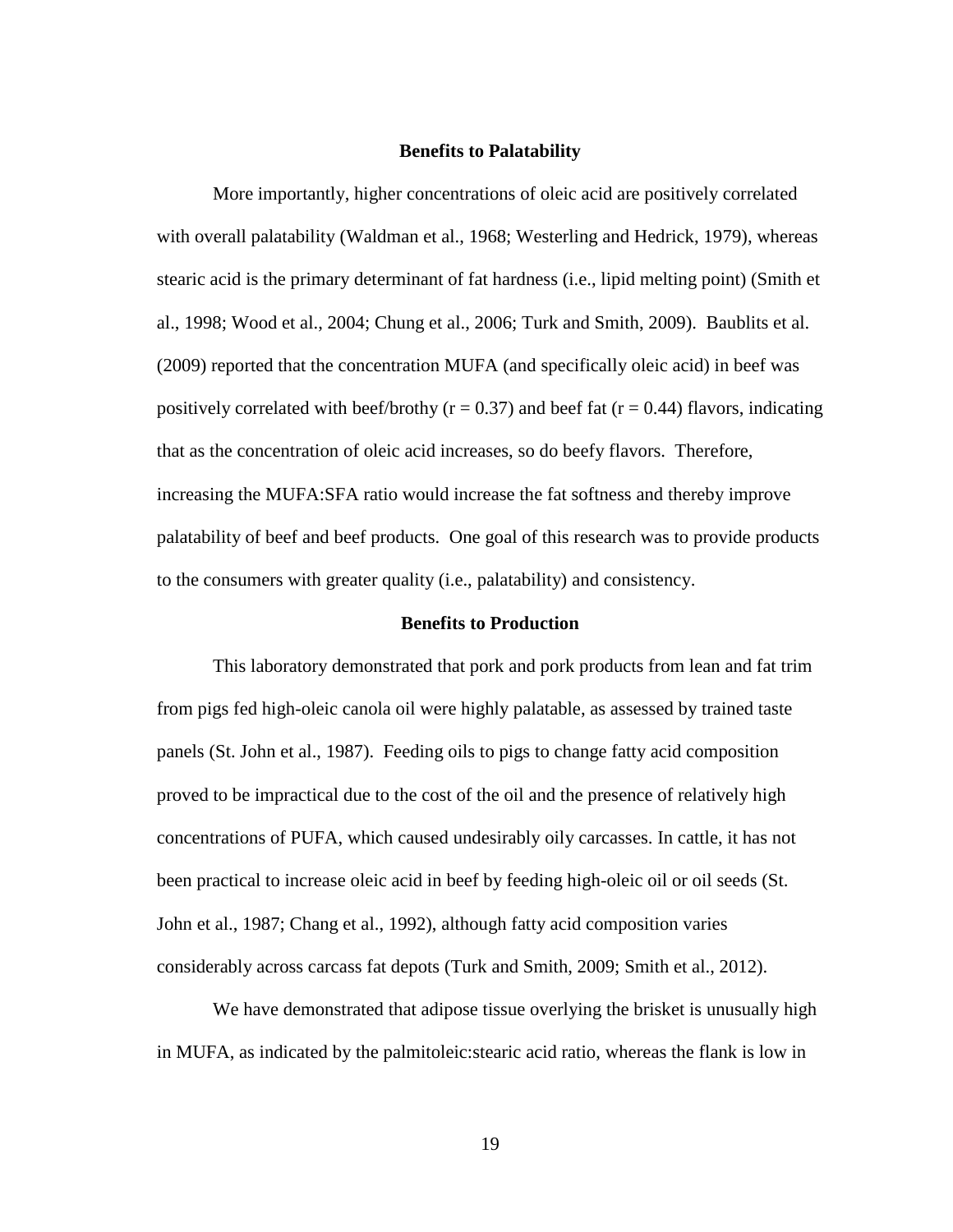## Benefits to Palatability

More importantly, higher concentrations of oleic acid are positively correlated with overall palatability (Waldman et al., 1968; Westerling and Hedrick, 1979), whereas stearic acid is the primary determinant of fat hardness (i.e., lipid melting point) (Smith et al., 1998; Wood et al., 2004; Chung et al., 2006; Turk and Smith, 2009). Baublits et al. (2009) reported that the concentration MUFA (and specifically oleic acid) in beef was positively correlated with beef/brothy ($r = 0.37$) and beef fat ($r = 0.44$) flavors, indicating that as the concentration of oleic acid increases, so do beefy flavors. Therefore, increasing the MUFA:SFA ratio would increase the fat softness and thereby improve palatability of beef and beef products. One goal of this research was to provide products to the consumers with greater quality (i.e., palatability) and consistency.

## Benefits to Production

This laboratory demonstrated that pork and pork products from lean and fat trim from pigs fed high-oleic canola oil were highly palatable, as assessed by trained taste panels (St. John et al., 1987). Feeding oils to pigs to change fatty acid composition proved to be impractical due to the cost of the oil and the presence of relatively high concentrations of PUFA, which caused undesirably oily carcasses. In cattle, it has not been practical to increase oleic acid in beef by feeding high-oleic oil or oil seeds (St. John et al., 1987; Chang et al., 1992), although fatty acid composition varies considerably across carcass fat depots (Turk and Smith, 2009; Smith et al., 2012).

We have demonstrated that adipose tissue overlying the brisket is unusually high in MUFA, as indicated by the palmitoleic:stearic acid ratio, whereas the flank is low in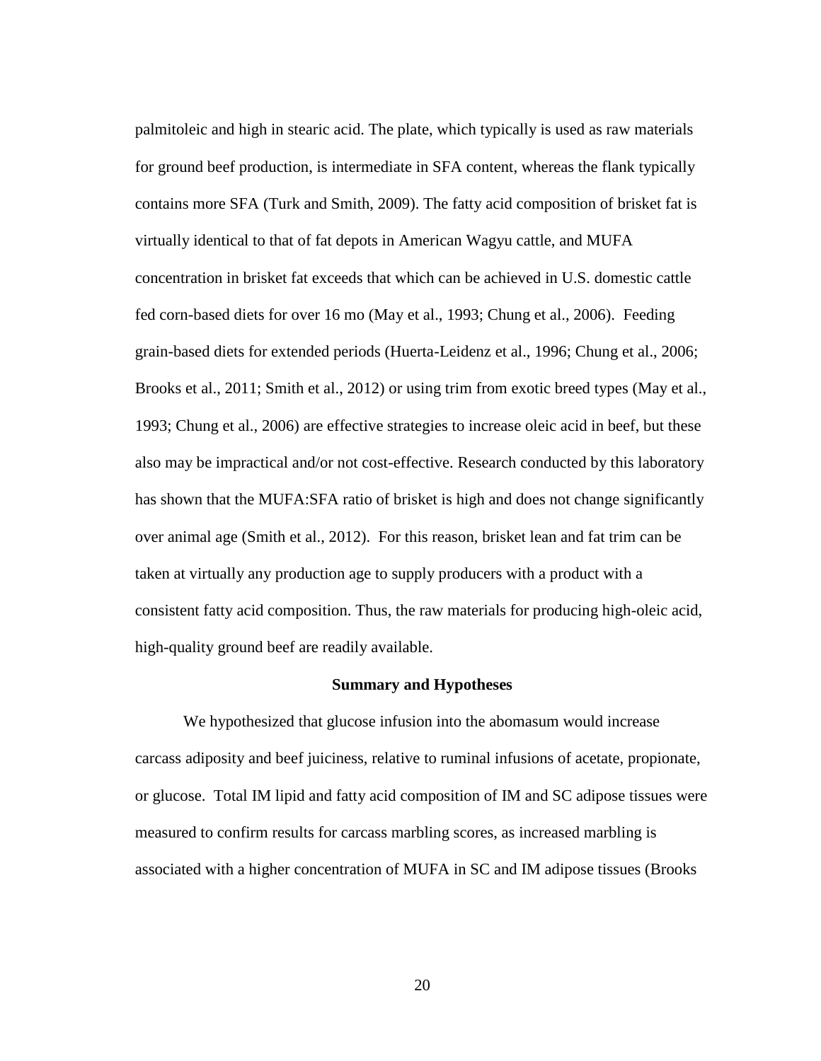palmitoleic and high in stearic acid. The plate, which typically is used as raw materials for ground beef production, is intermediate in SFA content, whereas the flank typically contains more SFA (Turk and Smith, 2009). The fatty acid composition of brisket fat is virtually identical to that of fat depots in American Wagyu cattle, and MUFA concentration in brisket fat exceeds that which can be achieved in U.S. domestic cattle fed corn-based diets for over 16 mo (May et al., 1993; Chung et al., 2006). Feeding grain-based diets for extended periods (Huerta-Leidenz et al., 1996; Chung et al., 2006; Brooks et al., 2011; Smith et al., 2012) or using trim from exotic breed types (May et al., 1993; Chung et al., 2006) are effective strategies to increase oleic acid in beef, but these also may be impractical and/or not cost-effective. Research conducted by this laboratory has shown that the MUFA:SFA ratio of brisket is high and does not change significantly over animal age (Smith et al., 2012). For this reason, brisket lean and fat trim can be taken at virtually any production age to supply producers with a product with a consistent fatty acid composition. Thus, the raw materials for producing high-oleic acid, high-quality ground beef are readily available.

## Summary and Hypotheses

We hypothesized that glucose infusion into the abomasum would increase carcass adiposity and beef juiciness, relative to ruminal infusions of acetate, propionate, or glucose. Total IM lipid and fatty acid composition of IM and SC adipose tissues were measured to confirm results for carcass marbling scores, as increased marbling is associated with a higher concentration of MUFA in SC and IM adipose tissues (Brooks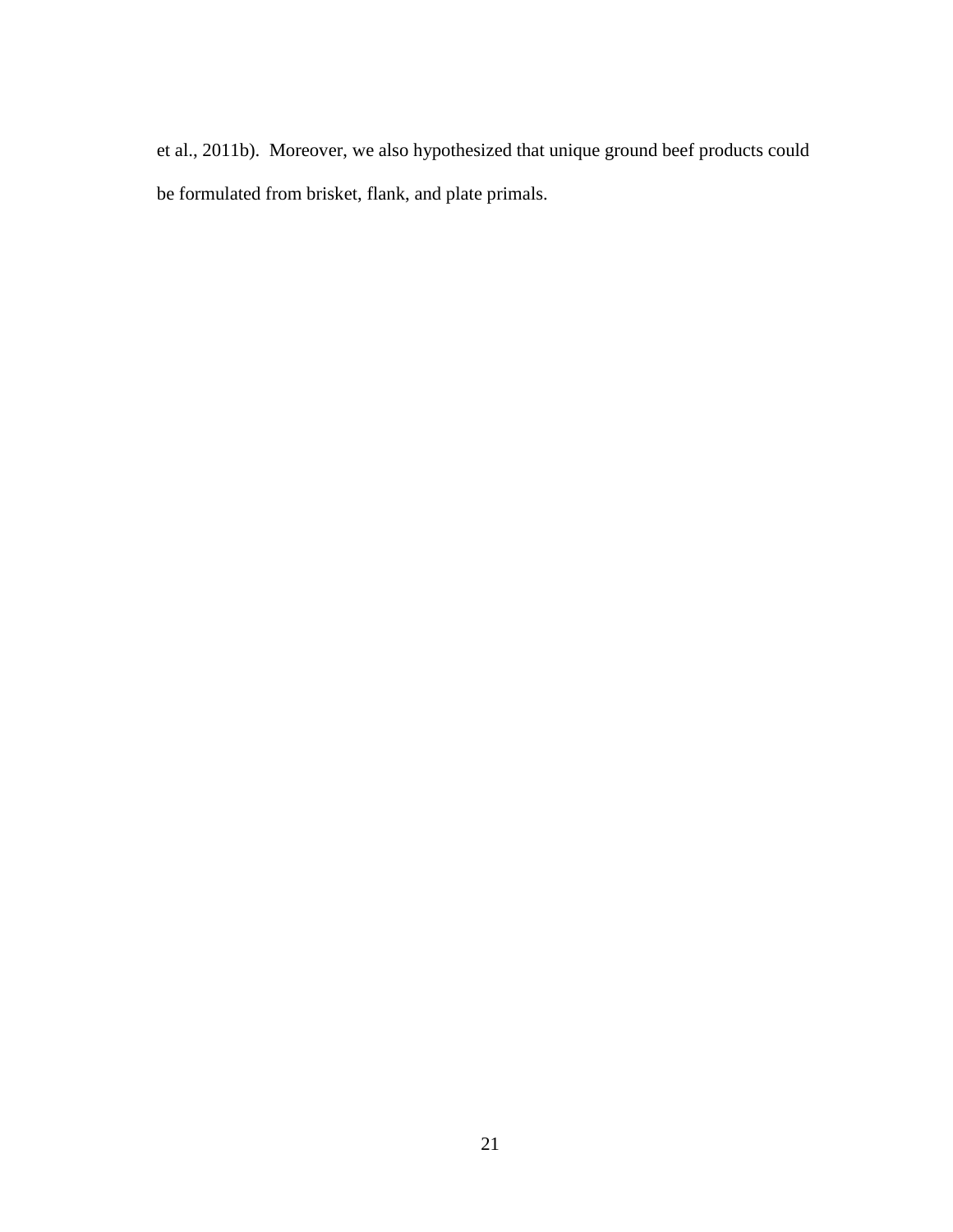et al., 2011b). Moreover, we also hypothesized that unique ground beef products could be formulated from brisket, flank, and plate primals.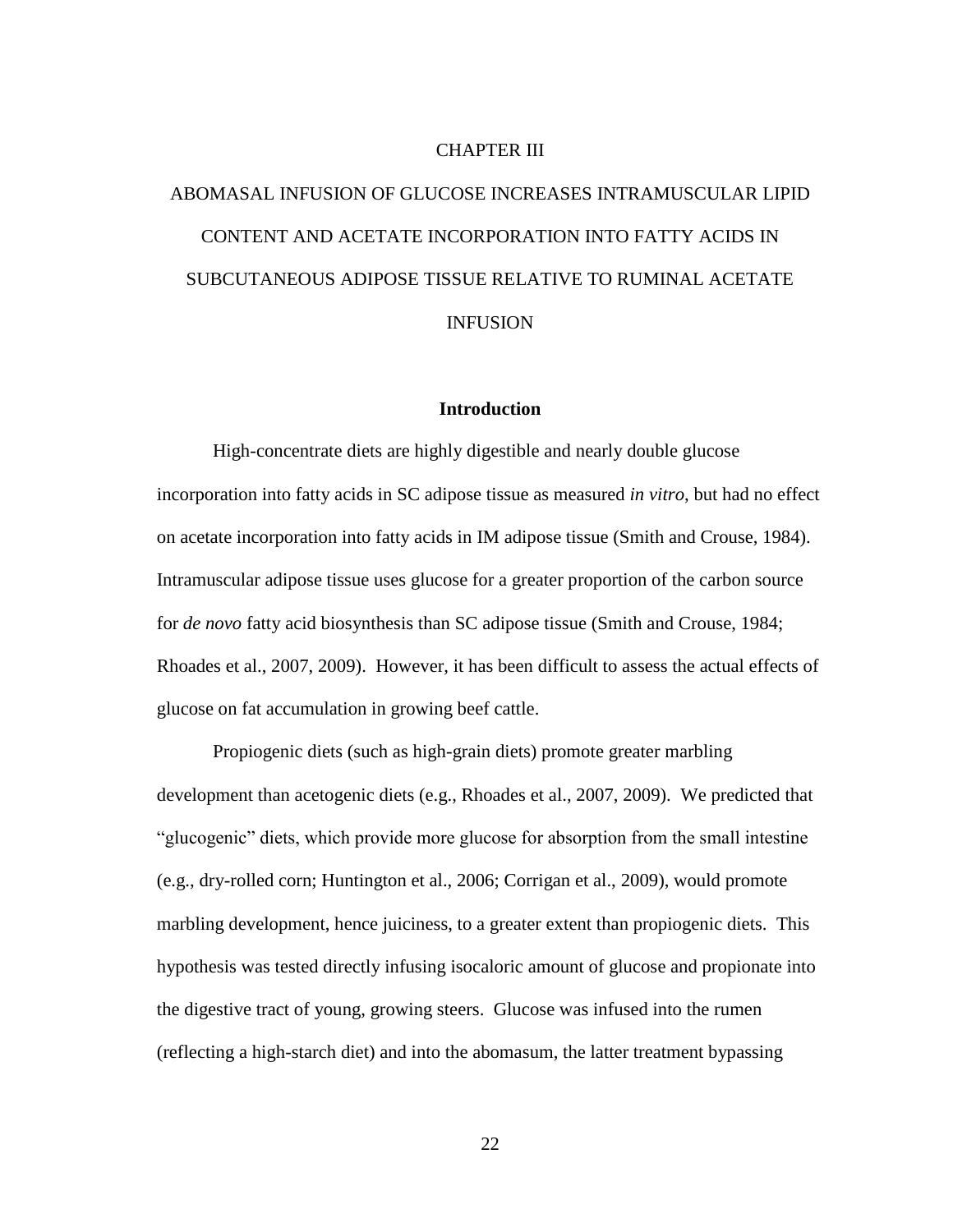# CHAPTER III

# ABOMASAL INFUSION OF GLUCOSE INCREASES INTRAMUSCULAR LIPID CONTENT AND ACETATE INCORPORATION INTO FATTY ACIDS IN SUBCUTANEOUS ADIPOSE TISSUE RELATIVE TO RUMINAL ACETATE INFUSION

## Introduction

High-concentrate diets are highly digestible and nearly double glucose incorporation into fatty acids in SC adipose tissue as measured *in vitro*, but had no effect on acetate incorporation into fatty acids in IM adipose tissue (Smith and Crouse, 1984). Intramuscular adipose tissue uses glucose for a greater proportion of the carbon source for *de novo* fatty acid biosynthesis than SC adipose tissue (Smith and Crouse, 1984; Rhoades et al., 2007, 2009). However, it has been difficult to assess the actual effects of glucose on fat accumulation in growing beef cattle.

Propiogenic diets (such as high-grain diets) promote greater marbling development than acetogenic diets (e.g., Rhoades et al., 2007, 2009). We predicted that "glucogenic" diets, which provide more glucose for absorption from the small intestine (e.g., dry-rolled corn; Huntington et al., 2006; Corrigan et al., 2009), would promote marbling development, hence juiciness, to a greater extent than propiogenic diets. This hypothesis was tested directly infusing isocaloric amount of glucose and propionate into the digestive tract of young, growing steers. Glucose was infused into the rumen (reflecting a high-starch diet) and into the abomasum, the latter treatment bypassing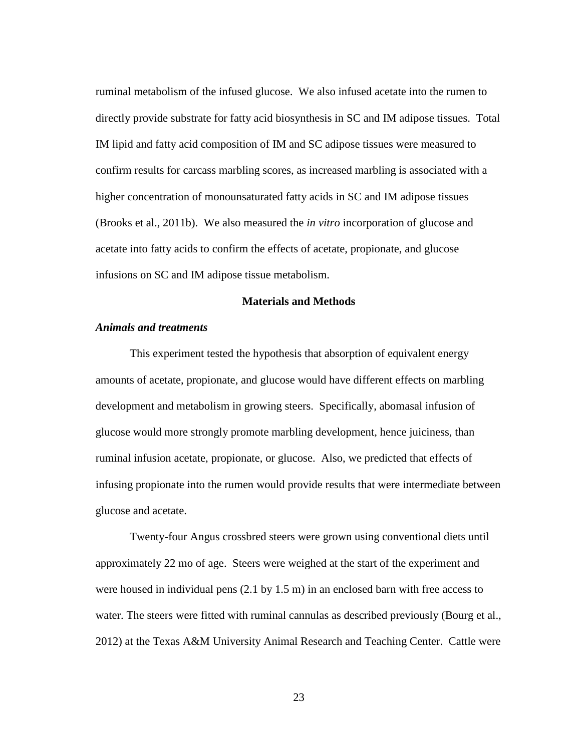ruminal metabolism of the infused glucose. We also infused acetate into the rumen to directly provide substrate for fatty acid biosynthesis in SC and IM adipose tissues. Total IM lipid and fatty acid composition of IM and SC adipose tissues were measured to confirm results for carcass marbling scores, as increased marbling is associated with a higher concentration of monounsaturated fatty acids in SC and IM adipose tissues (Brooks et al., 2011b). We also measured the *in vitro* incorporation of glucose and acetate into fatty acids to confirm the effects of acetate, propionate, and glucose infusions on SC and IM adipose tissue metabolism.

## Materials and Methods

### *Animals and treatments*

This experiment tested the hypothesis that absorption of equivalent energy amounts of acetate, propionate, and glucose would have different effects on marbling development and metabolism in growing steers. Specifically, abomasal infusion of glucose would more strongly promote marbling development, hence juiciness, than ruminal infusion acetate, propionate, or glucose. Also, we predicted that effects of infusing propionate into the rumen would provide results that were intermediate between glucose and acetate.

Twenty-four Angus crossbred steers were grown using conventional diets until approximately 22 mo of age. Steers were weighed at the start of the experiment and were housed in individual pens (2.1 by 1.5 m) in an enclosed barn with free access to water. The steers were fitted with ruminal cannulas as described previously (Bourg et al., 2012) at the Texas A&M University Animal Research and Teaching Center. Cattle were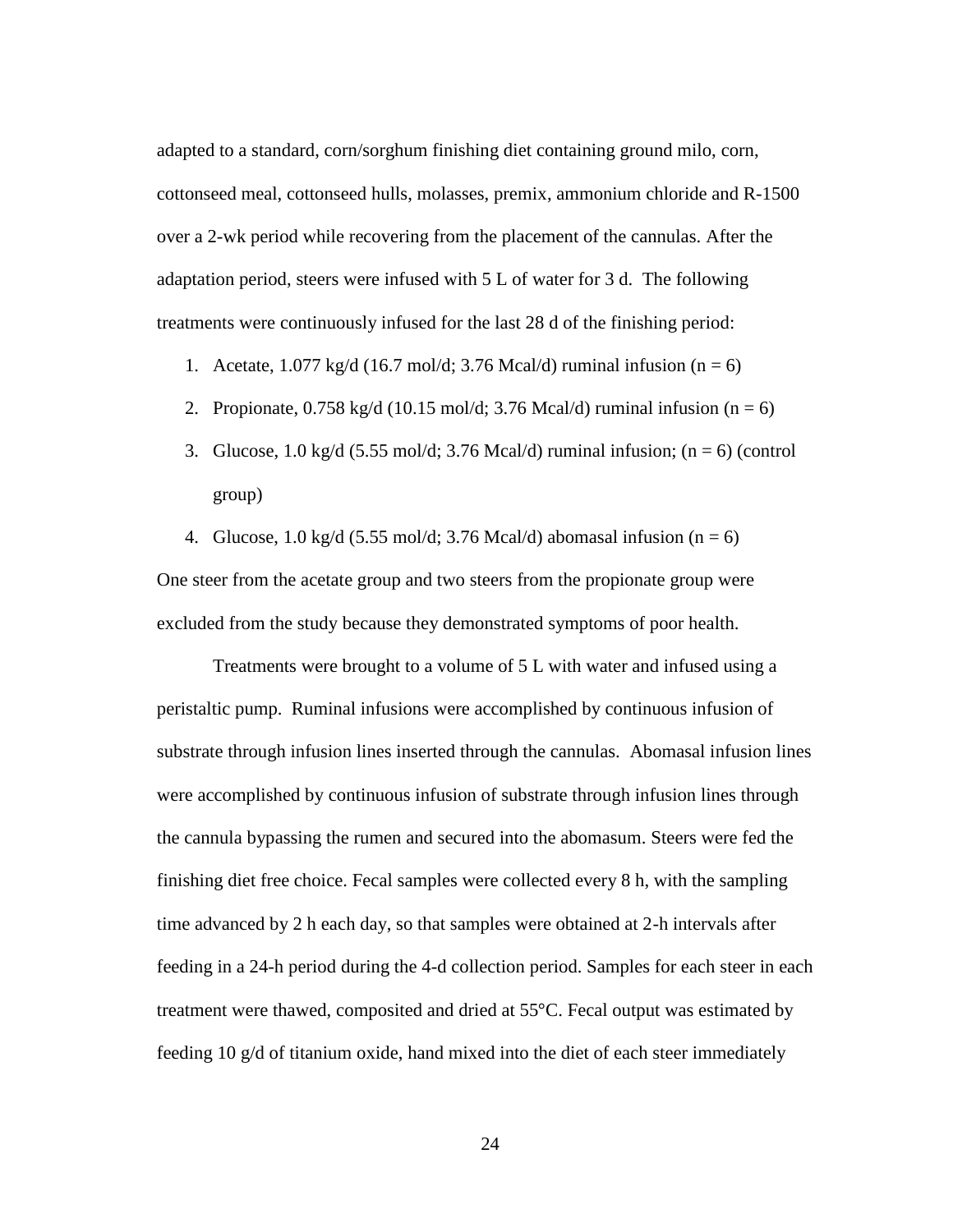adapted to a standard, corn/sorghum finishing diet containing ground milo, corn, cottonseed meal, cottonseed hulls, molasses, premix, ammonium chloride and R-1500 over a 2-wk period while recovering from the placement of the cannulas. After the adaptation period, steers were infused with 5 L of water for 3 d. The following treatments were continuously infused for the last 28 d of the finishing period:

1. Acetate, 1.077 kg/d (16.7 mol/d; 3.76 Mcal/d) ruminal infusion ($n = 6$)
2. Propionate, 0.758 kg/d (10.15 mol/d; 3.76 Mcal/d) ruminal infusion ($n = 6$)
3. Glucose, 1.0 kg/d (5.55 mol/d; 3.76 Mcal/d) ruminal infusion; ($n = 6$) (control group)
4. Glucose, 1.0 kg/d (5.55 mol/d; 3.76 Mcal/d) abomasal infusion ($n = 6$)

One steer from the acetate group and two steers from the propionate group were excluded from the study because they demonstrated symptoms of poor health.

Treatments were brought to a volume of 5 L with water and infused using a peristaltic pump. Ruminal infusions were accomplished by continuous infusion of substrate through infusion lines inserted through the cannulas. Abomasal infusion lines were accomplished by continuous infusion of substrate through infusion lines through the cannula bypassing the rumen and secured into the abomasum. Steers were fed the finishing diet free choice. Fecal samples were collected every 8 h, with the sampling time advanced by 2 h each day, so that samples were obtained at 2-h intervals after feeding in a 24-h period during the 4-d collection period. Samples for each steer in each treatment were thawed, composited and dried at 55°C. Fecal output was estimated by feeding 10 g/d of titanium oxide, hand mixed into the diet of each steer immediately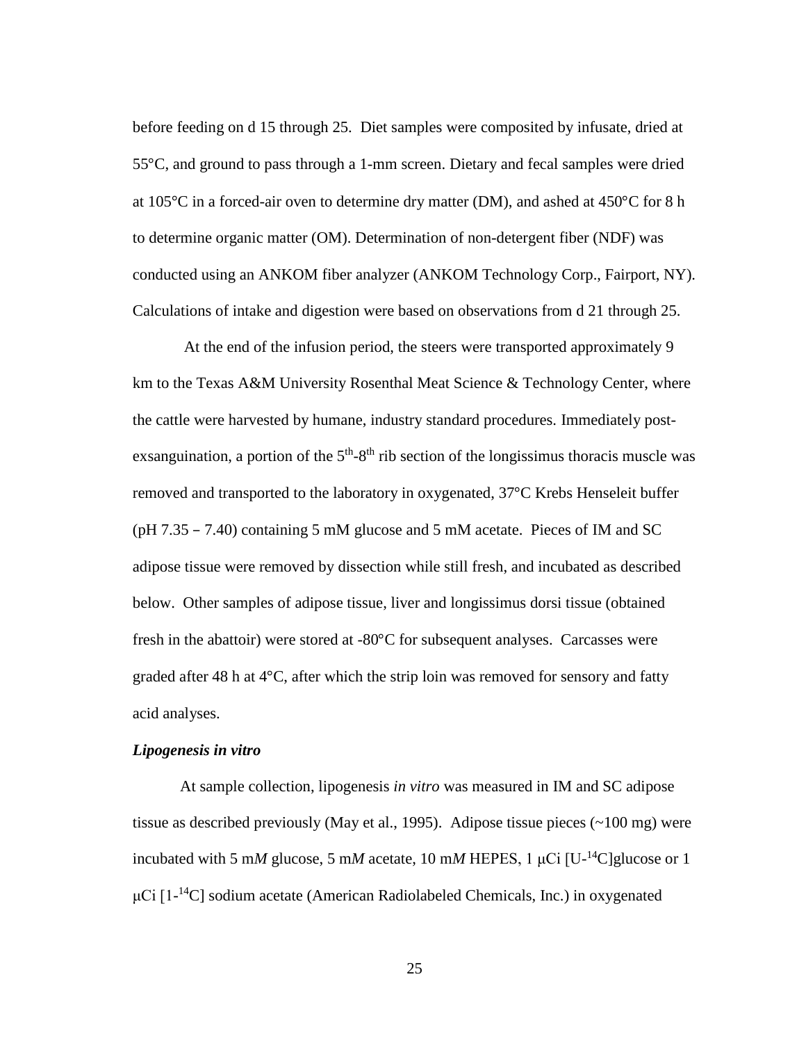before feeding on d 15 through 25. Diet samples were composited by infusate, dried at 55°C, and ground to pass through a 1-mm screen. Dietary and fecal samples were dried at 105°C in a forced-air oven to determine dry matter (DM), and ashed at 450°C for 8 h to determine organic matter (OM). Determination of non-detergent fiber (NDF) was conducted using an ANKOM fiber analyzer (ANKOM Technology Corp., Fairport, NY). Calculations of intake and digestion were based on observations from d 21 through 25.

At the end of the infusion period, the steers were transported approximately 9 km to the Texas A&M University Rosenthal Meat Science & Technology Center, where the cattle were harvested by humane, industry standard procedures. Immediately post-exsanguination, a portion of the 5$^{th}$-8$^{th}$ rib section of the longissimus thoracis muscle was removed and transported to the laboratory in oxygenated, 37°C Krebs Henseleit buffer (pH 7.35 – 7.40) containing 5 mM glucose and 5 mM acetate. Pieces of IM and SC adipose tissue were removed by dissection while still fresh, and incubated as described below. Other samples of adipose tissue, liver and longissimus dorsi tissue (obtained fresh in the abattoir) were stored at -80°C for subsequent analyses. Carcasses were graded after 48 h at 4°C, after which the strip loin was removed for sensory and fatty acid analyses.

***Lipogenesis in vitro***

At sample collection, lipogenesis *in vitro* was measured in IM and SC adipose tissue as described previously (May et al., 1995). Adipose tissue pieces (~100 mg) were incubated with 5 m*M* glucose, 5 m*M* acetate, 10 m*M* HEPES, 1 μCi [U-$^{14}$C]glucose or 1 μCi [1-$^{14}$C] sodium acetate (American Radiolabeled Chemicals, Inc.) in oxygenated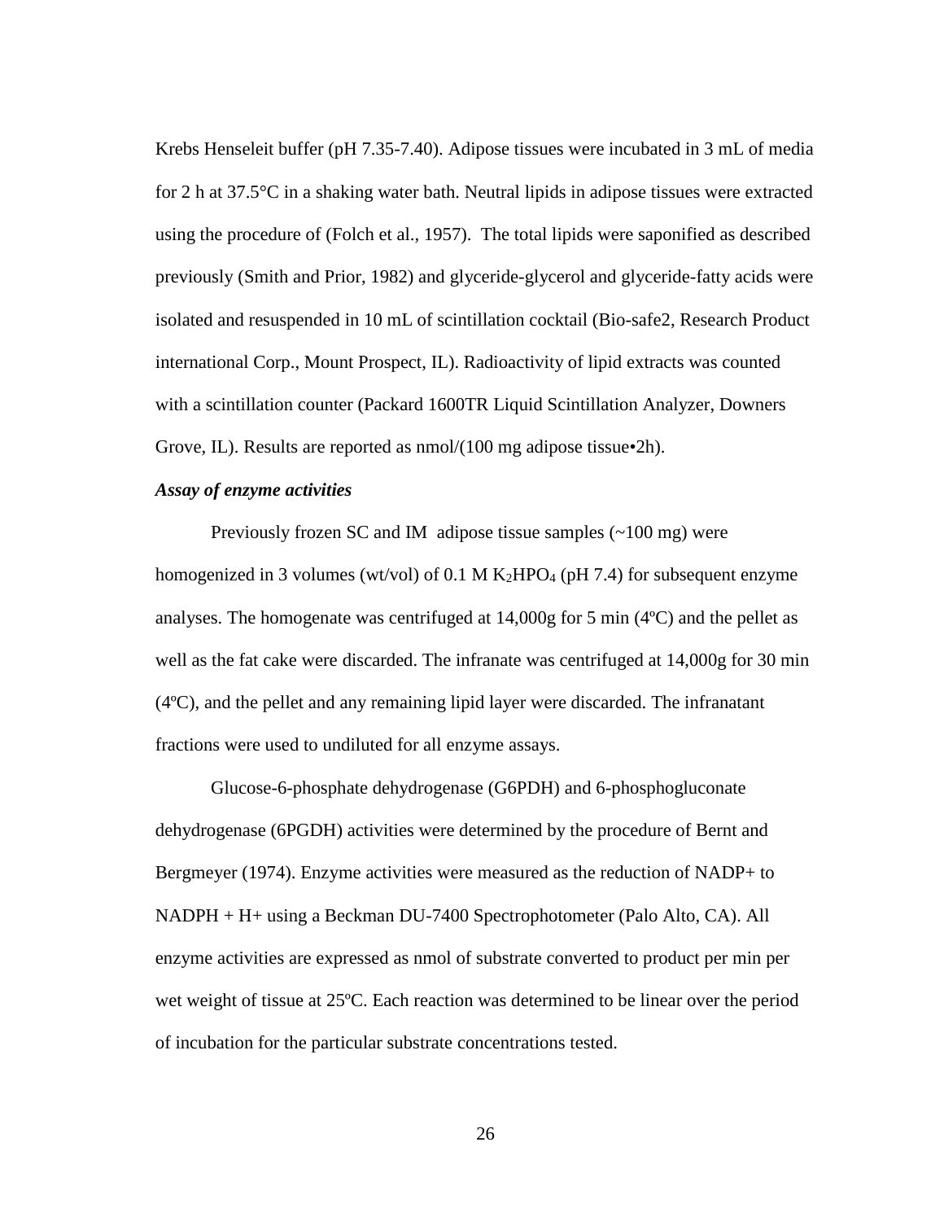Krebs Henseleit buffer (pH 7.35-7.40). Adipose tissues were incubated in 3 mL of media for 2 h at 37.5°C in a shaking water bath. Neutral lipids in adipose tissues were extracted using the procedure of (Folch et al., 1957). The total lipids were saponified as described previously (Smith and Prior, 1982) and glyceride-glycerol and glyceride-fatty acids were isolated and resuspended in 10 mL of scintillation cocktail (Bio-safe2, Research Product international Corp., Mount Prospect, IL). Radioactivity of lipid extracts was counted with a scintillation counter (Packard 1600TR Liquid Scintillation Analyzer, Downers Grove, IL). Results are reported as nmol/(100 mg adipose tissue•2h).

***Assay of enzyme activities***

Previously frozen SC and IM adipose tissue samples (~100 mg) were homogenized in 3 volumes (wt/vol) of 0.1 M $K_2HPO_4$ (pH 7.4) for subsequent enzyme analyses. The homogenate was centrifuged at 14,000g for 5 min (4ºC) and the pellet as well as the fat cake were discarded. The infranate was centrifuged at 14,000g for 30 min (4ºC), and the pellet and any remaining lipid layer were discarded. The infranatant fractions were used to undiluted for all enzyme assays.

Glucose-6-phosphate dehydrogenase (G6PDH) and 6-phosphogluconate dehydrogenase (6PGDH) activities were determined by the procedure of Bernt and Bergmeyer (1974). Enzyme activities were measured as the reduction of NADP+ to NADPH + H+ using a Beckman DU-7400 Spectrophotometer (Palo Alto, CA). All enzyme activities are expressed as nmol of substrate converted to product per min per wet weight of tissue at 25ºC. Each reaction was determined to be linear over the period of incubation for the particular substrate concentrations tested.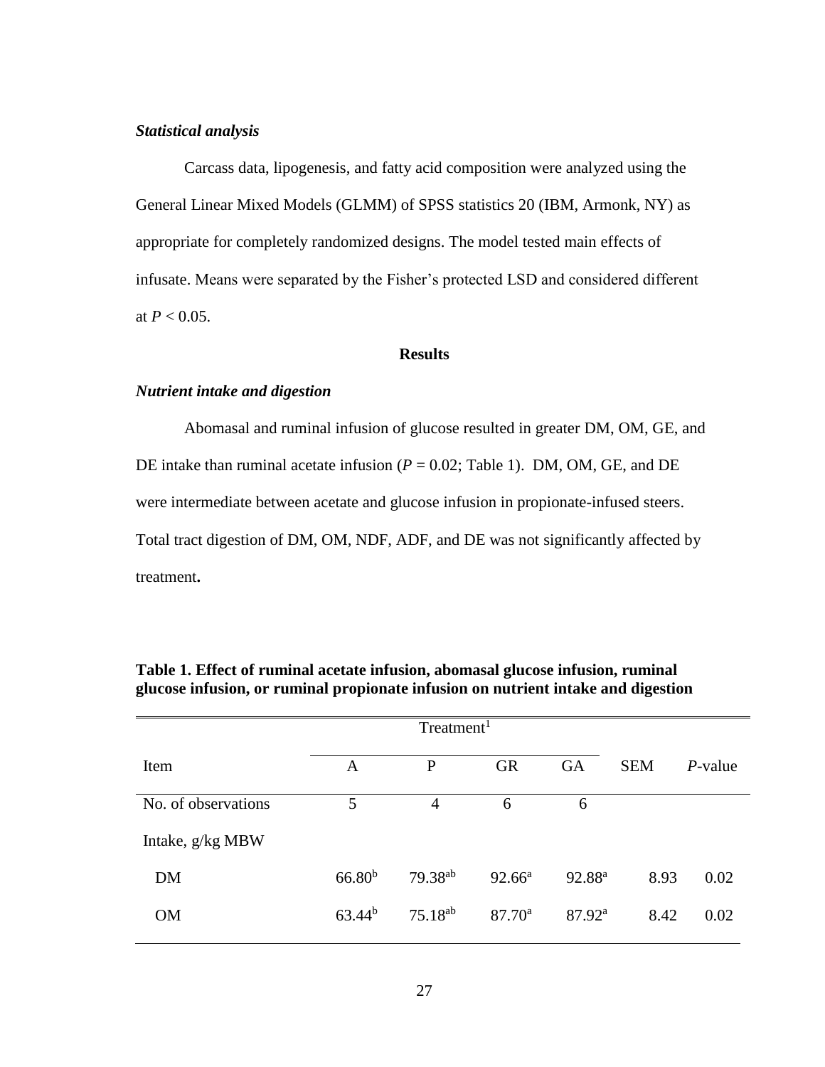### *Statistical analysis*

Carcass data, lipogenesis, and fatty acid composition were analyzed using the General Linear Mixed Models (GLMM) of SPSS statistics 20 (IBM, Armonk, NY) as appropriate for completely randomized designs. The model tested main effects of infusate. Means were separated by the Fisher's protected LSD and considered different at $P < 0.05$.

## Results

### *Nutrient intake and digestion*

Abomasal and ruminal infusion of glucose resulted in greater DM, OM, GE, and DE intake than ruminal acetate infusion ($P = 0.02$; Table 1). DM, OM, GE, and DE were intermediate between acetate and glucose infusion in propionate-infused steers. Total tract digestion of DM, OM, NDF, ADF, and DE was not significantly affected by treatment.

**Table 1. Effect of ruminal acetate infusion, abomasal glucose infusion, ruminal glucose infusion, or ruminal propionate infusion on nutrient intake and digestion**

| | Treatment[1] | | | | | |
|---|---|---|---|---|---|---|
| Item | A | P | GR | GA | SEM | *P*-value |
| No. of observations | 5 | 4 | 6 | 6 | | |
| Intake, g/kg MBW | | | | | | |
| DM | 66.80[b] | 79.38[ab] | 92.66[a] | 92.88[a] | 8.93 | 0.02 |
| OM | 63.44[b] | 75.18[ab] | 87.70[a] | 87.92[a] | 8.42 | 0.02 |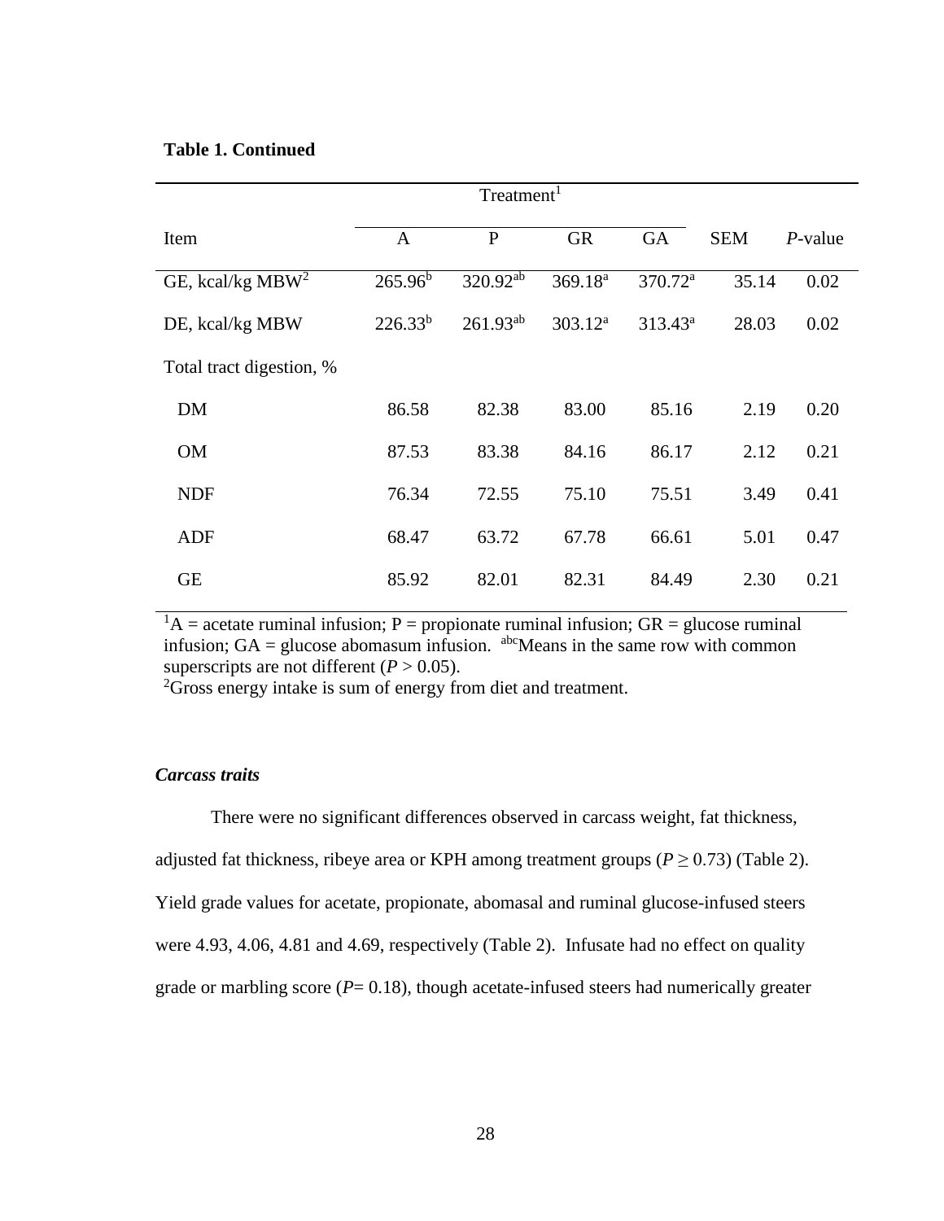**Table 1. Continued**

| | Treatment[1] | | | | | |
|---|---|---|---|---|---|---|
| Item | A | P | GR | GA | SEM | *P*-value |
| GE, kcal/kg MBW[2] | 265.96[b] | 320.92[ab] | 369.18[a] | 370.72[a] | 35.14 | 0.02 |
| DE, kcal/kg MBW | 226.33[b] | 261.93[ab] | 303.12[a] | 313.43[a] | 28.03 | 0.02 |
| Total tract digestion, % | | | | | | |
| DM | 86.58 | 82.38 | 83.00 | 85.16 | 2.19 | 0.20 |
| OM | 87.53 | 83.38 | 84.16 | 86.17 | 2.12 | 0.21 |
| NDF | 76.34 | 72.55 | 75.10 | 75.51 | 3.49 | 0.41 |
| ADF | 68.47 | 63.72 | 67.78 | 66.61 | 5.01 | 0.47 |
| GE | 85.92 | 82.01 | 82.31 | 84.49 | 2.30 | 0.21 |

[1]A = acetate ruminal infusion; P = propionate ruminal infusion; GR = glucose ruminal infusion; GA = glucose abomasum infusion. [abc]Means in the same row with common superscripts are not different ($P > 0.05$).
[2]Gross energy intake is sum of energy from diet and treatment.

### *Carcass traits*

There were no significant differences observed in carcass weight, fat thickness, adjusted fat thickness, ribeye area or KPH among treatment groups ($P \geq 0.73$) (Table 2). Yield grade values for acetate, propionate, abomasal and ruminal glucose-infused steers were 4.93, 4.06, 4.81 and 4.69, respectively (Table 2). Infusate had no effect on quality grade or marbling score ($P = 0.18$), though acetate-infused steers had numerically greater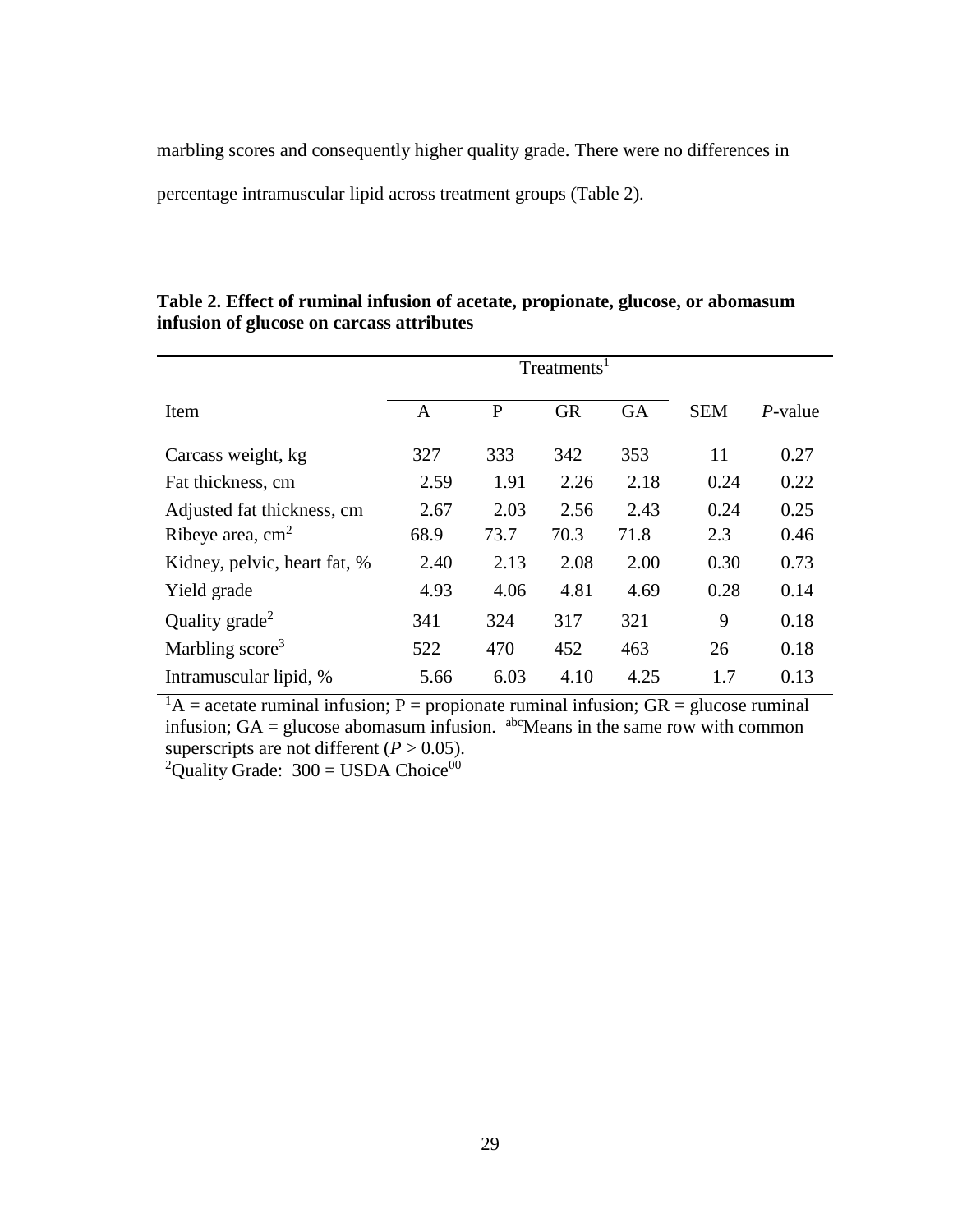marbling scores and consequently higher quality grade. There were no differences in percentage intramuscular lipid across treatment groups (Table 2).

**Table 2. Effect of ruminal infusion of acetate, propionate, glucose, or abomasum infusion of glucose on carcass attributes**

| | Treatments[1] | | | | | |
|---|---|---|---|---|---|---|
| Item | A | P | GR | GA | SEM | *P*-value |
| Carcass weight, kg | 327 | 333 | 342 | 353 | 11 | 0.27 |
| Fat thickness, cm | 2.59 | 1.91 | 2.26 | 2.18 | 0.24 | 0.22 |
| Adjusted fat thickness, cm | 2.67 | 2.03 | 2.56 | 2.43 | 0.24 | 0.25 |
| Ribeye area, $cm^2$ | 68.9 | 73.7 | 70.3 | 71.8 | 2.3 | 0.46 |
| Kidney, pelvic, heart fat, % | 2.40 | 2.13 | 2.08 | 2.00 | 0.30 | 0.73 |
| Yield grade | 4.93 | 4.06 | 4.81 | 4.69 | 0.28 | 0.14 |
| Quality grade[2] | 341 | 324 | 317 | 321 | 9 | 0.18 |
| Marbling score[3] | 522 | 470 | 452 | 463 | 26 | 0.18 |
| Intramuscular lipid, % | 5.66 | 6.03 | 4.10 | 4.25 | 1.7 | 0.13 |

[1]A = acetate ruminal infusion; P = propionate ruminal infusion; GR = glucose ruminal infusion; GA = glucose abomasum infusion. [abc]Means in the same row with common superscripts are not different ($P > 0.05$).

[2]Quality Grade: 300 = USDA Choice$^{00}$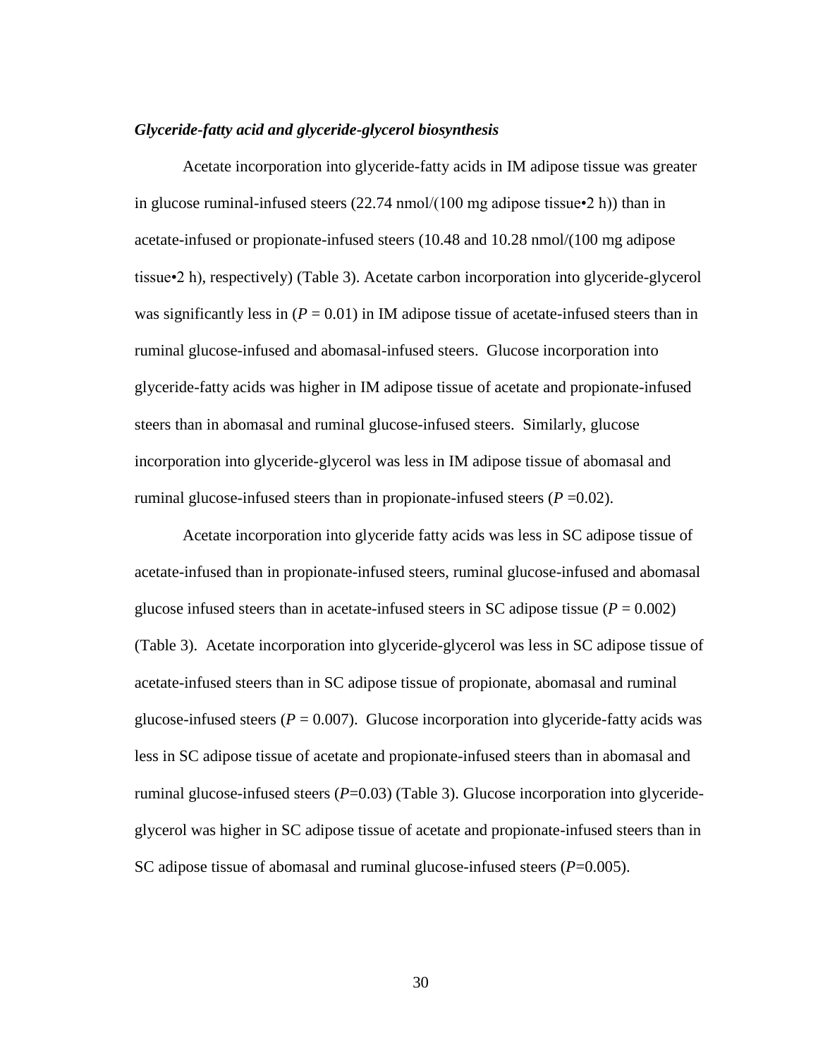### *Glyceride-fatty acid and glyceride-glycerol biosynthesis*

Acetate incorporation into glyceride-fatty acids in IM adipose tissue was greater in glucose ruminal-infused steers (22.74 nmol/(100 mg adipose tissue•2 h)) than in acetate-infused or propionate-infused steers (10.48 and 10.28 nmol/(100 mg adipose tissue•2 h), respectively) (Table 3). Acetate carbon incorporation into glyceride-glycerol was significantly less in ($P$ = 0.01) in IM adipose tissue of acetate-infused steers than in ruminal glucose-infused and abomasal-infused steers. Glucose incorporation into glyceride-fatty acids was higher in IM adipose tissue of acetate and propionate-infused steers than in abomasal and ruminal glucose-infused steers. Similarly, glucose incorporation into glyceride-glycerol was less in IM adipose tissue of abomasal and ruminal glucose-infused steers than in propionate-infused steers ($P$ =0.02).

Acetate incorporation into glyceride fatty acids was less in SC adipose tissue of acetate-infused than in propionate-infused steers, ruminal glucose-infused and abomasal glucose infused steers than in acetate-infused steers in SC adipose tissue ($P$ = 0.002) (Table 3). Acetate incorporation into glyceride-glycerol was less in SC adipose tissue of acetate-infused steers than in SC adipose tissue of propionate, abomasal and ruminal glucose-infused steers ($P$ = 0.007). Glucose incorporation into glyceride-fatty acids was less in SC adipose tissue of acetate and propionate-infused steers than in abomasal and ruminal glucose-infused steers ($P$=0.03) (Table 3). Glucose incorporation into glyceride-glycerol was higher in SC adipose tissue of acetate and propionate-infused steers than in SC adipose tissue of abomasal and ruminal glucose-infused steers ($P$=0.005).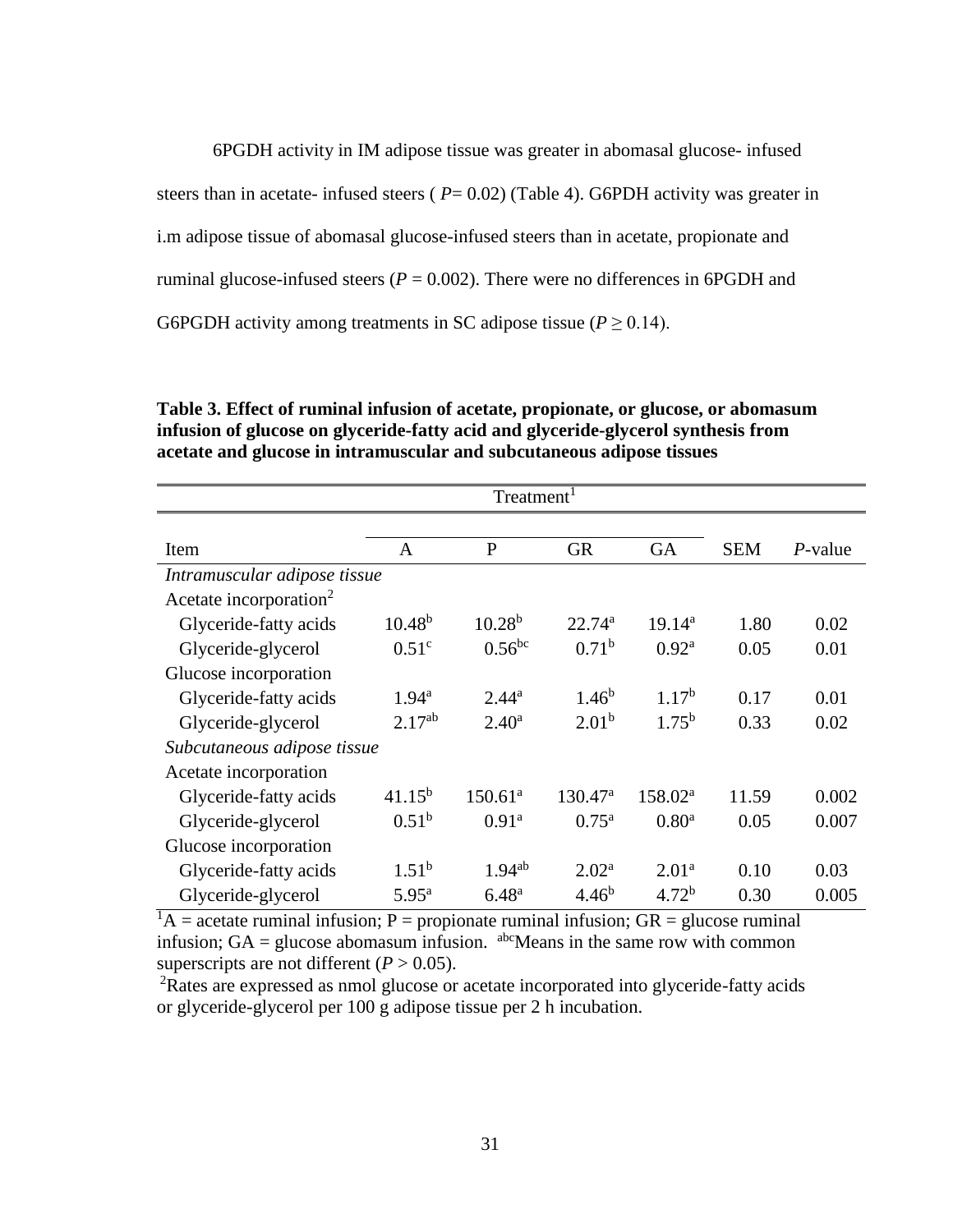6PGDH activity in IM adipose tissue was greater in abomasal glucose- infused steers than in acetate- infused steers ( *P*= 0.02) (Table 4). G6PDH activity was greater in i.m adipose tissue of abomasal glucose-infused steers than in acetate, propionate and ruminal glucose-infused steers (*P* = 0.002). There were no differences in 6PGDH and G6PGDH activity among treatments in SC adipose tissue ($P \geq 0.14$).

**Table 3. Effect of ruminal infusion of acetate, propionate, or glucose, or abomasum infusion of glucose on glyceride-fatty acid and glyceride-glycerol synthesis from acetate and glucose in intramuscular and subcutaneous adipose tissues**

| | Treatment[1] | | | | | |
|---|---|---|---|---|---|---|
| Item | A | P | GR | GA | SEM | *P*-value |
| *Intramuscular adipose tissue* | | | | | | |
| Acetate incorporation[2] | | | | | | |
| Glyceride-fatty acids | $10.48^{b}$ | $10.28^{b}$ | $22.74^{a}$ | $19.14^{a}$ | 1.80 | 0.02 |
| Glyceride-glycerol | $0.51^{c}$ | $0.56^{bc}$ | $0.71^{b}$ | $0.92^{a}$ | 0.05 | 0.01 |
| Glucose incorporation | | | | | | |
| Glyceride-fatty acids | $1.94^{a}$ | $2.44^{a}$ | $1.46^{b}$ | $1.17^{b}$ | 0.17 | 0.01 |
| Glyceride-glycerol | $2.17^{ab}$ | $2.40^{a}$ | $2.01^{b}$ | $1.75^{b}$ | 0.33 | 0.02 |
| *Subcutaneous adipose tissue* | | | | | | |
| Acetate incorporation | | | | | | |
| Glyceride-fatty acids | $41.15^{b}$ | $150.61^{a}$ | $130.47^{a}$ | $158.02^{a}$ | 11.59 | 0.002 |
| Glyceride-glycerol | $0.51^{b}$ | $0.91^{a}$ | $0.75^{a}$ | $0.80^{a}$ | 0.05 | 0.007 |
| Glucose incorporation | | | | | | |
| Glyceride-fatty acids | $1.51^{b}$ | $1.94^{ab}$ | $2.02^{a}$ | $2.01^{a}$ | 0.10 | 0.03 |
| Glyceride-glycerol | $5.95^{a}$ | $6.48^{a}$ | $4.46^{b}$ | $4.72^{b}$ | 0.30 | 0.005 |

[1]A = acetate ruminal infusion; P = propionate ruminal infusion; GR = glucose ruminal infusion; GA = glucose abomasum infusion. [abc]Means in the same row with common superscripts are not different ($P > 0.05$).

[2]Rates are expressed as nmol glucose or acetate incorporated into glyceride-fatty acids or glyceride-glycerol per 100 g adipose tissue per 2 h incubation.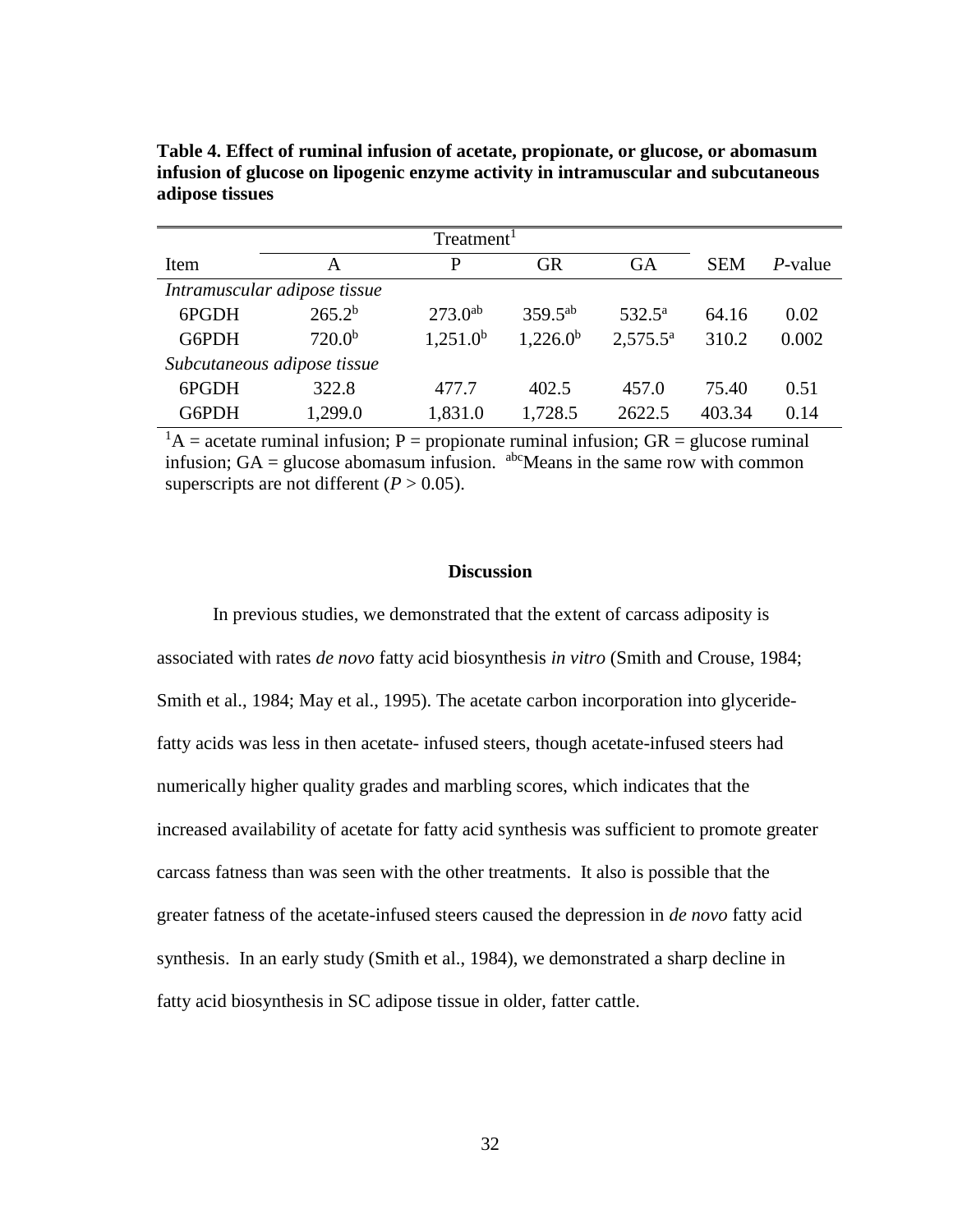**Table 4. Effect of ruminal infusion of acetate, propionate, or glucose, or abomasum infusion of glucose on lipogenic enzyme activity in intramuscular and subcutaneous adipose tissues**

| Item | Treatment[1] | | | | SEM | *P*-value |
|---|---|---|---|---|---|---|
| | A | P | GR | GA | | |
| *Intramuscular adipose tissue* | | | | | | |
| 6PGDH | 265.2[b] | 273.0[ab] | 359.5[ab] | 532.5[a] | 64.16 | 0.02 |
| G6PDH | 720.0[b] | 1,251.0[b] | 1,226.0[b] | 2,575.5[a] | 310.2 | 0.002 |
| *Subcutaneous adipose tissue* | | | | | | |
| 6PGDH | 322.8 | 477.7 | 402.5 | 457.0 | 75.40 | 0.51 |
| G6PDH | 1,299.0 | 1,831.0 | 1,728.5 | 2622.5 | 403.34 | 0.14 |

[1]A = acetate ruminal infusion; P = propionate ruminal infusion; GR = glucose ruminal infusion; GA = glucose abomasum infusion. [abc]Means in the same row with common superscripts are not different ($P > 0.05$).

## Discussion

In previous studies, we demonstrated that the extent of carcass adiposity is associated with rates *de novo* fatty acid biosynthesis *in vitro* (Smith and Crouse, 1984; Smith et al., 1984; May et al., 1995). The acetate carbon incorporation into glyceride-fatty acids was less in then acetate- infused steers, though acetate-infused steers had numerically higher quality grades and marbling scores, which indicates that the increased availability of acetate for fatty acid synthesis was sufficient to promote greater carcass fatness than was seen with the other treatments. It also is possible that the greater fatness of the acetate-infused steers caused the depression in *de novo* fatty acid synthesis. In an early study (Smith et al., 1984), we demonstrated a sharp decline in fatty acid biosynthesis in SC adipose tissue in older, fatter cattle.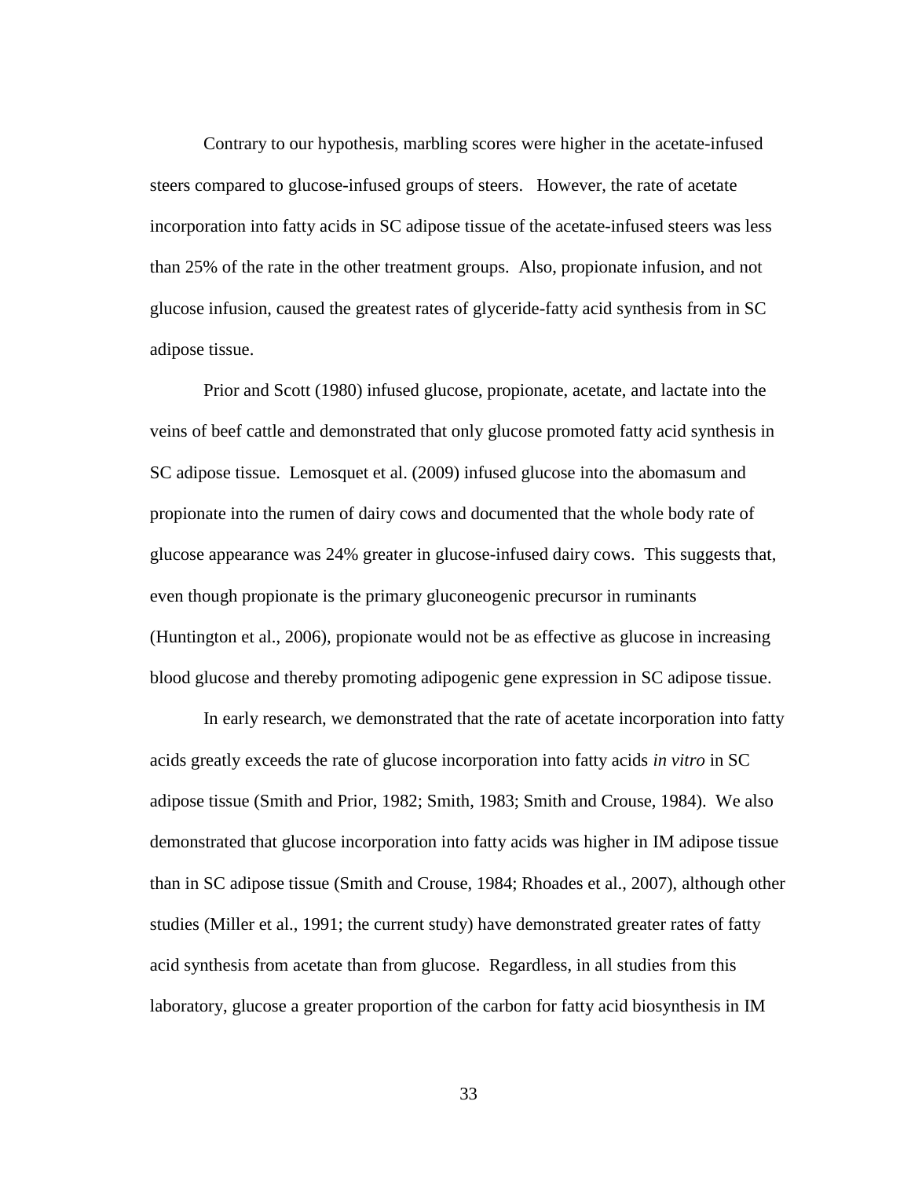Contrary to our hypothesis, marbling scores were higher in the acetate-infused steers compared to glucose-infused groups of steers. However, the rate of acetate incorporation into fatty acids in SC adipose tissue of the acetate-infused steers was less than 25% of the rate in the other treatment groups. Also, propionate infusion, and not glucose infusion, caused the greatest rates of glyceride-fatty acid synthesis from in SC adipose tissue.

Prior and Scott (1980) infused glucose, propionate, acetate, and lactate into the veins of beef cattle and demonstrated that only glucose promoted fatty acid synthesis in SC adipose tissue. Lemosquet et al. (2009) infused glucose into the abomasum and propionate into the rumen of dairy cows and documented that the whole body rate of glucose appearance was 24% greater in glucose-infused dairy cows. This suggests that, even though propionate is the primary gluconeogenic precursor in ruminants (Huntington et al., 2006), propionate would not be as effective as glucose in increasing blood glucose and thereby promoting adipogenic gene expression in SC adipose tissue.

In early research, we demonstrated that the rate of acetate incorporation into fatty acids greatly exceeds the rate of glucose incorporation into fatty acids *in vitro* in SC adipose tissue (Smith and Prior, 1982; Smith, 1983; Smith and Crouse, 1984). We also demonstrated that glucose incorporation into fatty acids was higher in IM adipose tissue than in SC adipose tissue (Smith and Crouse, 1984; Rhoades et al., 2007), although other studies (Miller et al., 1991; the current study) have demonstrated greater rates of fatty acid synthesis from acetate than from glucose. Regardless, in all studies from this laboratory, glucose a greater proportion of the carbon for fatty acid biosynthesis in IM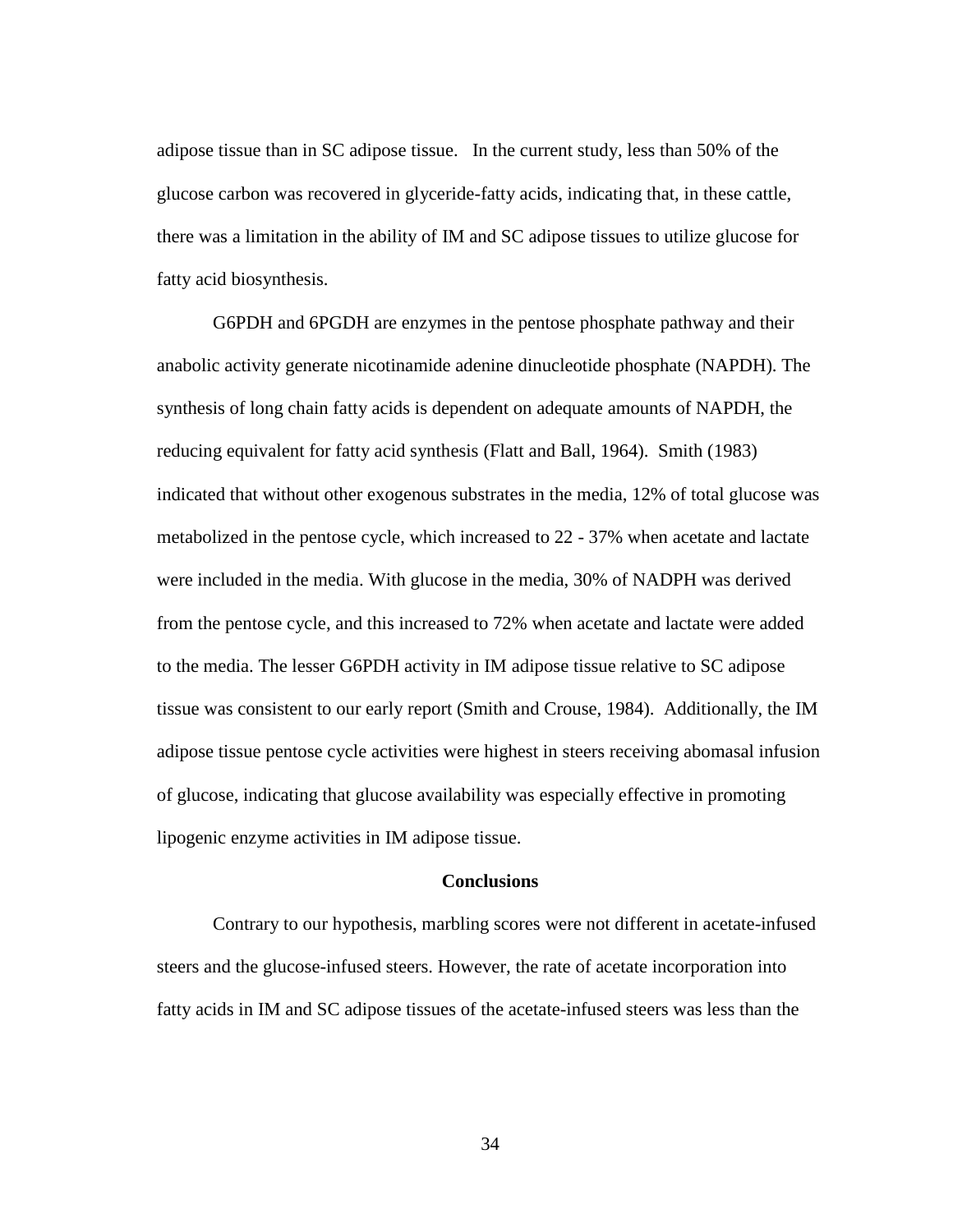adipose tissue than in SC adipose tissue. In the current study, less than 50% of the glucose carbon was recovered in glyceride-fatty acids, indicating that, in these cattle, there was a limitation in the ability of IM and SC adipose tissues to utilize glucose for fatty acid biosynthesis.

G6PDH and 6PGDH are enzymes in the pentose phosphate pathway and their anabolic activity generate nicotinamide adenine dinucleotide phosphate (NAPDH). The synthesis of long chain fatty acids is dependent on adequate amounts of NAPDH, the reducing equivalent for fatty acid synthesis (Flatt and Ball, 1964). Smith (1983) indicated that without other exogenous substrates in the media, 12% of total glucose was metabolized in the pentose cycle, which increased to 22 - 37% when acetate and lactate were included in the media. With glucose in the media, 30% of NADPH was derived from the pentose cycle, and this increased to 72% when acetate and lactate were added to the media. The lesser G6PDH activity in IM adipose tissue relative to SC adipose tissue was consistent to our early report (Smith and Crouse, 1984). Additionally, the IM adipose tissue pentose cycle activities were highest in steers receiving abomasal infusion of glucose, indicating that glucose availability was especially effective in promoting lipogenic enzyme activities in IM adipose tissue.

## Conclusions

Contrary to our hypothesis, marbling scores were not different in acetate-infused steers and the glucose-infused steers. However, the rate of acetate incorporation into fatty acids in IM and SC adipose tissues of the acetate-infused steers was less than the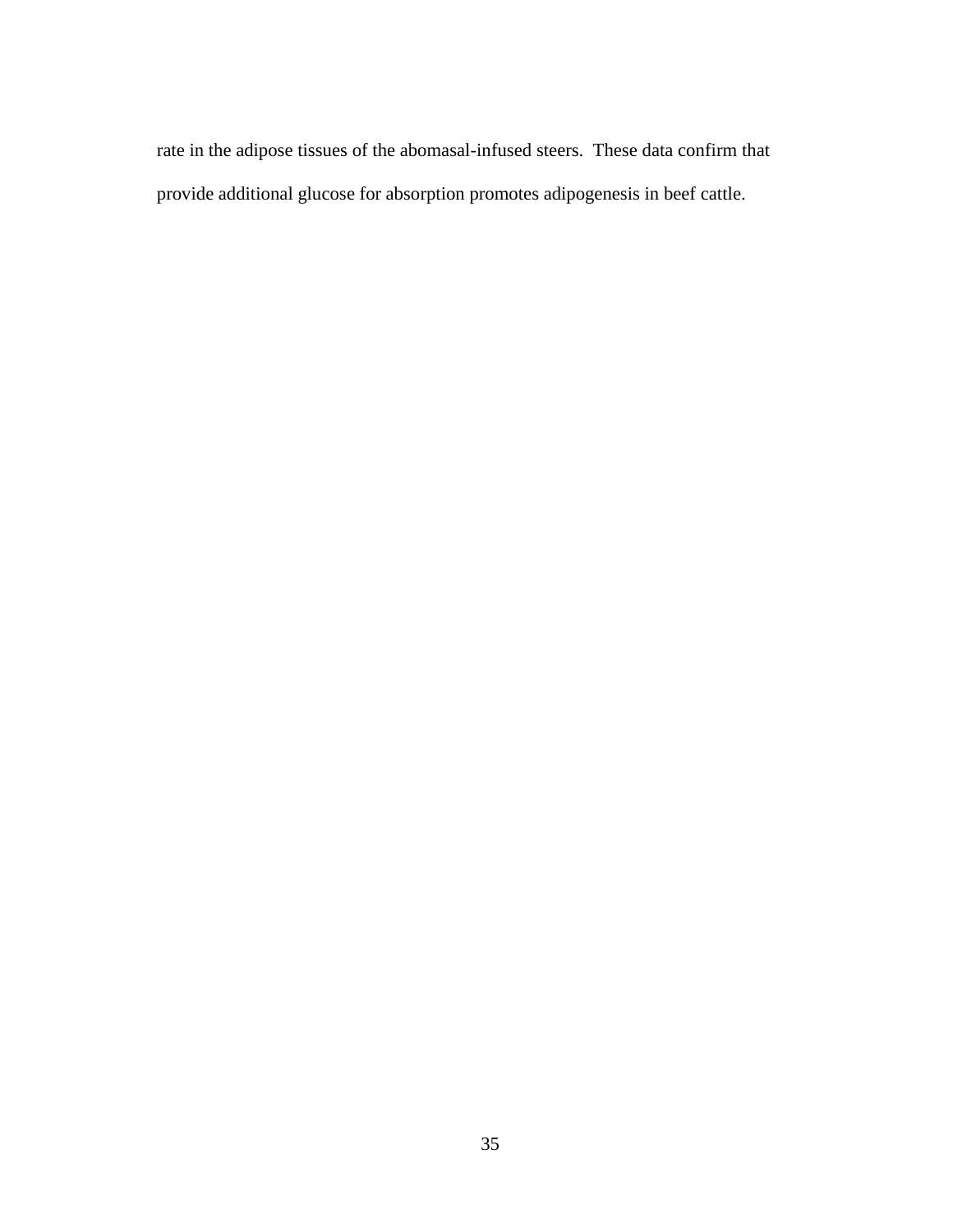rate in the adipose tissues of the abomasal-infused steers. These data confirm that provide additional glucose for absorption promotes adipogenesis in beef cattle.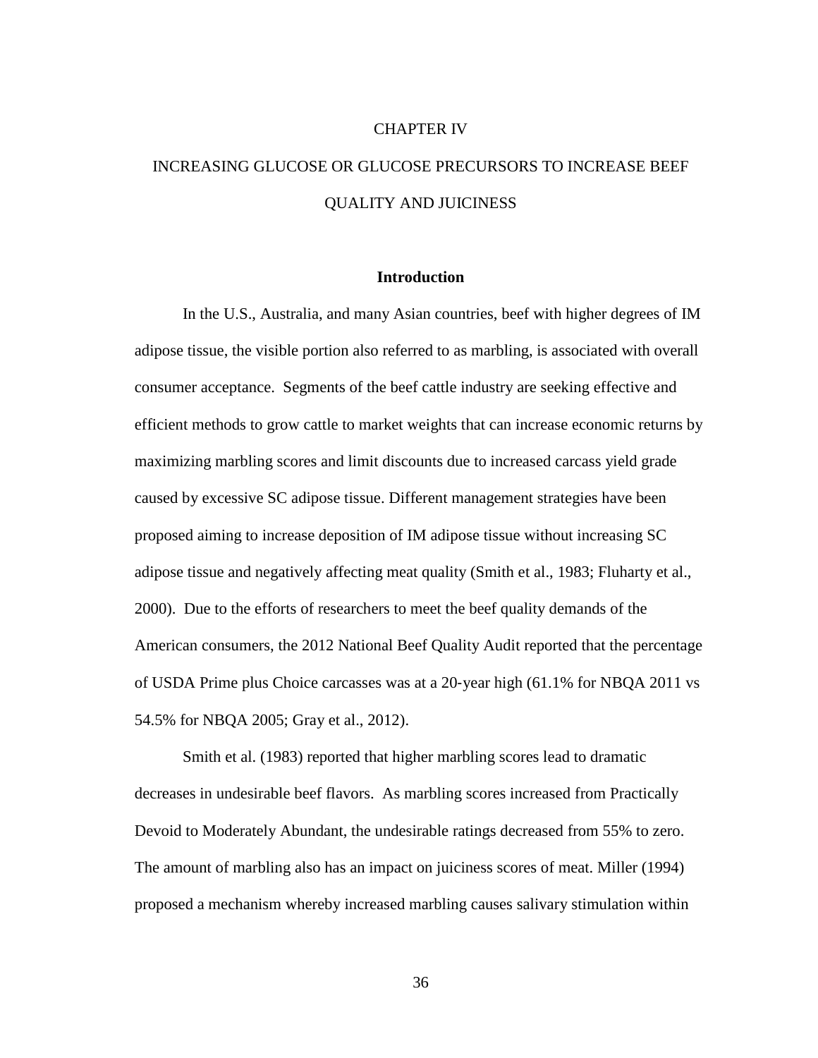# CHAPTER IV

# INCREASING GLUCOSE OR GLUCOSE PRECURSORS TO INCREASE BEEF QUALITY AND JUICINESS

## Introduction

In the U.S., Australia, and many Asian countries, beef with higher degrees of IM adipose tissue, the visible portion also referred to as marbling, is associated with overall consumer acceptance. Segments of the beef cattle industry are seeking effective and efficient methods to grow cattle to market weights that can increase economic returns by maximizing marbling scores and limit discounts due to increased carcass yield grade caused by excessive SC adipose tissue. Different management strategies have been proposed aiming to increase deposition of IM adipose tissue without increasing SC adipose tissue and negatively affecting meat quality (Smith et al., 1983; Fluharty et al., 2000). Due to the efforts of researchers to meet the beef quality demands of the American consumers, the 2012 National Beef Quality Audit reported that the percentage of USDA Prime plus Choice carcasses was at a 20-year high (61.1% for NBQA 2011 vs 54.5% for NBQA 2005; Gray et al., 2012).

Smith et al. (1983) reported that higher marbling scores lead to dramatic decreases in undesirable beef flavors. As marbling scores increased from Practically Devoid to Moderately Abundant, the undesirable ratings decreased from 55% to zero. The amount of marbling also has an impact on juiciness scores of meat. Miller (1994) proposed a mechanism whereby increased marbling causes salivary stimulation within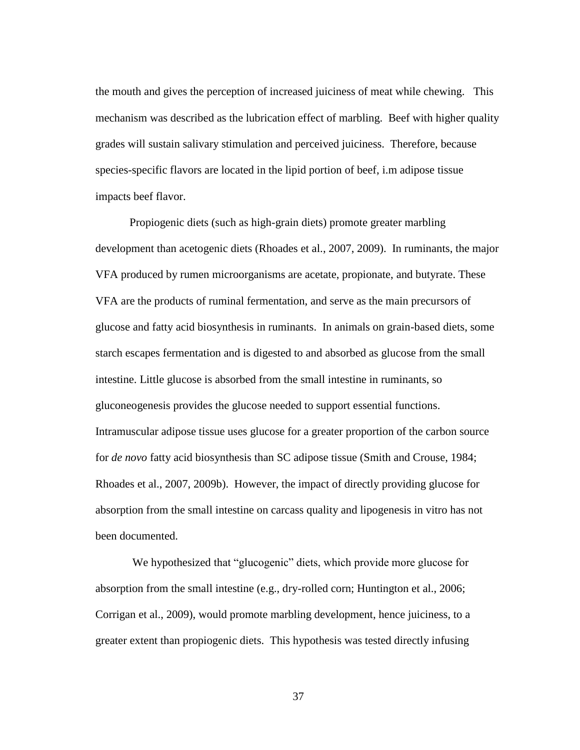the mouth and gives the perception of increased juiciness of meat while chewing. This mechanism was described as the lubrication effect of marbling. Beef with higher quality grades will sustain salivary stimulation and perceived juiciness. Therefore, because species-specific flavors are located in the lipid portion of beef, i.m adipose tissue impacts beef flavor.

Propiogenic diets (such as high-grain diets) promote greater marbling development than acetogenic diets (Rhoades et al., 2007, 2009). In ruminants, the major VFA produced by rumen microorganisms are acetate, propionate, and butyrate. These VFA are the products of ruminal fermentation, and serve as the main precursors of glucose and fatty acid biosynthesis in ruminants. In animals on grain-based diets, some starch escapes fermentation and is digested to and absorbed as glucose from the small intestine. Little glucose is absorbed from the small intestine in ruminants, so gluconeogenesis provides the glucose needed to support essential functions. Intramuscular adipose tissue uses glucose for a greater proportion of the carbon source for *de novo* fatty acid biosynthesis than SC adipose tissue (Smith and Crouse, 1984; Rhoades et al., 2007, 2009b). However, the impact of directly providing glucose for absorption from the small intestine on carcass quality and lipogenesis in vitro has not been documented.

We hypothesized that "glucogenic" diets, which provide more glucose for absorption from the small intestine (e.g., dry-rolled corn; Huntington et al., 2006; Corrigan et al., 2009), would promote marbling development, hence juiciness, to a greater extent than propiogenic diets. This hypothesis was tested directly infusing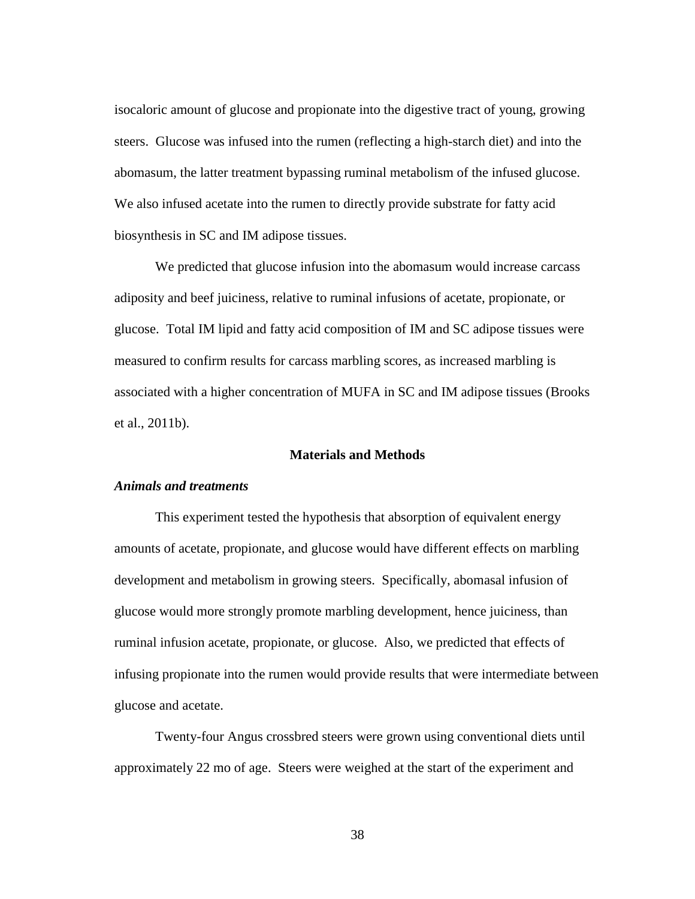isocaloric amount of glucose and propionate into the digestive tract of young, growing steers. Glucose was infused into the rumen (reflecting a high-starch diet) and into the abomasum, the latter treatment bypassing ruminal metabolism of the infused glucose. We also infused acetate into the rumen to directly provide substrate for fatty acid biosynthesis in SC and IM adipose tissues.

We predicted that glucose infusion into the abomasum would increase carcass adiposity and beef juiciness, relative to ruminal infusions of acetate, propionate, or glucose. Total IM lipid and fatty acid composition of IM and SC adipose tissues were measured to confirm results for carcass marbling scores, as increased marbling is associated with a higher concentration of MUFA in SC and IM adipose tissues (Brooks et al., 2011b).

## Materials and Methods

### *Animals and treatments*

This experiment tested the hypothesis that absorption of equivalent energy amounts of acetate, propionate, and glucose would have different effects on marbling development and metabolism in growing steers. Specifically, abomasal infusion of glucose would more strongly promote marbling development, hence juiciness, than ruminal infusion acetate, propionate, or glucose. Also, we predicted that effects of infusing propionate into the rumen would provide results that were intermediate between glucose and acetate.

Twenty-four Angus crossbred steers were grown using conventional diets until approximately 22 mo of age. Steers were weighed at the start of the experiment and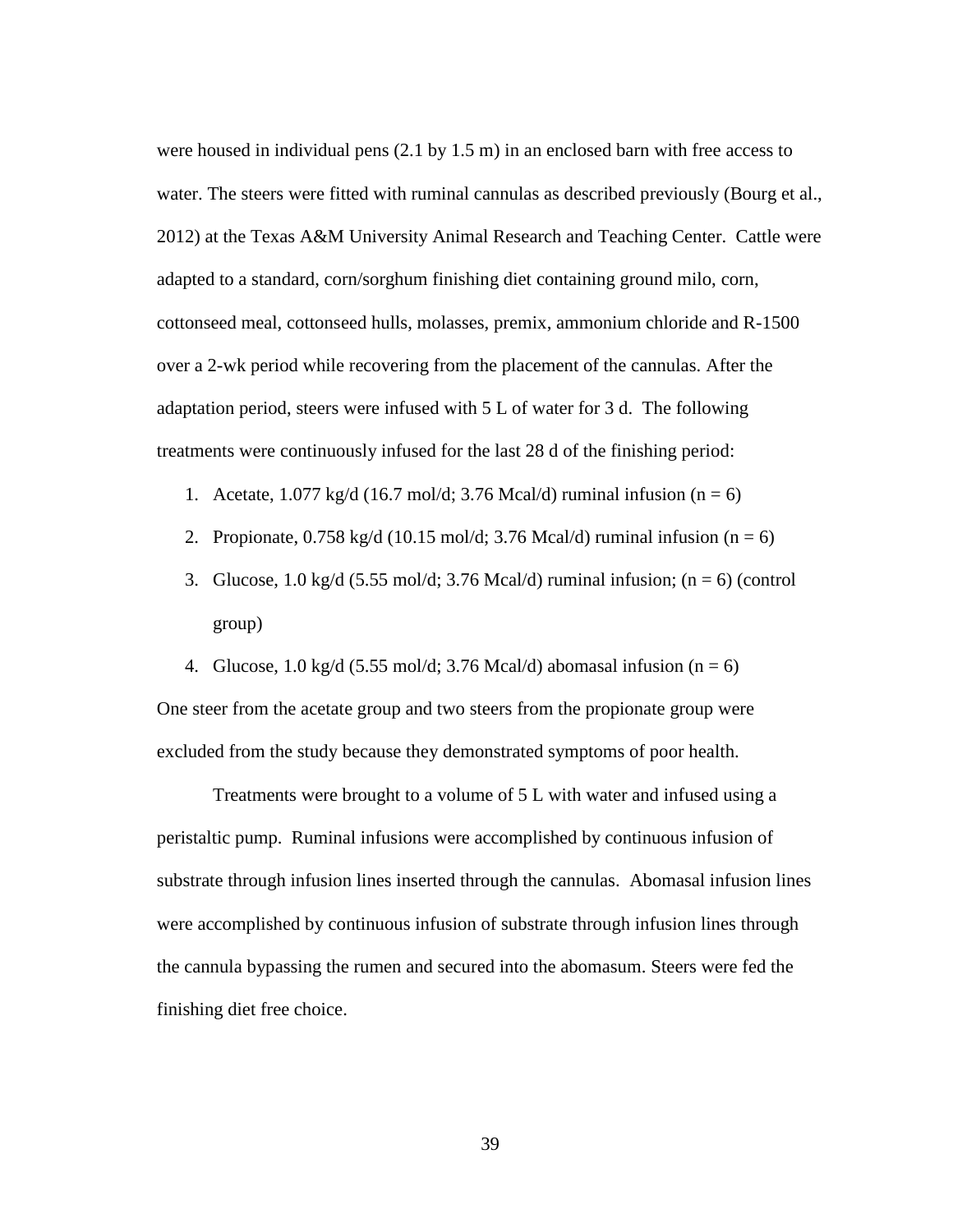were housed in individual pens (2.1 by 1.5 m) in an enclosed barn with free access to water. The steers were fitted with ruminal cannulas as described previously (Bourg et al., 2012) at the Texas A&M University Animal Research and Teaching Center. Cattle were adapted to a standard, corn/sorghum finishing diet containing ground milo, corn, cottonseed meal, cottonseed hulls, molasses, premix, ammonium chloride and R-1500 over a 2-wk period while recovering from the placement of the cannulas. After the adaptation period, steers were infused with 5 L of water for 3 d. The following treatments were continuously infused for the last 28 d of the finishing period:

1. Acetate, 1.077 kg/d (16.7 mol/d; 3.76 Mcal/d) ruminal infusion ($n = 6$)
2. Propionate, 0.758 kg/d (10.15 mol/d; 3.76 Mcal/d) ruminal infusion ($n = 6$)
3. Glucose, 1.0 kg/d (5.55 mol/d; 3.76 Mcal/d) ruminal infusion; ($n = 6$) (control group)
4. Glucose, 1.0 kg/d (5.55 mol/d; 3.76 Mcal/d) abomasal infusion ($n = 6$)

One steer from the acetate group and two steers from the propionate group were excluded from the study because they demonstrated symptoms of poor health.

Treatments were brought to a volume of 5 L with water and infused using a peristaltic pump. Ruminal infusions were accomplished by continuous infusion of substrate through infusion lines inserted through the cannulas. Abomasal infusion lines were accomplished by continuous infusion of substrate through infusion lines through the cannula bypassing the rumen and secured into the abomasum. Steers were fed the finishing diet free choice.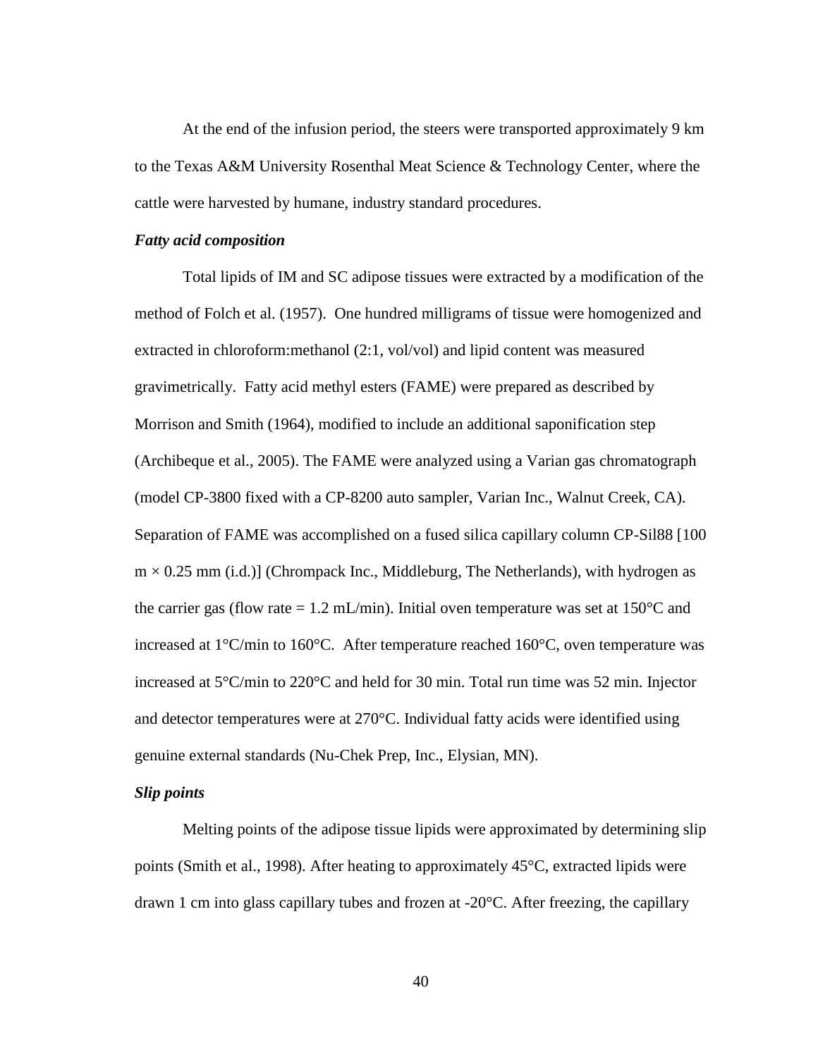At the end of the infusion period, the steers were transported approximately 9 km to the Texas A&M University Rosenthal Meat Science & Technology Center, where the cattle were harvested by humane, industry standard procedures.

### *Fatty acid composition*

Total lipids of IM and SC adipose tissues were extracted by a modification of the method of Folch et al. (1957). One hundred milligrams of tissue were homogenized and extracted in chloroform:methanol (2:1, vol/vol) and lipid content was measured gravimetrically. Fatty acid methyl esters (FAME) were prepared as described by Morrison and Smith (1964), modified to include an additional saponification step (Archibeque et al., 2005). The FAME were analyzed using a Varian gas chromatograph (model CP-3800 fixed with a CP-8200 auto sampler, Varian Inc., Walnut Creek, CA). Separation of FAME was accomplished on a fused silica capillary column CP-Sil88 [100 m × 0.25 mm (i.d.)] (Chrompack Inc., Middleburg, The Netherlands), with hydrogen as the carrier gas (flow rate = 1.2 mL/min). Initial oven temperature was set at 150°C and increased at 1°C/min to 160°C. After temperature reached 160°C, oven temperature was increased at 5°C/min to 220°C and held for 30 min. Total run time was 52 min. Injector and detector temperatures were at 270°C. Individual fatty acids were identified using genuine external standards (Nu-Chek Prep, Inc., Elysian, MN).

### *Slip points*

Melting points of the adipose tissue lipids were approximated by determining slip points (Smith et al., 1998). After heating to approximately 45°C, extracted lipids were drawn 1 cm into glass capillary tubes and frozen at -20°C. After freezing, the capillary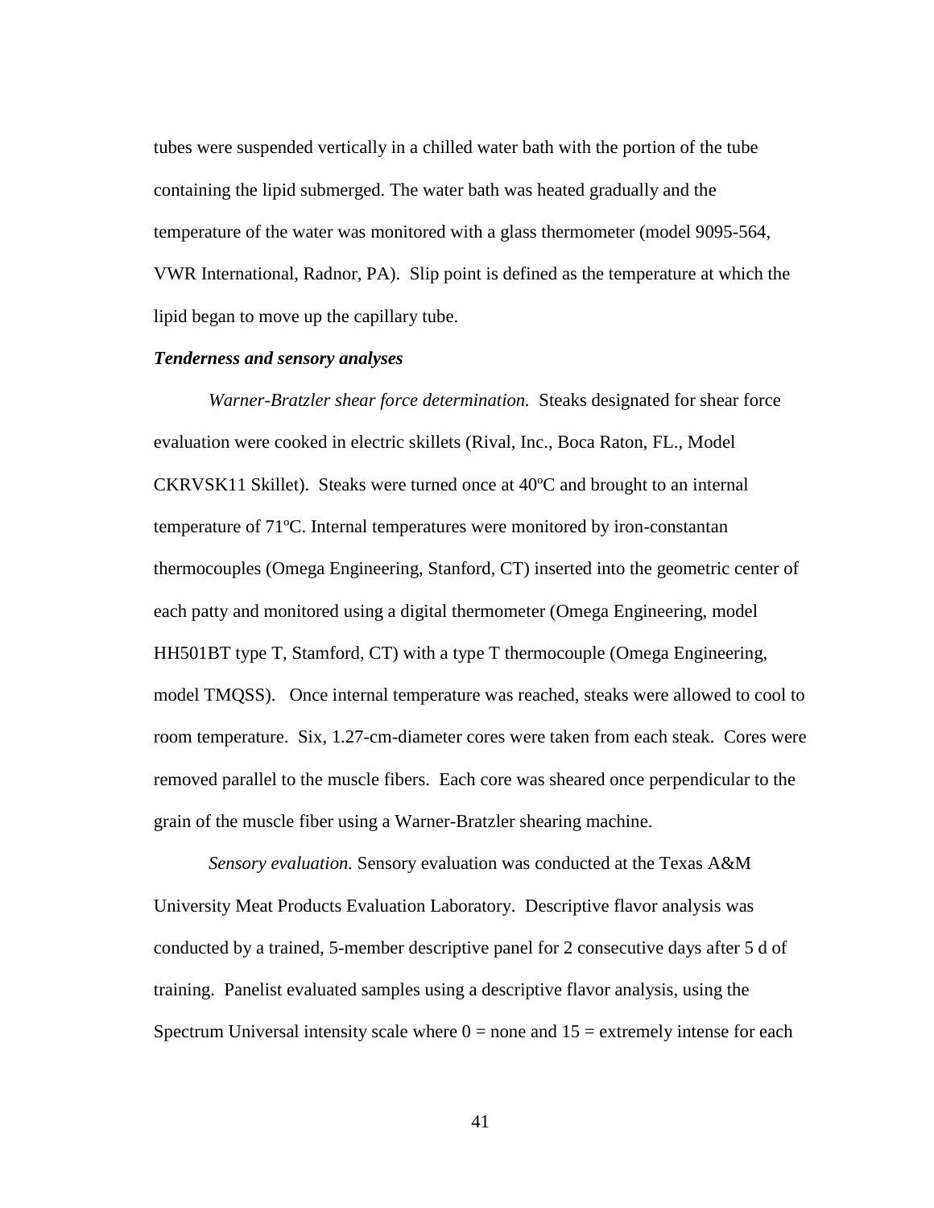tubes were suspended vertically in a chilled water bath with the portion of the tube containing the lipid submerged. The water bath was heated gradually and the temperature of the water was monitored with a glass thermometer (model 9095-564, VWR International, Radnor, PA). Slip point is defined as the temperature at which the lipid began to move up the capillary tube.

***Tenderness and sensory analyses***

*Warner-Bratzler shear force determination.* Steaks designated for shear force evaluation were cooked in electric skillets (Rival, Inc., Boca Raton, FL., Model CKRVSK11 Skillet). Steaks were turned once at 40ºC and brought to an internal temperature of 71ºC. Internal temperatures were monitored by iron-constantan thermocouples (Omega Engineering, Stanford, CT) inserted into the geometric center of each patty and monitored using a digital thermometer (Omega Engineering, model HH501BT type T, Stamford, CT) with a type T thermocouple (Omega Engineering, model TMQSS). Once internal temperature was reached, steaks were allowed to cool to room temperature. Six, 1.27-cm-diameter cores were taken from each steak. Cores were removed parallel to the muscle fibers. Each core was sheared once perpendicular to the grain of the muscle fiber using a Warner-Bratzler shearing machine.

*Sensory evaluation.* Sensory evaluation was conducted at the Texas A&M University Meat Products Evaluation Laboratory. Descriptive flavor analysis was conducted by a trained, 5-member descriptive panel for 2 consecutive days after 5 d of training. Panelist evaluated samples using a descriptive flavor analysis, using the Spectrum Universal intensity scale where 0 = none and 15 = extremely intense for each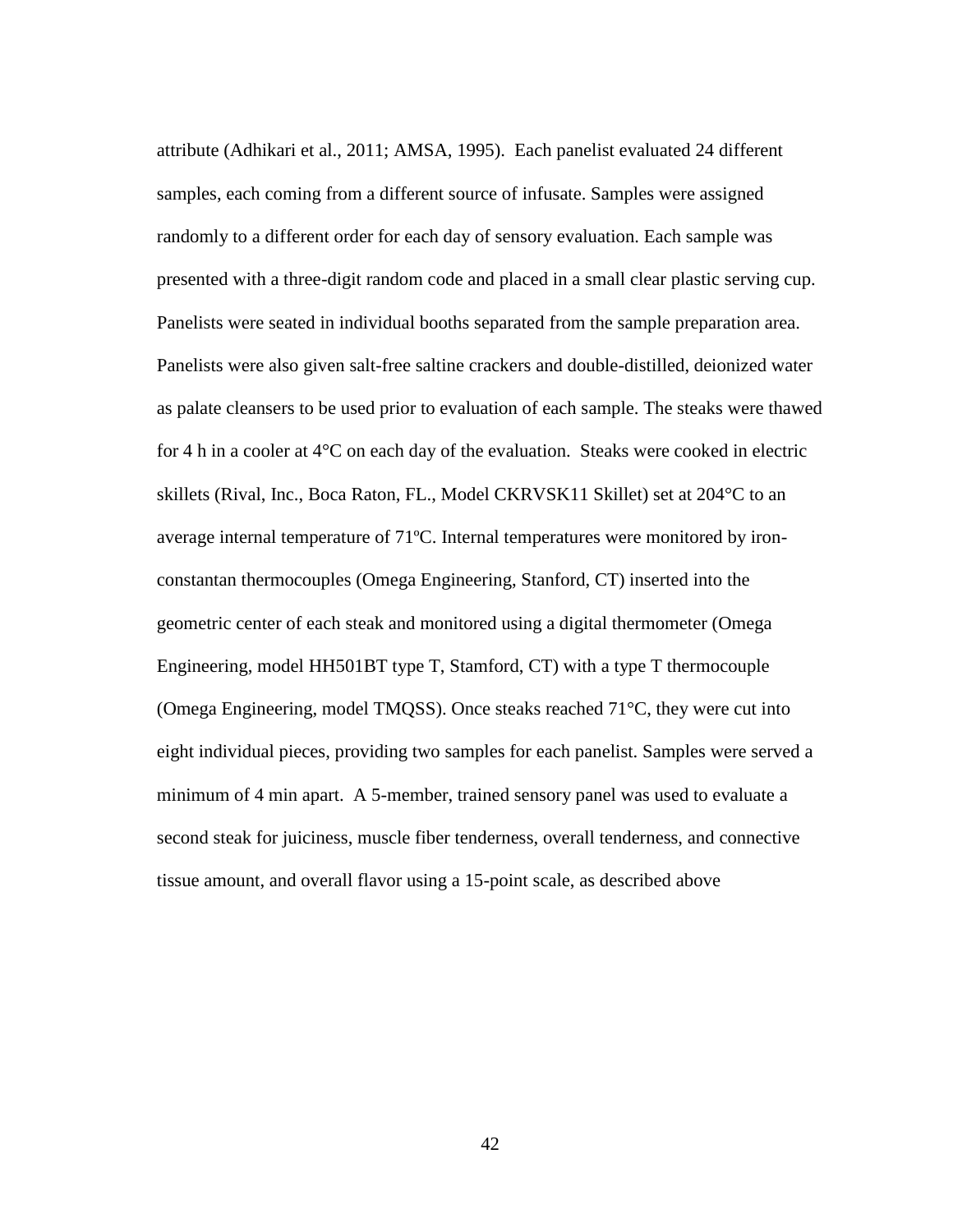attribute (Adhikari et al., 2011; AMSA, 1995). Each panelist evaluated 24 different samples, each coming from a different source of infusate. Samples were assigned randomly to a different order for each day of sensory evaluation. Each sample was presented with a three-digit random code and placed in a small clear plastic serving cup. Panelists were seated in individual booths separated from the sample preparation area. Panelists were also given salt-free saltine crackers and double-distilled, deionized water as palate cleansers to be used prior to evaluation of each sample. The steaks were thawed for 4 h in a cooler at 4°C on each day of the evaluation. Steaks were cooked in electric skillets (Rival, Inc., Boca Raton, FL., Model CKRVSK11 Skillet) set at 204°C to an average internal temperature of 71ºC. Internal temperatures were monitored by iron-constantan thermocouples (Omega Engineering, Stanford, CT) inserted into the geometric center of each steak and monitored using a digital thermometer (Omega Engineering, model HH501BT type T, Stamford, CT) with a type T thermocouple (Omega Engineering, model TMQSS). Once steaks reached 71°C, they were cut into eight individual pieces, providing two samples for each panelist. Samples were served a minimum of 4 min apart. A 5-member, trained sensory panel was used to evaluate a second steak for juiciness, muscle fiber tenderness, overall tenderness, and connective tissue amount, and overall flavor using a 15-point scale, as described above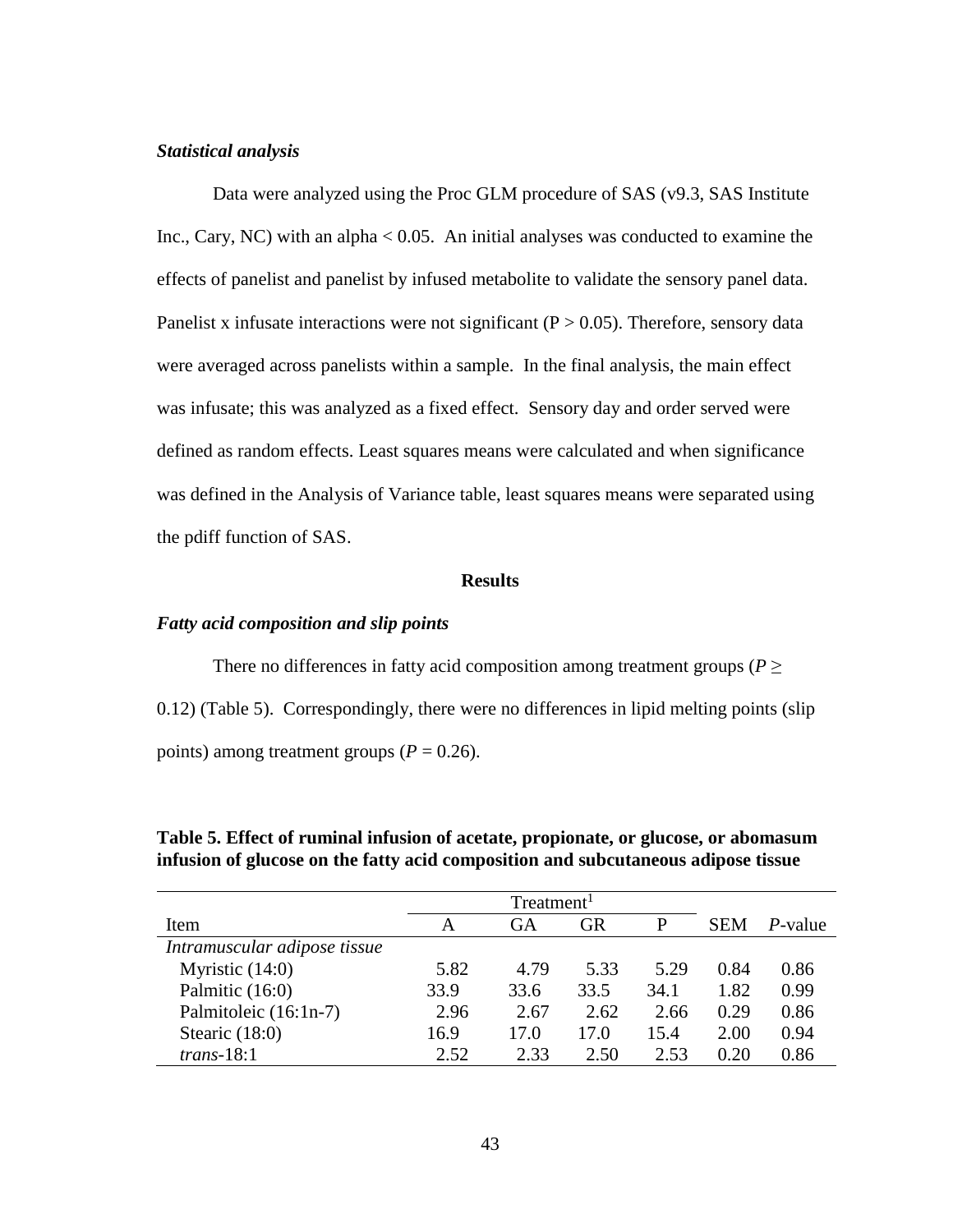### *Statistical analysis*

Data were analyzed using the Proc GLM procedure of SAS (v9.3, SAS Institute Inc., Cary, NC) with an alpha < 0.05. An initial analyses was conducted to examine the effects of panelist and panelist by infused metabolite to validate the sensory panel data. Panelist x infusate interactions were not significant (P > 0.05). Therefore, sensory data were averaged across panelists within a sample. In the final analysis, the main effect was infusate; this was analyzed as a fixed effect. Sensory day and order served were defined as random effects. Least squares means were calculated and when significance was defined in the Analysis of Variance table, least squares means were separated using the pdiff function of SAS.

## Results

### *Fatty acid composition and slip points*

There no differences in fatty acid composition among treatment groups ($P \geq 0.12$) (Table 5). Correspondingly, there were no differences in lipid melting points (slip points) among treatment groups ($P = 0.26$).

**Table 5. Effect of ruminal infusion of acetate, propionate, or glucose, or abomasum infusion of glucose on the fatty acid composition and subcutaneous adipose tissue**

| | Treatment[1] | | | | | |
|---|---|---|---|---|---|---|
| Item | A | GA | GR | P | SEM | *P*-value |
| *Intramuscular adipose tissue* | | | | | | |
| Myristic (14:0) | 5.82 | 4.79 | 5.33 | 5.29 | 0.84 | 0.86 |
| Palmitic (16:0) | 33.9 | 33.6 | 33.5 | 34.1 | 1.82 | 0.99 |
| Palmitoleic (16:1n-7) | 2.96 | 2.67 | 2.62 | 2.66 | 0.29 | 0.86 |
| Stearic (18:0) | 16.9 | 17.0 | 17.0 | 15.4 | 2.00 | 0.94 |
| *trans*-18:1 | 2.52 | 2.33 | 2.50 | 2.53 | 0.20 | 0.86 |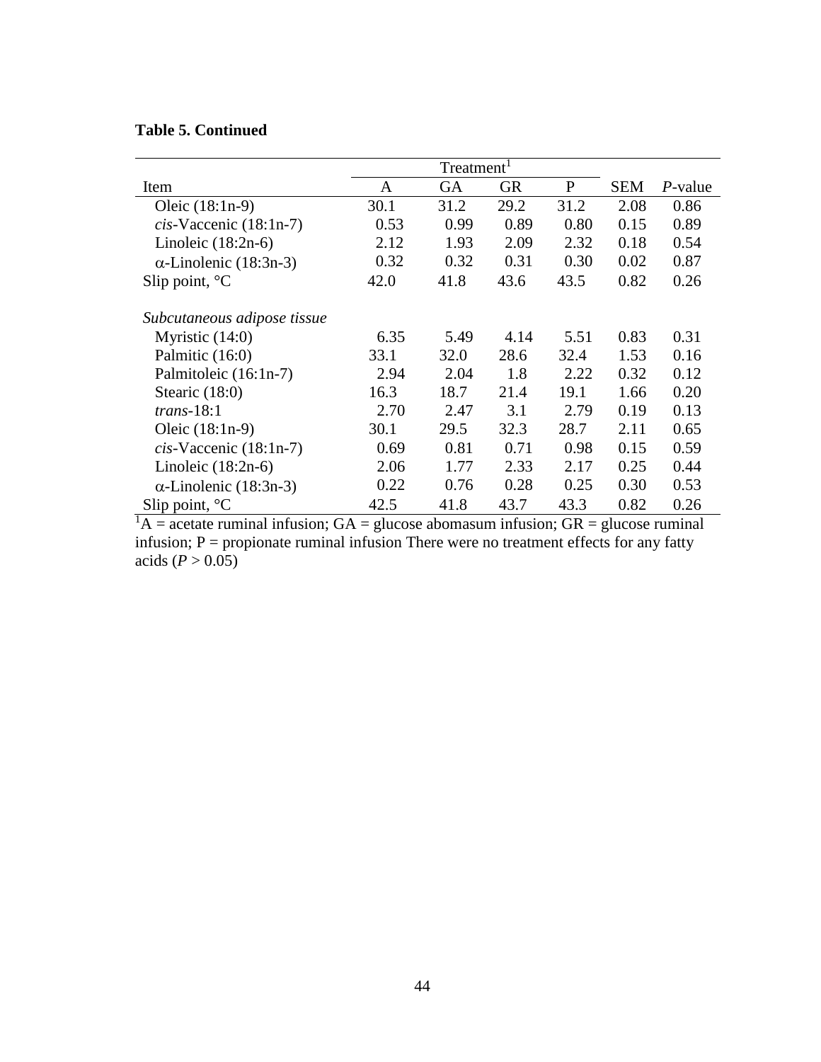**Table 5. Continued**

| | Treatment[1] | | | | | |
|---|---|---|---|---|---|---|
| Item | A | GA | GR | P | SEM | *P*-value |
| Oleic (18:1n-9) | 30.1 | 31.2 | 29.2 | 31.2 | 2.08 | 0.86 |
| *cis*-Vaccenic (18:1n-7) | 0.53 | 0.99 | 0.89 | 0.80 | 0.15 | 0.89 |
| Linoleic (18:2n-6) | 2.12 | 1.93 | 2.09 | 2.32 | 0.18 | 0.54 |
| α-Linolenic (18:3n-3) | 0.32 | 0.32 | 0.31 | 0.30 | 0.02 | 0.87 |
| Slip point, °C | 42.0 | 41.8 | 43.6 | 43.5 | 0.82 | 0.26 |
| *Subcutaneous adipose tissue* | | | | | | |
| Myristic (14:0) | 6.35 | 5.49 | 4.14 | 5.51 | 0.83 | 0.31 |
| Palmitic (16:0) | 33.1 | 32.0 | 28.6 | 32.4 | 1.53 | 0.16 |
| Palmitoleic (16:1n-7) | 2.94 | 2.04 | 1.8 | 2.22 | 0.32 | 0.12 |
| Stearic (18:0) | 16.3 | 18.7 | 21.4 | 19.1 | 1.66 | 0.20 |
| *trans*-18:1 | 2.70 | 2.47 | 3.1 | 2.79 | 0.19 | 0.13 |
| Oleic (18:1n-9) | 30.1 | 29.5 | 32.3 | 28.7 | 2.11 | 0.65 |
| *cis*-Vaccenic (18:1n-7) | 0.69 | 0.81 | 0.71 | 0.98 | 0.15 | 0.59 |
| Linoleic (18:2n-6) | 2.06 | 1.77 | 2.33 | 2.17 | 0.25 | 0.44 |
| α-Linolenic (18:3n-3) | 0.22 | 0.76 | 0.28 | 0.25 | 0.30 | 0.53 |
| Slip point, °C | 42.5 | 41.8 | 43.7 | 43.3 | 0.82 | 0.26 |

[1]A = acetate ruminal infusion; GA = glucose abomasum infusion; GR = glucose ruminal infusion; P = propionate ruminal infusion There were no treatment effects for any fatty acids ($P > 0.05$)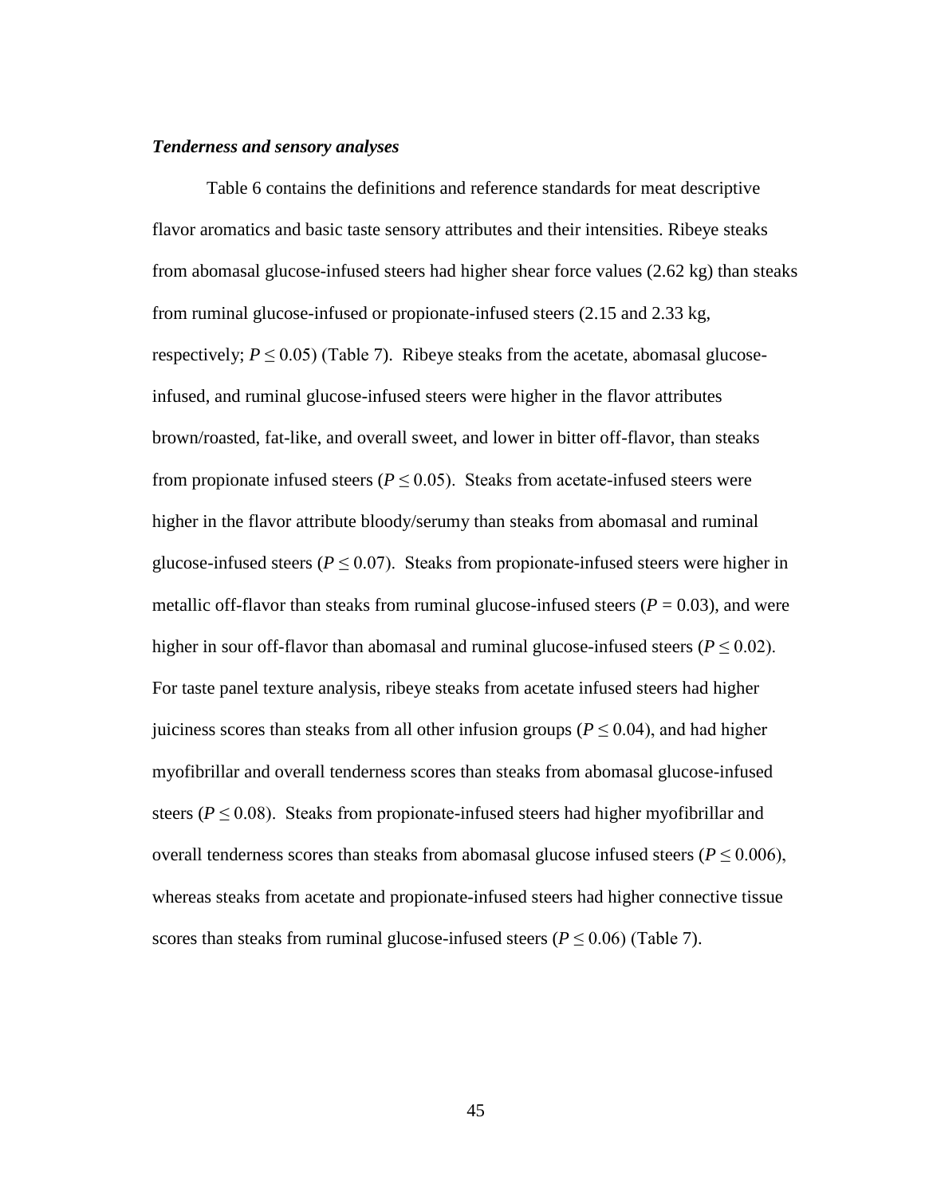***Tenderness and sensory analyses***

Table 6 contains the definitions and reference standards for meat descriptive flavor aromatics and basic taste sensory attributes and their intensities. Ribeye steaks from abomasal glucose-infused steers had higher shear force values (2.62 kg) than steaks from ruminal glucose-infused or propionate-infused steers (2.15 and 2.33 kg, respectively; $P \leq 0.05$) (Table 7). Ribeye steaks from the acetate, abomasal glucose-infused, and ruminal glucose-infused steers were higher in the flavor attributes brown/roasted, fat-like, and overall sweet, and lower in bitter off-flavor, than steaks from propionate infused steers ($P \leq 0.05$). Steaks from acetate-infused steers were higher in the flavor attribute bloody/serumy than steaks from abomasal and ruminal glucose-infused steers ($P \leq 0.07$). Steaks from propionate-infused steers were higher in metallic off-flavor than steaks from ruminal glucose-infused steers ($P = 0.03$), and were higher in sour off-flavor than abomasal and ruminal glucose-infused steers ($P \leq 0.02$). For taste panel texture analysis, ribeye steaks from acetate infused steers had higher juiciness scores than steaks from all other infusion groups ($P \leq 0.04$), and had higher myofibrillar and overall tenderness scores than steaks from abomasal glucose-infused steers ($P \leq 0.08$). Steaks from propionate-infused steers had higher myofibrillar and overall tenderness scores than steaks from abomasal glucose infused steers ($P \leq 0.006$), whereas steaks from acetate and propionate-infused steers had higher connective tissue scores than steaks from ruminal glucose-infused steers ($P \leq 0.06$) (Table 7).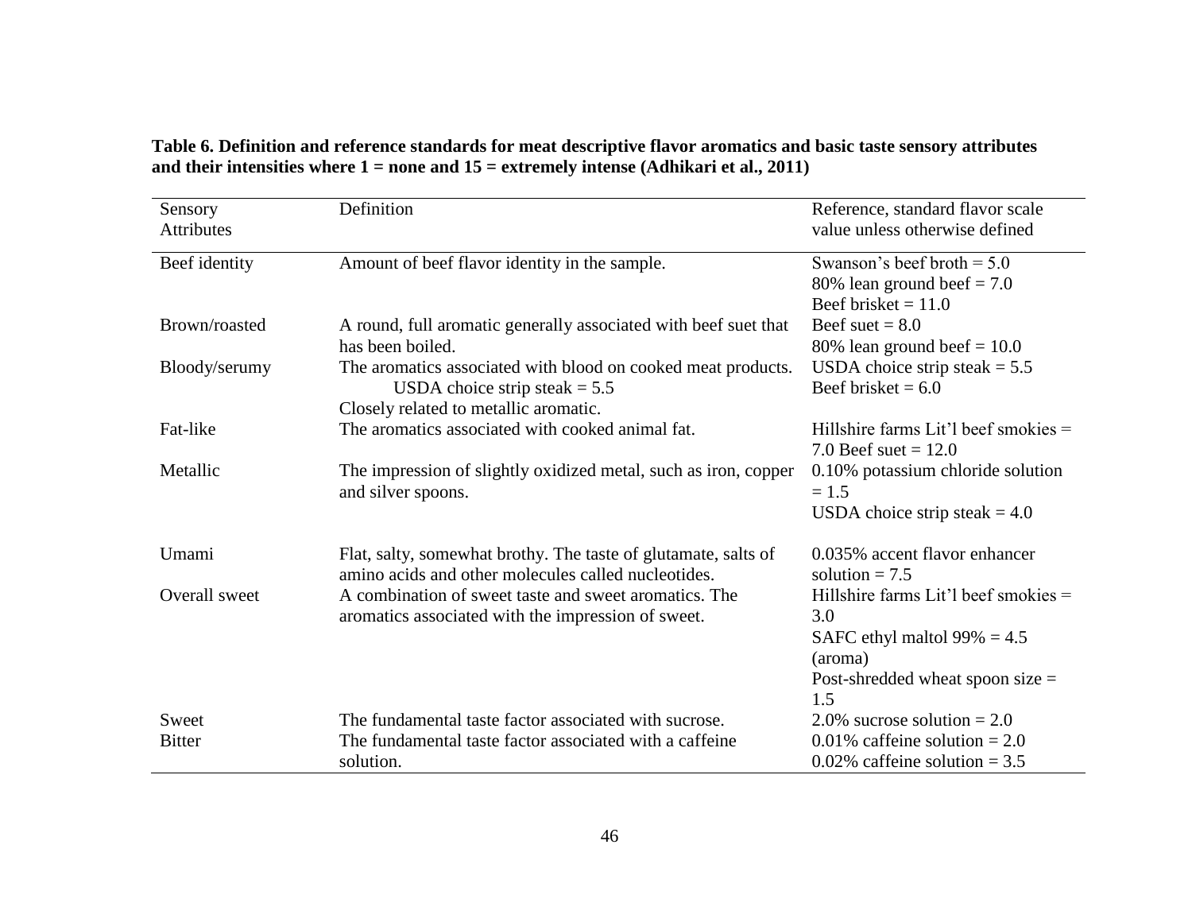**Table 6. Definition and reference standards for meat descriptive flavor aromatics and basic taste sensory attributes and their intensities where 1 = none and 15 = extremely intense (Adhikari et al., 2011)**

| Sensory Attributes | Definition | Reference, standard flavor scale value unless otherwise defined |
|---|---|---|
| Beef identity | Amount of beef flavor identity in the sample. | Swanson's beef broth = 5.0<br>80% lean ground beef = 7.0<br>Beef brisket = 11.0 |
| Brown/roasted | A round, full aromatic generally associated with beef suet that has been boiled. | Beef suet = 8.0<br>80% lean ground beef = 10.0 |
| Bloody/serumy | The aromatics associated with blood on cooked meat products. USDA choice strip steak = 5.5<br>Closely related to metallic aromatic. | USDA choice strip steak = 5.5<br>Beef brisket = 6.0 |
| Fat-like | The aromatics associated with cooked animal fat. | Hillshire farms Lit'l beef smokies = 7.0 Beef suet = 12.0 |
| Metallic | The impression of slightly oxidized metal, such as iron, copper and silver spoons. | 0.10% potassium chloride solution = 1.5<br>USDA choice strip steak = 4.0 |
| Umami | Flat, salty, somewhat brothy. The taste of glutamate, salts of amino acids and other molecules called nucleotides. | 0.035% accent flavor enhancer solution = 7.5 |
| Overall sweet | A combination of sweet taste and sweet aromatics. The aromatics associated with the impression of sweet. | Hillshire farms Lit'l beef smokies = 3.0<br>SAFC ethyl maltol 99% = 4.5 (aroma)<br>Post-shredded wheat spoon size = 1.5 |
| Sweet | The fundamental taste factor associated with sucrose. | 2.0% sucrose solution = 2.0 |
| Bitter | The fundamental taste factor associated with a caffeine solution. | 0.01% caffeine solution = 2.0<br>0.02% caffeine solution = 3.5 |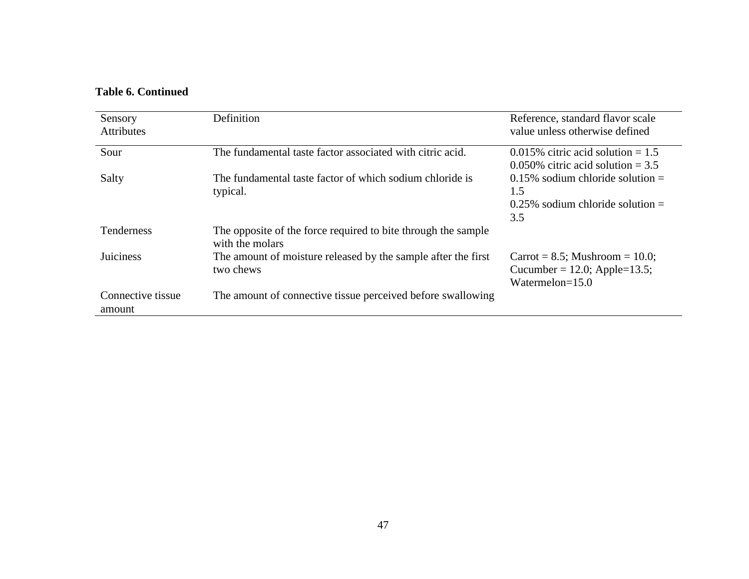**Table 6. Continued**

| Sensory Attributes | Definition | Reference, standard flavor scale value unless otherwise defined |
|---|---|---|
| Sour | The fundamental taste factor associated with citric acid. | 0.015% citric acid solution = 1.5<br>0.050% citric acid solution = 3.5 |
| Salty | The fundamental taste factor of which sodium chloride is typical. | 0.15% sodium chloride solution = 1.5<br>0.25% sodium chloride solution = 3.5 |
| Tenderness | The opposite of the force required to bite through the sample with the molars | |
| Juiciness | The amount of moisture released by the sample after the first two chews | Carrot = 8.5; Mushroom = 10.0; Cucumber = 12.0; Apple=13.5; Watermelon=15.0 |
| Connective tissue amount | The amount of connective tissue perceived before swallowing | |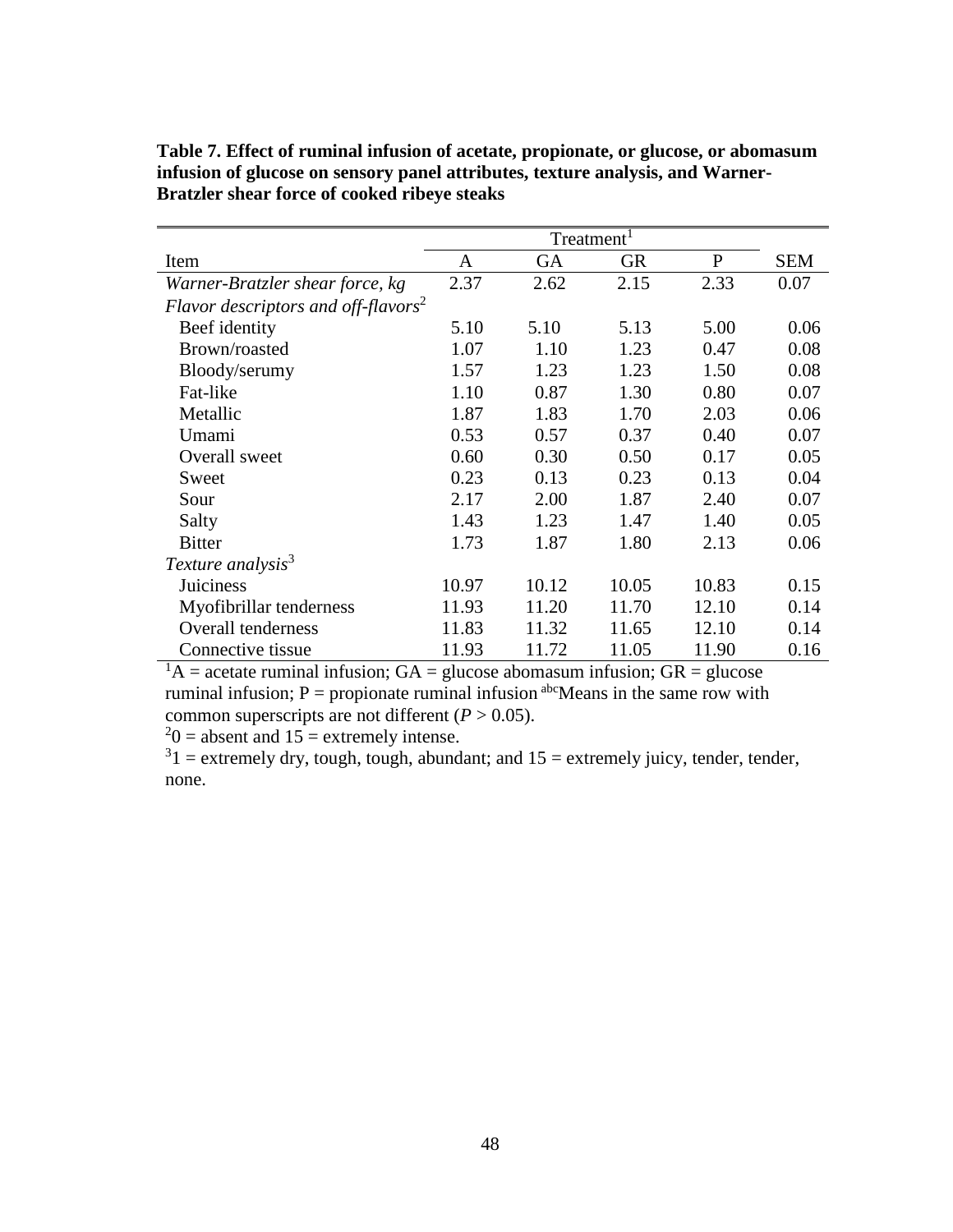**Table 7. Effect of ruminal infusion of acetate, propionate, or glucose, or abomasum infusion of glucose on sensory panel attributes, texture analysis, and Warner-Bratzler shear force of cooked ribeye steaks**

| | Treatment[1] | | | | |
|---|---|---|---|---|---|
| Item | A | GA | GR | P | SEM |
| *Warner-Bratzler shear force, kg* | 2.37 | 2.62 | 2.15 | 2.33 | 0.07 |
| *Flavor descriptors and off-flavors*[2] | | | | | |
| Beef identity | 5.10 | 5.10 | 5.13 | 5.00 | 0.06 |
| Brown/roasted | 1.07 | 1.10 | 1.23 | 0.47 | 0.08 |
| Bloody/serumy | 1.57 | 1.23 | 1.23 | 1.50 | 0.08 |
| Fat-like | 1.10 | 0.87 | 1.30 | 0.80 | 0.07 |
| Metallic | 1.87 | 1.83 | 1.70 | 2.03 | 0.06 |
| Umami | 0.53 | 0.57 | 0.37 | 0.40 | 0.07 |
| Overall sweet | 0.60 | 0.30 | 0.50 | 0.17 | 0.05 |
| Sweet | 0.23 | 0.13 | 0.23 | 0.13 | 0.04 |
| Sour | 2.17 | 2.00 | 1.87 | 2.40 | 0.07 |
| Salty | 1.43 | 1.23 | 1.47 | 1.40 | 0.05 |
| Bitter | 1.73 | 1.87 | 1.80 | 2.13 | 0.06 |
| *Texture analysis*[3] | | | | | |
| Juiciness | 10.97 | 10.12 | 10.05 | 10.83 | 0.15 |
| Myofibrillar tenderness | 11.93 | 11.20 | 11.70 | 12.10 | 0.14 |
| Overall tenderness | 11.83 | 11.32 | 11.65 | 12.10 | 0.14 |
| Connective tissue | 11.93 | 11.72 | 11.05 | 11.90 | 0.16 |

[1]A = acetate ruminal infusion; GA = glucose abomasum infusion; GR = glucose ruminal infusion; P = propionate ruminal infusion [abc]Means in the same row with common superscripts are not different ($P > 0.05$).

[2]0 = absent and 15 = extremely intense.

[3]1 = extremely dry, tough, tough, abundant; and 15 = extremely juicy, tender, tender, none.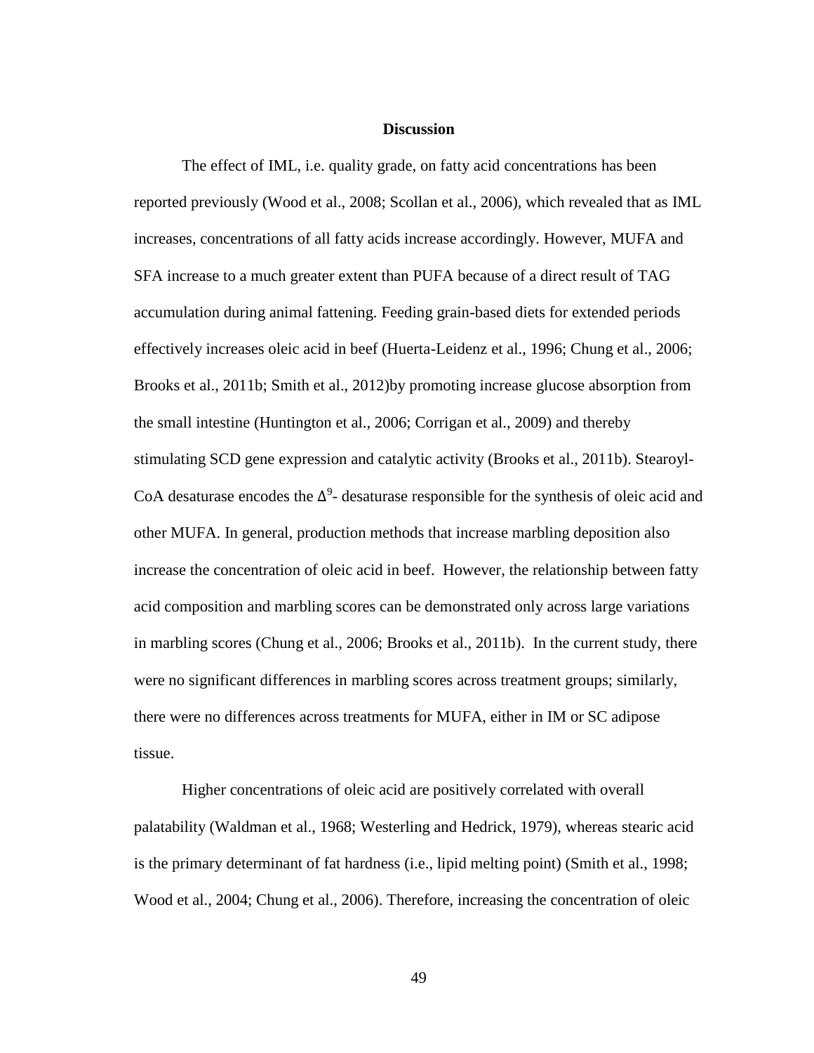## Discussion

The effect of IML, i.e. quality grade, on fatty acid concentrations has been reported previously (Wood et al., 2008; Scollan et al., 2006), which revealed that as IML increases, concentrations of all fatty acids increase accordingly. However, MUFA and SFA increase to a much greater extent than PUFA because of a direct result of TAG accumulation during animal fattening. Feeding grain-based diets for extended periods effectively increases oleic acid in beef (Huerta-Leidenz et al., 1996; Chung et al., 2006; Brooks et al., 2011b; Smith et al., 2012)by promoting increase glucose absorption from the small intestine (Huntington et al., 2006; Corrigan et al., 2009) and thereby stimulating SCD gene expression and catalytic activity (Brooks et al., 2011b). Stearoyl-CoA desaturase encodes the $\Delta^9$- desaturase responsible for the synthesis of oleic acid and other MUFA. In general, production methods that increase marbling deposition also increase the concentration of oleic acid in beef. However, the relationship between fatty acid composition and marbling scores can be demonstrated only across large variations in marbling scores (Chung et al., 2006; Brooks et al., 2011b). In the current study, there were no significant differences in marbling scores across treatment groups; similarly, there were no differences across treatments for MUFA, either in IM or SC adipose tissue.

Higher concentrations of oleic acid are positively correlated with overall palatability (Waldman et al., 1968; Westerling and Hedrick, 1979), whereas stearic acid is the primary determinant of fat hardness (i.e., lipid melting point) (Smith et al., 1998; Wood et al., 2004; Chung et al., 2006). Therefore, increasing the concentration of oleic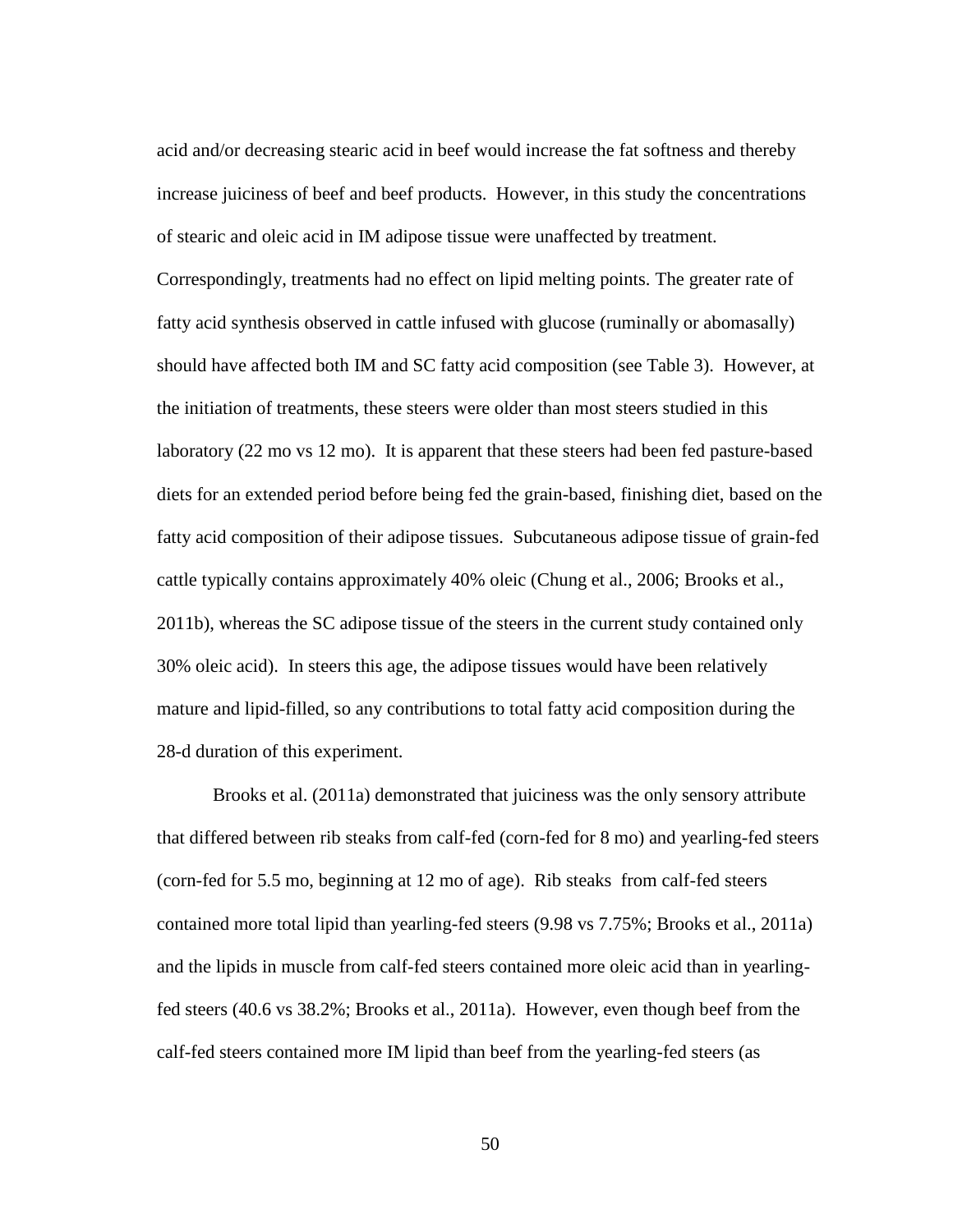acid and/or decreasing stearic acid in beef would increase the fat softness and thereby increase juiciness of beef and beef products. However, in this study the concentrations of stearic and oleic acid in IM adipose tissue were unaffected by treatment. Correspondingly, treatments had no effect on lipid melting points. The greater rate of fatty acid synthesis observed in cattle infused with glucose (ruminally or abomasally) should have affected both IM and SC fatty acid composition (see Table 3). However, at the initiation of treatments, these steers were older than most steers studied in this laboratory (22 mo vs 12 mo). It is apparent that these steers had been fed pasture-based diets for an extended period before being fed the grain-based, finishing diet, based on the fatty acid composition of their adipose tissues. Subcutaneous adipose tissue of grain-fed cattle typically contains approximately 40% oleic (Chung et al., 2006; Brooks et al., 2011b), whereas the SC adipose tissue of the steers in the current study contained only 30% oleic acid). In steers this age, the adipose tissues would have been relatively mature and lipid-filled, so any contributions to total fatty acid composition during the 28-d duration of this experiment.

Brooks et al. (2011a) demonstrated that juiciness was the only sensory attribute that differed between rib steaks from calf-fed (corn-fed for 8 mo) and yearling-fed steers (corn-fed for 5.5 mo, beginning at 12 mo of age). Rib steaks from calf-fed steers contained more total lipid than yearling-fed steers (9.98 vs 7.75%; Brooks et al., 2011a) and the lipids in muscle from calf-fed steers contained more oleic acid than in yearling-fed steers (40.6 vs 38.2%; Brooks et al., 2011a). However, even though beef from the calf-fed steers contained more IM lipid than beef from the yearling-fed steers (as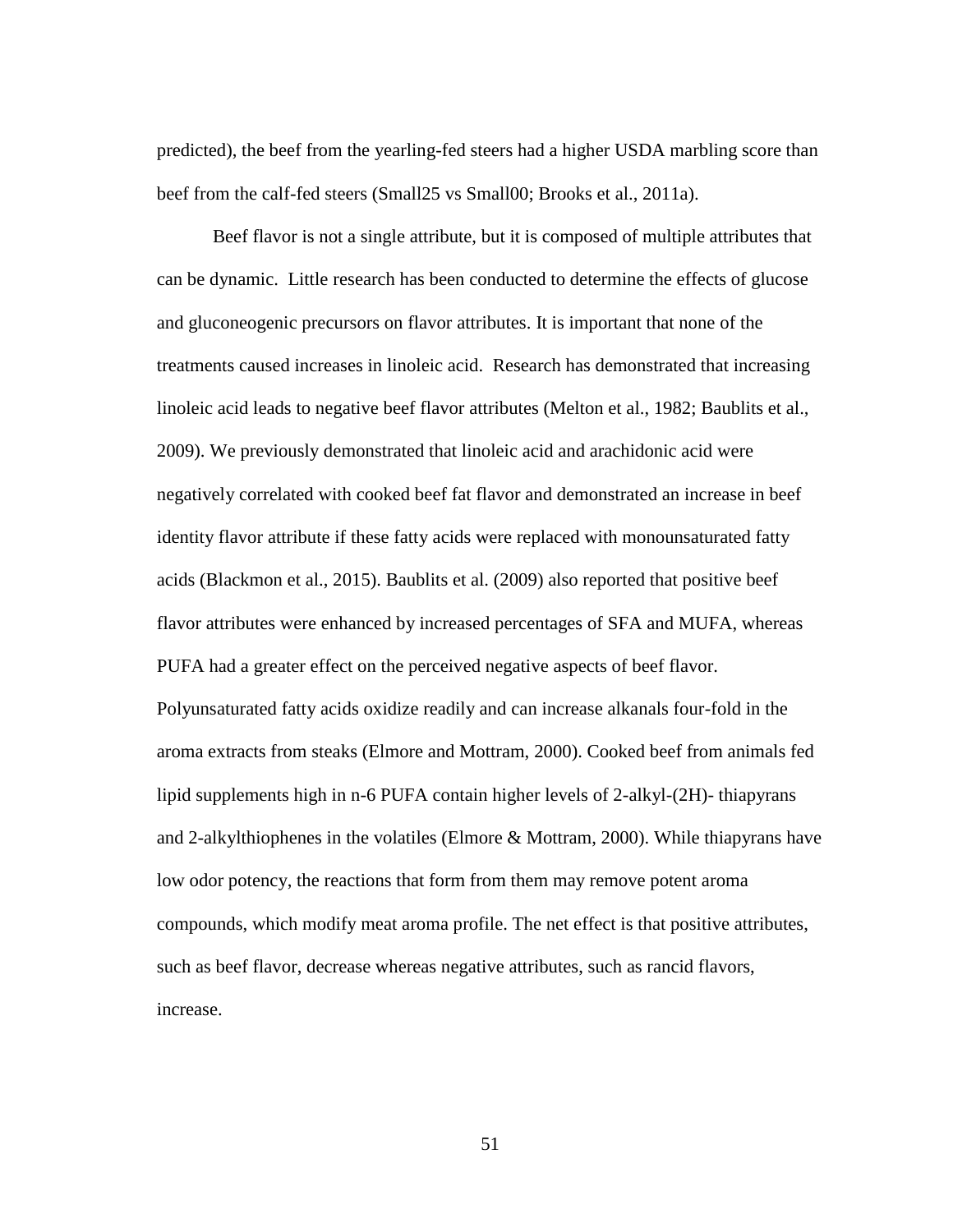predicted), the beef from the yearling-fed steers had a higher USDA marbling score than beef from the calf-fed steers (Small25 vs Small00; Brooks et al., 2011a).

Beef flavor is not a single attribute, but it is composed of multiple attributes that can be dynamic. Little research has been conducted to determine the effects of glucose and gluconeogenic precursors on flavor attributes. It is important that none of the treatments caused increases in linoleic acid. Research has demonstrated that increasing linoleic acid leads to negative beef flavor attributes (Melton et al., 1982; Baublits et al., 2009). We previously demonstrated that linoleic acid and arachidonic acid were negatively correlated with cooked beef fat flavor and demonstrated an increase in beef identity flavor attribute if these fatty acids were replaced with monounsaturated fatty acids (Blackmon et al., 2015). Baublits et al. (2009) also reported that positive beef flavor attributes were enhanced by increased percentages of SFA and MUFA, whereas PUFA had a greater effect on the perceived negative aspects of beef flavor. Polyunsaturated fatty acids oxidize readily and can increase alkanals four-fold in the aroma extracts from steaks (Elmore and Mottram, 2000). Cooked beef from animals fed lipid supplements high in n-6 PUFA contain higher levels of 2-alkyl-(2H)- thiapyrans and 2-alkylthiophenes in the volatiles (Elmore & Mottram, 2000). While thiapyrans have low odor potency, the reactions that form from them may remove potent aroma compounds, which modify meat aroma profile. The net effect is that positive attributes, such as beef flavor, decrease whereas negative attributes, such as rancid flavors, increase.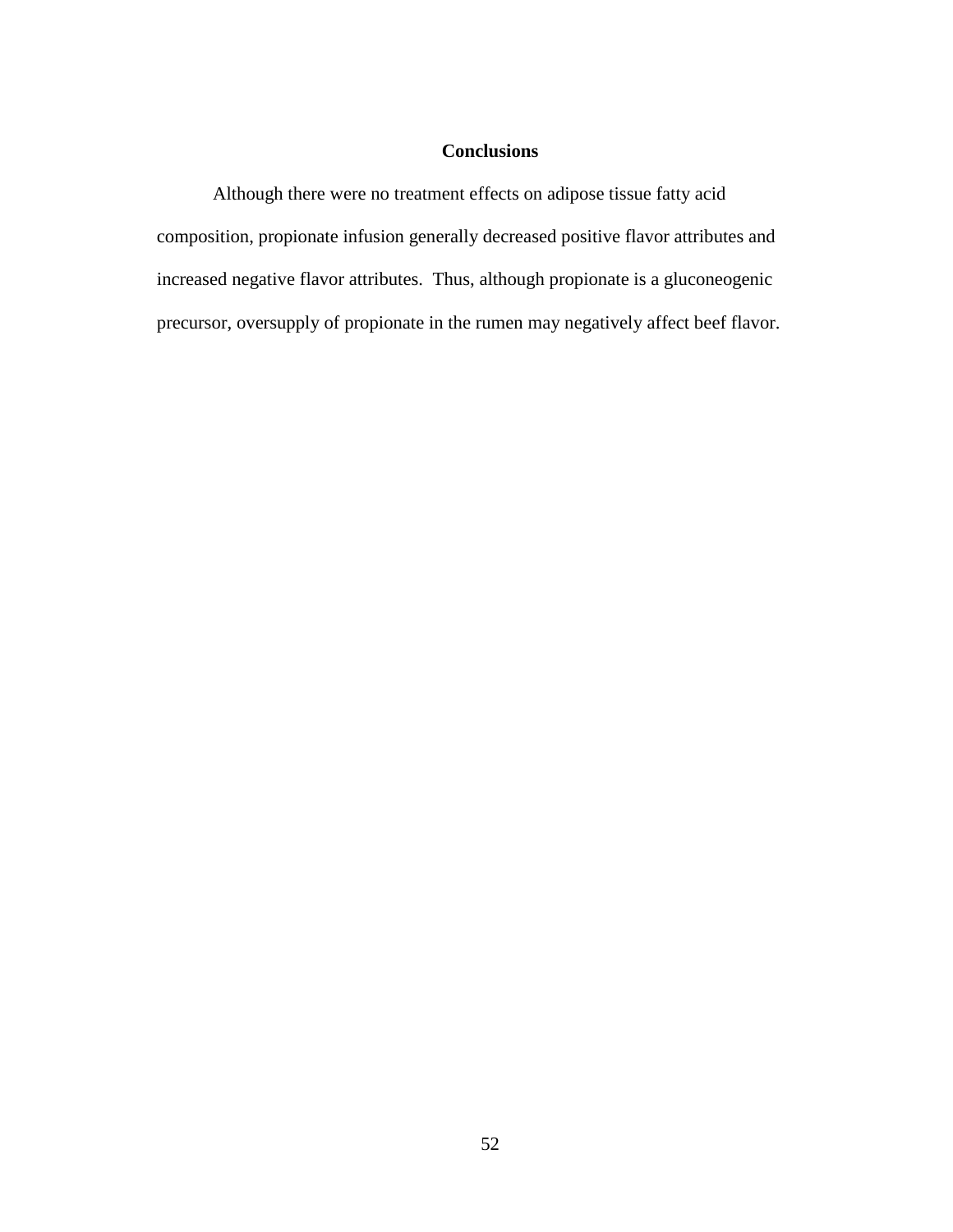## Conclusions

Although there were no treatment effects on adipose tissue fatty acid composition, propionate infusion generally decreased positive flavor attributes and increased negative flavor attributes. Thus, although propionate is a gluconeogenic precursor, oversupply of propionate in the rumen may negatively affect beef flavor.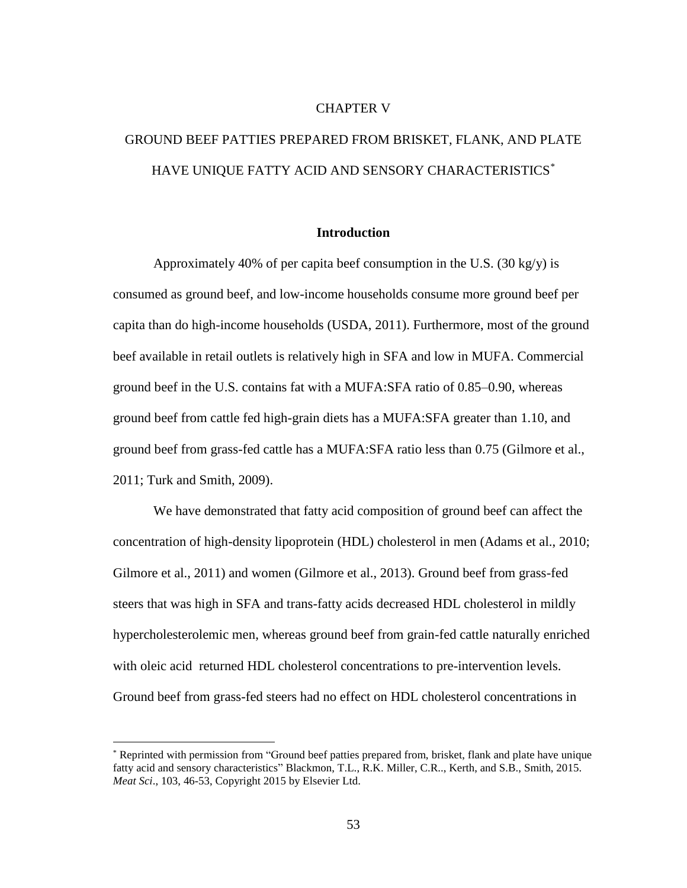# CHAPTER V

# GROUND BEEF PATTIES PREPARED FROM BRISKET, FLANK, AND PLATE HAVE UNIQUE FATTY ACID AND SENSORY CHARACTERISTICS[*]

## Introduction

Approximately 40% of per capita beef consumption in the U.S. (30 kg/y) is consumed as ground beef, and low-income households consume more ground beef per capita than do high-income households (USDA, 2011). Furthermore, most of the ground beef available in retail outlets is relatively high in SFA and low in MUFA. Commercial ground beef in the U.S. contains fat with a MUFA:SFA ratio of 0.85–0.90, whereas ground beef from cattle fed high-grain diets has a MUFA:SFA greater than 1.10, and ground beef from grass-fed cattle has a MUFA:SFA ratio less than 0.75 (Gilmore et al., 2011; Turk and Smith, 2009).

We have demonstrated that fatty acid composition of ground beef can affect the concentration of high-density lipoprotein (HDL) cholesterol in men (Adams et al., 2010; Gilmore et al., 2011) and women (Gilmore et al., 2013). Ground beef from grass-fed steers that was high in SFA and trans-fatty acids decreased HDL cholesterol in mildly hypercholesterolemic men, whereas ground beef from grain-fed cattle naturally enriched with oleic acid returned HDL cholesterol concentrations to pre-intervention levels. Ground beef from grass-fed steers had no effect on HDL cholesterol concentrations in

[*] Reprinted with permission from "Ground beef patties prepared from, brisket, flank and plate have unique fatty acid and sensory characteristics" Blackmon, T.L., R.K. Miller, C.R.., Kerth, and S.B., Smith, 2015. *Meat Sci*., 103, 46-53, Copyright 2015 by Elsevier Ltd.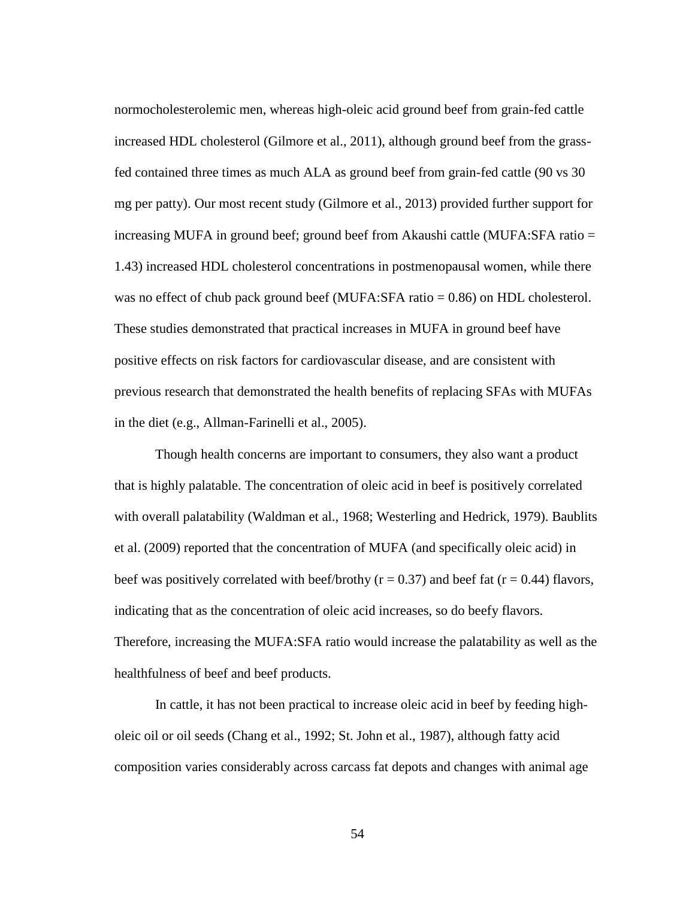normocholesterolemic men, whereas high-oleic acid ground beef from grain-fed cattle increased HDL cholesterol (Gilmore et al., 2011), although ground beef from the grass-fed contained three times as much ALA as ground beef from grain-fed cattle (90 vs 30 mg per patty). Our most recent study (Gilmore et al., 2013) provided further support for increasing MUFA in ground beef; ground beef from Akaushi cattle (MUFA:SFA ratio = 1.43) increased HDL cholesterol concentrations in postmenopausal women, while there was no effect of chub pack ground beef (MUFA:SFA ratio = 0.86) on HDL cholesterol. These studies demonstrated that practical increases in MUFA in ground beef have positive effects on risk factors for cardiovascular disease, and are consistent with previous research that demonstrated the health benefits of replacing SFAs with MUFAs in the diet (e.g., Allman-Farinelli et al., 2005).

Though health concerns are important to consumers, they also want a product that is highly palatable. The concentration of oleic acid in beef is positively correlated with overall palatability (Waldman et al., 1968; Westerling and Hedrick, 1979). Baublits et al. (2009) reported that the concentration of MUFA (and specifically oleic acid) in beef was positively correlated with beef/brothy ($r = 0.37$) and beef fat ($r = 0.44$) flavors, indicating that as the concentration of oleic acid increases, so do beefy flavors. Therefore, increasing the MUFA:SFA ratio would increase the palatability as well as the healthfulness of beef and beef products.

In cattle, it has not been practical to increase oleic acid in beef by feeding high-oleic oil or oil seeds (Chang et al., 1992; St. John et al., 1987), although fatty acid composition varies considerably across carcass fat depots and changes with animal age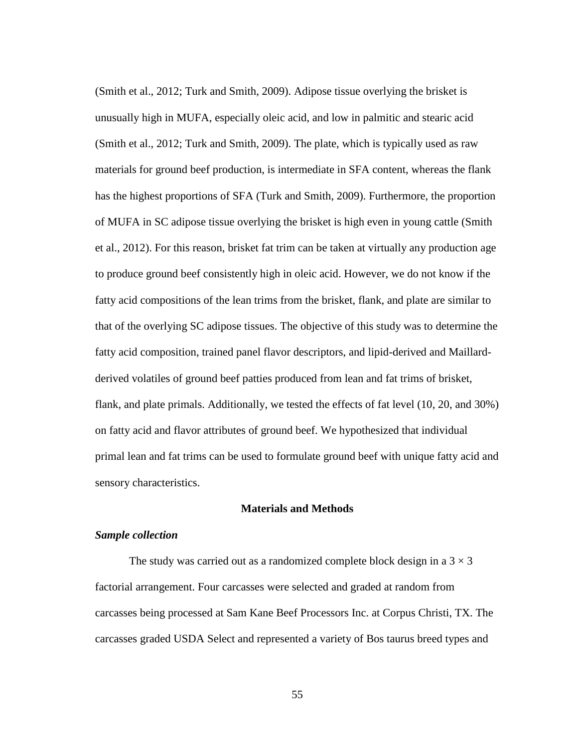(Smith et al., 2012; Turk and Smith, 2009). Adipose tissue overlying the brisket is unusually high in MUFA, especially oleic acid, and low in palmitic and stearic acid (Smith et al., 2012; Turk and Smith, 2009). The plate, which is typically used as raw materials for ground beef production, is intermediate in SFA content, whereas the flank has the highest proportions of SFA (Turk and Smith, 2009). Furthermore, the proportion of MUFA in SC adipose tissue overlying the brisket is high even in young cattle (Smith et al., 2012). For this reason, brisket fat trim can be taken at virtually any production age to produce ground beef consistently high in oleic acid. However, we do not know if the fatty acid compositions of the lean trims from the brisket, flank, and plate are similar to that of the overlying SC adipose tissues. The objective of this study was to determine the fatty acid composition, trained panel flavor descriptors, and lipid-derived and Maillard-derived volatiles of ground beef patties produced from lean and fat trims of brisket, flank, and plate primals. Additionally, we tested the effects of fat level (10, 20, and 30%) on fatty acid and flavor attributes of ground beef. We hypothesized that individual primal lean and fat trims can be used to formulate ground beef with unique fatty acid and sensory characteristics.

## Materials and Methods

### *Sample collection*

The study was carried out as a randomized complete block design in a $3 \times 3$ factorial arrangement. Four carcasses were selected and graded at random from carcasses being processed at Sam Kane Beef Processors Inc. at Corpus Christi, TX. The carcasses graded USDA Select and represented a variety of Bos taurus breed types and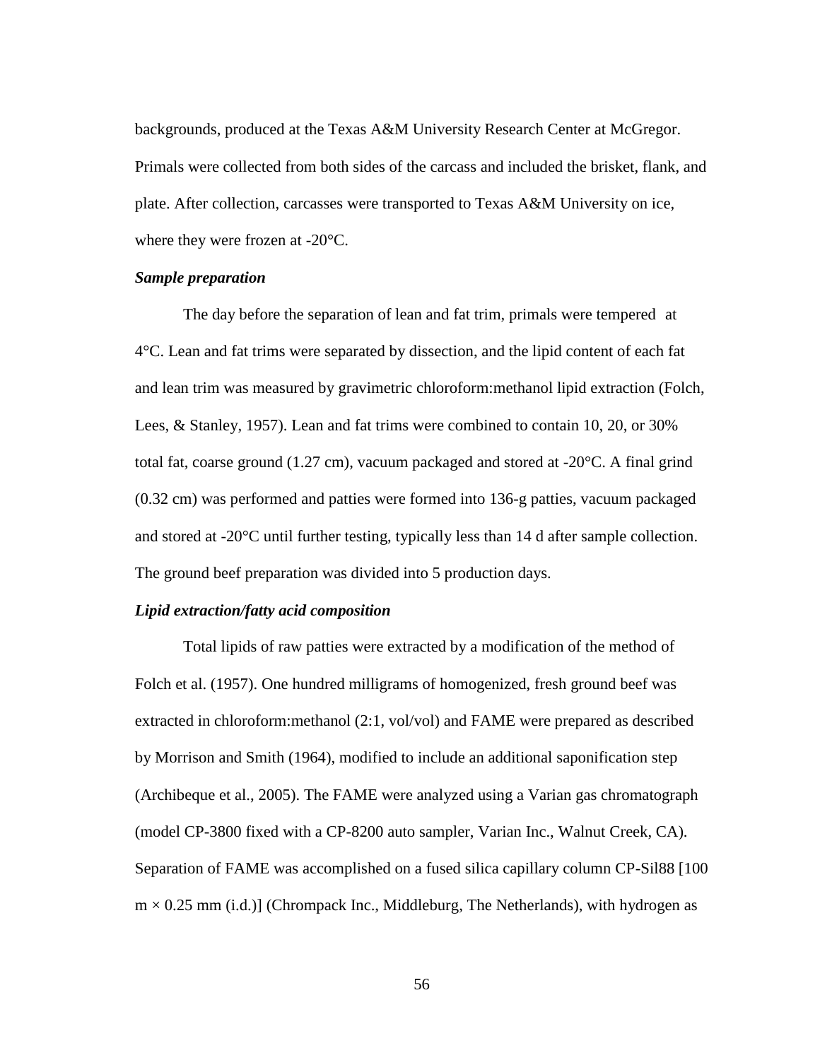backgrounds, produced at the Texas A&M University Research Center at McGregor. Primals were collected from both sides of the carcass and included the brisket, flank, and plate. After collection, carcasses were transported to Texas A&M University on ice, where they were frozen at -20°C.

***Sample preparation***

The day before the separation of lean and fat trim, primals were tempered at 4°C. Lean and fat trims were separated by dissection, and the lipid content of each fat and lean trim was measured by gravimetric chloroform:methanol lipid extraction (Folch, Lees, & Stanley, 1957). Lean and fat trims were combined to contain 10, 20, or 30% total fat, coarse ground (1.27 cm), vacuum packaged and stored at -20°C. A final grind (0.32 cm) was performed and patties were formed into 136-g patties, vacuum packaged and stored at -20°C until further testing, typically less than 14 d after sample collection. The ground beef preparation was divided into 5 production days.

***Lipid extraction/fatty acid composition***

Total lipids of raw patties were extracted by a modification of the method of Folch et al. (1957). One hundred milligrams of homogenized, fresh ground beef was extracted in chloroform:methanol (2:1, vol/vol) and FAME were prepared as described by Morrison and Smith (1964), modified to include an additional saponification step (Archibeque et al., 2005). The FAME were analyzed using a Varian gas chromatograph (model CP-3800 fixed with a CP-8200 auto sampler, Varian Inc., Walnut Creek, CA). Separation of FAME was accomplished on a fused silica capillary column CP-Sil88 [100 m × 0.25 mm (i.d.)] (Chrompack Inc., Middleburg, The Netherlands), with hydrogen as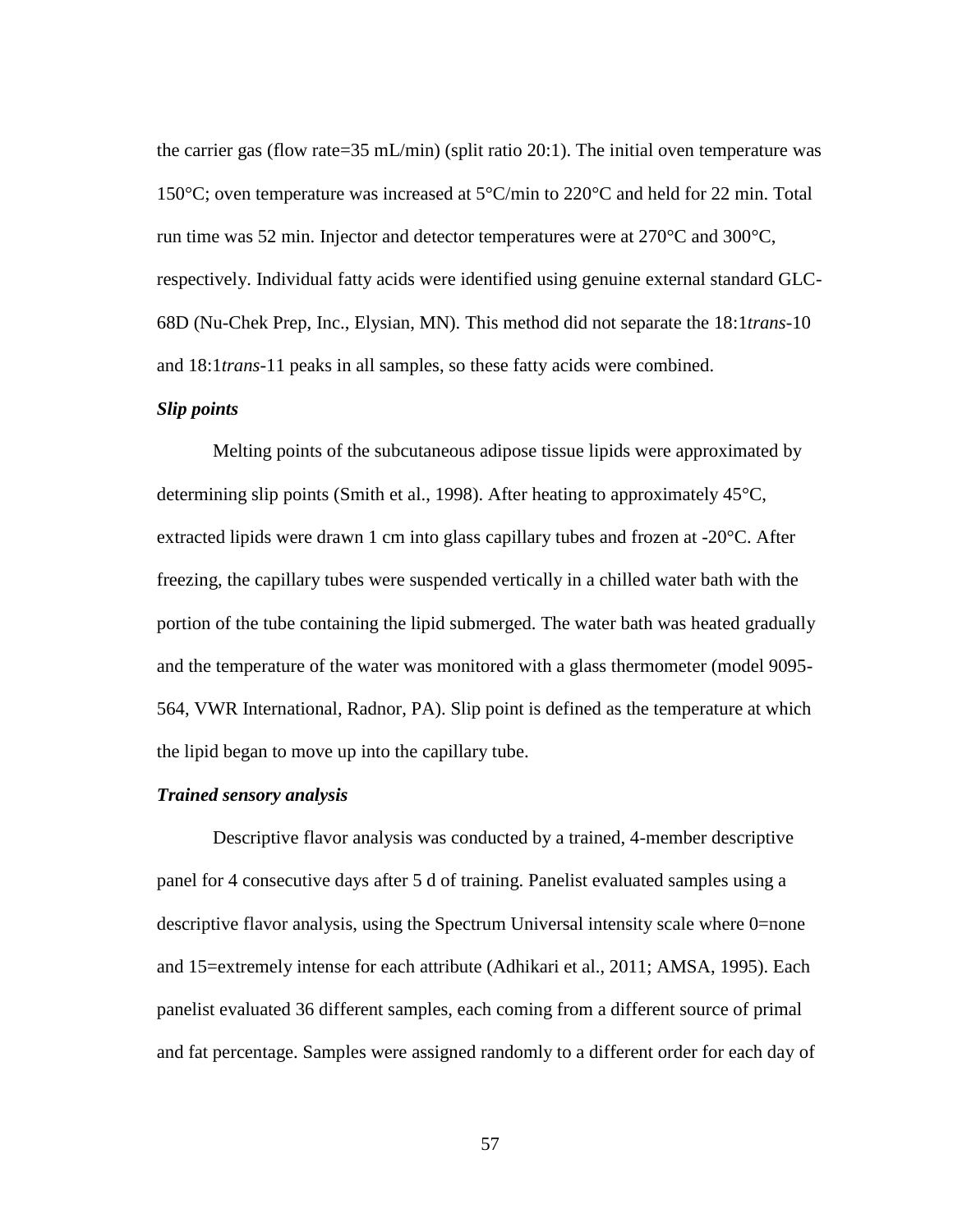the carrier gas (flow rate=35 mL/min) (split ratio 20:1). The initial oven temperature was 150°C; oven temperature was increased at 5°C/min to 220°C and held for 22 min. Total run time was 52 min. Injector and detector temperatures were at 270°C and 300°C, respectively. Individual fatty acids were identified using genuine external standard GLC-68D (Nu-Chek Prep, Inc., Elysian, MN). This method did not separate the 18:1*trans*-10 and 18:1*trans*-11 peaks in all samples, so these fatty acids were combined.

### *Slip points*

Melting points of the subcutaneous adipose tissue lipids were approximated by determining slip points (Smith et al., 1998). After heating to approximately 45°C, extracted lipids were drawn 1 cm into glass capillary tubes and frozen at -20°C. After freezing, the capillary tubes were suspended vertically in a chilled water bath with the portion of the tube containing the lipid submerged. The water bath was heated gradually and the temperature of the water was monitored with a glass thermometer (model 9095-564, VWR International, Radnor, PA). Slip point is defined as the temperature at which the lipid began to move up into the capillary tube.

### *Trained sensory analysis*

Descriptive flavor analysis was conducted by a trained, 4-member descriptive panel for 4 consecutive days after 5 d of training. Panelist evaluated samples using a descriptive flavor analysis, using the Spectrum Universal intensity scale where 0=none and 15=extremely intense for each attribute (Adhikari et al., 2011; AMSA, 1995). Each panelist evaluated 36 different samples, each coming from a different source of primal and fat percentage. Samples were assigned randomly to a different order for each day of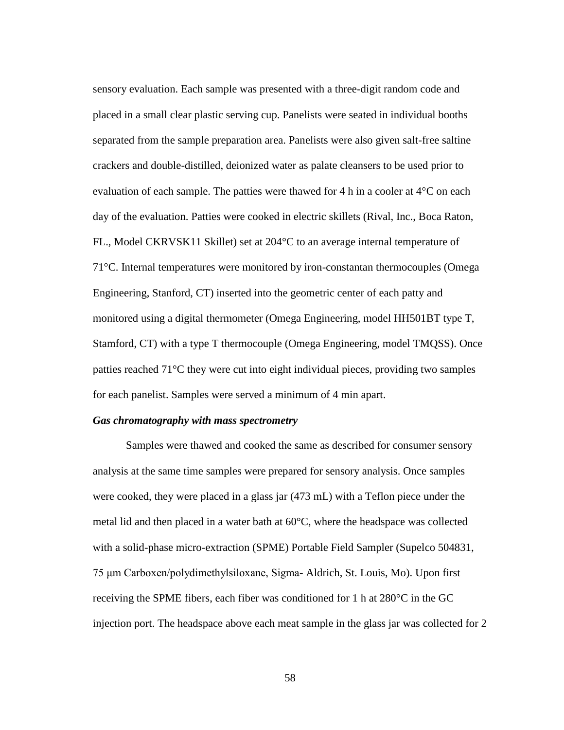sensory evaluation. Each sample was presented with a three-digit random code and placed in a small clear plastic serving cup. Panelists were seated in individual booths separated from the sample preparation area. Panelists were also given salt-free saltine crackers and double-distilled, deionized water as palate cleansers to be used prior to evaluation of each sample. The patties were thawed for 4 h in a cooler at 4°C on each day of the evaluation. Patties were cooked in electric skillets (Rival, Inc., Boca Raton, FL., Model CKRVSK11 Skillet) set at 204°C to an average internal temperature of 71°C. Internal temperatures were monitored by iron-constantan thermocouples (Omega Engineering, Stanford, CT) inserted into the geometric center of each patty and monitored using a digital thermometer (Omega Engineering, model HH501BT type T, Stamford, CT) with a type T thermocouple (Omega Engineering, model TMQSS). Once patties reached 71°C they were cut into eight individual pieces, providing two samples for each panelist. Samples were served a minimum of 4 min apart.

***Gas chromatography with mass spectrometry***

Samples were thawed and cooked the same as described for consumer sensory analysis at the same time samples were prepared for sensory analysis. Once samples were cooked, they were placed in a glass jar (473 mL) with a Teflon piece under the metal lid and then placed in a water bath at 60°C, where the headspace was collected with a solid-phase micro-extraction (SPME) Portable Field Sampler (Supelco 504831, 75 µm Carboxen/polydimethylsiloxane, Sigma- Aldrich, St. Louis, Mo). Upon first receiving the SPME fibers, each fiber was conditioned for 1 h at 280°C in the GC injection port. The headspace above each meat sample in the glass jar was collected for 2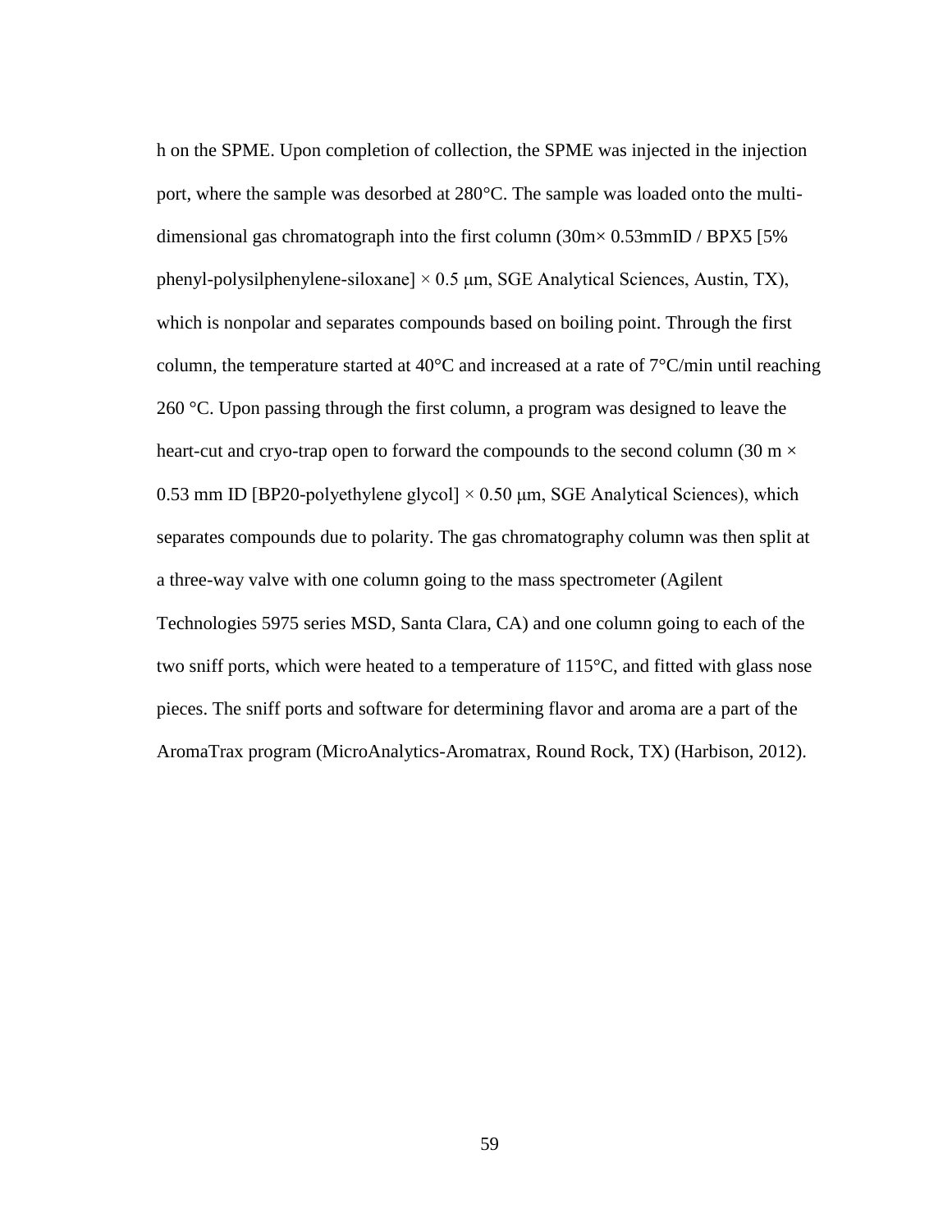h on the SPME. Upon completion of collection, the SPME was injected in the injection port, where the sample was desorbed at 280°C. The sample was loaded onto the multi-dimensional gas chromatograph into the first column (30m× 0.53mmID / BPX5 [5% phenyl-polysilphenylene-siloxane] × 0.5 μm, SGE Analytical Sciences, Austin, TX), which is nonpolar and separates compounds based on boiling point. Through the first column, the temperature started at 40°C and increased at a rate of 7°C/min until reaching 260 °C. Upon passing through the first column, a program was designed to leave the heart-cut and cryo-trap open to forward the compounds to the second column (30 m × 0.53 mm ID [BP20-polyethylene glycol] × 0.50 μm, SGE Analytical Sciences), which separates compounds due to polarity. The gas chromatography column was then split at a three-way valve with one column going to the mass spectrometer (Agilent Technologies 5975 series MSD, Santa Clara, CA) and one column going to each of the two sniff ports, which were heated to a temperature of 115°C, and fitted with glass nose pieces. The sniff ports and software for determining flavor and aroma are a part of the AromaTrax program (MicroAnalytics-Aromatrax, Round Rock, TX) (Harbison, 2012).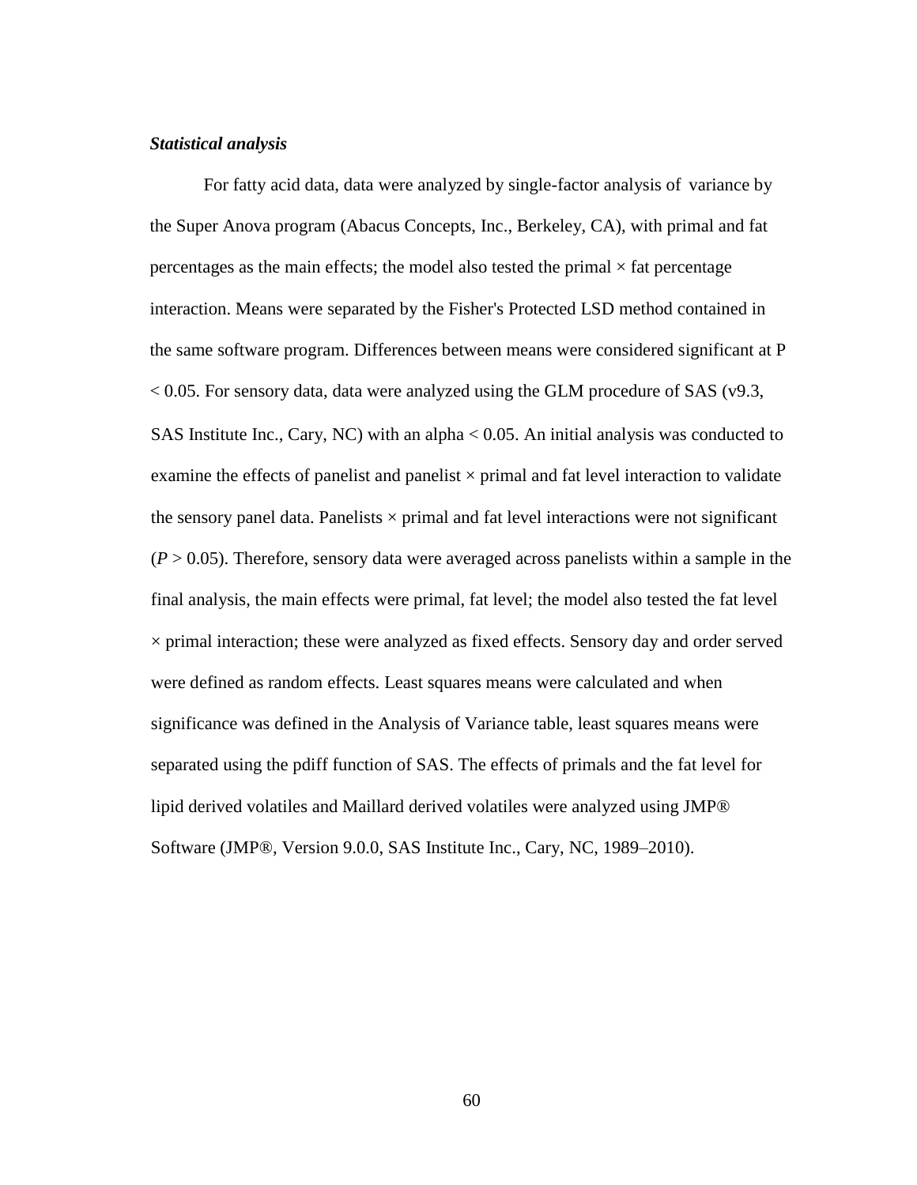### *Statistical analysis*

For fatty acid data, data were analyzed by single-factor analysis of variance by the Super Anova program (Abacus Concepts, Inc., Berkeley, CA), with primal and fat percentages as the main effects; the model also tested the primal × fat percentage interaction. Means were separated by the Fisher's Protected LSD method contained in the same software program. Differences between means were considered significant at $P < 0.05$. For sensory data, data were analyzed using the GLM procedure of SAS (v9.3, SAS Institute Inc., Cary, NC) with an alpha < 0.05. An initial analysis was conducted to examine the effects of panelist and panelist × primal and fat level interaction to validate the sensory panel data. Panelists × primal and fat level interactions were not significant ($P > 0.05$). Therefore, sensory data were averaged across panelists within a sample in the final analysis, the main effects were primal, fat level; the model also tested the fat level × primal interaction; these were analyzed as fixed effects. Sensory day and order served were defined as random effects. Least squares means were calculated and when significance was defined in the Analysis of Variance table, least squares means were separated using the pdiff function of SAS. The effects of primals and the fat level for lipid derived volatiles and Maillard derived volatiles were analyzed using JMP® Software (JMP®, Version 9.0.0, SAS Institute Inc., Cary, NC, 1989–2010).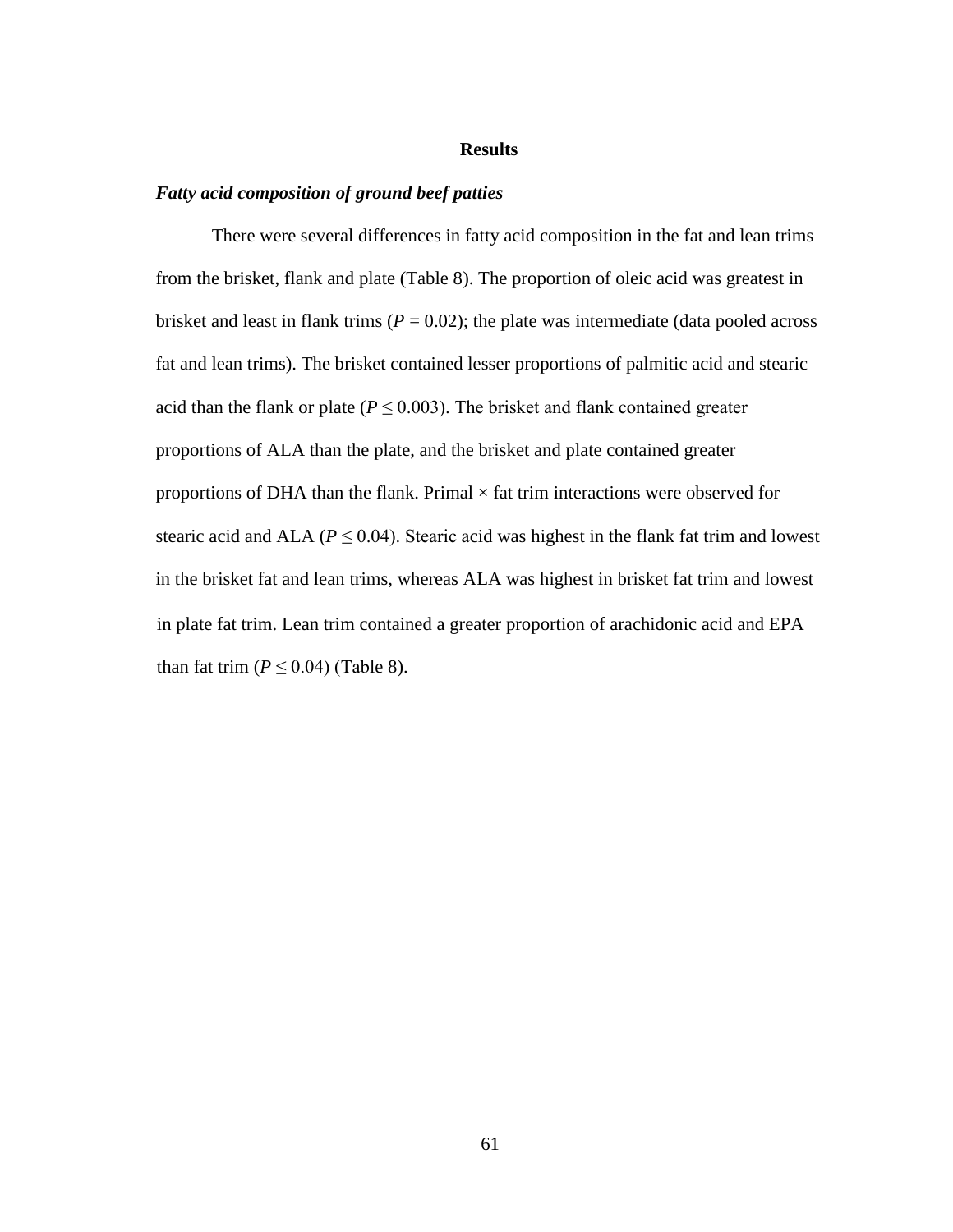# Results

### *Fatty acid composition of ground beef patties*

There were several differences in fatty acid composition in the fat and lean trims from the brisket, flank and plate (Table 8). The proportion of oleic acid was greatest in brisket and least in flank trims ($P = 0.02$); the plate was intermediate (data pooled across fat and lean trims). The brisket contained lesser proportions of palmitic acid and stearic acid than the flank or plate ($P \leq 0.003$). The brisket and flank contained greater proportions of ALA than the plate, and the brisket and plate contained greater proportions of DHA than the flank. Primal × fat trim interactions were observed for stearic acid and ALA ($P \leq 0.04$). Stearic acid was highest in the flank fat trim and lowest in the brisket fat and lean trims, whereas ALA was highest in brisket fat trim and lowest in plate fat trim. Lean trim contained a greater proportion of arachidonic acid and EPA than fat trim ($P \leq 0.04$) (Table 8).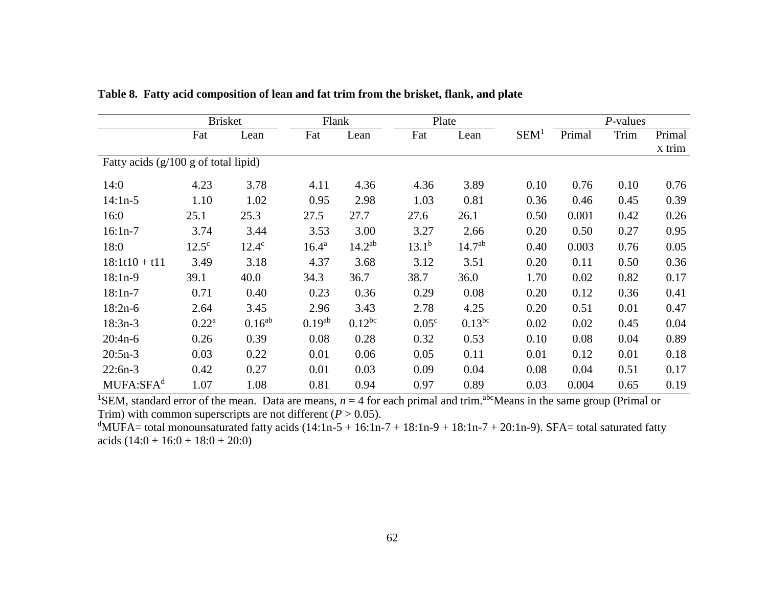**Table 8. Fatty acid composition of lean and fat trim from the brisket, flank, and plate**

| | Brisket | | Flank | | Plate | | SEM[1] | *P*-values | | |
|---|---|---|---|---|---|---|---|---|---|---|
| | Fat | Lean | Fat | Lean | Fat | Lean | | Primal | Trim | Primal x trim |
| Fatty acids (g/100 g of total lipid) | | | | | | | | | | |
| 14:0 | 4.23 | 3.78 | 4.11 | 4.36 | 4.36 | 3.89 | 0.10 | 0.76 | 0.10 | 0.76 |
| 14:1n-5 | 1.10 | 1.02 | 0.95 | 2.98 | 1.03 | 0.81 | 0.36 | 0.46 | 0.45 | 0.39 |
| 16:0 | 25.1 | 25.3 | 27.5 | 27.7 | 27.6 | 26.1 | 0.50 | 0.001 | 0.42 | 0.26 |
| 16:1n-7 | 3.74 | 3.44 | 3.53 | 3.00 | 3.27 | 2.66 | 0.20 | 0.50 | 0.27 | 0.95 |
| 18:0 | 12.5[c] | 12.4[c] | 16.4[a] | 14.2[ab] | 13.1[b] | 14.7[ab] | 0.40 | 0.003 | 0.76 | 0.05 |
| 18:1t10 + t11 | 3.49 | 3.18 | 4.37 | 3.68 | 3.12 | 3.51 | 0.20 | 0.11 | 0.50 | 0.36 |
| 18:1n-9 | 39.1 | 40.0 | 34.3 | 36.7 | 38.7 | 36.0 | 1.70 | 0.02 | 0.82 | 0.17 |
| 18:1n-7 | 0.71 | 0.40 | 0.23 | 0.36 | 0.29 | 0.08 | 0.20 | 0.12 | 0.36 | 0.41 |
| 18:2n-6 | 2.64 | 3.45 | 2.96 | 3.43 | 2.78 | 4.25 | 0.20 | 0.51 | 0.01 | 0.47 |
| 18:3n-3 | 0.22[a] | 0.16[ab] | 0.19[ab] | 0.12[bc] | 0.05[c] | 0.13[bc] | 0.02 | 0.02 | 0.45 | 0.04 |
| 20:4n-6 | 0.26 | 0.39 | 0.08 | 0.28 | 0.32 | 0.53 | 0.10 | 0.08 | 0.04 | 0.89 |
| 20:5n-3 | 0.03 | 0.22 | 0.01 | 0.06 | 0.05 | 0.11 | 0.01 | 0.12 | 0.01 | 0.18 |
| 22:6n-3 | 0.42 | 0.27 | 0.01 | 0.03 | 0.09 | 0.04 | 0.08 | 0.04 | 0.51 | 0.17 |
| MUFA:SFA[d] | 1.07 | 1.08 | 0.81 | 0.94 | 0.97 | 0.89 | 0.03 | 0.004 | 0.65 | 0.19 |

[1]SEM, standard error of the mean. Data are means, $n = 4$ for each primal and trim.[abc]Means in the same group (Primal or Trim) with common superscripts are not different ($P > 0.05$).
[d]MUFA= total monounsaturated fatty acids (14:1n-5 + 16:1n-7 + 18:1n-9 + 18:1n-7 + 20:1n-9). SFA= total saturated fatty acids (14:0 + 16:0 + 18:0 + 20:0)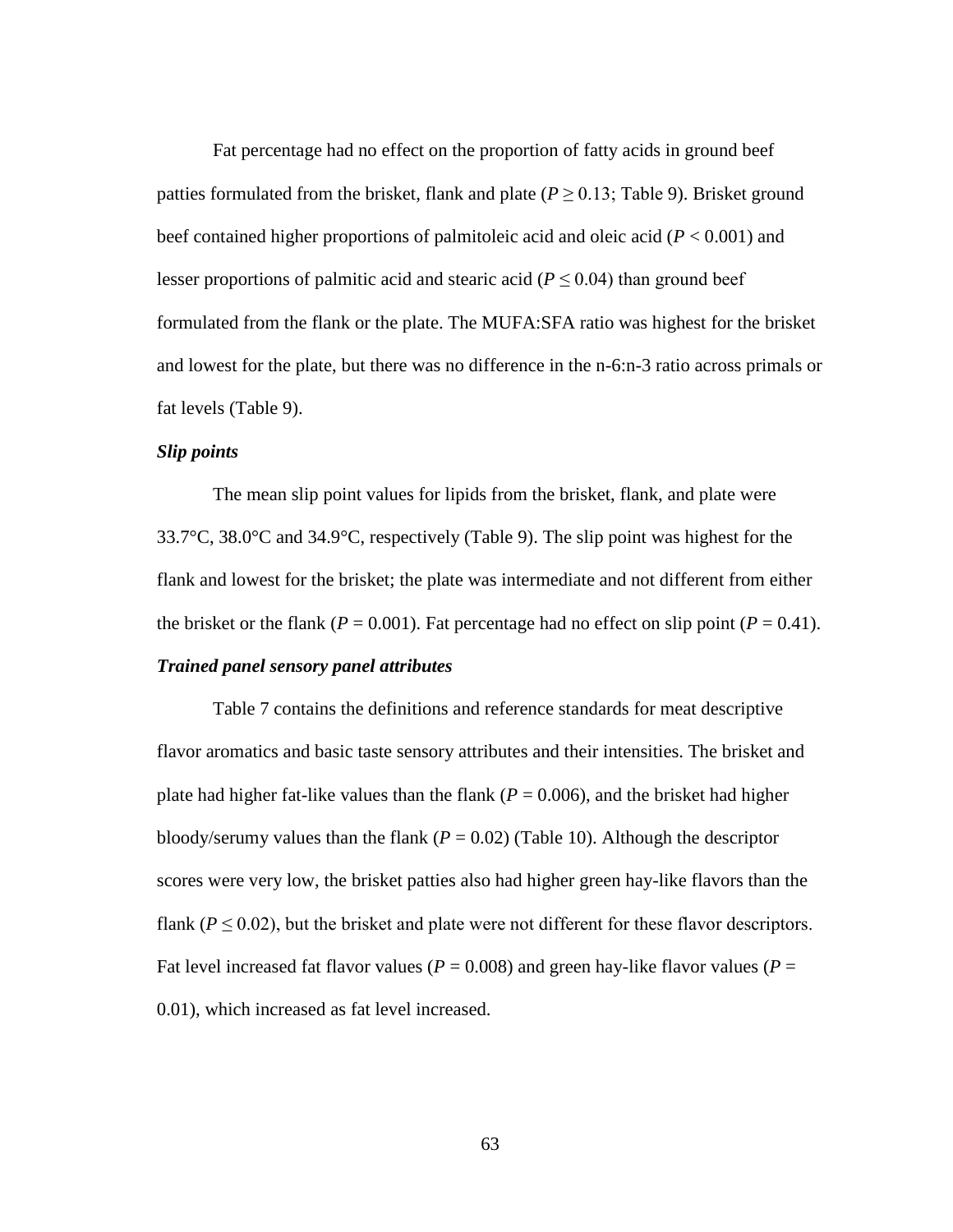Fat percentage had no effect on the proportion of fatty acids in ground beef patties formulated from the brisket, flank and plate ($P \geq 0.13$; Table 9). Brisket ground beef contained higher proportions of palmitoleic acid and oleic acid ($P < 0.001$) and lesser proportions of palmitic acid and stearic acid ($P \leq 0.04$) than ground beef formulated from the flank or the plate. The MUFA:SFA ratio was highest for the brisket and lowest for the plate, but there was no difference in the n-6:n-3 ratio across primals or fat levels (Table 9).

***Slip points***

The mean slip point values for lipids from the brisket, flank, and plate were 33.7°C, 38.0°C and 34.9°C, respectively (Table 9). The slip point was highest for the flank and lowest for the brisket; the plate was intermediate and not different from either the brisket or the flank ($P = 0.001$). Fat percentage had no effect on slip point ($P = 0.41$).

***Trained panel sensory panel attributes***

Table 7 contains the definitions and reference standards for meat descriptive flavor aromatics and basic taste sensory attributes and their intensities. The brisket and plate had higher fat-like values than the flank ($P = 0.006$), and the brisket had higher bloody/serumy values than the flank ($P = 0.02$) (Table 10). Although the descriptor scores were very low, the brisket patties also had higher green hay-like flavors than the flank ($P \leq 0.02$), but the brisket and plate were not different for these flavor descriptors. Fat level increased fat flavor values ($P = 0.008$) and green hay-like flavor values ($P = 0.01$), which increased as fat level increased.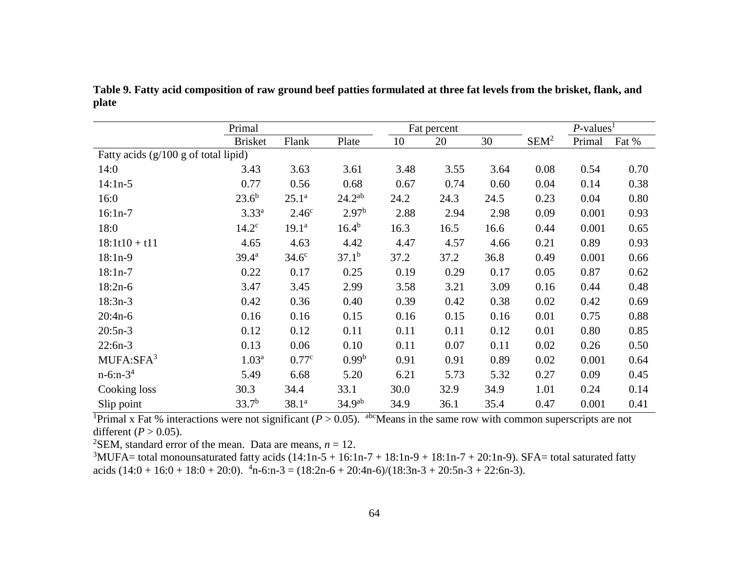**Table 9. Fatty acid composition of raw ground beef patties formulated at three fat levels from the brisket, flank, and plate**

| | Primal | | | Fat percent | | | SEM[2] | *P*-values[1] | |
|---|---|---|---|---|---|---|---|---|---|
| | Brisket | Flank | Plate | 10 | 20 | 30 | | Primal | Fat % |
| Fatty acids (g/100 g of total lipid) | | | | | | | | | |
| 14:0 | 3.43 | 3.63 | 3.61 | 3.48 | 3.55 | 3.64 | 0.08 | 0.54 | 0.70 |
| 14:1n-5 | 0.77 | 0.56 | 0.68 | 0.67 | 0.74 | 0.60 | 0.04 | 0.14 | 0.38 |
| 16:0 | $23.6^{b}$ | $25.1^{a}$ | $24.2^{ab}$ | 24.2 | 24.3 | 24.5 | 0.23 | 0.04 | 0.80 |
| 16:1n-7 | $3.33^{a}$ | $2.46^{c}$ | $2.97^{b}$ | 2.88 | 2.94 | 2.98 | 0.09 | 0.001 | 0.93 |
| 18:0 | $14.2^{c}$ | $19.1^{a}$ | $16.4^{b}$ | 16.3 | 16.5 | 16.6 | 0.44 | 0.001 | 0.65 |
| 18:1t10 + t11 | 4.65 | 4.63 | 4.42 | 4.47 | 4.57 | 4.66 | 0.21 | 0.89 | 0.93 |
| 18:1n-9 | $39.4^{a}$ | $34.6^{c}$ | $37.1^{b}$ | 37.2 | 37.2 | 36.8 | 0.49 | 0.001 | 0.66 |
| 18:1n-7 | 0.22 | 0.17 | 0.25 | 0.19 | 0.29 | 0.17 | 0.05 | 0.87 | 0.62 |
| 18:2n-6 | 3.47 | 3.45 | 2.99 | 3.58 | 3.21 | 3.09 | 0.16 | 0.44 | 0.48 |
| 18:3n-3 | 0.42 | 0.36 | 0.40 | 0.39 | 0.42 | 0.38 | 0.02 | 0.42 | 0.69 |
| 20:4n-6 | 0.16 | 0.16 | 0.15 | 0.16 | 0.15 | 0.16 | 0.01 | 0.75 | 0.88 |
| 20:5n-3 | 0.12 | 0.12 | 0.11 | 0.11 | 0.11 | 0.12 | 0.01 | 0.80 | 0.85 |
| 22:6n-3 | 0.13 | 0.06 | 0.10 | 0.11 | 0.07 | 0.11 | 0.02 | 0.26 | 0.50 |
| MUFA:SFA[3] | $1.03^{a}$ | $0.77^{c}$ | $0.99^{b}$ | 0.91 | 0.91 | 0.89 | 0.02 | 0.001 | 0.64 |
| n-6:n-3[4] | 5.49 | 6.68 | 5.20 | 6.21 | 5.73 | 5.32 | 0.27 | 0.09 | 0.45 |
| Cooking loss | 30.3 | 34.4 | 33.1 | 30.0 | 32.9 | 34.9 | 1.01 | 0.24 | 0.14 |
| Slip point | $33.7^{b}$ | $38.1^{a}$ | $34.9^{ab}$ | 34.9 | 36.1 | 35.4 | 0.47 | 0.001 | 0.41 |

[1]Primal x Fat % interactions were not significant ($P > 0.05$). [abc]Means in the same row with common superscripts are not different ($P > 0.05$).
[2]SEM, standard error of the mean. Data are means, $n = 12$.
[3]MUFA= total monounsaturated fatty acids (14:1n-5 + 16:1n-7 + 18:1n-9 + 18:1n-7 + 20:1n-9). SFA= total saturated fatty acids (14:0 + 16:0 + 18:0 + 20:0). [4]n-6:n-3 = (18:2n-6 + 20:4n-6)/(18:3n-3 + 20:5n-3 + 22:6n-3).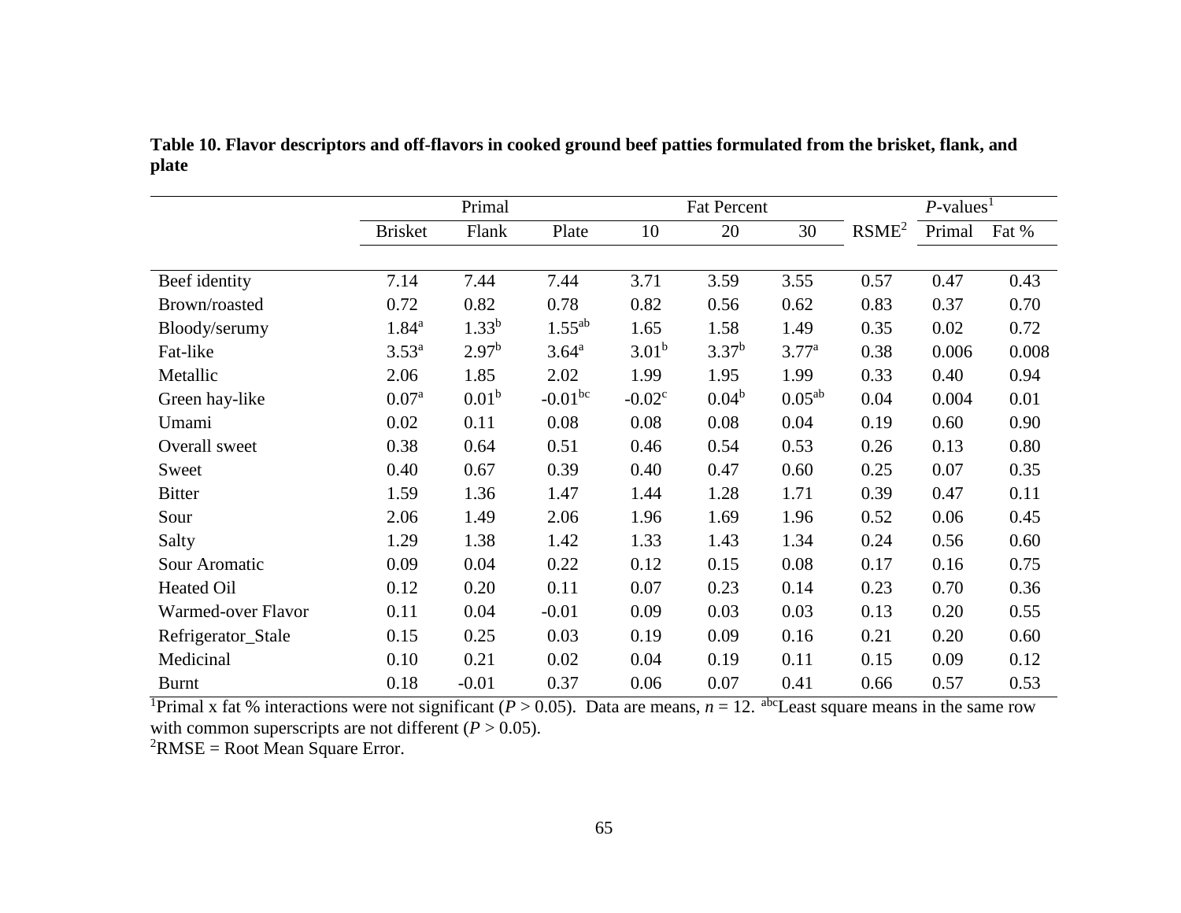**Table 10. Flavor descriptors and off-flavors in cooked ground beef patties formulated from the brisket, flank, and plate**

| | Primal | | | Fat Percent | | | RSME[2] | *P*-values[1] | |
|---|---|---|---|---|---|---|---|---|---|
| | Brisket | Flank | Plate | 10 | 20 | 30 | | Primal | Fat % |
| Beef identity | 7.14 | 7.44 | 7.44 | 3.71 | 3.59 | 3.55 | 0.57 | 0.47 | 0.43 |
| Brown/roasted | 0.72 | 0.82 | 0.78 | 0.82 | 0.56 | 0.62 | 0.83 | 0.37 | 0.70 |
| Bloody/serumy | $1.84^{a}$ | $1.33^{b}$ | $1.55^{ab}$ | 1.65 | 1.58 | 1.49 | 0.35 | 0.02 | 0.72 |
| Fat-like | $3.53^{a}$ | $2.97^{b}$ | $3.64^{a}$ | $3.01^{b}$ | $3.37^{b}$ | $3.77^{a}$ | 0.38 | 0.006 | 0.008 |
| Metallic | 2.06 | 1.85 | 2.02 | 1.99 | 1.95 | 1.99 | 0.33 | 0.40 | 0.94 |
| Green hay-like | $0.07^{a}$ | $0.01^{b}$ | $-0.01^{bc}$ | $-0.02^{c}$ | $0.04^{b}$ | $0.05^{ab}$ | 0.04 | 0.004 | 0.01 |
| Umami | 0.02 | 0.11 | 0.08 | 0.08 | 0.08 | 0.04 | 0.19 | 0.60 | 0.90 |
| Overall sweet | 0.38 | 0.64 | 0.51 | 0.46 | 0.54 | 0.53 | 0.26 | 0.13 | 0.80 |
| Sweet | 0.40 | 0.67 | 0.39 | 0.40 | 0.47 | 0.60 | 0.25 | 0.07 | 0.35 |
| Bitter | 1.59 | 1.36 | 1.47 | 1.44 | 1.28 | 1.71 | 0.39 | 0.47 | 0.11 |
| Sour | 2.06 | 1.49 | 2.06 | 1.96 | 1.69 | 1.96 | 0.52 | 0.06 | 0.45 |
| Salty | 1.29 | 1.38 | 1.42 | 1.33 | 1.43 | 1.34 | 0.24 | 0.56 | 0.60 |
| Sour Aromatic | 0.09 | 0.04 | 0.22 | 0.12 | 0.15 | 0.08 | 0.17 | 0.16 | 0.75 |
| Heated Oil | 0.12 | 0.20 | 0.11 | 0.07 | 0.23 | 0.14 | 0.23 | 0.70 | 0.36 |
| Warmed-over Flavor | 0.11 | 0.04 | -0.01 | 0.09 | 0.03 | 0.03 | 0.13 | 0.20 | 0.55 |
| Refrigerator_Stale | 0.15 | 0.25 | 0.03 | 0.19 | 0.09 | 0.16 | 0.21 | 0.20 | 0.60 |
| Medicinal | 0.10 | 0.21 | 0.02 | 0.04 | 0.19 | 0.11 | 0.15 | 0.09 | 0.12 |
| Burnt | 0.18 | -0.01 | 0.37 | 0.06 | 0.07 | 0.41 | 0.66 | 0.57 | 0.53 |

[1]Primal x fat % interactions were not significant ($P > 0.05$). Data are means, $n = 12$. [abc]Least square means in the same row with common superscripts are not different ($P > 0.05$).
[2]RMSE = Root Mean Square Error.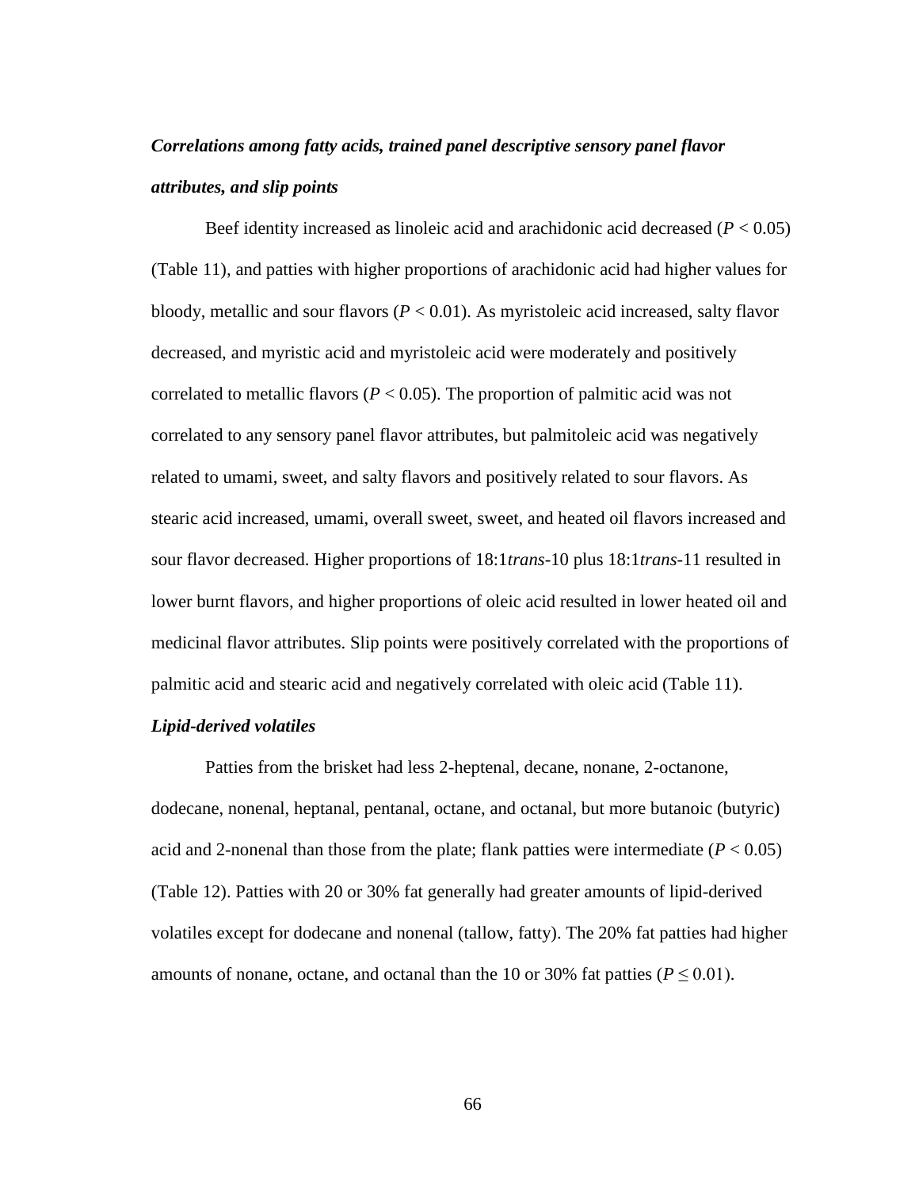***Correlations among fatty acids, trained panel descriptive sensory panel flavor attributes, and slip points***

Beef identity increased as linoleic acid and arachidonic acid decreased ($P < 0.05$) (Table 11), and patties with higher proportions of arachidonic acid had higher values for bloody, metallic and sour flavors ($P < 0.01$). As myristoleic acid increased, salty flavor decreased, and myristic acid and myristoleic acid were moderately and positively correlated to metallic flavors ($P < 0.05$). The proportion of palmitic acid was not correlated to any sensory panel flavor attributes, but palmitoleic acid was negatively related to umami, sweet, and salty flavors and positively related to sour flavors. As stearic acid increased, umami, overall sweet, sweet, and heated oil flavors increased and sour flavor decreased. Higher proportions of 18:1*trans*-10 plus 18:1*trans*-11 resulted in lower burnt flavors, and higher proportions of oleic acid resulted in lower heated oil and medicinal flavor attributes. Slip points were positively correlated with the proportions of palmitic acid and stearic acid and negatively correlated with oleic acid (Table 11).

***Lipid-derived volatiles***

Patties from the brisket had less 2-heptenal, decane, nonane, 2-octanone, dodecane, nonenal, heptanal, pentanal, octane, and octanal, but more butanoic (butyric) acid and 2-nonenal than those from the plate; flank patties were intermediate ($P < 0.05$) (Table 12). Patties with 20 or 30% fat generally had greater amounts of lipid-derived volatiles except for dodecane and nonenal (tallow, fatty). The 20% fat patties had higher amounts of nonane, octane, and octanal than the 10 or 30% fat patties ($P \leq 0.01$).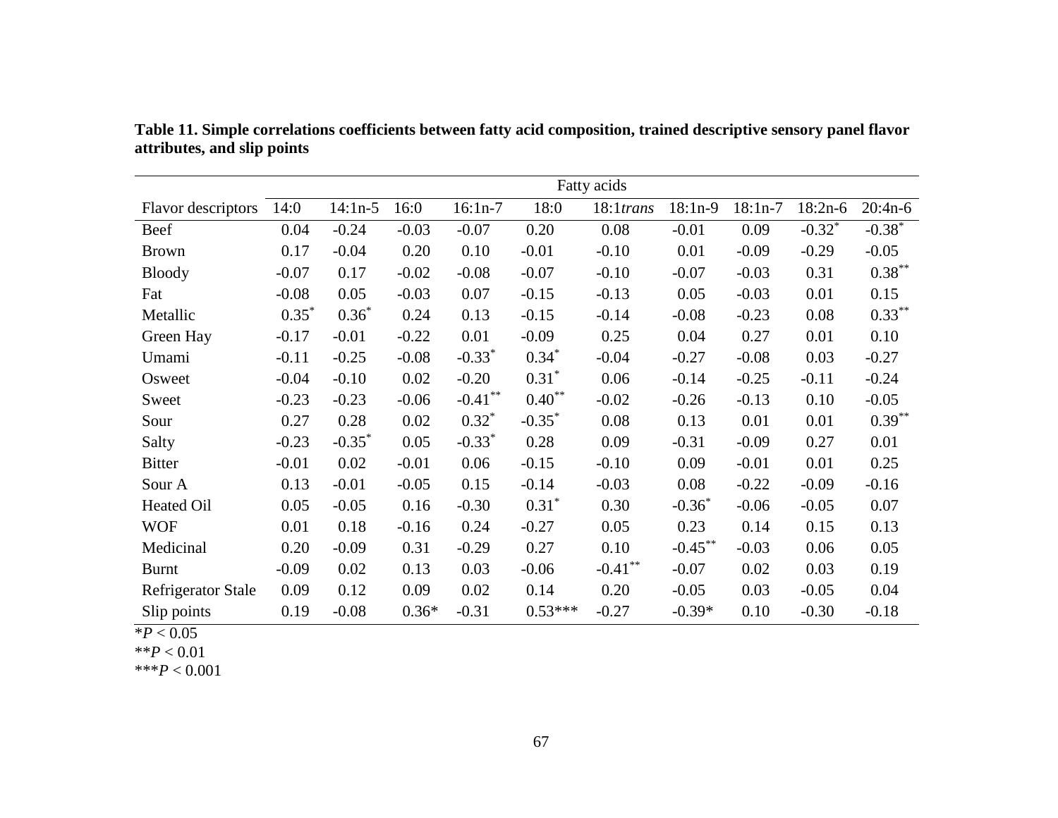**Table 11. Simple correlations coefficients between fatty acid composition, trained descriptive sensory panel flavor attributes, and slip points**

| | Fatty acids | | | | | | | | | |
|---|---|---|---|---|---|---|---|---|---|---|
| Flavor descriptors | 14:0 | 14:1n-5 | 16:0 | 16:1n-7 | 18:0 | 18:1*trans* | 18:1n-9 | 18:1n-7 | 18:2n-6 | 20:4n-6 |
| Beef | 0.04 | -0.24 | -0.03 | -0.07 | 0.20 | 0.08 | -0.01 | 0.09 | -0.32* | -0.38* |
| Brown | 0.17 | -0.04 | 0.20 | 0.10 | -0.01 | -0.10 | 0.01 | -0.09 | -0.29 | -0.05 |
| Bloody | -0.07 | 0.17 | -0.02 | -0.08 | -0.07 | -0.10 | -0.07 | -0.03 | 0.31 | 0.38** |
| Fat | -0.08 | 0.05 | -0.03 | 0.07 | -0.15 | -0.13 | 0.05 | -0.03 | 0.01 | 0.15 |
| Metallic | 0.35* | 0.36* | 0.24 | 0.13 | -0.15 | -0.14 | -0.08 | -0.23 | 0.08 | 0.33** |
| Green Hay | -0.17 | -0.01 | -0.22 | 0.01 | -0.09 | 0.25 | 0.04 | 0.27 | 0.01 | 0.10 |
| Umami | -0.11 | -0.25 | -0.08 | -0.33* | 0.34* | -0.04 | -0.27 | -0.08 | 0.03 | -0.27 |
| Osweet | -0.04 | -0.10 | 0.02 | -0.20 | 0.31* | 0.06 | -0.14 | -0.25 | -0.11 | -0.24 |
| Sweet | -0.23 | -0.23 | -0.06 | -0.41** | 0.40** | -0.02 | -0.26 | -0.13 | 0.10 | -0.05 |
| Sour | 0.27 | 0.28 | 0.02 | 0.32* | -0.35* | 0.08 | 0.13 | 0.01 | 0.01 | 0.39** |
| Salty | -0.23 | -0.35* | 0.05 | -0.33* | 0.28 | 0.09 | -0.31 | -0.09 | 0.27 | 0.01 |
| Bitter | -0.01 | 0.02 | -0.01 | 0.06 | -0.15 | -0.10 | 0.09 | -0.01 | 0.01 | 0.25 |
| Sour A | 0.13 | -0.01 | -0.05 | 0.15 | -0.14 | -0.03 | 0.08 | -0.22 | -0.09 | -0.16 |
| Heated Oil | 0.05 | -0.05 | 0.16 | -0.30 | 0.31* | 0.30 | -0.36* | -0.06 | -0.05 | 0.07 |
| WOF | 0.01 | 0.18 | -0.16 | 0.24 | -0.27 | 0.05 | 0.23 | 0.14 | 0.15 | 0.13 |
| Medicinal | 0.20 | -0.09 | 0.31 | -0.29 | 0.27 | 0.10 | -0.45** | -0.03 | 0.06 | 0.05 |
| Burnt | -0.09 | 0.02 | 0.13 | 0.03 | -0.06 | -0.41** | -0.07 | 0.02 | 0.03 | 0.19 |
| Refrigerator Stale | 0.09 | 0.12 | 0.09 | 0.02 | 0.14 | 0.20 | -0.05 | 0.03 | -0.05 | 0.04 |
| Slip points | 0.19 | -0.08 | 0.36* | -0.31 | 0.53*** | -0.27 | -0.39* | 0.10 | -0.30 | -0.18 |

*$P < 0.05$

**$P < 0.01$

***$P < 0.001$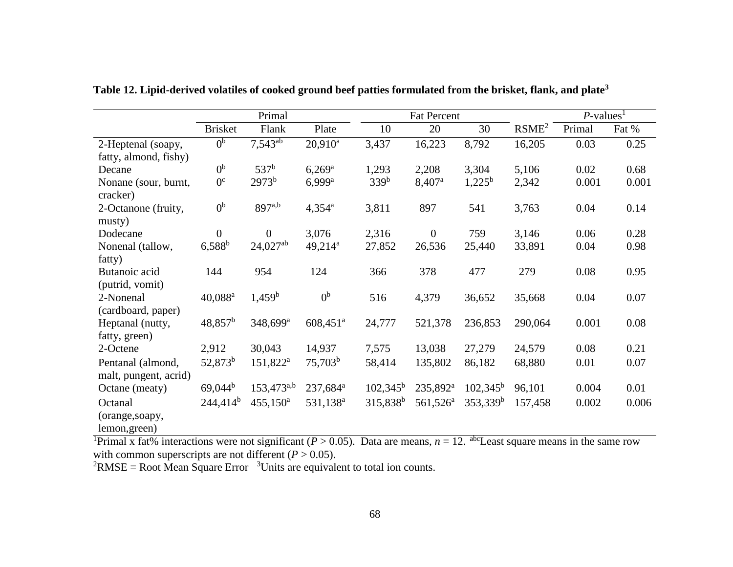**Table 12. Lipid-derived volatiles of cooked ground beef patties formulated from the brisket, flank, and plate[3]**

| | Primal | | | Fat Percent | | | | *P*-values[1] | |
|---|---|---|---|---|---|---|---|---|---|
| | Brisket | Flank | Plate | 10 | 20 | 30 | RSME[2] | Primal | Fat % |
| 2-Heptenal (soapy, fatty, almond, fishy) | $0^{b}$ | $7{,}543^{ab}$ | $20{,}910^{a}$ | 3,437 | 16,223 | 8,792 | 16,205 | 0.03 | 0.25 |
| Decane | $0^{b}$ | $537^{b}$ | $6{,}269^{a}$ | 1,293 | 2,208 | 3,304 | 5,106 | 0.02 | 0.68 |
| Nonane (sour, burnt, cracker) | $0^{c}$ | $2973^{b}$ | $6{,}999^{a}$ | $339^{b}$ | $8{,}407^{a}$ | $1{,}225^{b}$ | 2,342 | 0.001 | 0.001 |
| 2-Octanone (fruity, musty) | $0^{b}$ | $897^{a,b}$ | $4{,}354^{a}$ | 3,811 | 897 | 541 | 3,763 | 0.04 | 0.14 |
| Dodecane | 0 | 0 | 3,076 | 2,316 | 0 | 759 | 3,146 | 0.06 | 0.28 |
| Nonenal (tallow, fatty) | $6{,}588^{b}$ | $24{,}027^{ab}$ | $49{,}214^{a}$ | 27,852 | 26,536 | 25,440 | 33,891 | 0.04 | 0.98 |
| Butanoic acid (putrid, vomit) | 144 | 954 | 124 | 366 | 378 | 477 | 279 | 0.08 | 0.95 |
| 2-Nonenal (cardboard, paper) | $40{,}088^{a}$ | $1{,}459^{b}$ | $0^{b}$ | 516 | 4,379 | 36,652 | 35,668 | 0.04 | 0.07 |
| Heptanal (nutty, fatty, green) | $48{,}857^{b}$ | $348{,}699^{a}$ | $608{,}451^{a}$ | 24,777 | 521,378 | 236,853 | 290,064 | 0.001 | 0.08 |
| 2-Octene | 2,912 | 30,043 | 14,937 | 7,575 | 13,038 | 27,279 | 24,579 | 0.08 | 0.21 |
| Pentanal (almond, malt, pungent, acrid) | $52{,}873^{b}$ | $151{,}822^{a}$ | $75{,}703^{b}$ | 58,414 | 135,802 | 86,182 | 68,880 | 0.01 | 0.07 |
| Octane (meaty) | $69{,}044^{b}$ | $153{,}473^{a,b}$ | $237{,}684^{a}$ | $102{,}345^{b}$ | $235{,}892^{a}$ | $102{,}345^{b}$ | 96,101 | 0.004 | 0.01 |
| Octanal (orange,soapy, lemon,green) | $244{,}414^{b}$ | $455{,}150^{a}$ | $531{,}138^{a}$ | $315{,}838^{b}$ | $561{,}526^{a}$ | $353{,}339^{b}$ | 157,458 | 0.002 | 0.006 |

[1]Primal x fat% interactions were not significant ($P > 0.05$). Data are means, $n = 12$. [abc]Least square means in the same row with common superscripts are not different ($P > 0.05$).
[2]RMSE = Root Mean Square Error [3]Units are equivalent to total ion counts.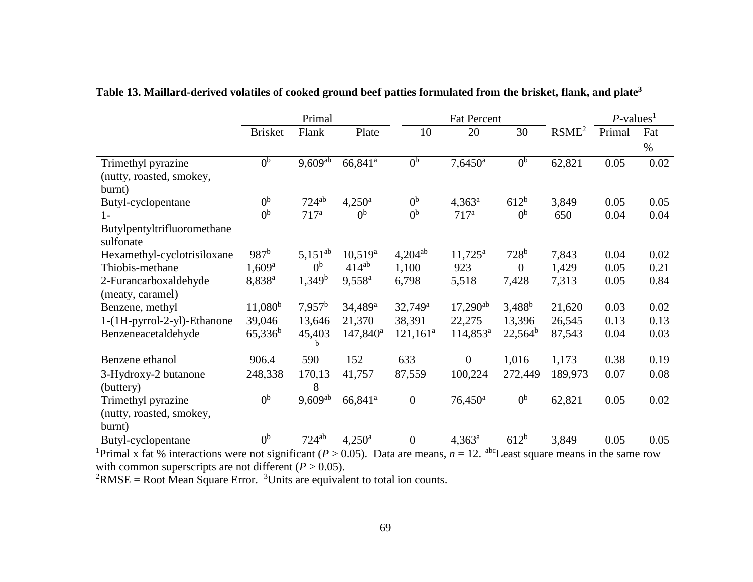**Table 13. Maillard-derived volatiles of cooked ground beef patties formulated from the brisket, flank, and plate[3]**

| | Primal | | | Fat Percent | | | | *P*-values[1] | |
|---|---|---|---|---|---|---|---|---|---|
| | Brisket | Flank | Plate | 10 | 20 | 30 | RSME[2] | Primal | Fat % |
| Trimethyl pyrazine (nutty, roasted, smokey, burnt) | 0[b] | 9,609[ab] | 66,841[a] | 0[b] | 7,6450[a] | 0[b] | 62,821 | 0.05 | 0.02 |
| Butyl-cyclopentane | 0[b] | 724[ab] | 4,250[a] | 0[b] | 4,363[a] | 612[b] | 3,849 | 0.05 | 0.05 |
| 1-Butylpentyltrifluoromethane sulfonate | 0[b] | 717[a] | 0[b] | 0[b] | 717[a] | 0[b] | 650 | 0.04 | 0.04 |
| Hexamethyl-cyclotrisiloxane | 987[b] | 5,151[ab] | 10,519[a] | 4,204[ab] | 11,725[a] | 728[b] | 7,843 | 0.04 | 0.02 |
| Thiobis-methane | 1,609[a] | 0[b] | 414[ab] | 1,100 | 923 | 0 | 1,429 | 0.05 | 0.21 |
| 2-Furancarboxaldehyde (meaty, caramel) | 8,838[a] | 1,349[b] | 9,558[a] | 6,798 | 5,518 | 7,428 | 7,313 | 0.05 | 0.84 |
| Benzene, methyl | 11,080[b] | 7,957[b] | 34,489[a] | 32,749[a] | 17,290[ab] | 3,488[b] | 21,620 | 0.03 | 0.02 |
| 1-(1H-pyrrol-2-yl)-Ethanone | 39,046 | 13,646 | 21,370 | 38,391 | 22,275 | 13,396 | 26,545 | 0.13 | 0.13 |
| Benzeneacetaldehyde | 65,336[b] | 45,403[b] | 147,840[a] | 121,161[a] | 114,853[a] | 22,564[b] | 87,543 | 0.04 | 0.03 |
| Benzene ethanol | 906.4 | 590 | 152 | 633 | 0 | 1,016 | 1,173 | 0.38 | 0.19 |
| 3-Hydroxy-2 butanone (buttery) | 248,338 | 170,138 | 41,757 | 87,559 | 100,224 | 272,449 | 189,973 | 0.07 | 0.08 |
| Trimethyl pyrazine (nutty, roasted, smokey, burnt) | 0[b] | 9,609[ab] | 66,841[a] | 0 | 76,450[a] | 0[b] | 62,821 | 0.05 | 0.02 |
| Butyl-cyclopentane | 0[b] | 724[ab] | 4,250[a] | 0 | 4,363[a] | 612[b] | 3,849 | 0.05 | 0.05 |

[1]Primal x fat % interactions were not significant ($P > 0.05$). Data are means, $n = 12$. [abc]Least square means in the same row with common superscripts are not different ($P > 0.05$).
[2]RMSE = Root Mean Square Error. [3]Units are equivalent to total ion counts.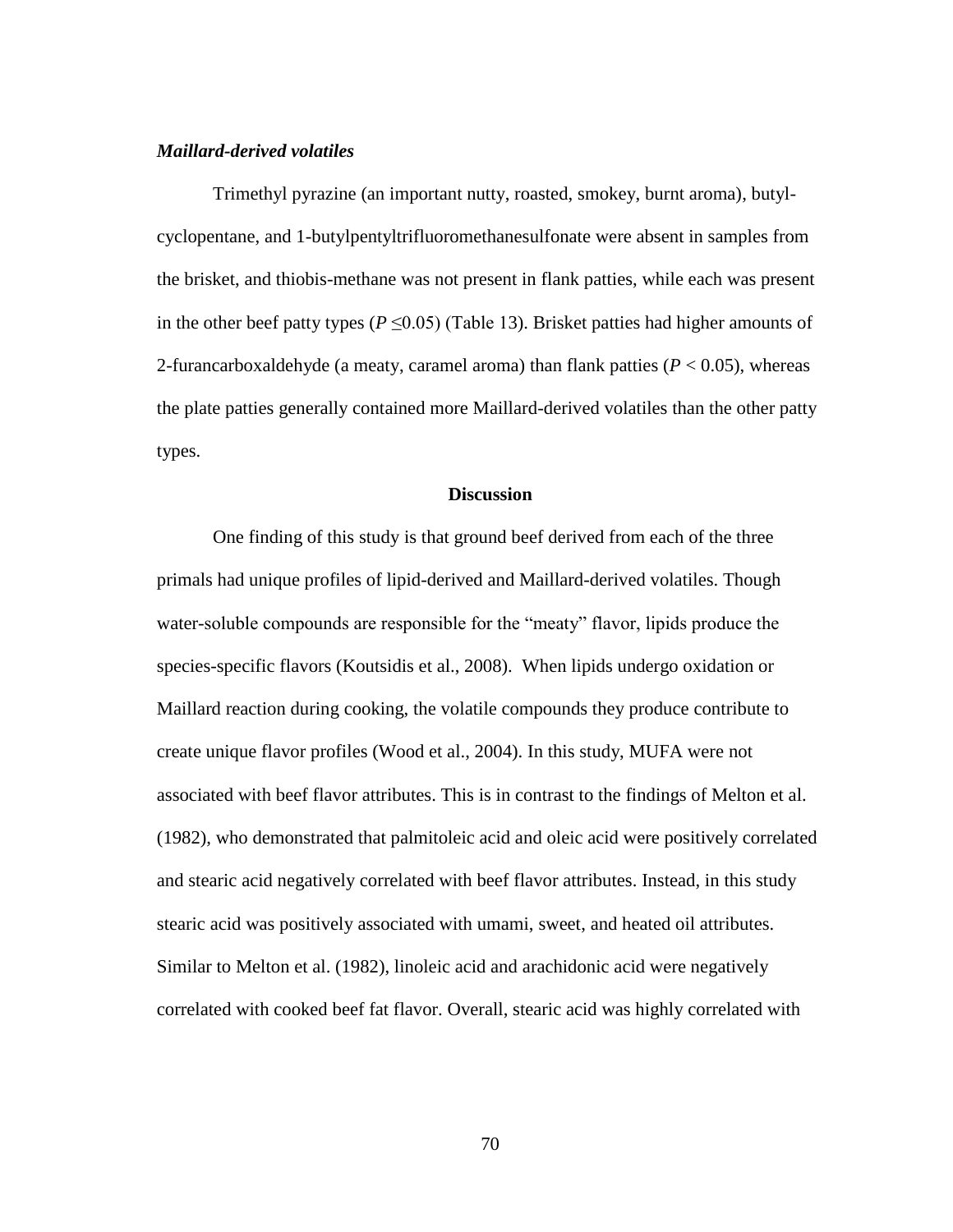### *Maillard-derived volatiles*

Trimethyl pyrazine (an important nutty, roasted, smokey, burnt aroma), butyl-cyclopentane, and 1-butylpentyltrifluoromethanesulfonate were absent in samples from the brisket, and thiobis-methane was not present in flank patties, while each was present in the other beef patty types ($P \leq 0.05$) (Table 13). Brisket patties had higher amounts of 2-furancarboxaldehyde (a meaty, caramel aroma) than flank patties ($P < 0.05$), whereas the plate patties generally contained more Maillard-derived volatiles than the other patty types.

## Discussion

One finding of this study is that ground beef derived from each of the three primals had unique profiles of lipid-derived and Maillard-derived volatiles. Though water-soluble compounds are responsible for the "meaty" flavor, lipids produce the species-specific flavors (Koutsidis et al., 2008). When lipids undergo oxidation or Maillard reaction during cooking, the volatile compounds they produce contribute to create unique flavor profiles (Wood et al., 2004). In this study, MUFA were not associated with beef flavor attributes. This is in contrast to the findings of Melton et al. (1982), who demonstrated that palmitoleic acid and oleic acid were positively correlated and stearic acid negatively correlated with beef flavor attributes. Instead, in this study stearic acid was positively associated with umami, sweet, and heated oil attributes. Similar to Melton et al. (1982), linoleic acid and arachidonic acid were negatively correlated with cooked beef fat flavor. Overall, stearic acid was highly correlated with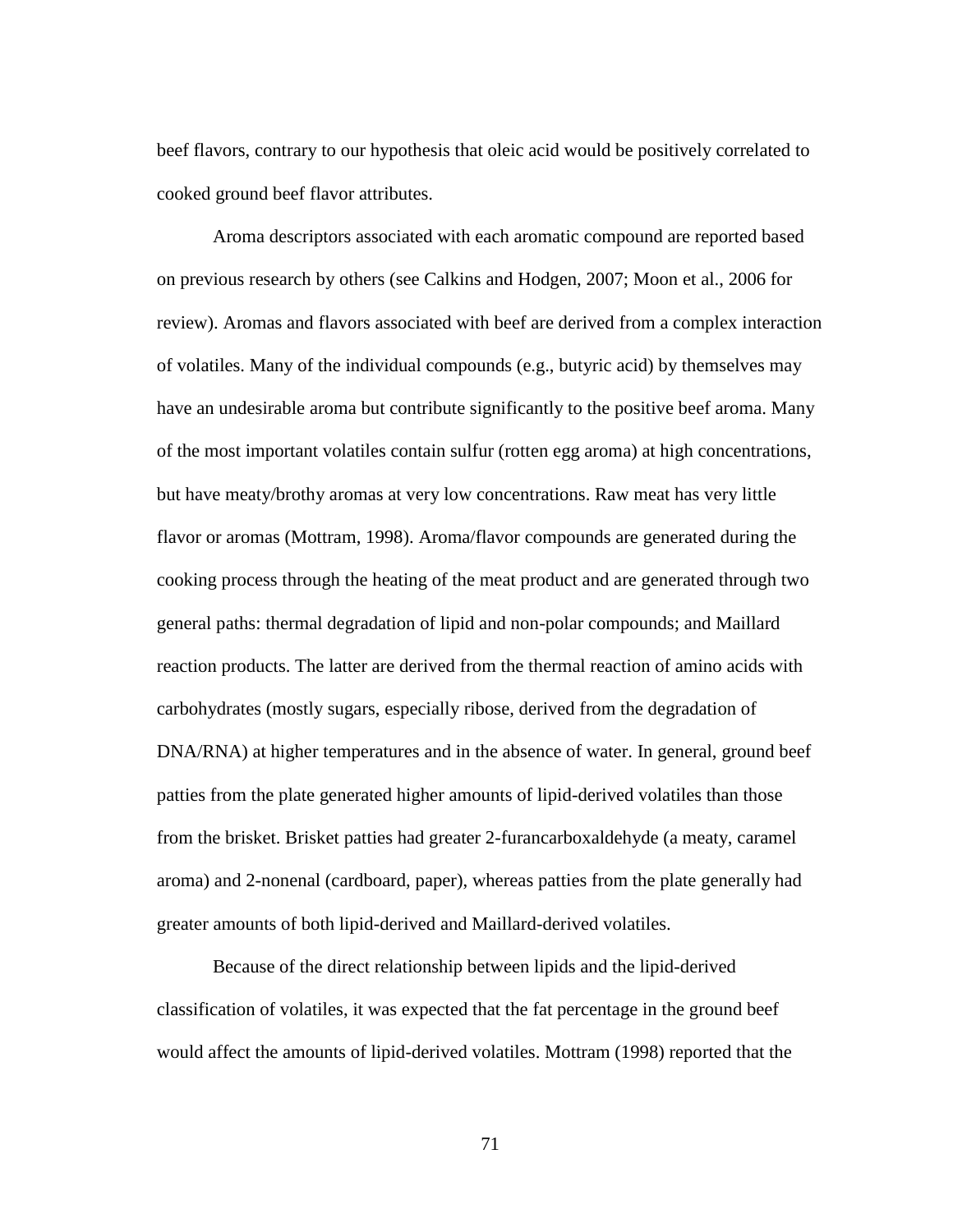beef flavors, contrary to our hypothesis that oleic acid would be positively correlated to cooked ground beef flavor attributes.

Aroma descriptors associated with each aromatic compound are reported based on previous research by others (see Calkins and Hodgen, 2007; Moon et al., 2006 for review). Aromas and flavors associated with beef are derived from a complex interaction of volatiles. Many of the individual compounds (e.g., butyric acid) by themselves may have an undesirable aroma but contribute significantly to the positive beef aroma. Many of the most important volatiles contain sulfur (rotten egg aroma) at high concentrations, but have meaty/brothy aromas at very low concentrations. Raw meat has very little flavor or aromas (Mottram, 1998). Aroma/flavor compounds are generated during the cooking process through the heating of the meat product and are generated through two general paths: thermal degradation of lipid and non-polar compounds; and Maillard reaction products. The latter are derived from the thermal reaction of amino acids with carbohydrates (mostly sugars, especially ribose, derived from the degradation of DNA/RNA) at higher temperatures and in the absence of water. In general, ground beef patties from the plate generated higher amounts of lipid-derived volatiles than those from the brisket. Brisket patties had greater 2-furancarboxaldehyde (a meaty, caramel aroma) and 2-nonenal (cardboard, paper), whereas patties from the plate generally had greater amounts of both lipid-derived and Maillard-derived volatiles.

Because of the direct relationship between lipids and the lipid-derived classification of volatiles, it was expected that the fat percentage in the ground beef would affect the amounts of lipid-derived volatiles. Mottram (1998) reported that the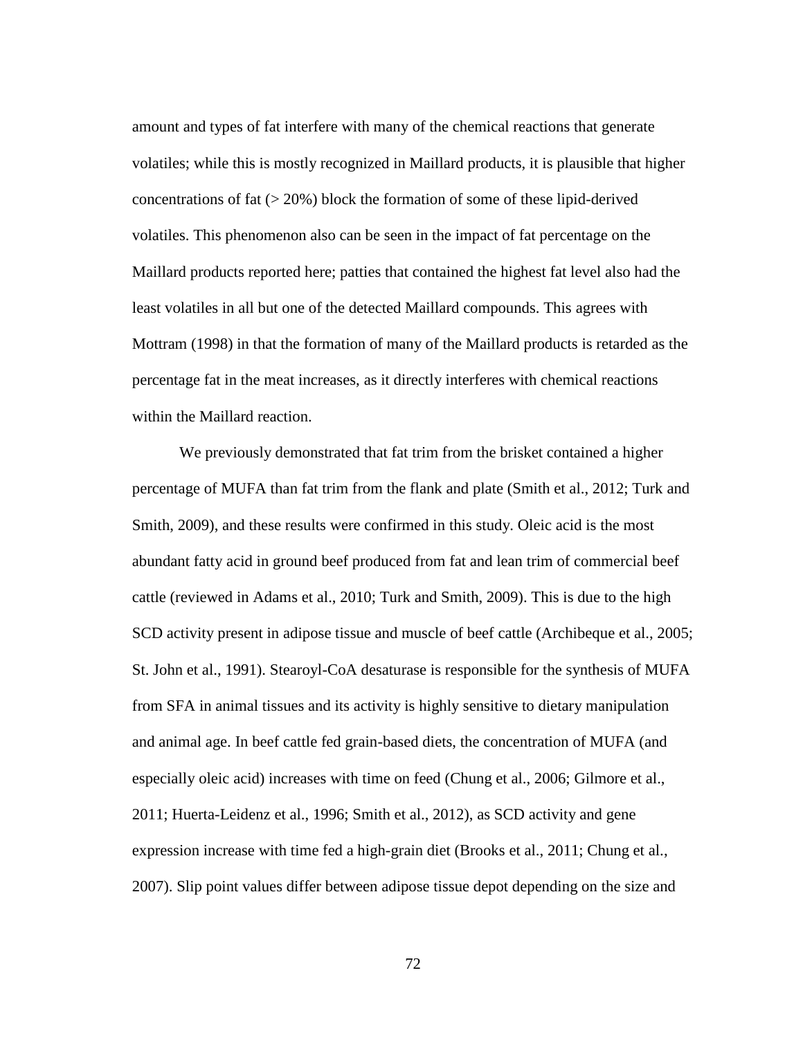amount and types of fat interfere with many of the chemical reactions that generate volatiles; while this is mostly recognized in Maillard products, it is plausible that higher concentrations of fat (> 20%) block the formation of some of these lipid-derived volatiles. This phenomenon also can be seen in the impact of fat percentage on the Maillard products reported here; patties that contained the highest fat level also had the least volatiles in all but one of the detected Maillard compounds. This agrees with Mottram (1998) in that the formation of many of the Maillard products is retarded as the percentage fat in the meat increases, as it directly interferes with chemical reactions within the Maillard reaction.

We previously demonstrated that fat trim from the brisket contained a higher percentage of MUFA than fat trim from the flank and plate (Smith et al., 2012; Turk and Smith, 2009), and these results were confirmed in this study. Oleic acid is the most abundant fatty acid in ground beef produced from fat and lean trim of commercial beef cattle (reviewed in Adams et al., 2010; Turk and Smith, 2009). This is due to the high SCD activity present in adipose tissue and muscle of beef cattle (Archibeque et al., 2005; St. John et al., 1991). Stearoyl-CoA desaturase is responsible for the synthesis of MUFA from SFA in animal tissues and its activity is highly sensitive to dietary manipulation and animal age. In beef cattle fed grain-based diets, the concentration of MUFA (and especially oleic acid) increases with time on feed (Chung et al., 2006; Gilmore et al., 2011; Huerta-Leidenz et al., 1996; Smith et al., 2012), as SCD activity and gene expression increase with time fed a high-grain diet (Brooks et al., 2011; Chung et al., 2007). Slip point values differ between adipose tissue depot depending on the size and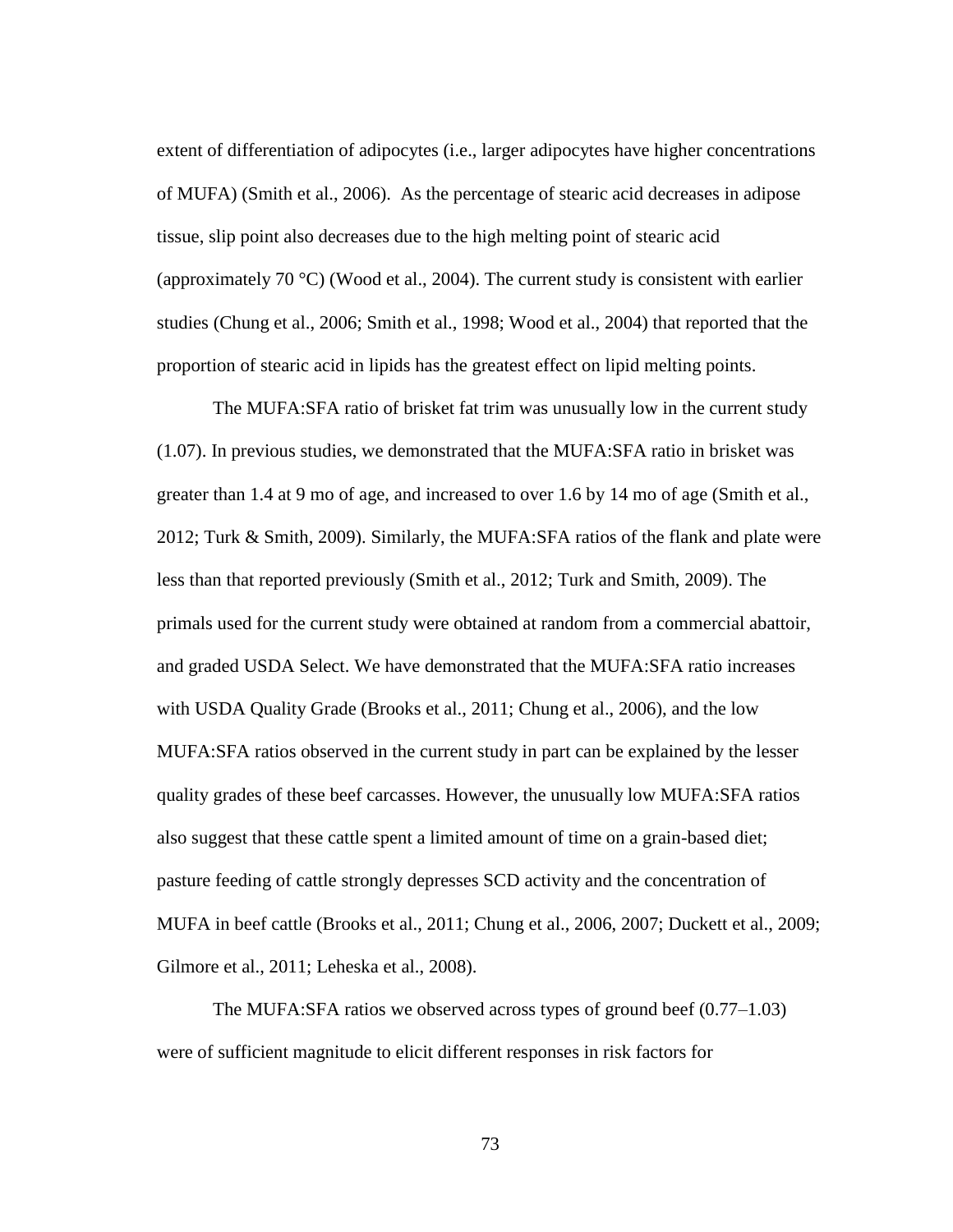extent of differentiation of adipocytes (i.e., larger adipocytes have higher concentrations of MUFA) (Smith et al., 2006). As the percentage of stearic acid decreases in adipose tissue, slip point also decreases due to the high melting point of stearic acid (approximately 70 °C) (Wood et al., 2004). The current study is consistent with earlier studies (Chung et al., 2006; Smith et al., 1998; Wood et al., 2004) that reported that the proportion of stearic acid in lipids has the greatest effect on lipid melting points.

The MUFA:SFA ratio of brisket fat trim was unusually low in the current study (1.07). In previous studies, we demonstrated that the MUFA:SFA ratio in brisket was greater than 1.4 at 9 mo of age, and increased to over 1.6 by 14 mo of age (Smith et al., 2012; Turk & Smith, 2009). Similarly, the MUFA:SFA ratios of the flank and plate were less than that reported previously (Smith et al., 2012; Turk and Smith, 2009). The primals used for the current study were obtained at random from a commercial abattoir, and graded USDA Select. We have demonstrated that the MUFA:SFA ratio increases with USDA Quality Grade (Brooks et al., 2011; Chung et al., 2006), and the low MUFA:SFA ratios observed in the current study in part can be explained by the lesser quality grades of these beef carcasses. However, the unusually low MUFA:SFA ratios also suggest that these cattle spent a limited amount of time on a grain-based diet; pasture feeding of cattle strongly depresses SCD activity and the concentration of MUFA in beef cattle (Brooks et al., 2011; Chung et al., 2006, 2007; Duckett et al., 2009; Gilmore et al., 2011; Leheska et al., 2008).

The MUFA:SFA ratios we observed across types of ground beef (0.77–1.03) were of sufficient magnitude to elicit different responses in risk factors for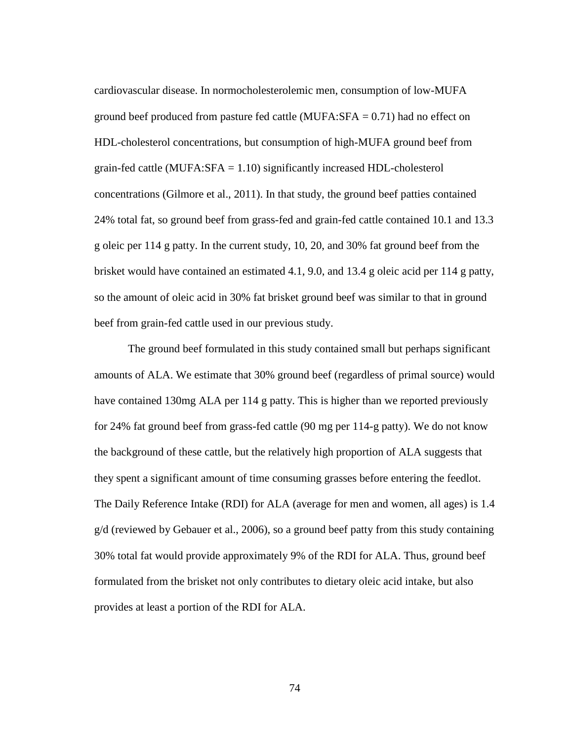cardiovascular disease. In normocholesterolemic men, consumption of low-MUFA ground beef produced from pasture fed cattle (MUFA:SFA = 0.71) had no effect on HDL-cholesterol concentrations, but consumption of high-MUFA ground beef from grain-fed cattle (MUFA:SFA = 1.10) significantly increased HDL-cholesterol concentrations (Gilmore et al., 2011). In that study, the ground beef patties contained 24% total fat, so ground beef from grass-fed and grain-fed cattle contained 10.1 and 13.3 g oleic per 114 g patty. In the current study, 10, 20, and 30% fat ground beef from the brisket would have contained an estimated 4.1, 9.0, and 13.4 g oleic acid per 114 g patty, so the amount of oleic acid in 30% fat brisket ground beef was similar to that in ground beef from grain-fed cattle used in our previous study.

The ground beef formulated in this study contained small but perhaps significant amounts of ALA. We estimate that 30% ground beef (regardless of primal source) would have contained 130mg ALA per 114 g patty. This is higher than we reported previously for 24% fat ground beef from grass-fed cattle (90 mg per 114-g patty). We do not know the background of these cattle, but the relatively high proportion of ALA suggests that they spent a significant amount of time consuming grasses before entering the feedlot. The Daily Reference Intake (RDI) for ALA (average for men and women, all ages) is 1.4 g/d (reviewed by Gebauer et al., 2006), so a ground beef patty from this study containing 30% total fat would provide approximately 9% of the RDI for ALA. Thus, ground beef formulated from the brisket not only contributes to dietary oleic acid intake, but also provides at least a portion of the RDI for ALA.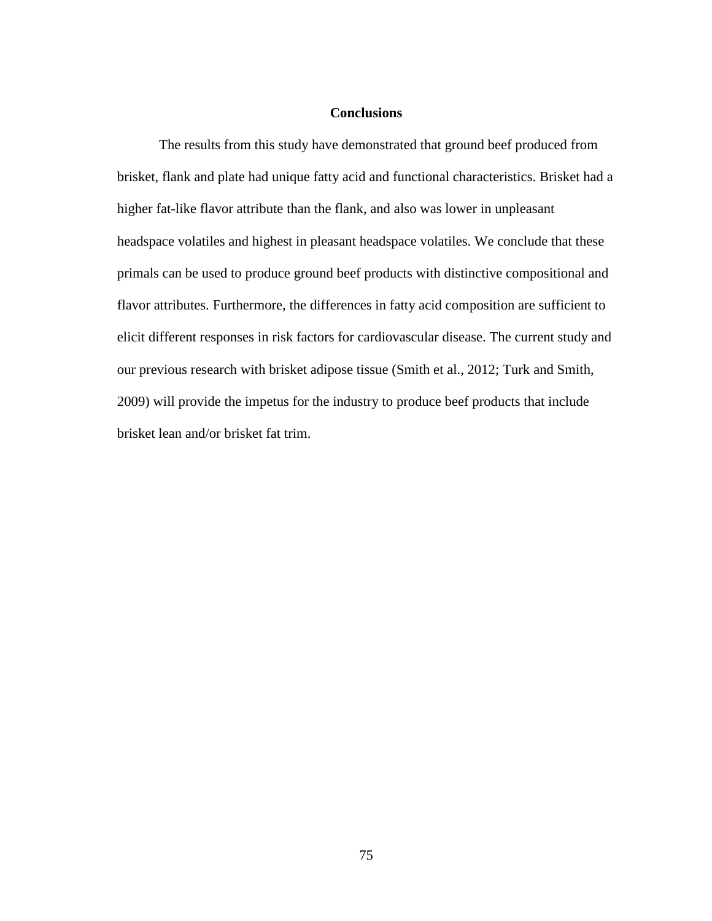## Conclusions

The results from this study have demonstrated that ground beef produced from brisket, flank and plate had unique fatty acid and functional characteristics. Brisket had a higher fat-like flavor attribute than the flank, and also was lower in unpleasant headspace volatiles and highest in pleasant headspace volatiles. We conclude that these primals can be used to produce ground beef products with distinctive compositional and flavor attributes. Furthermore, the differences in fatty acid composition are sufficient to elicit different responses in risk factors for cardiovascular disease. The current study and our previous research with brisket adipose tissue (Smith et al., 2012; Turk and Smith, 2009) will provide the impetus for the industry to produce beef products that include brisket lean and/or brisket fat trim.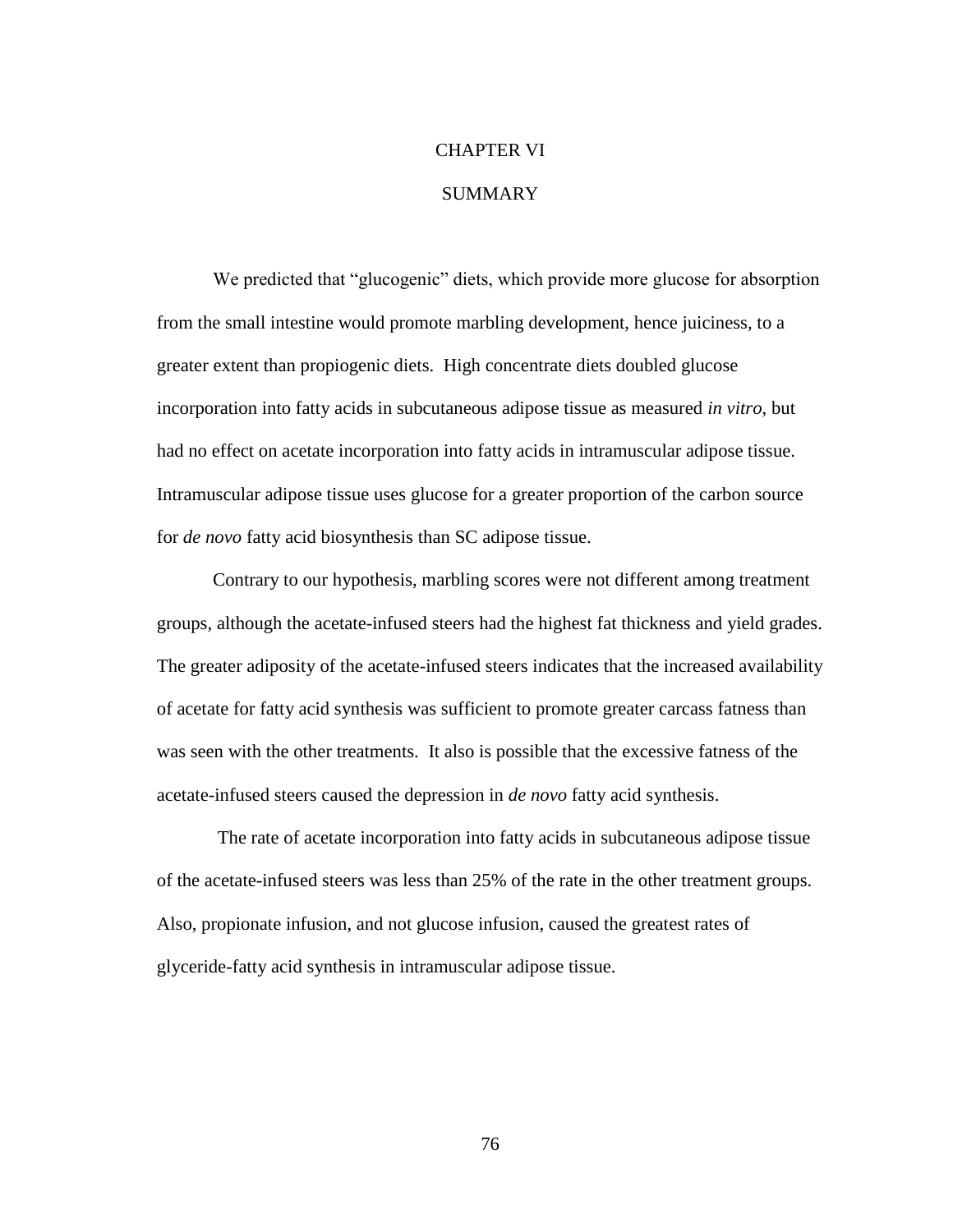# CHAPTER VI

# SUMMARY

We predicted that "glucogenic" diets, which provide more glucose for absorption from the small intestine would promote marbling development, hence juiciness, to a greater extent than propiogenic diets. High concentrate diets doubled glucose incorporation into fatty acids in subcutaneous adipose tissue as measured *in vitro*, but had no effect on acetate incorporation into fatty acids in intramuscular adipose tissue. Intramuscular adipose tissue uses glucose for a greater proportion of the carbon source for *de novo* fatty acid biosynthesis than SC adipose tissue.

Contrary to our hypothesis, marbling scores were not different among treatment groups, although the acetate-infused steers had the highest fat thickness and yield grades. The greater adiposity of the acetate-infused steers indicates that the increased availability of acetate for fatty acid synthesis was sufficient to promote greater carcass fatness than was seen with the other treatments. It also is possible that the excessive fatness of the acetate-infused steers caused the depression in *de novo* fatty acid synthesis.

The rate of acetate incorporation into fatty acids in subcutaneous adipose tissue of the acetate-infused steers was less than 25% of the rate in the other treatment groups. Also, propionate infusion, and not glucose infusion, caused the greatest rates of glyceride-fatty acid synthesis in intramuscular adipose tissue.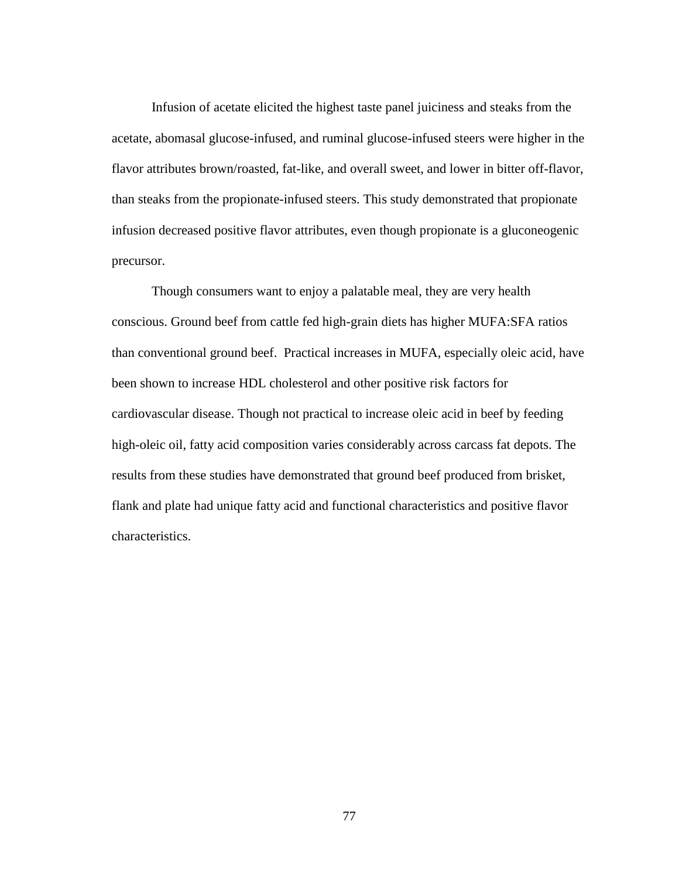Infusion of acetate elicited the highest taste panel juiciness and steaks from the acetate, abomasal glucose-infused, and ruminal glucose-infused steers were higher in the flavor attributes brown/roasted, fat-like, and overall sweet, and lower in bitter off-flavor, than steaks from the propionate-infused steers. This study demonstrated that propionate infusion decreased positive flavor attributes, even though propionate is a gluconeogenic precursor.

Though consumers want to enjoy a palatable meal, they are very health conscious. Ground beef from cattle fed high-grain diets has higher MUFA:SFA ratios than conventional ground beef.  Practical increases in MUFA, especially oleic acid, have been shown to increase HDL cholesterol and other positive risk factors for cardiovascular disease. Though not practical to increase oleic acid in beef by feeding high-oleic oil, fatty acid composition varies considerably across carcass fat depots. The results from these studies have demonstrated that ground beef produced from brisket, flank and plate had unique fatty acid and functional characteristics and positive flavor characteristics.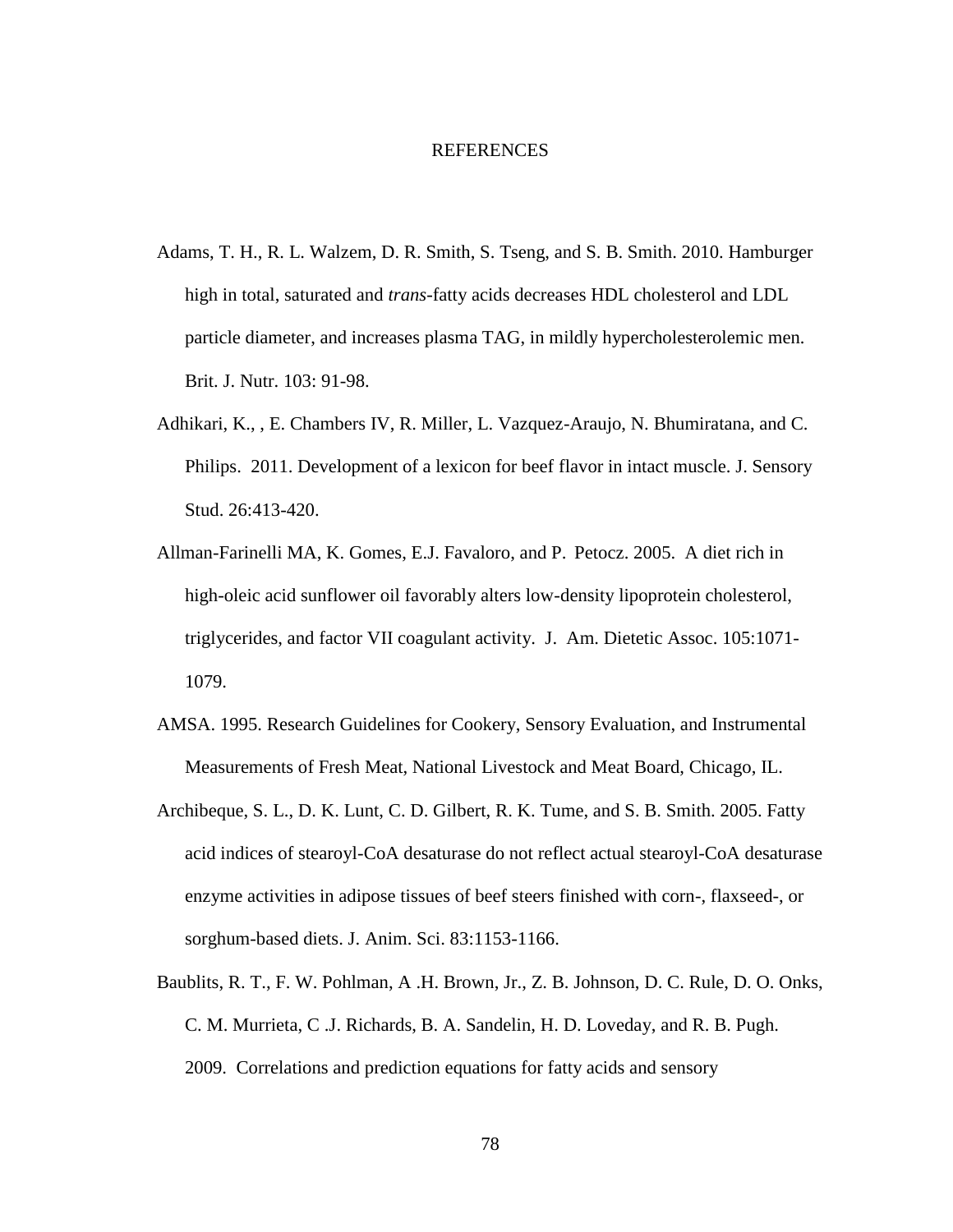# REFERENCES

Adams, T. H., R. L. Walzem, D. R. Smith, S. Tseng, and S. B. Smith. 2010. Hamburger high in total, saturated and *trans*-fatty acids decreases HDL cholesterol and LDL particle diameter, and increases plasma TAG, in mildly hypercholesterolemic men. Brit. J. Nutr. 103: 91-98.

Adhikari, K., , E. Chambers IV, R. Miller, L. Vazquez-Araujo, N. Bhumiratana, and C. Philips. 2011. Development of a lexicon for beef flavor in intact muscle. J. Sensory Stud. 26:413-420.

Allman-Farinelli MA, K. Gomes, E.J. Favaloro, and P. Petocz. 2005. A diet rich in high-oleic acid sunflower oil favorably alters low-density lipoprotein cholesterol, triglycerides, and factor VII coagulant activity. J. Am. Dietetic Assoc. 105:1071-1079.

AMSA. 1995. Research Guidelines for Cookery, Sensory Evaluation, and Instrumental Measurements of Fresh Meat, National Livestock and Meat Board, Chicago, IL.

Archibeque, S. L., D. K. Lunt, C. D. Gilbert, R. K. Tume, and S. B. Smith. 2005. Fatty acid indices of stearoyl-CoA desaturase do not reflect actual stearoyl-CoA desaturase enzyme activities in adipose tissues of beef steers finished with corn-, flaxseed-, or sorghum-based diets. J. Anim. Sci. 83:1153-1166.

Baublits, R. T., F. W. Pohlman, A .H. Brown, Jr., Z. B. Johnson, D. C. Rule, D. O. Onks, C. M. Murrieta, C .J. Richards, B. A. Sandelin, H. D. Loveday, and R. B. Pugh. 2009. Correlations and prediction equations for fatty acids and sensory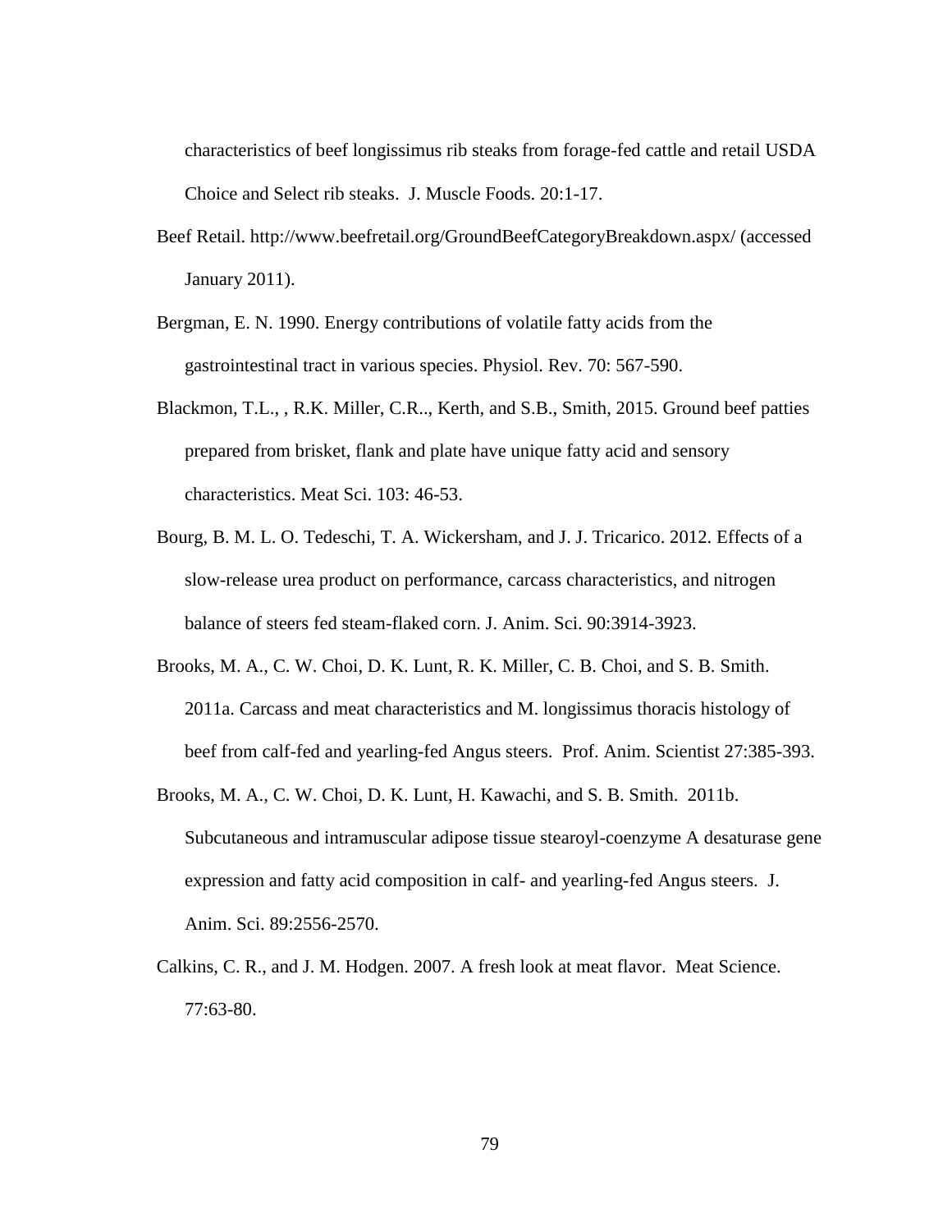characteristics of beef longissimus rib steaks from forage-fed cattle and retail USDA Choice and Select rib steaks. J. Muscle Foods. 20:1-17.

Beef Retail. http://www.beefretail.org/GroundBeefCategoryBreakdown.aspx/ (accessed January 2011).

Bergman, E. N. 1990. Energy contributions of volatile fatty acids from the gastrointestinal tract in various species. Physiol. Rev. 70: 567-590.

Blackmon, T.L., , R.K. Miller, C.R.., Kerth, and S.B., Smith, 2015. Ground beef patties prepared from brisket, flank and plate have unique fatty acid and sensory characteristics. Meat Sci. 103: 46-53.

Bourg, B. M. L. O. Tedeschi, T. A. Wickersham, and J. J. Tricarico. 2012. Effects of a slow-release urea product on performance, carcass characteristics, and nitrogen balance of steers fed steam-flaked corn. J. Anim. Sci. 90:3914-3923.

Brooks, M. A., C. W. Choi, D. K. Lunt, R. K. Miller, C. B. Choi, and S. B. Smith. 2011a. Carcass and meat characteristics and M. longissimus thoracis histology of beef from calf-fed and yearling-fed Angus steers. Prof. Anim. Scientist 27:385-393.

Brooks, M. A., C. W. Choi, D. K. Lunt, H. Kawachi, and S. B. Smith. 2011b. Subcutaneous and intramuscular adipose tissue stearoyl-coenzyme A desaturase gene expression and fatty acid composition in calf- and yearling-fed Angus steers. J. Anim. Sci. 89:2556-2570.

Calkins, C. R., and J. M. Hodgen. 2007. A fresh look at meat flavor. Meat Science. 77:63-80.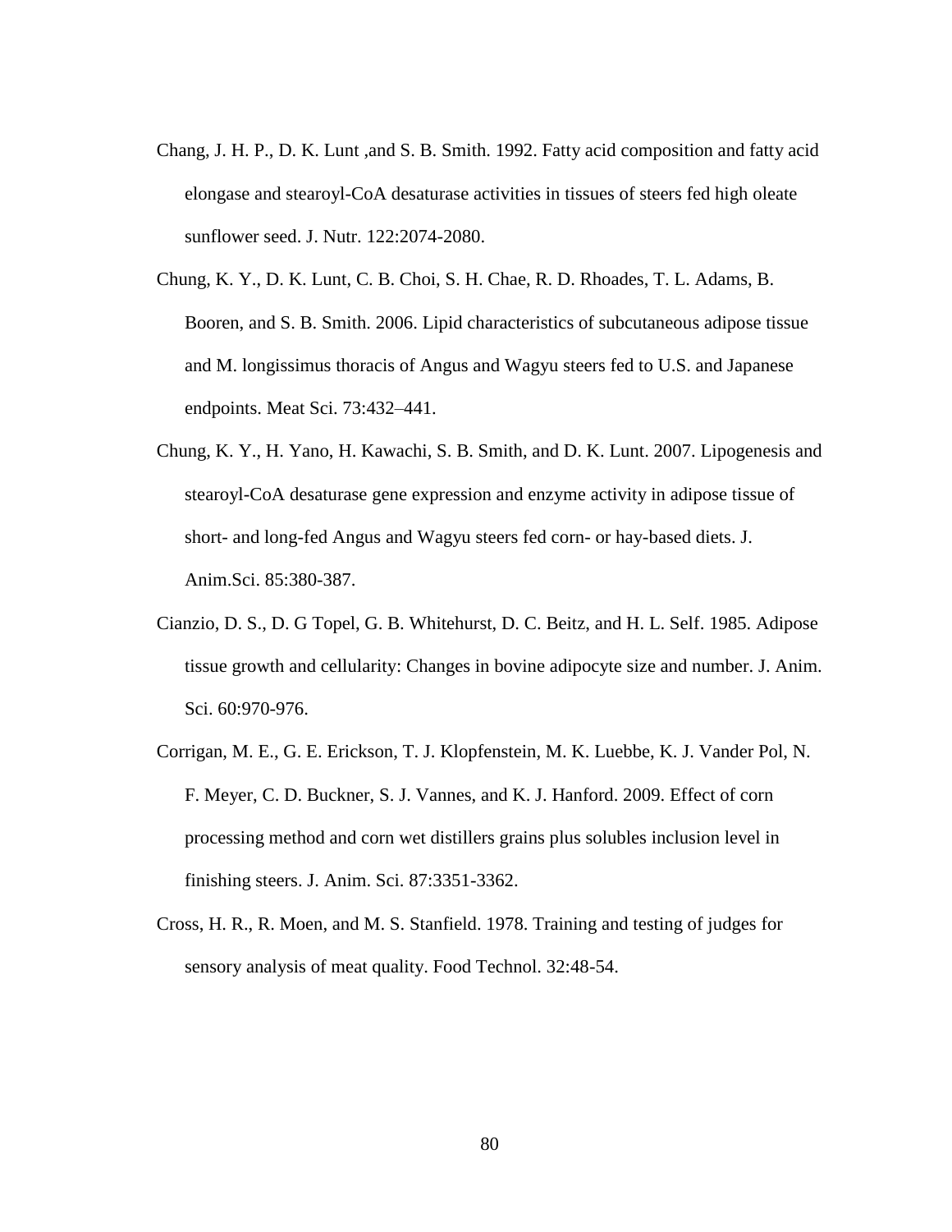Chang, J. H. P., D. K. Lunt ,and S. B. Smith. 1992. Fatty acid composition and fatty acid elongase and stearoyl-CoA desaturase activities in tissues of steers fed high oleate sunflower seed. J. Nutr. 122:2074-2080.

Chung, K. Y., D. K. Lunt, C. B. Choi, S. H. Chae, R. D. Rhoades, T. L. Adams, B. Booren, and S. B. Smith. 2006. Lipid characteristics of subcutaneous adipose tissue and M. longissimus thoracis of Angus and Wagyu steers fed to U.S. and Japanese endpoints. Meat Sci. 73:432–441.

Chung, K. Y., H. Yano, H. Kawachi, S. B. Smith, and D. K. Lunt. 2007. Lipogenesis and stearoyl-CoA desaturase gene expression and enzyme activity in adipose tissue of short- and long-fed Angus and Wagyu steers fed corn- or hay-based diets. J. Anim.Sci. 85:380-387.

Cianzio, D. S., D. G Topel, G. B. Whitehurst, D. C. Beitz, and H. L. Self. 1985. Adipose tissue growth and cellularity: Changes in bovine adipocyte size and number. J. Anim. Sci. 60:970-976.

Corrigan, M. E., G. E. Erickson, T. J. Klopfenstein, M. K. Luebbe, K. J. Vander Pol, N. F. Meyer, C. D. Buckner, S. J. Vannes, and K. J. Hanford. 2009. Effect of corn processing method and corn wet distillers grains plus solubles inclusion level in finishing steers. J. Anim. Sci. 87:3351-3362.

Cross, H. R., R. Moen, and M. S. Stanfield. 1978. Training and testing of judges for sensory analysis of meat quality. Food Technol. 32:48-54.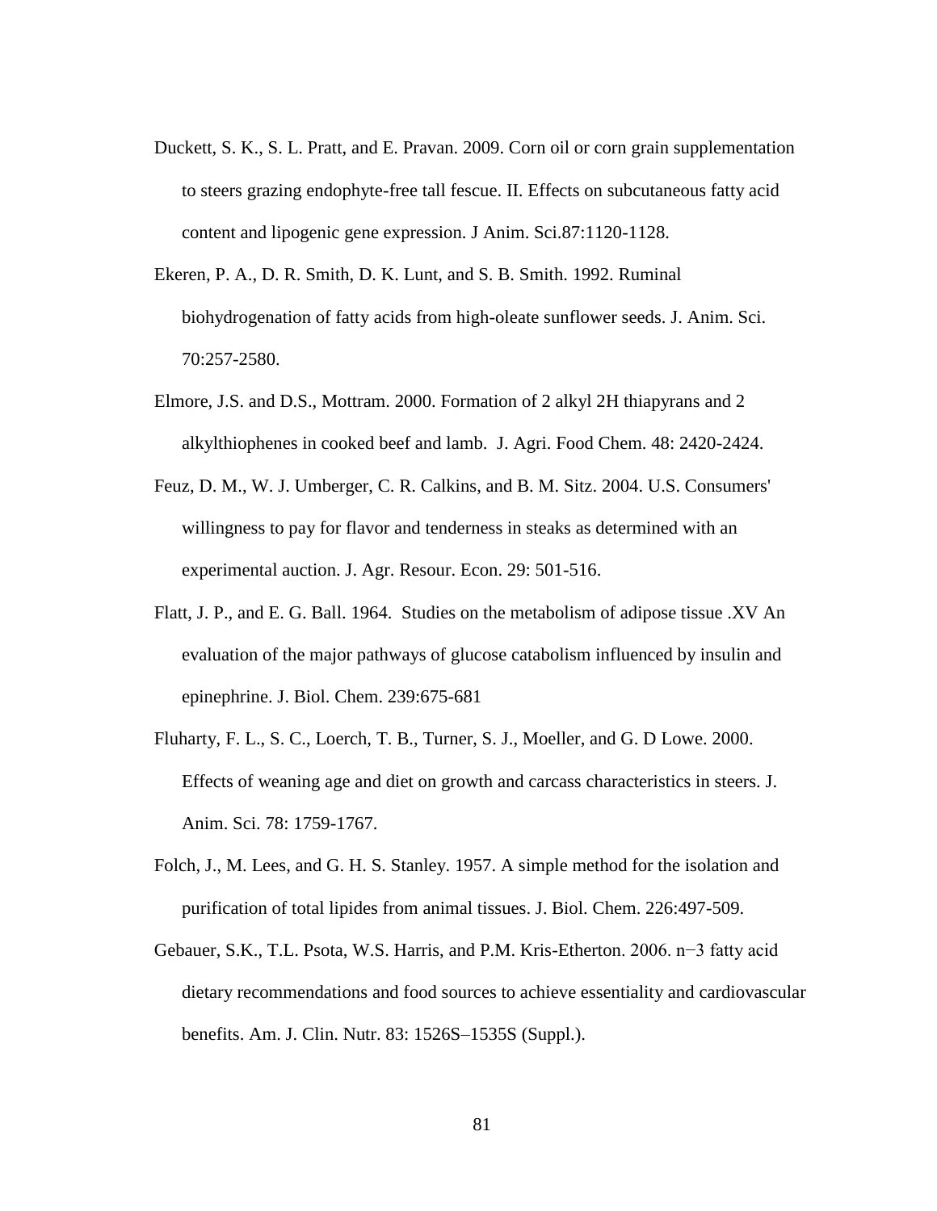Duckett, S. K., S. L. Pratt, and E. Pravan. 2009. Corn oil or corn grain supplementation to steers grazing endophyte-free tall fescue. II. Effects on subcutaneous fatty acid content and lipogenic gene expression. J Anim. Sci.87:1120-1128.

Ekeren, P. A., D. R. Smith, D. K. Lunt, and S. B. Smith. 1992. Ruminal biohydrogenation of fatty acids from high-oleate sunflower seeds. J. Anim. Sci. 70:257-2580.

Elmore, J.S. and D.S., Mottram. 2000. Formation of 2 alkyl 2H thiapyrans and 2 alkylthiophenes in cooked beef and lamb. J. Agri. Food Chem. 48: 2420-2424.

Feuz, D. M., W. J. Umberger, C. R. Calkins, and B. M. Sitz. 2004. U.S. Consumers' willingness to pay for flavor and tenderness in steaks as determined with an experimental auction. J. Agr. Resour. Econ. 29: 501-516.

Flatt, J. P., and E. G. Ball. 1964. Studies on the metabolism of adipose tissue .XV An evaluation of the major pathways of glucose catabolism influenced by insulin and epinephrine. J. Biol. Chem. 239:675-681

Fluharty, F. L., S. C., Loerch, T. B., Turner, S. J., Moeller, and G. D Lowe. 2000. Effects of weaning age and diet on growth and carcass characteristics in steers. J. Anim. Sci. 78: 1759-1767.

Folch, J., M. Lees, and G. H. S. Stanley. 1957. A simple method for the isolation and purification of total lipides from animal tissues. J. Biol. Chem. 226:497-509.

Gebauer, S.K., T.L. Psota, W.S. Harris, and P.M. Kris-Etherton. 2006. n−3 fatty acid dietary recommendations and food sources to achieve essentiality and cardiovascular benefits. Am. J. Clin. Nutr. 83: 1526S–1535S (Suppl.).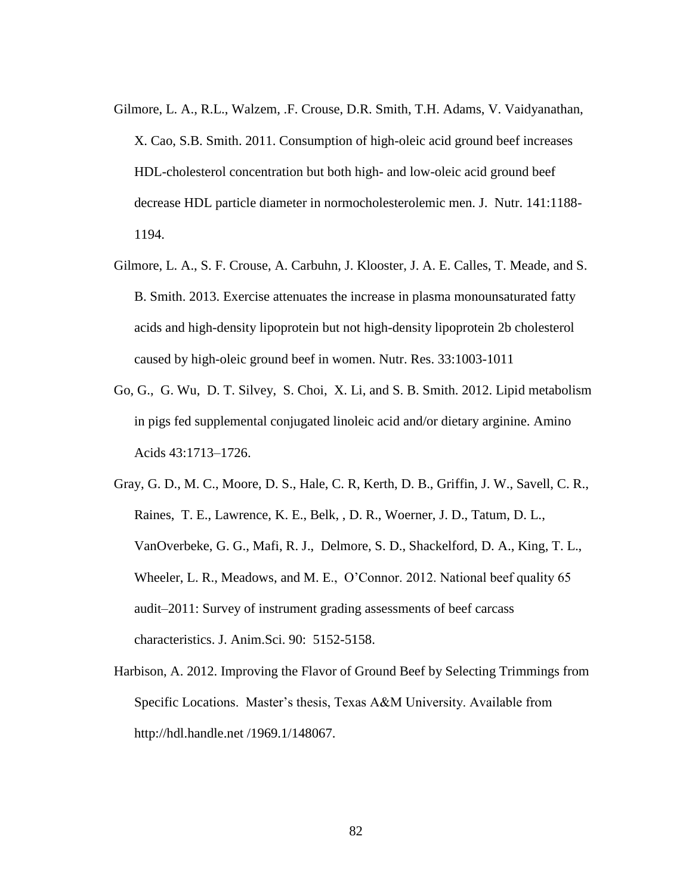Gilmore, L. A., R.L., Walzem, .F. Crouse, D.R. Smith, T.H. Adams, V. Vaidyanathan, X. Cao, S.B. Smith. 2011. Consumption of high-oleic acid ground beef increases HDL-cholesterol concentration but both high- and low-oleic acid ground beef decrease HDL particle diameter in normocholesterolemic men. J. Nutr. 141:1188-1194.

Gilmore, L. A., S. F. Crouse, A. Carbuhn, J. Klooster, J. A. E. Calles, T. Meade, and S. B. Smith. 2013. Exercise attenuates the increase in plasma monounsaturated fatty acids and high-density lipoprotein but not high-density lipoprotein 2b cholesterol caused by high-oleic ground beef in women. Nutr. Res. 33:1003-1011

Go, G., G. Wu, D. T. Silvey, S. Choi, X. Li, and S. B. Smith. 2012. Lipid metabolism in pigs fed supplemental conjugated linoleic acid and/or dietary arginine. Amino Acids 43:1713–1726.

Gray, G. D., M. C., Moore, D. S., Hale, C. R, Kerth, D. B., Griffin, J. W., Savell, C. R., Raines, T. E., Lawrence, K. E., Belk, , D. R., Woerner, J. D., Tatum, D. L., VanOverbeke, G. G., Mafi, R. J., Delmore, S. D., Shackelford, D. A., King, T. L., Wheeler, L. R., Meadows, and M. E., O'Connor. 2012. National beef quality 65 audit–2011: Survey of instrument grading assessments of beef carcass characteristics. J. Anim.Sci. 90: 5152-5158.

Harbison, A. 2012. Improving the Flavor of Ground Beef by Selecting Trimmings from Specific Locations. Master's thesis, Texas A&M University. Available from http://hdl.handle.net /1969.1/148067.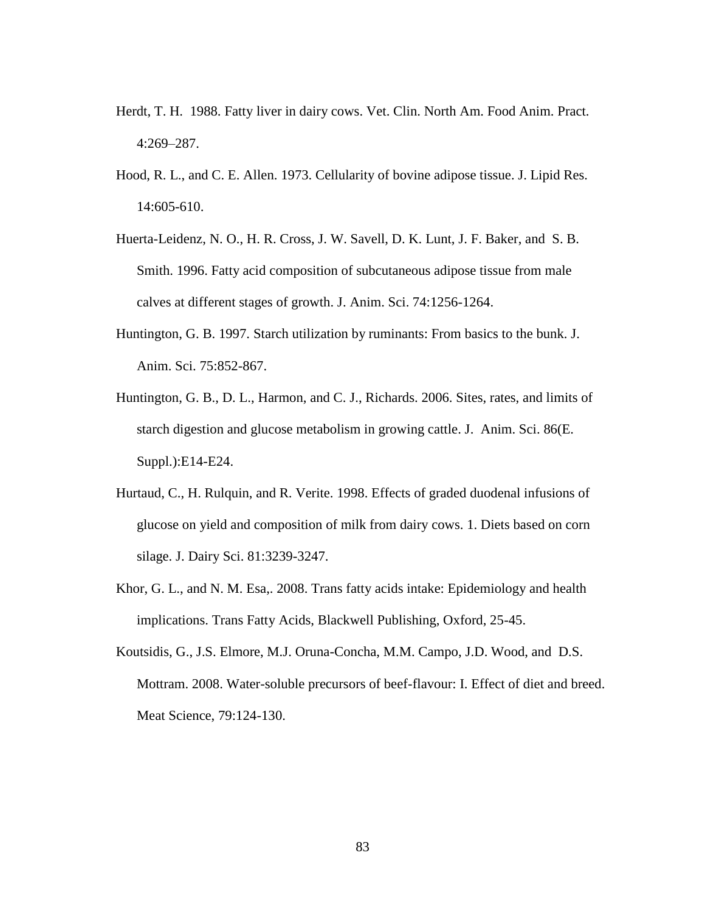Herdt, T. H. 1988. Fatty liver in dairy cows. Vet. Clin. North Am. Food Anim. Pract. 4:269–287.

Hood, R. L., and C. E. Allen. 1973. Cellularity of bovine adipose tissue. J. Lipid Res. 14:605-610.

Huerta-Leidenz, N. O., H. R. Cross, J. W. Savell, D. K. Lunt, J. F. Baker, and S. B. Smith. 1996. Fatty acid composition of subcutaneous adipose tissue from male calves at different stages of growth. J. Anim. Sci. 74:1256-1264.

Huntington, G. B. 1997. Starch utilization by ruminants: From basics to the bunk. J. Anim. Sci. 75:852-867.

Huntington, G. B., D. L., Harmon, and C. J., Richards. 2006. Sites, rates, and limits of starch digestion and glucose metabolism in growing cattle. J. Anim. Sci. 86(E. Suppl.):E14-E24.

Hurtaud, C., H. Rulquin, and R. Verite. 1998. Effects of graded duodenal infusions of glucose on yield and composition of milk from dairy cows. 1. Diets based on corn silage. J. Dairy Sci. 81:3239-3247.

Khor, G. L., and N. M. Esa,. 2008. Trans fatty acids intake: Epidemiology and health implications. Trans Fatty Acids, Blackwell Publishing, Oxford, 25-45.

Koutsidis, G., J.S. Elmore, M.J. Oruna-Concha, M.M. Campo, J.D. Wood, and D.S. Mottram. 2008. Water-soluble precursors of beef-flavour: I. Effect of diet and breed. Meat Science, 79:124-130.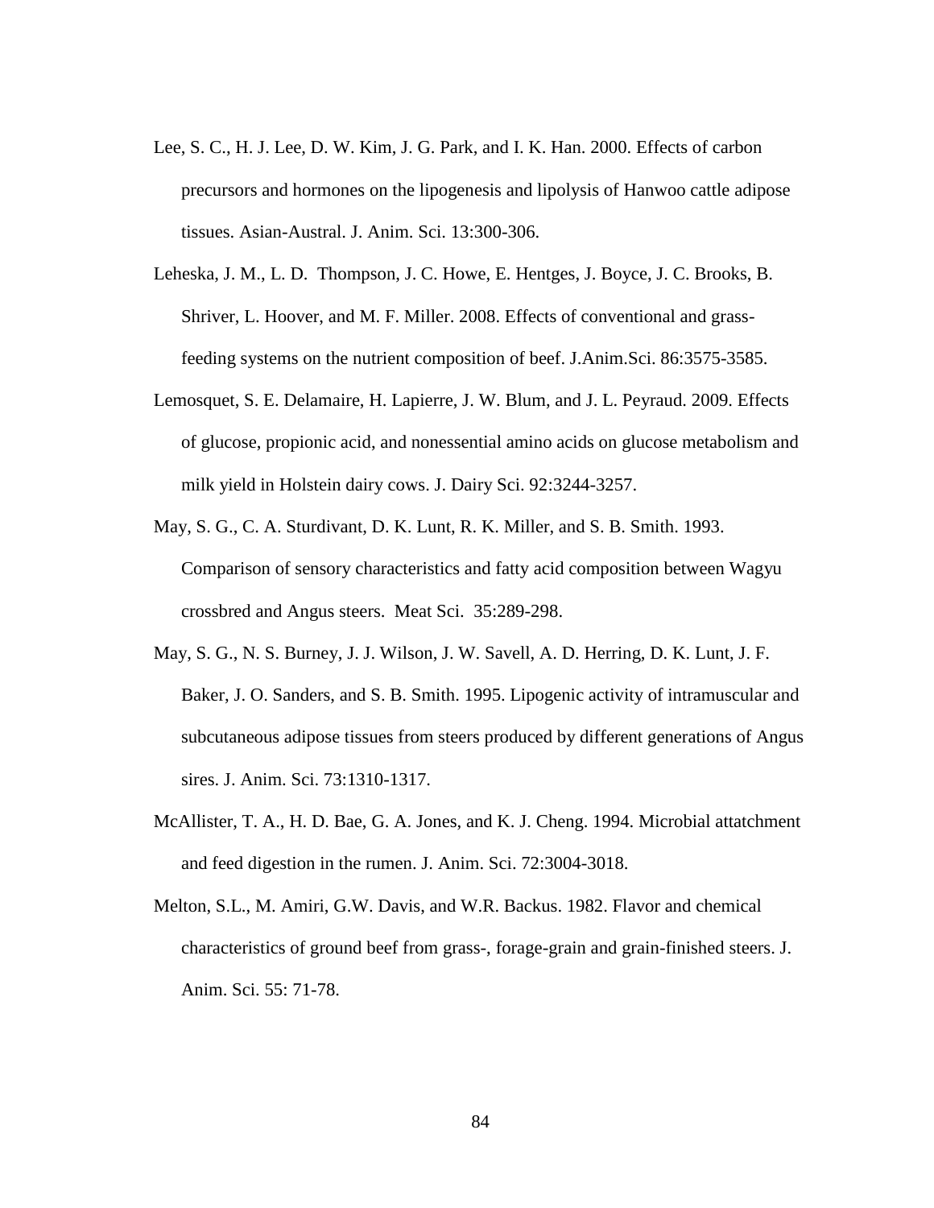Lee, S. C., H. J. Lee, D. W. Kim, J. G. Park, and I. K. Han. 2000. Effects of carbon precursors and hormones on the lipogenesis and lipolysis of Hanwoo cattle adipose tissues. Asian-Austral. J. Anim. Sci. 13:300-306.

Leheska, J. M., L. D. Thompson, J. C. Howe, E. Hentges, J. Boyce, J. C. Brooks, B. Shriver, L. Hoover, and M. F. Miller. 2008. Effects of conventional and grass-feeding systems on the nutrient composition of beef. J.Anim.Sci. 86:3575-3585.

Lemosquet, S. E. Delamaire, H. Lapierre, J. W. Blum, and J. L. Peyraud. 2009. Effects of glucose, propionic acid, and nonessential amino acids on glucose metabolism and milk yield in Holstein dairy cows. J. Dairy Sci. 92:3244-3257.

May, S. G., C. A. Sturdivant, D. K. Lunt, R. K. Miller, and S. B. Smith. 1993. Comparison of sensory characteristics and fatty acid composition between Wagyu crossbred and Angus steers. Meat Sci. 35:289-298.

May, S. G., N. S. Burney, J. J. Wilson, J. W. Savell, A. D. Herring, D. K. Lunt, J. F. Baker, J. O. Sanders, and S. B. Smith. 1995. Lipogenic activity of intramuscular and subcutaneous adipose tissues from steers produced by different generations of Angus sires. J. Anim. Sci. 73:1310-1317.

McAllister, T. A., H. D. Bae, G. A. Jones, and K. J. Cheng. 1994. Microbial attatchment and feed digestion in the rumen. J. Anim. Sci. 72:3004-3018.

Melton, S.L., M. Amiri, G.W. Davis, and W.R. Backus. 1982. Flavor and chemical characteristics of ground beef from grass-, forage-grain and grain-finished steers. J. Anim. Sci. 55: 71-78.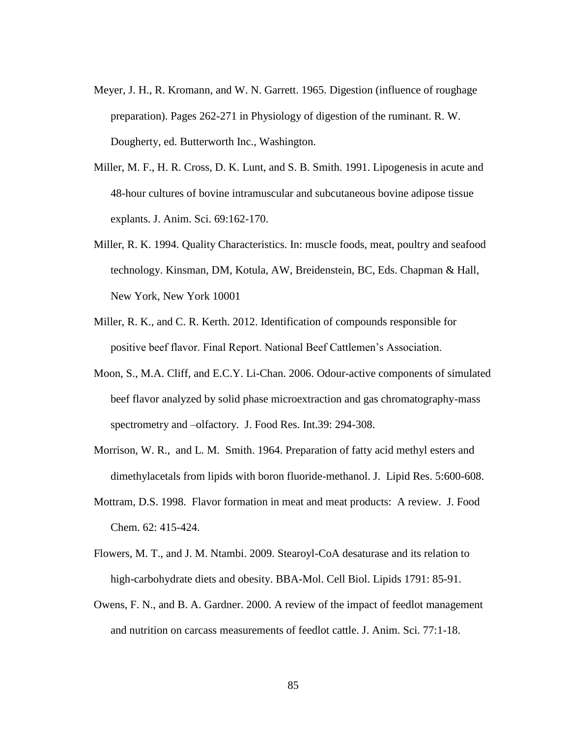Meyer, J. H., R. Kromann, and W. N. Garrett. 1965. Digestion (influence of roughage preparation). Pages 262-271 in Physiology of digestion of the ruminant. R. W. Dougherty, ed. Butterworth Inc., Washington.

Miller, M. F., H. R. Cross, D. K. Lunt, and S. B. Smith. 1991. Lipogenesis in acute and 48-hour cultures of bovine intramuscular and subcutaneous bovine adipose tissue explants. J. Anim. Sci. 69:162-170.

Miller, R. K. 1994. Quality Characteristics. In: muscle foods, meat, poultry and seafood technology. Kinsman, DM, Kotula, AW, Breidenstein, BC, Eds. Chapman & Hall, New York, New York 10001

Miller, R. K., and C. R. Kerth. 2012. Identification of compounds responsible for positive beef flavor. Final Report. National Beef Cattlemen's Association.

Moon, S., M.A. Cliff, and E.C.Y. Li-Chan. 2006. Odour-active components of simulated beef flavor analyzed by solid phase microextraction and gas chromatography-mass spectrometry and –olfactory. J. Food Res. Int.39: 294-308.

Morrison, W. R., and L. M. Smith. 1964. Preparation of fatty acid methyl esters and dimethylacetals from lipids with boron fluoride-methanol. J. Lipid Res. 5:600-608.

Mottram, D.S. 1998. Flavor formation in meat and meat products: A review. J. Food Chem. 62: 415-424.

Flowers, M. T., and J. M. Ntambi. 2009. Stearoyl-CoA desaturase and its relation to high-carbohydrate diets and obesity. BBA-Mol. Cell Biol. Lipids 1791: 85-91.

Owens, F. N., and B. A. Gardner. 2000. A review of the impact of feedlot management and nutrition on carcass measurements of feedlot cattle. J. Anim. Sci. 77:1-18.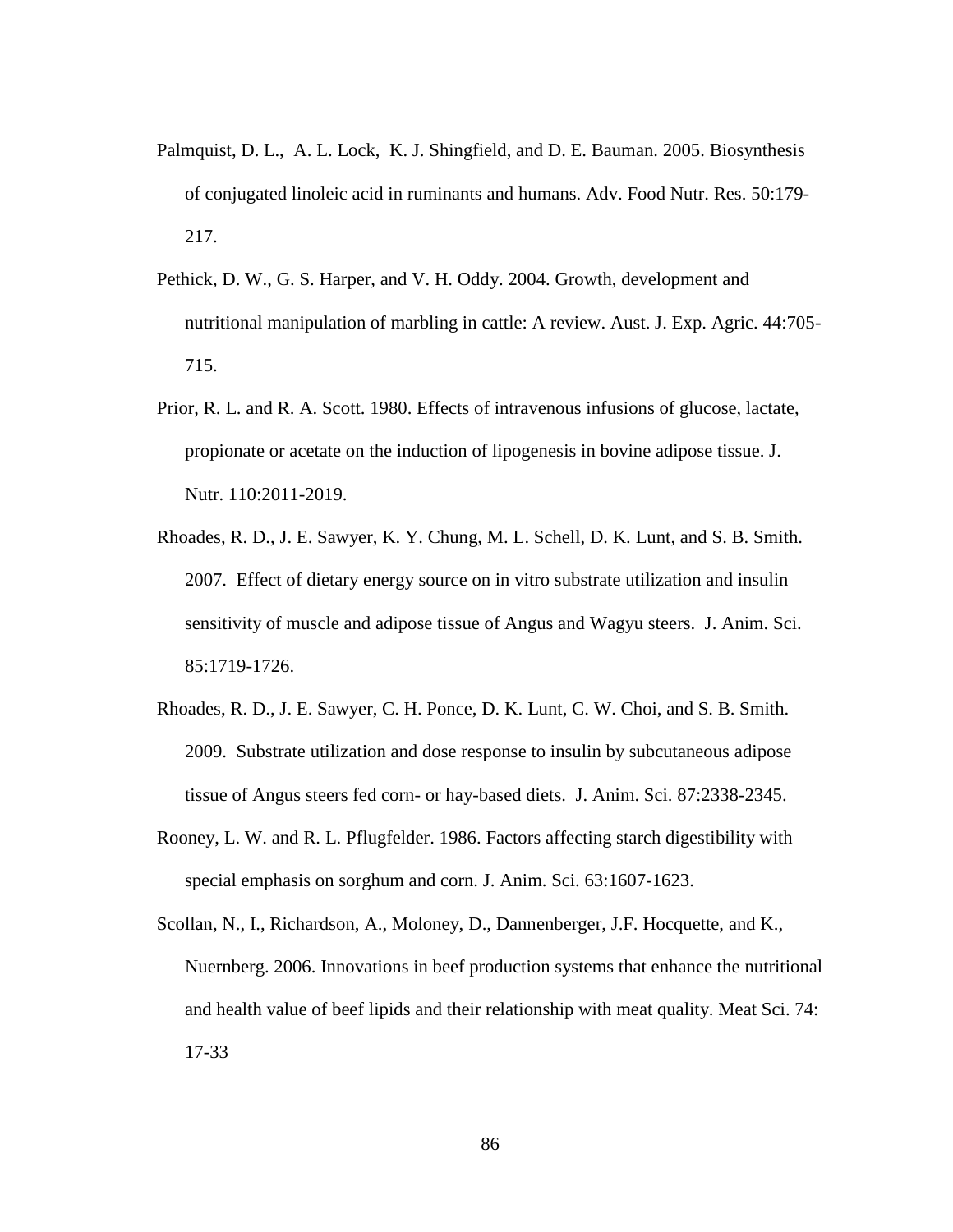Palmquist, D. L., A. L. Lock, K. J. Shingfield, and D. E. Bauman. 2005. Biosynthesis of conjugated linoleic acid in ruminants and humans. Adv. Food Nutr. Res. 50:179-217.

Pethick, D. W., G. S. Harper, and V. H. Oddy. 2004. Growth, development and nutritional manipulation of marbling in cattle: A review. Aust. J. Exp. Agric. 44:705-715.

Prior, R. L. and R. A. Scott. 1980. Effects of intravenous infusions of glucose, lactate, propionate or acetate on the induction of lipogenesis in bovine adipose tissue. J. Nutr. 110:2011-2019.

Rhoades, R. D., J. E. Sawyer, K. Y. Chung, M. L. Schell, D. K. Lunt, and S. B. Smith. 2007. Effect of dietary energy source on in vitro substrate utilization and insulin sensitivity of muscle and adipose tissue of Angus and Wagyu steers. J. Anim. Sci. 85:1719-1726.

Rhoades, R. D., J. E. Sawyer, C. H. Ponce, D. K. Lunt, C. W. Choi, and S. B. Smith. 2009. Substrate utilization and dose response to insulin by subcutaneous adipose tissue of Angus steers fed corn- or hay-based diets. J. Anim. Sci. 87:2338-2345.

Rooney, L. W. and R. L. Pflugfelder. 1986. Factors affecting starch digestibility with special emphasis on sorghum and corn. J. Anim. Sci. 63:1607-1623.

Scollan, N., I., Richardson, A., Moloney, D., Dannenberger, J.F. Hocquette, and K., Nuernberg. 2006. Innovations in beef production systems that enhance the nutritional and health value of beef lipids and their relationship with meat quality. Meat Sci. 74: 17-33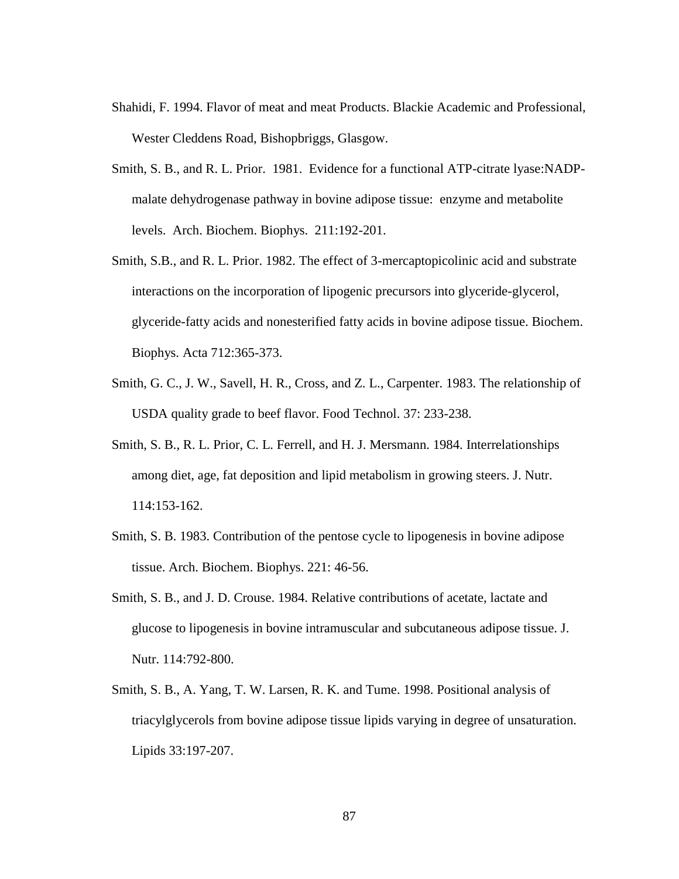Shahidi, F. 1994. Flavor of meat and meat Products. Blackie Academic and Professional, Wester Cleddens Road, Bishopbriggs, Glasgow.

Smith, S. B., and R. L. Prior. 1981. Evidence for a functional ATP-citrate lyase:NADP-malate dehydrogenase pathway in bovine adipose tissue: enzyme and metabolite levels. Arch. Biochem. Biophys. 211:192-201.

Smith, S.B., and R. L. Prior. 1982. The effect of 3-mercaptopicolinic acid and substrate interactions on the incorporation of lipogenic precursors into glyceride-glycerol, glyceride-fatty acids and nonesterified fatty acids in bovine adipose tissue. Biochem. Biophys. Acta 712:365-373.

Smith, G. C., J. W., Savell, H. R., Cross, and Z. L., Carpenter. 1983. The relationship of USDA quality grade to beef flavor. Food Technol. 37: 233-238.

Smith, S. B., R. L. Prior, C. L. Ferrell, and H. J. Mersmann. 1984. Interrelationships among diet, age, fat deposition and lipid metabolism in growing steers. J. Nutr. 114:153-162.

Smith, S. B. 1983. Contribution of the pentose cycle to lipogenesis in bovine adipose tissue. Arch. Biochem. Biophys. 221: 46-56.

Smith, S. B., and J. D. Crouse. 1984. Relative contributions of acetate, lactate and glucose to lipogenesis in bovine intramuscular and subcutaneous adipose tissue. J. Nutr. 114:792-800.

Smith, S. B., A. Yang, T. W. Larsen, R. K. and Tume. 1998. Positional analysis of triacylglycerols from bovine adipose tissue lipids varying in degree of unsaturation. Lipids 33:197-207.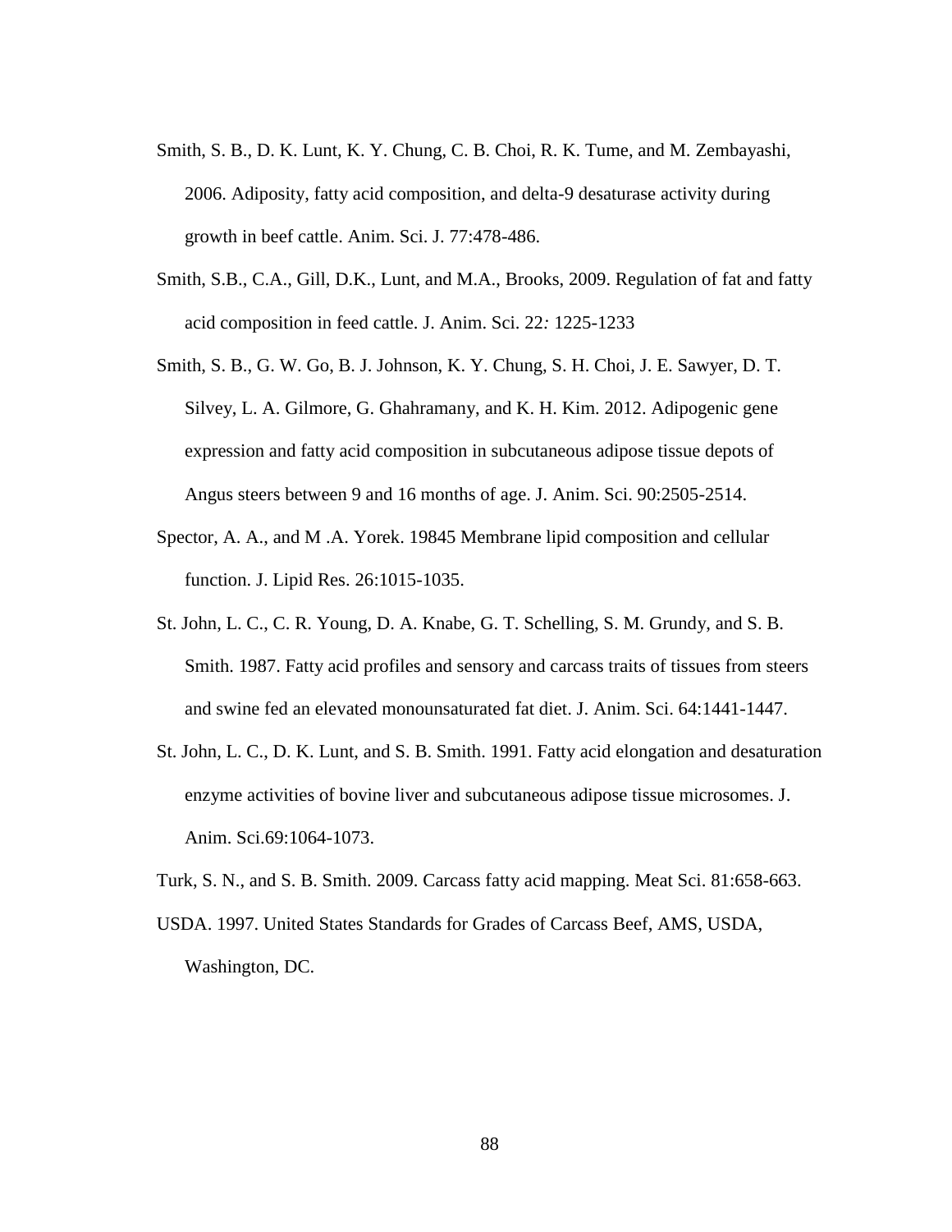Smith, S. B., D. K. Lunt, K. Y. Chung, C. B. Choi, R. K. Tume, and M. Zembayashi, 2006. Adiposity, fatty acid composition, and delta-9 desaturase activity during growth in beef cattle. Anim. Sci. J. 77:478-486.

Smith, S.B., C.A., Gill, D.K., Lunt, and M.A., Brooks, 2009. Regulation of fat and fatty acid composition in feed cattle. J. Anim. Sci. 22*:* 1225-1233

Smith, S. B., G. W. Go, B. J. Johnson, K. Y. Chung, S. H. Choi, J. E. Sawyer, D. T. Silvey, L. A. Gilmore, G. Ghahramany, and K. H. Kim. 2012. Adipogenic gene expression and fatty acid composition in subcutaneous adipose tissue depots of Angus steers between 9 and 16 months of age. J. Anim. Sci. 90:2505-2514.

Spector, A. A., and M .A. Yorek. 19845 Membrane lipid composition and cellular function. J. Lipid Res. 26:1015-1035.

St. John, L. C., C. R. Young, D. A. Knabe, G. T. Schelling, S. M. Grundy, and S. B. Smith. 1987. Fatty acid profiles and sensory and carcass traits of tissues from steers and swine fed an elevated monounsaturated fat diet. J. Anim. Sci. 64:1441-1447.

St. John, L. C., D. K. Lunt, and S. B. Smith. 1991. Fatty acid elongation and desaturation enzyme activities of bovine liver and subcutaneous adipose tissue microsomes. J. Anim. Sci.69:1064-1073.

Turk, S. N., and S. B. Smith. 2009. Carcass fatty acid mapping. Meat Sci. 81:658-663.

USDA. 1997. United States Standards for Grades of Carcass Beef, AMS, USDA, Washington, DC.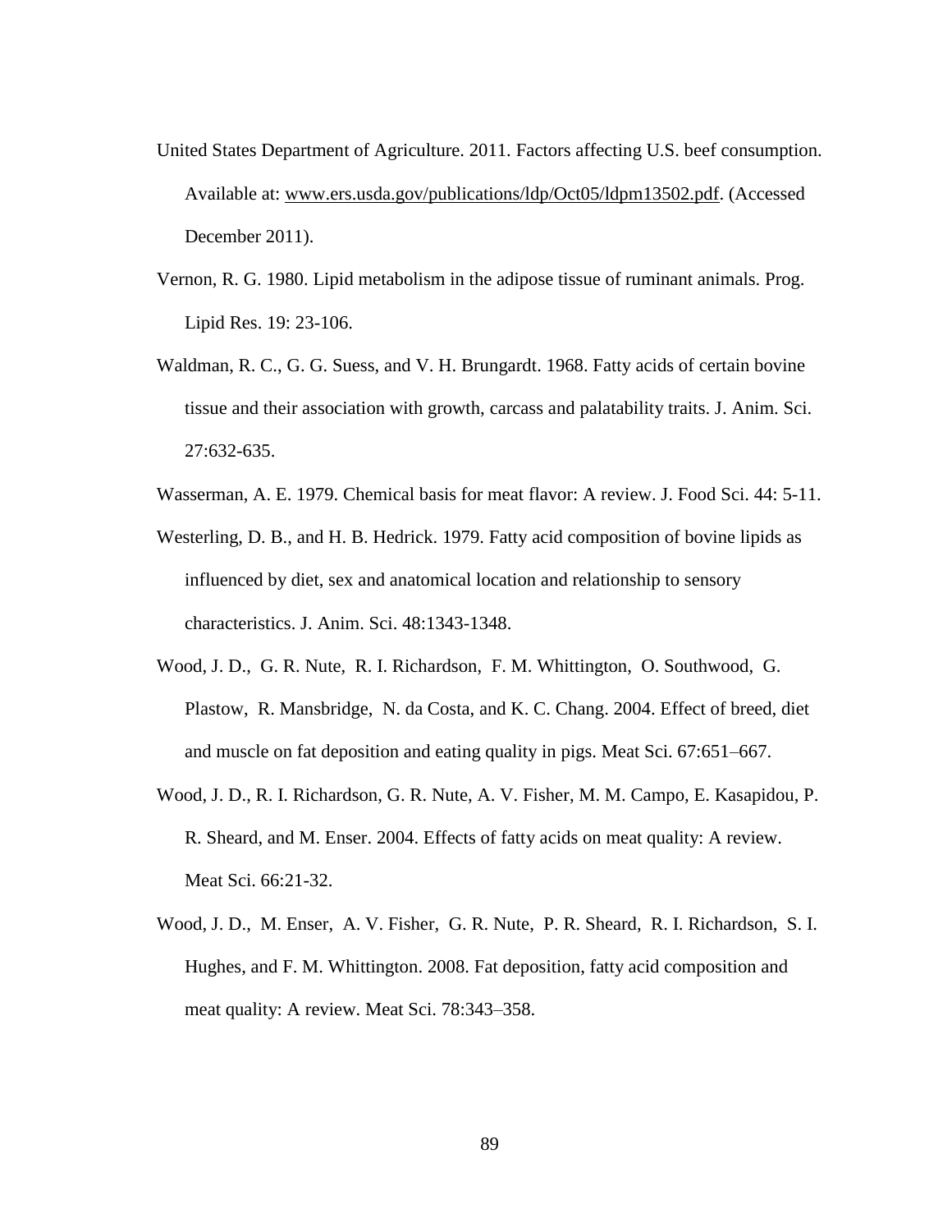United States Department of Agriculture. 2011. Factors affecting U.S. beef consumption. Available at: www.ers.usda.gov/publications/ldp/Oct05/ldpm13502.pdf. (Accessed December 2011).

Vernon, R. G. 1980. Lipid metabolism in the adipose tissue of ruminant animals. Prog. Lipid Res. 19: 23-106.

Waldman, R. C., G. G. Suess, and V. H. Brungardt. 1968. Fatty acids of certain bovine tissue and their association with growth, carcass and palatability traits. J. Anim. Sci. 27:632-635.

Wasserman, A. E. 1979. Chemical basis for meat flavor: A review. J. Food Sci. 44: 5-11.

Westerling, D. B., and H. B. Hedrick. 1979. Fatty acid composition of bovine lipids as influenced by diet, sex and anatomical location and relationship to sensory characteristics. J. Anim. Sci. 48:1343-1348.

Wood, J. D., G. R. Nute, R. I. Richardson, F. M. Whittington, O. Southwood, G. Plastow, R. Mansbridge, N. da Costa, and K. C. Chang. 2004. Effect of breed, diet and muscle on fat deposition and eating quality in pigs. Meat Sci. 67:651–667.

Wood, J. D., R. I. Richardson, G. R. Nute, A. V. Fisher, M. M. Campo, E. Kasapidou, P. R. Sheard, and M. Enser. 2004. Effects of fatty acids on meat quality: A review. Meat Sci. 66:21-32.

Wood, J. D., M. Enser, A. V. Fisher, G. R. Nute, P. R. Sheard, R. I. Richardson, S. I. Hughes, and F. M. Whittington. 2008. Fat deposition, fatty acid composition and meat quality: A review. Meat Sci. 78:343–358.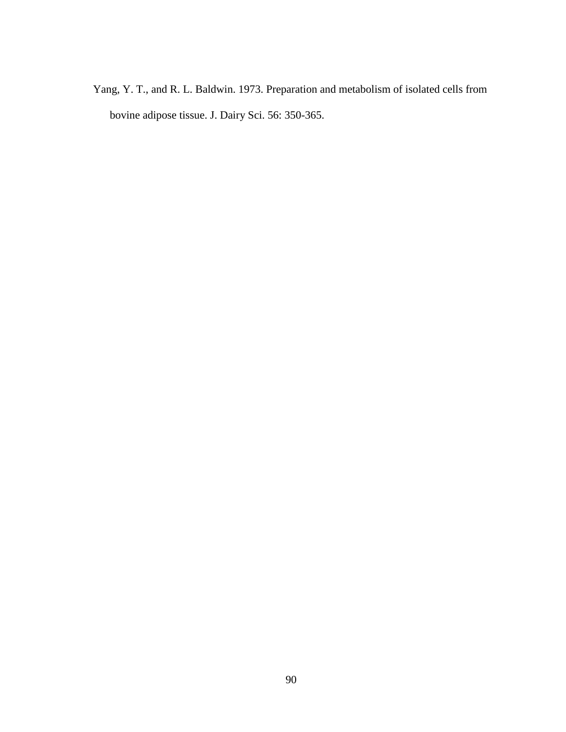Yang, Y. T., and R. L. Baldwin. 1973. Preparation and metabolism of isolated cells from bovine adipose tissue. J. Dairy Sci. 56: 350-365.